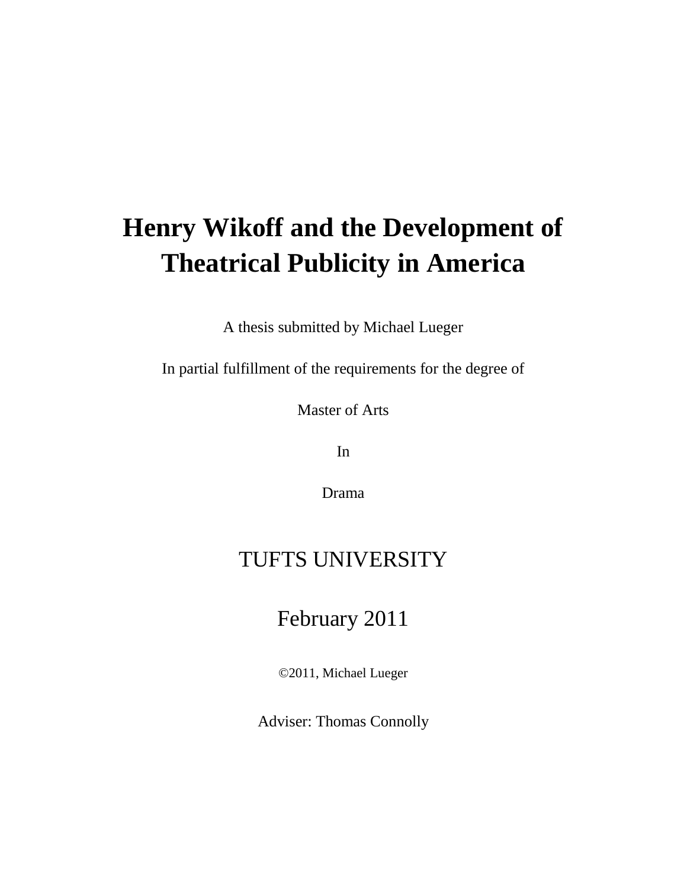# Henry Wikoff and the Development of Theatrical Publicity in America

A thesis submitted by Michael Lueger

In partial fulfillment of the requirements for the degree of

Master of Arts

In

Drama

TUFTS UNIVERSITY

February 2011

©2011, Michael Lueger

Adviser: Thomas Connolly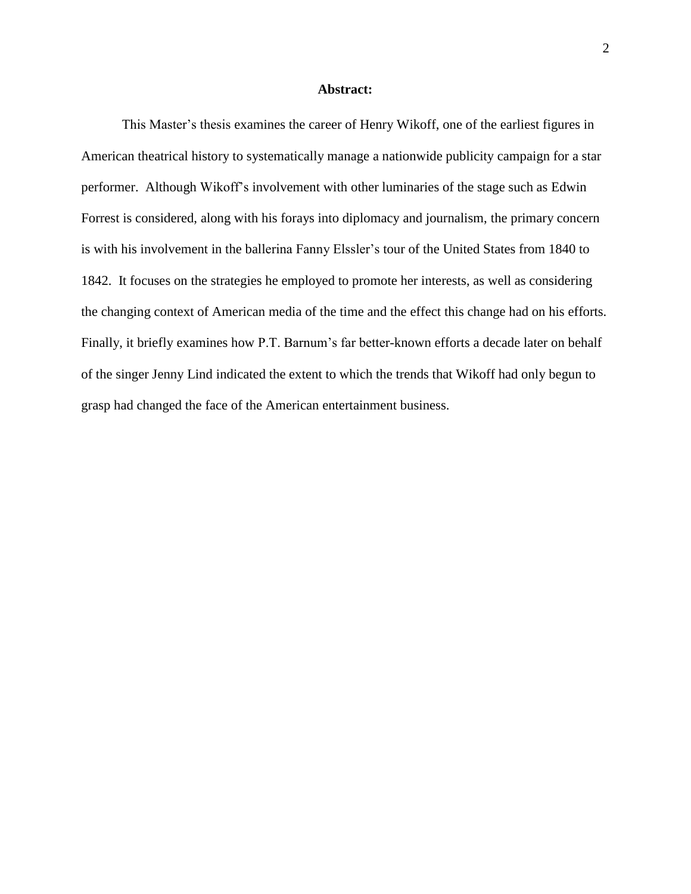**Abstract:**

This Master's thesis examines the career of Henry Wikoff, one of the earliest figures in American theatrical history to systematically manage a nationwide publicity campaign for a star performer. Although Wikoff's involvement with other luminaries of the stage such as Edwin Forrest is considered, along with his forays into diplomacy and journalism, the primary concern is with his involvement in the ballerina Fanny Elssler's tour of the United States from 1840 to 1842. It focuses on the strategies he employed to promote her interests, as well as considering the changing context of American media of the time and the effect this change had on his efforts. Finally, it briefly examines how P.T. Barnum's far better-known efforts a decade later on behalf of the singer Jenny Lind indicated the extent to which the trends that Wikoff had only begun to grasp had changed the face of the American entertainment business.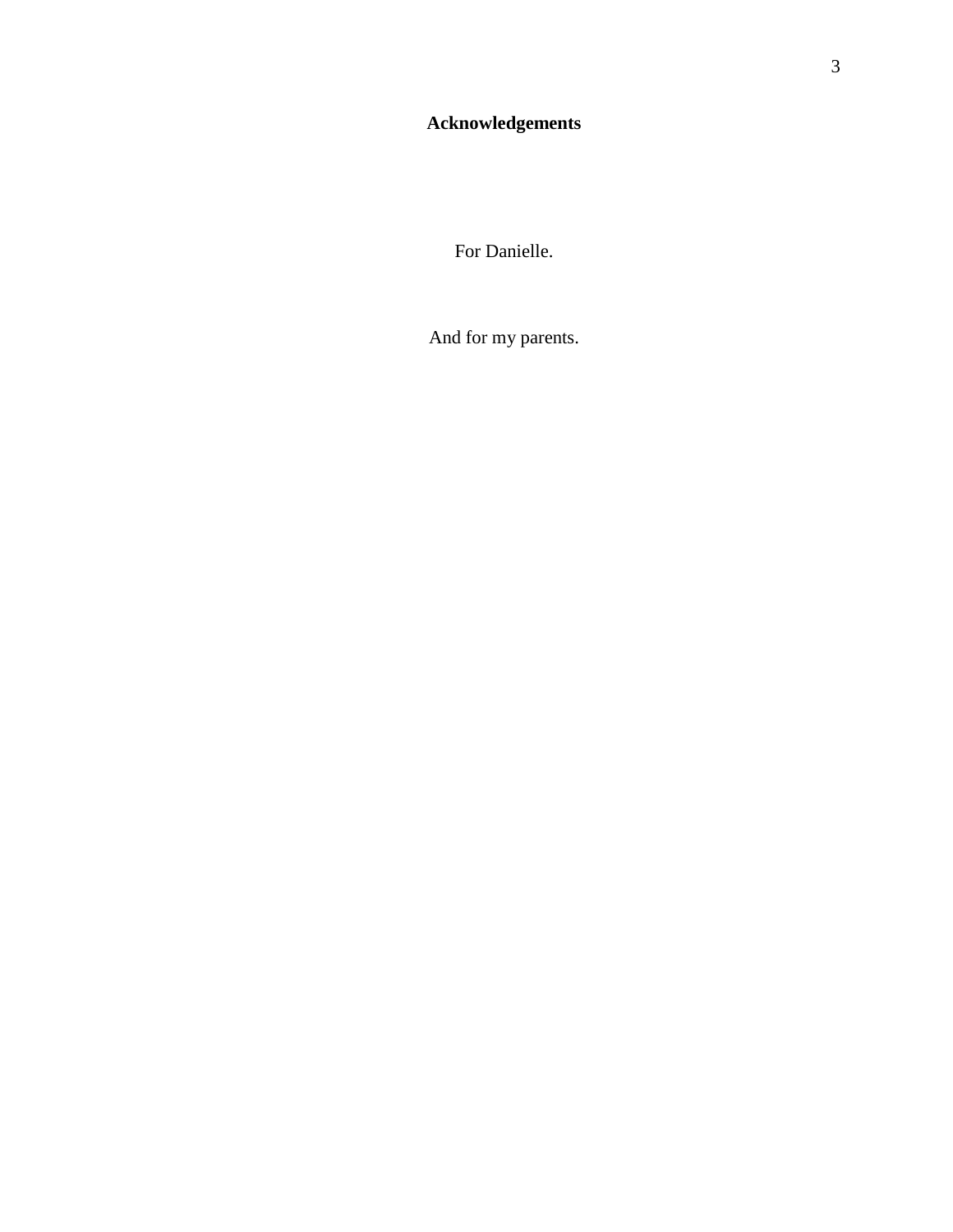# Acknowledgements

For Danielle.

And for my parents.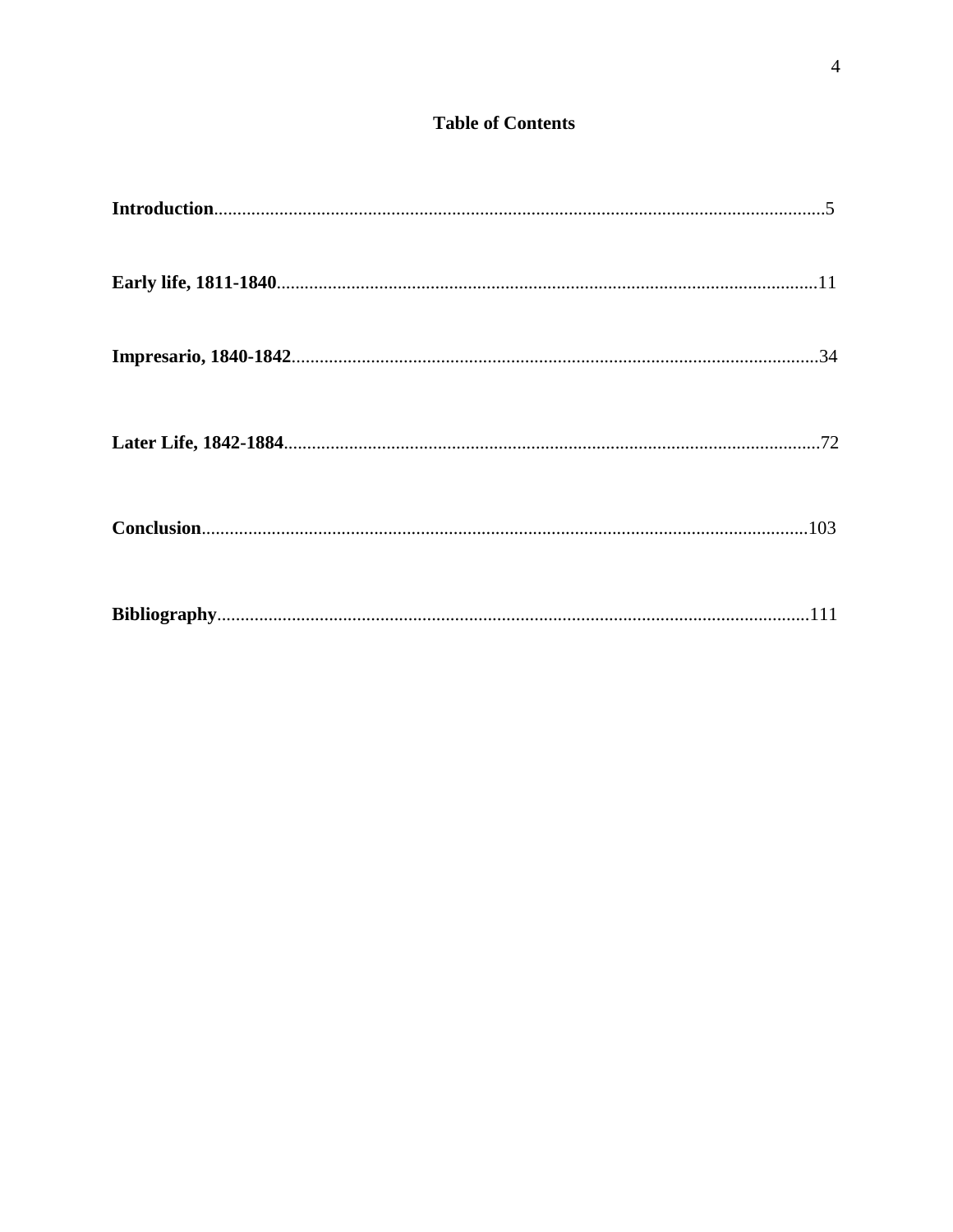# Table of Contents

**Introduction**..................................................................................................................................5

**Early life, 1811-1840**..................................................................................................................11

**Impresario, 1840-1842**..............................................................................................................34

**Later Life, 1842-1884**................................................................................................................72

**Conclusion**...............................................................................................................................103

**Bibliography**............................................................................................................................111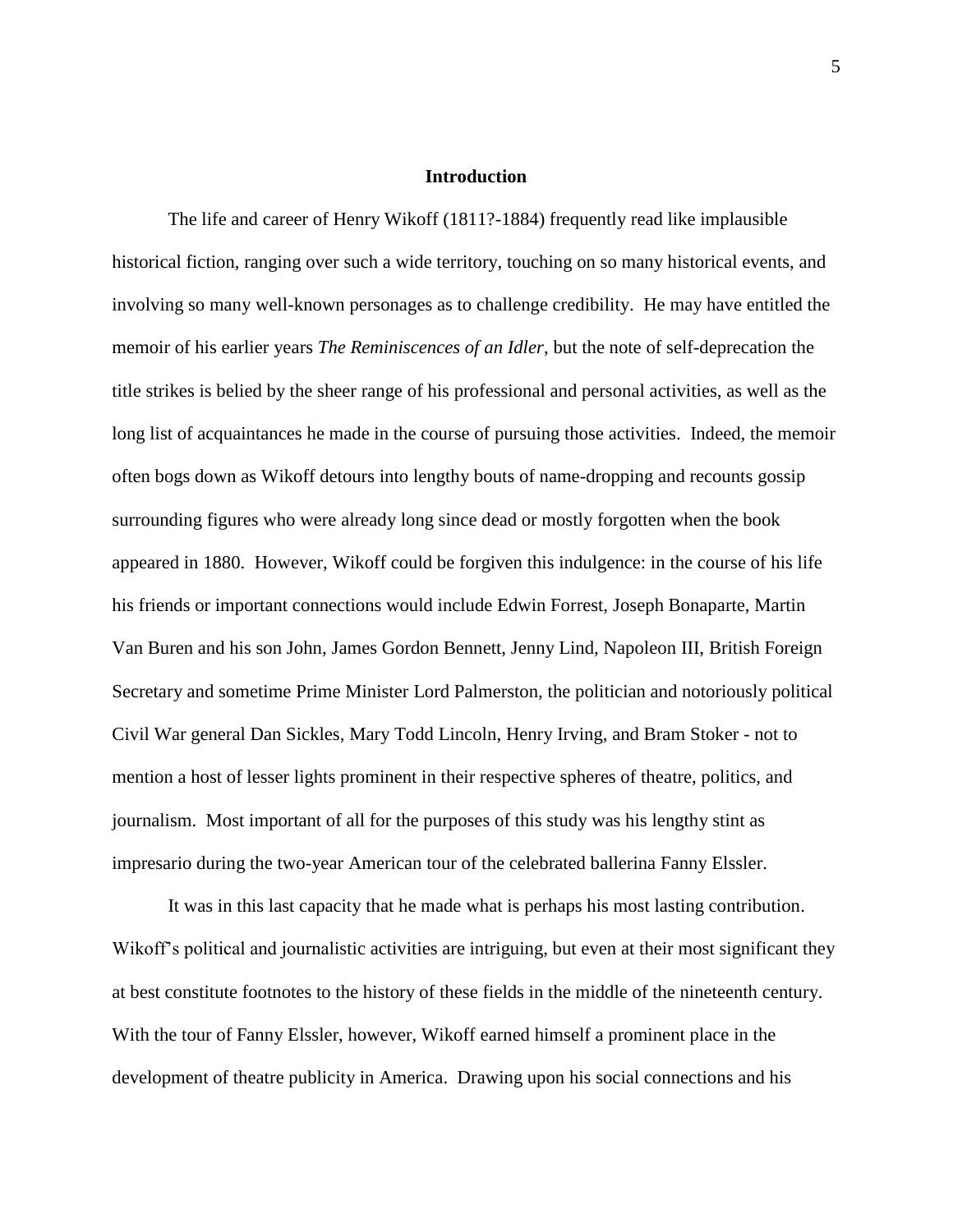# Introduction

The life and career of Henry Wikoff (1811?-1884) frequently read like implausible historical fiction, ranging over such a wide territory, touching on so many historical events, and involving so many well-known personages as to challenge credibility. He may have entitled the memoir of his earlier years *The Reminiscences of an Idler*, but the note of self-deprecation the title strikes is belied by the sheer range of his professional and personal activities, as well as the long list of acquaintances he made in the course of pursuing those activities. Indeed, the memoir often bogs down as Wikoff detours into lengthy bouts of name-dropping and recounts gossip surrounding figures who were already long since dead or mostly forgotten when the book appeared in 1880. However, Wikoff could be forgiven this indulgence: in the course of his life his friends or important connections would include Edwin Forrest, Joseph Bonaparte, Martin Van Buren and his son John, James Gordon Bennett, Jenny Lind, Napoleon III, British Foreign Secretary and sometime Prime Minister Lord Palmerston, the politician and notoriously political Civil War general Dan Sickles, Mary Todd Lincoln, Henry Irving, and Bram Stoker - not to mention a host of lesser lights prominent in their respective spheres of theatre, politics, and journalism. Most important of all for the purposes of this study was his lengthy stint as impresario during the two-year American tour of the celebrated ballerina Fanny Elssler.

It was in this last capacity that he made what is perhaps his most lasting contribution. Wikoff's political and journalistic activities are intriguing, but even at their most significant they at best constitute footnotes to the history of these fields in the middle of the nineteenth century. With the tour of Fanny Elssler, however, Wikoff earned himself a prominent place in the development of theatre publicity in America. Drawing upon his social connections and his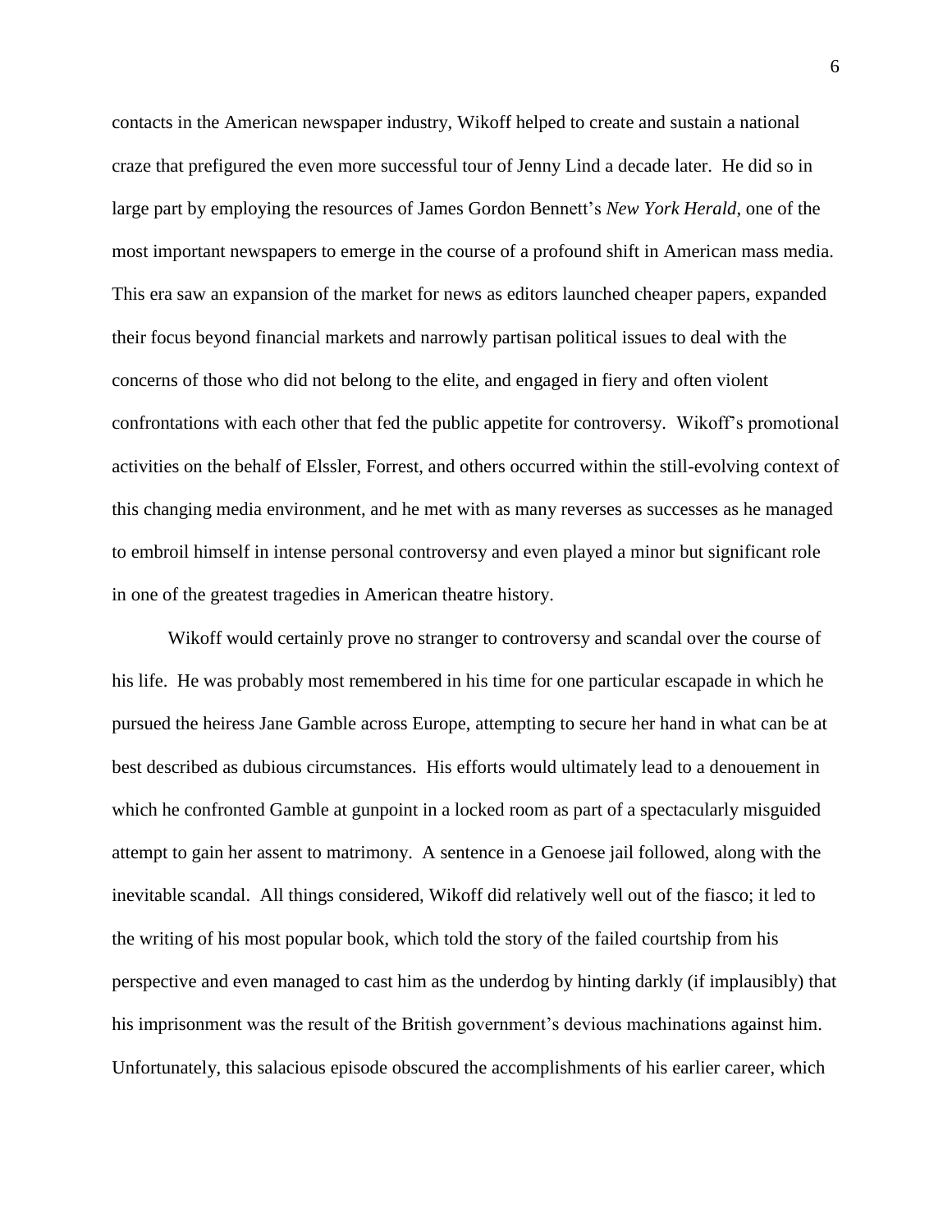contacts in the American newspaper industry, Wikoff helped to create and sustain a national craze that prefigured the even more successful tour of Jenny Lind a decade later. He did so in large part by employing the resources of James Gordon Bennett's *New York Herald*, one of the most important newspapers to emerge in the course of a profound shift in American mass media. This era saw an expansion of the market for news as editors launched cheaper papers, expanded their focus beyond financial markets and narrowly partisan political issues to deal with the concerns of those who did not belong to the elite, and engaged in fiery and often violent confrontations with each other that fed the public appetite for controversy. Wikoff's promotional activities on the behalf of Elssler, Forrest, and others occurred within the still-evolving context of this changing media environment, and he met with as many reverses as successes as he managed to embroil himself in intense personal controversy and even played a minor but significant role in one of the greatest tragedies in American theatre history.

Wikoff would certainly prove no stranger to controversy and scandal over the course of his life. He was probably most remembered in his time for one particular escapade in which he pursued the heiress Jane Gamble across Europe, attempting to secure her hand in what can be at best described as dubious circumstances. His efforts would ultimately lead to a denouement in which he confronted Gamble at gunpoint in a locked room as part of a spectacularly misguided attempt to gain her assent to matrimony. A sentence in a Genoese jail followed, along with the inevitable scandal. All things considered, Wikoff did relatively well out of the fiasco; it led to the writing of his most popular book, which told the story of the failed courtship from his perspective and even managed to cast him as the underdog by hinting darkly (if implausibly) that his imprisonment was the result of the British government's devious machinations against him. Unfortunately, this salacious episode obscured the accomplishments of his earlier career, which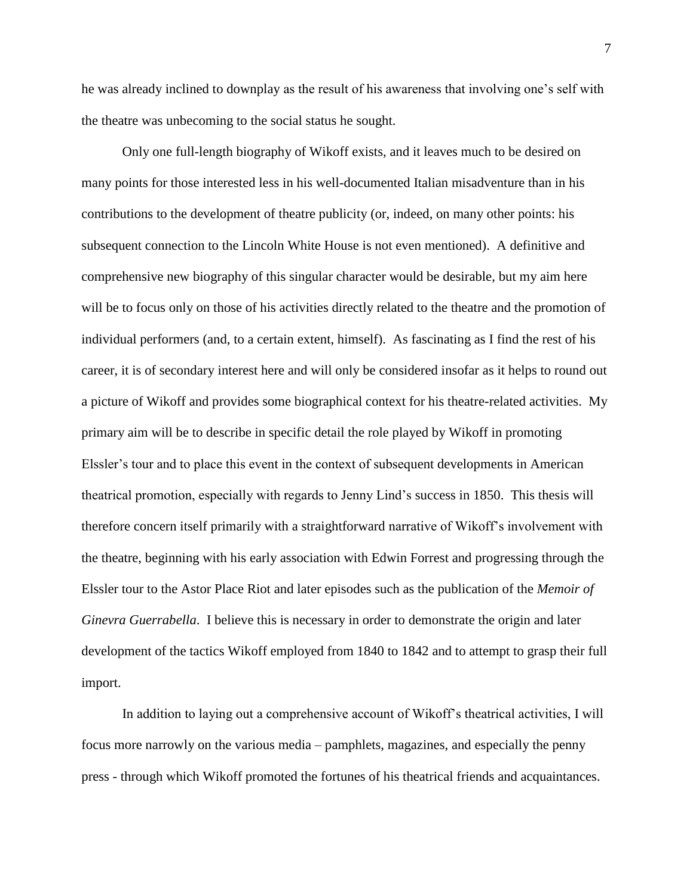he was already inclined to downplay as the result of his awareness that involving one's self with the theatre was unbecoming to the social status he sought.

Only one full-length biography of Wikoff exists, and it leaves much to be desired on many points for those interested less in his well-documented Italian misadventure than in his contributions to the development of theatre publicity (or, indeed, on many other points: his subsequent connection to the Lincoln White House is not even mentioned). A definitive and comprehensive new biography of this singular character would be desirable, but my aim here will be to focus only on those of his activities directly related to the theatre and the promotion of individual performers (and, to a certain extent, himself). As fascinating as I find the rest of his career, it is of secondary interest here and will only be considered insofar as it helps to round out a picture of Wikoff and provides some biographical context for his theatre-related activities. My primary aim will be to describe in specific detail the role played by Wikoff in promoting Elssler's tour and to place this event in the context of subsequent developments in American theatrical promotion, especially with regards to Jenny Lind's success in 1850. This thesis will therefore concern itself primarily with a straightforward narrative of Wikoff's involvement with the theatre, beginning with his early association with Edwin Forrest and progressing through the Elssler tour to the Astor Place Riot and later episodes such as the publication of the *Memoir of Ginevra Guerrabella*. I believe this is necessary in order to demonstrate the origin and later development of the tactics Wikoff employed from 1840 to 1842 and to attempt to grasp their full import.

In addition to laying out a comprehensive account of Wikoff's theatrical activities, I will focus more narrowly on the various media – pamphlets, magazines, and especially the penny press - through which Wikoff promoted the fortunes of his theatrical friends and acquaintances.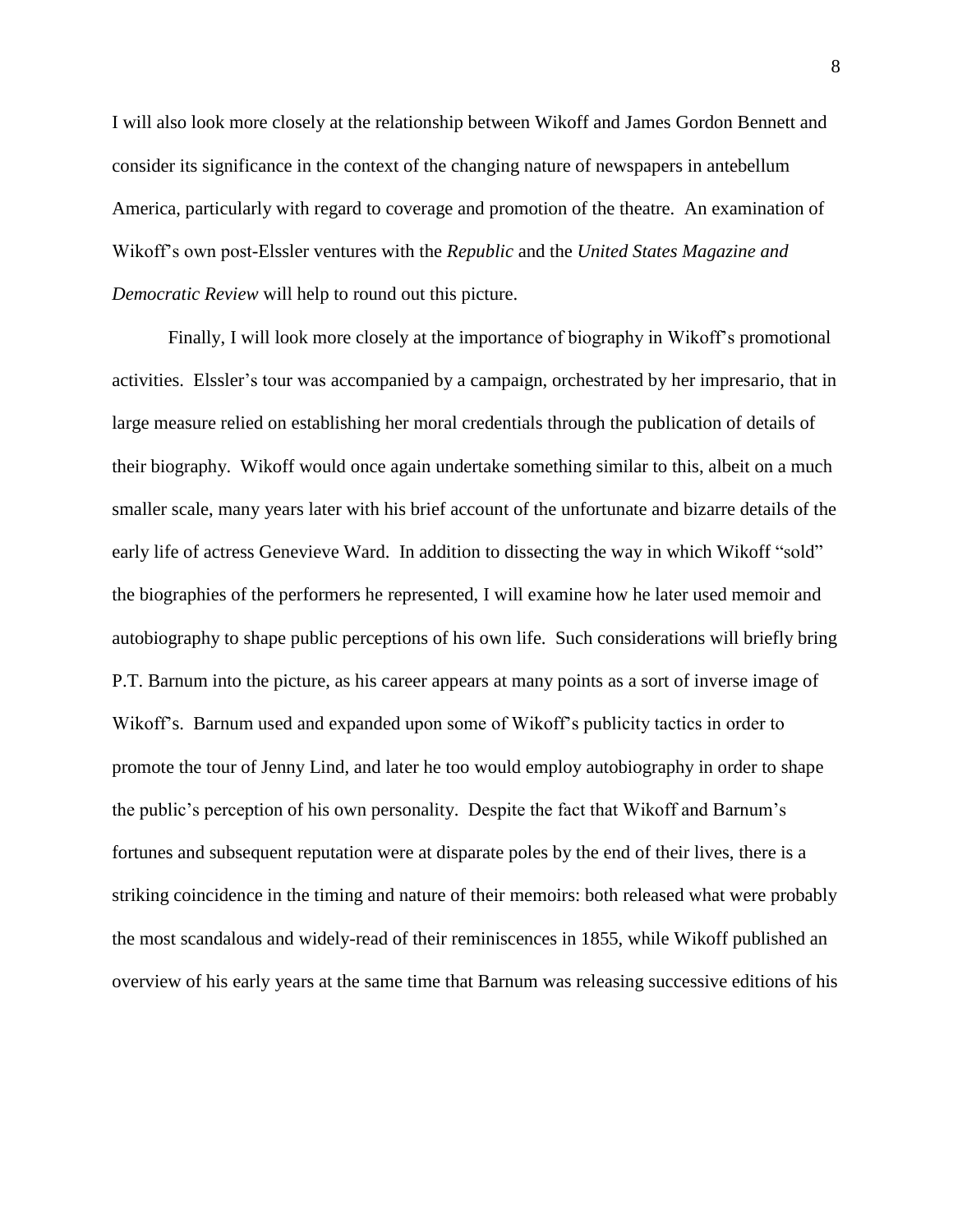I will also look more closely at the relationship between Wikoff and James Gordon Bennett and consider its significance in the context of the changing nature of newspapers in antebellum America, particularly with regard to coverage and promotion of the theatre. An examination of Wikoff's own post-Elssler ventures with the *Republic* and the *United States Magazine and Democratic Review* will help to round out this picture.

Finally, I will look more closely at the importance of biography in Wikoff's promotional activities. Elssler's tour was accompanied by a campaign, orchestrated by her impresario, that in large measure relied on establishing her moral credentials through the publication of details of their biography. Wikoff would once again undertake something similar to this, albeit on a much smaller scale, many years later with his brief account of the unfortunate and bizarre details of the early life of actress Genevieve Ward. In addition to dissecting the way in which Wikoff "sold" the biographies of the performers he represented, I will examine how he later used memoir and autobiography to shape public perceptions of his own life. Such considerations will briefly bring P.T. Barnum into the picture, as his career appears at many points as a sort of inverse image of Wikoff's. Barnum used and expanded upon some of Wikoff's publicity tactics in order to promote the tour of Jenny Lind, and later he too would employ autobiography in order to shape the public's perception of his own personality. Despite the fact that Wikoff and Barnum's fortunes and subsequent reputation were at disparate poles by the end of their lives, there is a striking coincidence in the timing and nature of their memoirs: both released what were probably the most scandalous and widely-read of their reminiscences in 1855, while Wikoff published an overview of his early years at the same time that Barnum was releasing successive editions of his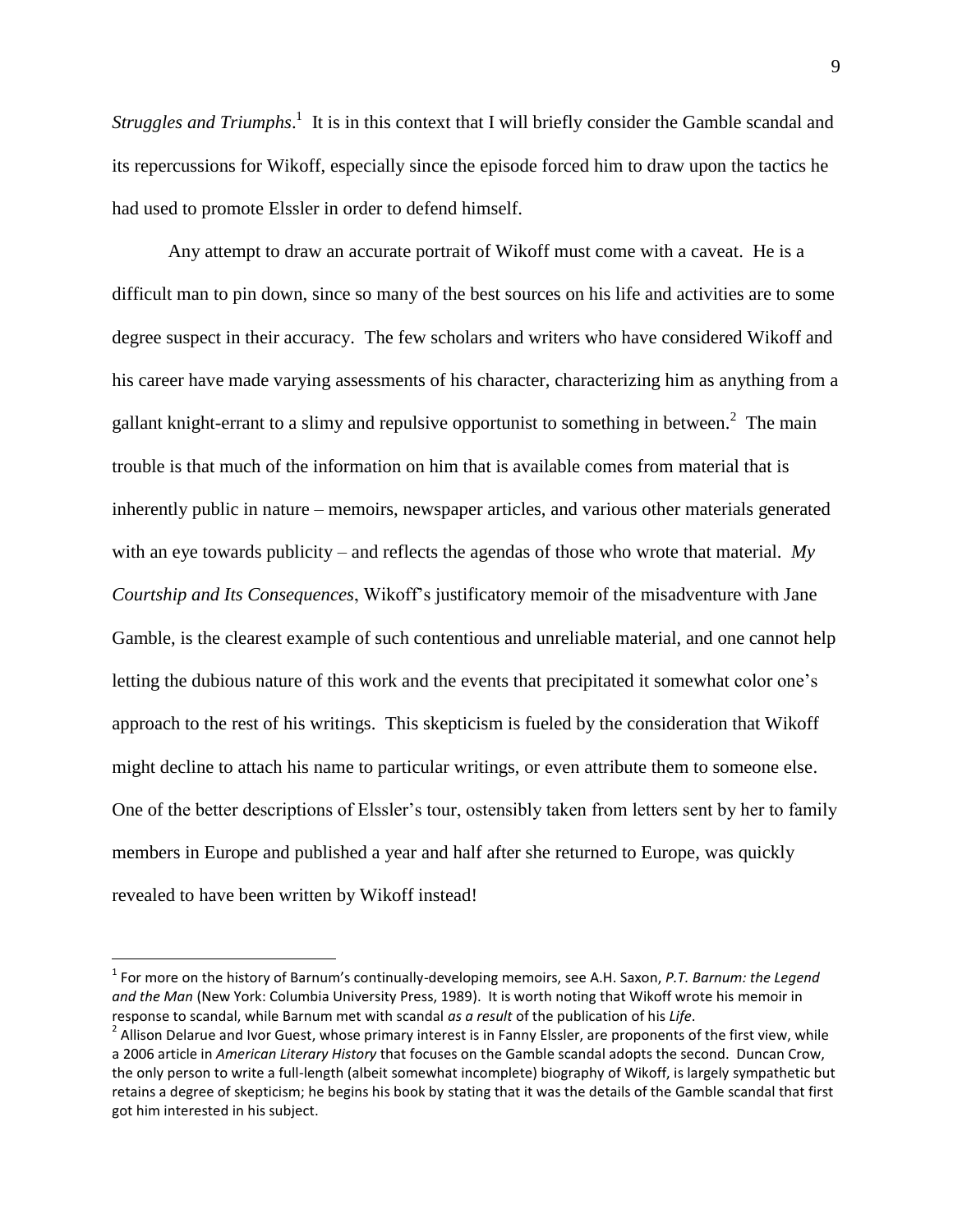*Struggles and Triumphs*.[1] It is in this context that I will briefly consider the Gamble scandal and its repercussions for Wikoff, especially since the episode forced him to draw upon the tactics he had used to promote Elssler in order to defend himself.

Any attempt to draw an accurate portrait of Wikoff must come with a caveat. He is a difficult man to pin down, since so many of the best sources on his life and activities are to some degree suspect in their accuracy. The few scholars and writers who have considered Wikoff and his career have made varying assessments of his character, characterizing him as anything from a gallant knight-errant to a slimy and repulsive opportunist to something in between.[2] The main trouble is that much of the information on him that is available comes from material that is inherently public in nature – memoirs, newspaper articles, and various other materials generated with an eye towards publicity – and reflects the agendas of those who wrote that material. *My Courtship and Its Consequences*, Wikoff's justificatory memoir of the misadventure with Jane Gamble, is the clearest example of such contentious and unreliable material, and one cannot help letting the dubious nature of this work and the events that precipitated it somewhat color one's approach to the rest of his writings. This skepticism is fueled by the consideration that Wikoff might decline to attach his name to particular writings, or even attribute them to someone else. One of the better descriptions of Elssler's tour, ostensibly taken from letters sent by her to family members in Europe and published a year and half after she returned to Europe, was quickly revealed to have been written by Wikoff instead!

---

[1] For more on the history of Barnum's continually-developing memoirs, see A.H. Saxon, *P.T. Barnum: the Legend and the Man* (New York: Columbia University Press, 1989). It is worth noting that Wikoff wrote his memoir in response to scandal, while Barnum met with scandal *as a result* of the publication of his *Life*.

[2] Allison Delarue and Ivor Guest, whose primary interest is in Fanny Elssler, are proponents of the first view, while a 2006 article in *American Literary History* that focuses on the Gamble scandal adopts the second. Duncan Crow, the only person to write a full-length (albeit somewhat incomplete) biography of Wikoff, is largely sympathetic but retains a degree of skepticism; he begins his book by stating that it was the details of the Gamble scandal that first got him interested in his subject.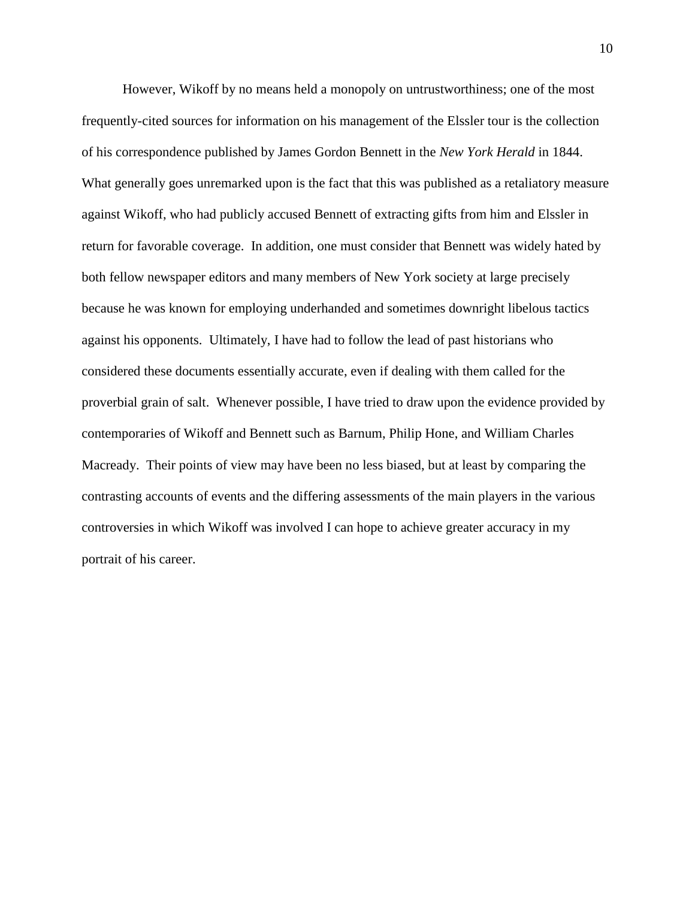However, Wikoff by no means held a monopoly on untrustworthiness; one of the most frequently-cited sources for information on his management of the Elssler tour is the collection of his correspondence published by James Gordon Bennett in the *New York Herald* in 1844. What generally goes unremarked upon is the fact that this was published as a retaliatory measure against Wikoff, who had publicly accused Bennett of extracting gifts from him and Elssler in return for favorable coverage. In addition, one must consider that Bennett was widely hated by both fellow newspaper editors and many members of New York society at large precisely because he was known for employing underhanded and sometimes downright libelous tactics against his opponents. Ultimately, I have had to follow the lead of past historians who considered these documents essentially accurate, even if dealing with them called for the proverbial grain of salt. Whenever possible, I have tried to draw upon the evidence provided by contemporaries of Wikoff and Bennett such as Barnum, Philip Hone, and William Charles Macready. Their points of view may have been no less biased, but at least by comparing the contrasting accounts of events and the differing assessments of the main players in the various controversies in which Wikoff was involved I can hope to achieve greater accuracy in my portrait of his career.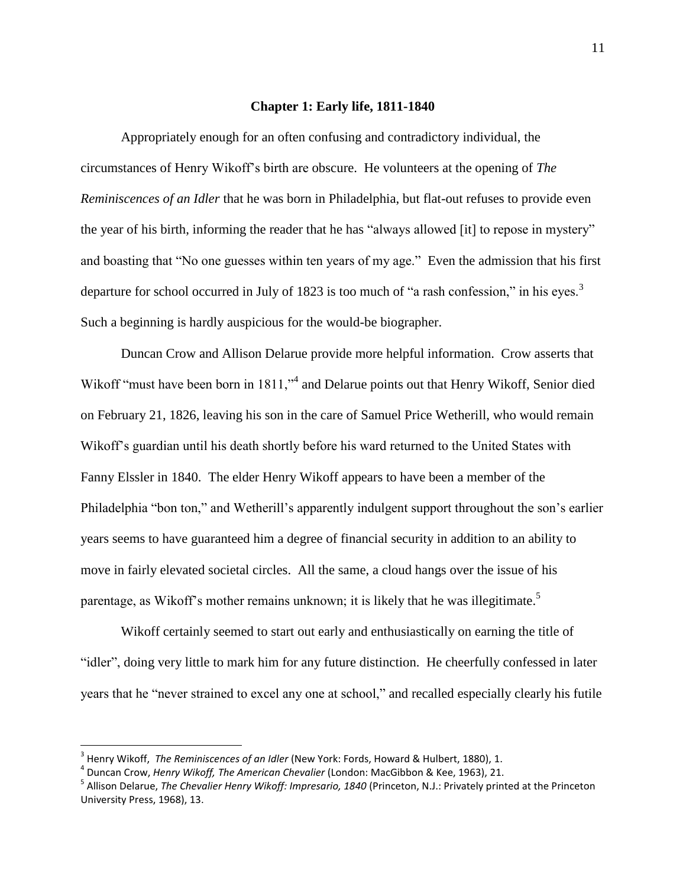## Chapter 1: Early life, 1811-1840

Appropriately enough for an often confusing and contradictory individual, the circumstances of Henry Wikoff's birth are obscure. He volunteers at the opening of *The Reminiscences of an Idler* that he was born in Philadelphia, but flat-out refuses to provide even the year of his birth, informing the reader that he has "always allowed [it] to repose in mystery" and boasting that "No one guesses within ten years of my age." Even the admission that his first departure for school occurred in July of 1823 is too much of "a rash confession," in his eyes.[3] Such a beginning is hardly auspicious for the would-be biographer.

Duncan Crow and Allison Delarue provide more helpful information. Crow asserts that Wikoff "must have been born in 1811,"[4] and Delarue points out that Henry Wikoff, Senior died on February 21, 1826, leaving his son in the care of Samuel Price Wetherill, who would remain Wikoff's guardian until his death shortly before his ward returned to the United States with Fanny Elssler in 1840. The elder Henry Wikoff appears to have been a member of the Philadelphia "bon ton," and Wetherill's apparently indulgent support throughout the son's earlier years seems to have guaranteed him a degree of financial security in addition to an ability to move in fairly elevated societal circles. All the same, a cloud hangs over the issue of his parentage, as Wikoff's mother remains unknown; it is likely that he was illegitimate.[5]

Wikoff certainly seemed to start out early and enthusiastically on earning the title of "idler", doing very little to mark him for any future distinction. He cheerfully confessed in later years that he "never strained to excel any one at school," and recalled especially clearly his futile

---

[3] Henry Wikoff, *The Reminiscences of an Idler* (New York: Fords, Howard & Hulbert, 1880), 1.

[4] Duncan Crow, *Henry Wikoff, The American Chevalier* (London: MacGibbon & Kee, 1963), 21.

[5] Allison Delarue, *The Chevalier Henry Wikoff: Impresario, 1840* (Princeton, N.J.: Privately printed at the Princeton University Press, 1968), 13.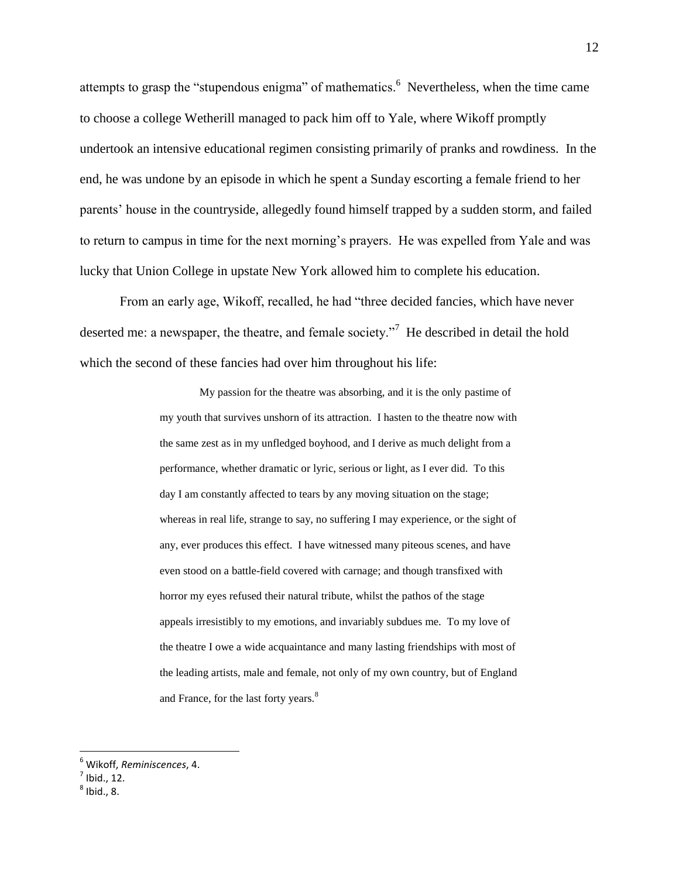attempts to grasp the "stupendous enigma" of mathematics.[6] Nevertheless, when the time came to choose a college Wetherill managed to pack him off to Yale, where Wikoff promptly undertook an intensive educational regimen consisting primarily of pranks and rowdiness. In the end, he was undone by an episode in which he spent a Sunday escorting a female friend to her parents' house in the countryside, allegedly found himself trapped by a sudden storm, and failed to return to campus in time for the next morning's prayers. He was expelled from Yale and was lucky that Union College in upstate New York allowed him to complete his education.

From an early age, Wikoff, recalled, he had "three decided fancies, which have never deserted me: a newspaper, the theatre, and female society."[7] He described in detail the hold which the second of these fancies had over him throughout his life:

> My passion for the theatre was absorbing, and it is the only pastime of my youth that survives unshorn of its attraction. I hasten to the theatre now with the same zest as in my unfledged boyhood, and I derive as much delight from a performance, whether dramatic or lyric, serious or light, as I ever did. To this day I am constantly affected to tears by any moving situation on the stage; whereas in real life, strange to say, no suffering I may experience, or the sight of any, ever produces this effect. I have witnessed many piteous scenes, and have even stood on a battle-field covered with carnage; and though transfixed with horror my eyes refused their natural tribute, whilst the pathos of the stage appeals irresistibly to my emotions, and invariably subdues me. To my love of the theatre I owe a wide acquaintance and many lasting friendships with most of the leading artists, male and female, not only of my own country, but of England and France, for the last forty years.[8]

---

[6] Wikoff, *Reminiscences*, 4.

[7] Ibid., 12.

[8] Ibid., 8.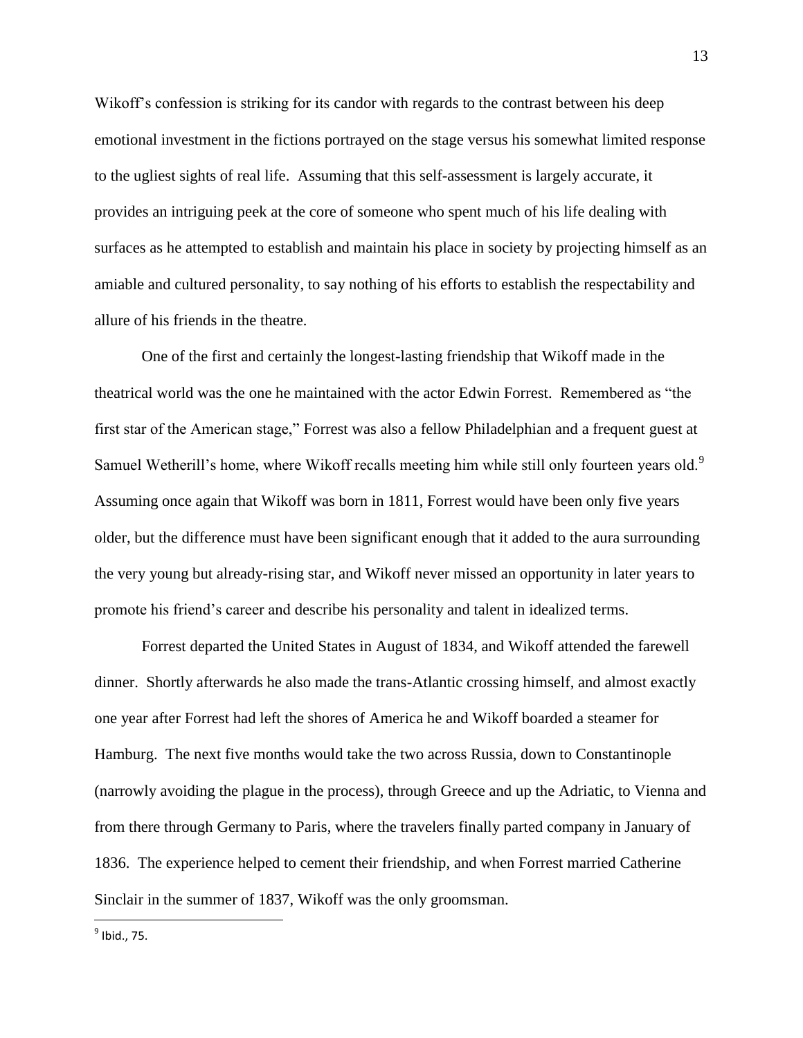Wikoff's confession is striking for its candor with regards to the contrast between his deep emotional investment in the fictions portrayed on the stage versus his somewhat limited response to the ugliest sights of real life. Assuming that this self-assessment is largely accurate, it provides an intriguing peek at the core of someone who spent much of his life dealing with surfaces as he attempted to establish and maintain his place in society by projecting himself as an amiable and cultured personality, to say nothing of his efforts to establish the respectability and allure of his friends in the theatre.

One of the first and certainly the longest-lasting friendship that Wikoff made in the theatrical world was the one he maintained with the actor Edwin Forrest. Remembered as "the first star of the American stage," Forrest was also a fellow Philadelphian and a frequent guest at Samuel Wetherill's home, where Wikoff recalls meeting him while still only fourteen years old.[9] Assuming once again that Wikoff was born in 1811, Forrest would have been only five years older, but the difference must have been significant enough that it added to the aura surrounding the very young but already-rising star, and Wikoff never missed an opportunity in later years to promote his friend's career and describe his personality and talent in idealized terms.

Forrest departed the United States in August of 1834, and Wikoff attended the farewell dinner. Shortly afterwards he also made the trans-Atlantic crossing himself, and almost exactly one year after Forrest had left the shores of America he and Wikoff boarded a steamer for Hamburg. The next five months would take the two across Russia, down to Constantinople (narrowly avoiding the plague in the process), through Greece and up the Adriatic, to Vienna and from there through Germany to Paris, where the travelers finally parted company in January of 1836. The experience helped to cement their friendship, and when Forrest married Catherine Sinclair in the summer of 1837, Wikoff was the only groomsman.

[9] Ibid., 75.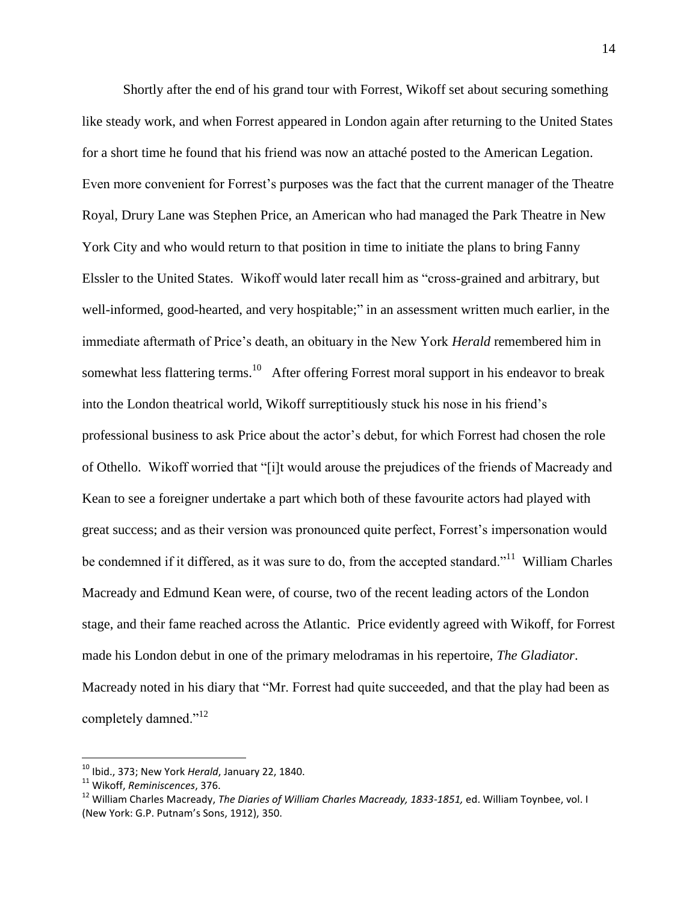Shortly after the end of his grand tour with Forrest, Wikoff set about securing something like steady work, and when Forrest appeared in London again after returning to the United States for a short time he found that his friend was now an attaché posted to the American Legation. Even more convenient for Forrest's purposes was the fact that the current manager of the Theatre Royal, Drury Lane was Stephen Price, an American who had managed the Park Theatre in New York City and who would return to that position in time to initiate the plans to bring Fanny Elssler to the United States. Wikoff would later recall him as "cross-grained and arbitrary, but well-informed, good-hearted, and very hospitable;" in an assessment written much earlier, in the immediate aftermath of Price's death, an obituary in the New York *Herald* remembered him in somewhat less flattering terms.[10] After offering Forrest moral support in his endeavor to break into the London theatrical world, Wikoff surreptitiously stuck his nose in his friend's professional business to ask Price about the actor's debut, for which Forrest had chosen the role of Othello. Wikoff worried that "[i]t would arouse the prejudices of the friends of Macready and Kean to see a foreigner undertake a part which both of these favourite actors had played with great success; and as their version was pronounced quite perfect, Forrest's impersonation would be condemned if it differed, as it was sure to do, from the accepted standard."[11] William Charles Macready and Edmund Kean were, of course, two of the recent leading actors of the London stage, and their fame reached across the Atlantic. Price evidently agreed with Wikoff, for Forrest made his London debut in one of the primary melodramas in his repertoire, *The Gladiator*. Macready noted in his diary that "Mr. Forrest had quite succeeded, and that the play had been as completely damned."[12]

---

[10] Ibid., 373; New York *Herald*, January 22, 1840.

[11] Wikoff, *Reminiscences*, 376.

[12] William Charles Macready, *The Diaries of William Charles Macready, 1833-1851,* ed. William Toynbee, vol. I (New York: G.P. Putnam's Sons, 1912), 350.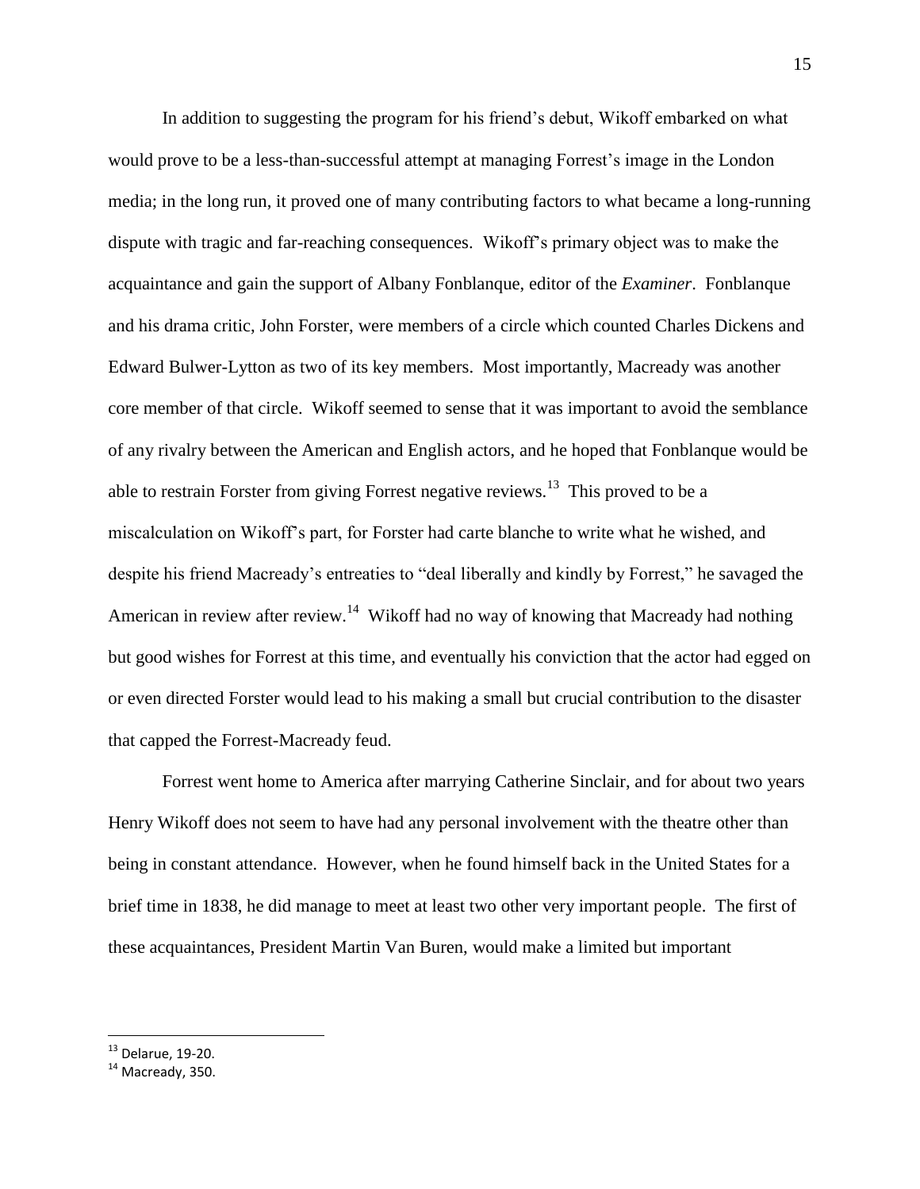In addition to suggesting the program for his friend's debut, Wikoff embarked on what would prove to be a less-than-successful attempt at managing Forrest's image in the London media; in the long run, it proved one of many contributing factors to what became a long-running dispute with tragic and far-reaching consequences. Wikoff's primary object was to make the acquaintance and gain the support of Albany Fonblanque, editor of the *Examiner*. Fonblanque and his drama critic, John Forster, were members of a circle which counted Charles Dickens and Edward Bulwer-Lytton as two of its key members. Most importantly, Macready was another core member of that circle. Wikoff seemed to sense that it was important to avoid the semblance of any rivalry between the American and English actors, and he hoped that Fonblanque would be able to restrain Forster from giving Forrest negative reviews.[13] This proved to be a miscalculation on Wikoff's part, for Forster had carte blanche to write what he wished, and despite his friend Macready's entreaties to "deal liberally and kindly by Forrest," he savaged the American in review after review.[14] Wikoff had no way of knowing that Macready had nothing but good wishes for Forrest at this time, and eventually his conviction that the actor had egged on or even directed Forster would lead to his making a small but crucial contribution to the disaster that capped the Forrest-Macready feud.

Forrest went home to America after marrying Catherine Sinclair, and for about two years Henry Wikoff does not seem to have had any personal involvement with the theatre other than being in constant attendance. However, when he found himself back in the United States for a brief time in 1838, he did manage to meet at least two other very important people. The first of these acquaintances, President Martin Van Buren, would make a limited but important

---

[13] Delarue, 19-20.

[14] Macready, 350.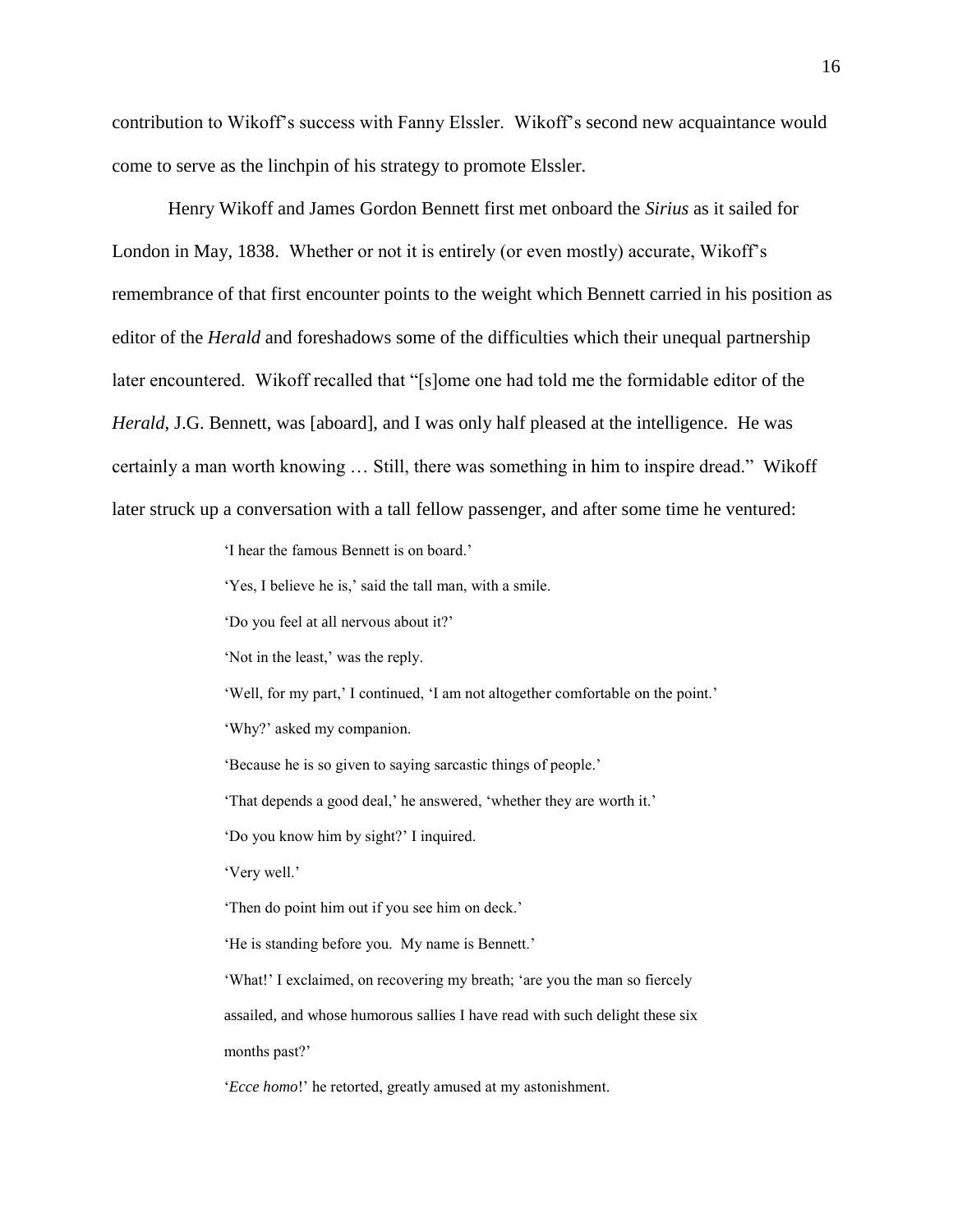contribution to Wikoff's success with Fanny Elssler. Wikoff's second new acquaintance would come to serve as the linchpin of his strategy to promote Elssler.

Henry Wikoff and James Gordon Bennett first met onboard the *Sirius* as it sailed for London in May, 1838. Whether or not it is entirely (or even mostly) accurate, Wikoff's remembrance of that first encounter points to the weight which Bennett carried in his position as editor of the *Herald* and foreshadows some of the difficulties which their unequal partnership later encountered. Wikoff recalled that "[s]ome one had told me the formidable editor of the *Herald*, J.G. Bennett, was [aboard], and I was only half pleased at the intelligence. He was certainly a man worth knowing … Still, there was something in him to inspire dread." Wikoff later struck up a conversation with a tall fellow passenger, and after some time he ventured:

> 'I hear the famous Bennett is on board.'
>
> 'Yes, I believe he is,' said the tall man, with a smile.
>
> 'Do you feel at all nervous about it?'
>
> 'Not in the least,' was the reply.
>
> 'Well, for my part,' I continued, 'I am not altogether comfortable on the point.'
>
> 'Why?' asked my companion.
>
> 'Because he is so given to saying sarcastic things of people.'
>
> 'That depends a good deal,' he answered, 'whether they are worth it.'
>
> 'Do you know him by sight?' I inquired.
>
> 'Very well.'
>
> 'Then do point him out if you see him on deck.'
>
> 'He is standing before you. My name is Bennett.'
>
> 'What!' I exclaimed, on recovering my breath; 'are you the man so fiercely assailed, and whose humorous sallies I have read with such delight these six months past?'
>
> '*Ecce homo*!' he retorted, greatly amused at my astonishment.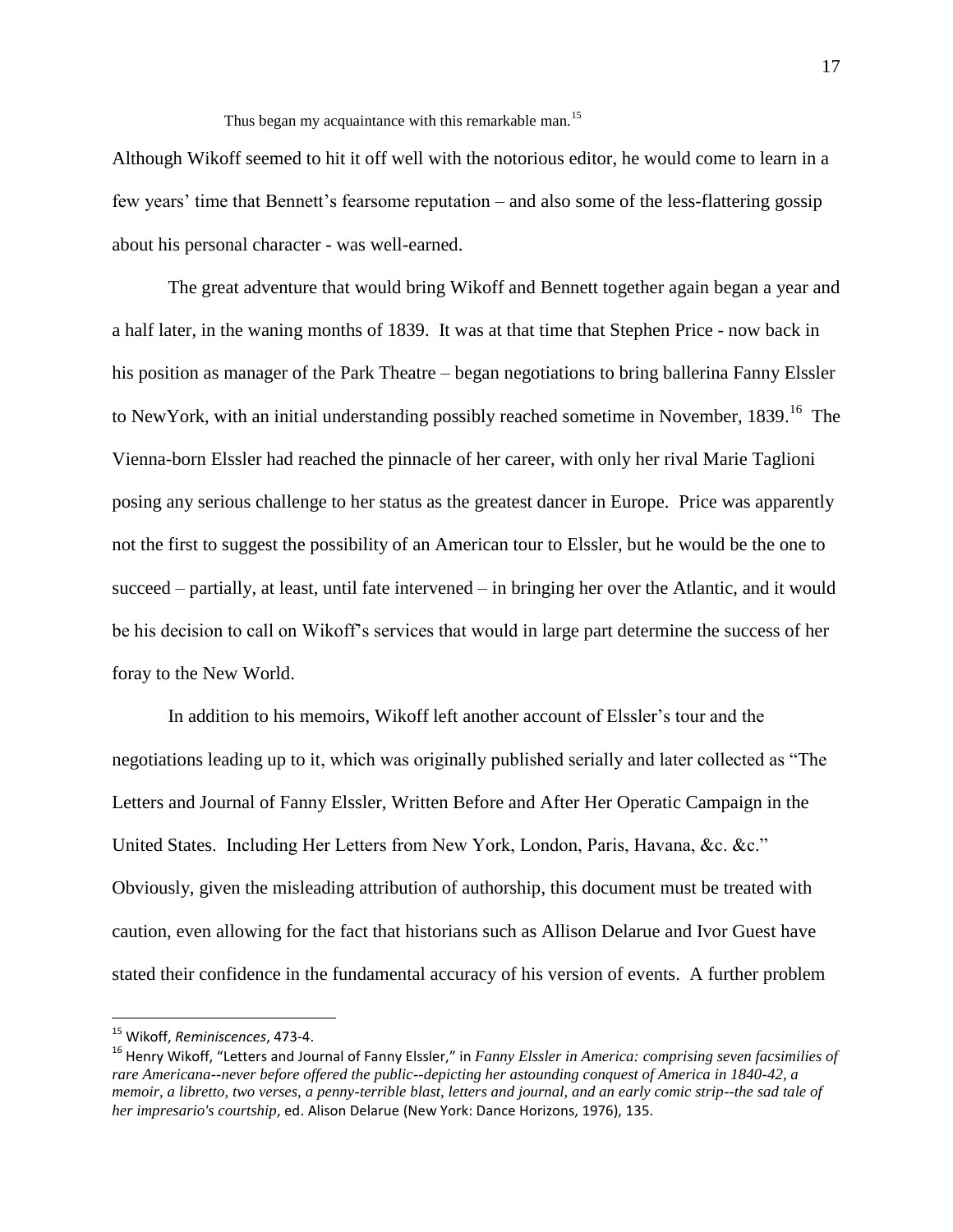> Thus began my acquaintance with this remarkable man.[15]

Although Wikoff seemed to hit it off well with the notorious editor, he would come to learn in a few years' time that Bennett's fearsome reputation – and also some of the less-flattering gossip about his personal character - was well-earned.

The great adventure that would bring Wikoff and Bennett together again began a year and a half later, in the waning months of 1839. It was at that time that Stephen Price - now back in his position as manager of the Park Theatre – began negotiations to bring ballerina Fanny Elssler to NewYork, with an initial understanding possibly reached sometime in November, 1839.[16] The Vienna-born Elssler had reached the pinnacle of her career, with only her rival Marie Taglioni posing any serious challenge to her status as the greatest dancer in Europe. Price was apparently not the first to suggest the possibility of an American tour to Elssler, but he would be the one to succeed – partially, at least, until fate intervened – in bringing her over the Atlantic, and it would be his decision to call on Wikoff's services that would in large part determine the success of her foray to the New World.

In addition to his memoirs, Wikoff left another account of Elssler's tour and the negotiations leading up to it, which was originally published serially and later collected as "The Letters and Journal of Fanny Elssler, Written Before and After Her Operatic Campaign in the United States. Including Her Letters from New York, London, Paris, Havana, &c. &c." Obviously, given the misleading attribution of authorship, this document must be treated with caution, even allowing for the fact that historians such as Allison Delarue and Ivor Guest have stated their confidence in the fundamental accuracy of his version of events. A further problem

---

[15] Wikoff, *Reminiscences*, 473-4.

[16] Henry Wikoff, "Letters and Journal of Fanny Elssler," in *Fanny Elssler in America: comprising seven facsimilies of rare Americana--never before offered the public--depicting her astounding conquest of America in 1840-42, a memoir, a libretto, two verses, a penny-terrible blast, letters and journal, and an early comic strip--the sad tale of her impresario's courtship*, ed. Alison Delarue (New York: Dance Horizons, 1976), 135.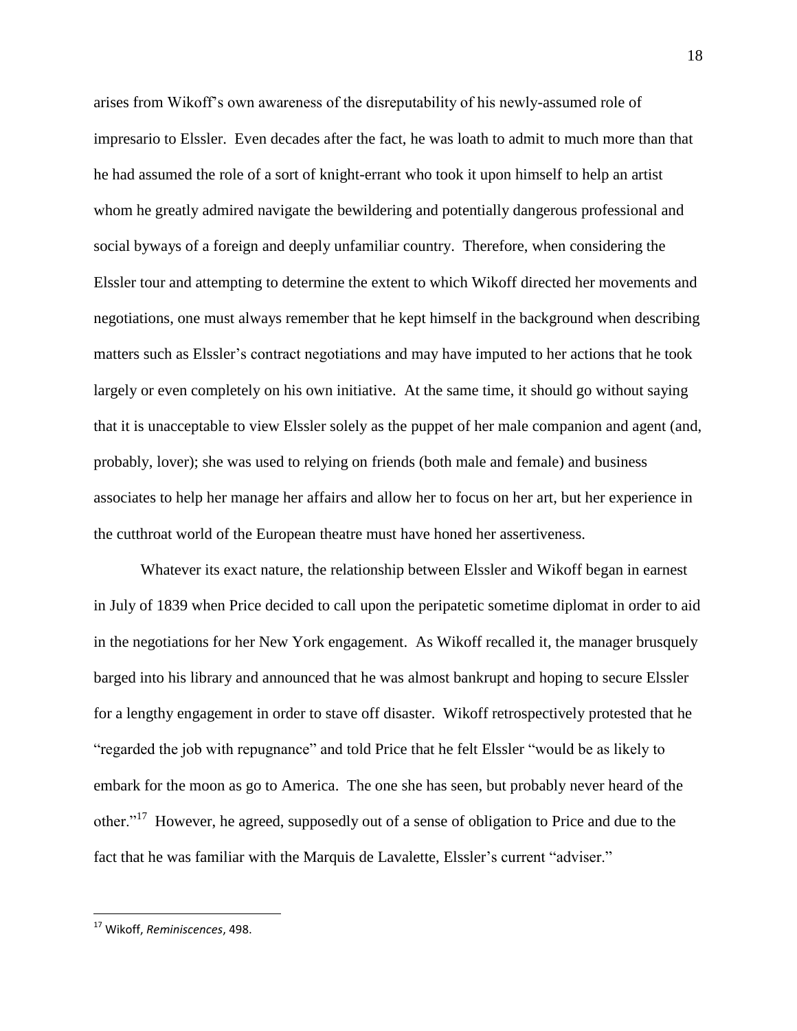arises from Wikoff's own awareness of the disreputability of his newly-assumed role of impresario to Elssler. Even decades after the fact, he was loath to admit to much more than that he had assumed the role of a sort of knight-errant who took it upon himself to help an artist whom he greatly admired navigate the bewildering and potentially dangerous professional and social byways of a foreign and deeply unfamiliar country. Therefore, when considering the Elssler tour and attempting to determine the extent to which Wikoff directed her movements and negotiations, one must always remember that he kept himself in the background when describing matters such as Elssler's contract negotiations and may have imputed to her actions that he took largely or even completely on his own initiative. At the same time, it should go without saying that it is unacceptable to view Elssler solely as the puppet of her male companion and agent (and, probably, lover); she was used to relying on friends (both male and female) and business associates to help her manage her affairs and allow her to focus on her art, but her experience in the cutthroat world of the European theatre must have honed her assertiveness.

Whatever its exact nature, the relationship between Elssler and Wikoff began in earnest in July of 1839 when Price decided to call upon the peripatetic sometime diplomat in order to aid in the negotiations for her New York engagement. As Wikoff recalled it, the manager brusquely barged into his library and announced that he was almost bankrupt and hoping to secure Elssler for a lengthy engagement in order to stave off disaster. Wikoff retrospectively protested that he "regarded the job with repugnance" and told Price that he felt Elssler "would be as likely to embark for the moon as go to America. The one she has seen, but probably never heard of the other."[17] However, he agreed, supposedly out of a sense of obligation to Price and due to the fact that he was familiar with the Marquis de Lavalette, Elssler's current "adviser."

---

[17] Wikoff, *Reminiscences*, 498.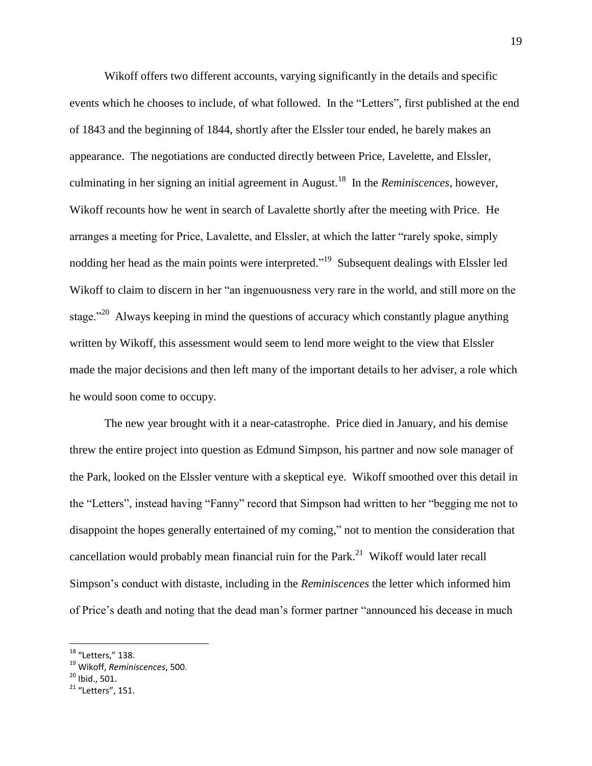Wikoff offers two different accounts, varying significantly in the details and specific events which he chooses to include, of what followed. In the "Letters", first published at the end of 1843 and the beginning of 1844, shortly after the Elssler tour ended, he barely makes an appearance. The negotiations are conducted directly between Price, Lavelette, and Elssler, culminating in her signing an initial agreement in August.[18] In the *Reminiscences*, however, Wikoff recounts how he went in search of Lavalette shortly after the meeting with Price. He arranges a meeting for Price, Lavalette, and Elssler, at which the latter "rarely spoke, simply nodding her head as the main points were interpreted."[19] Subsequent dealings with Elssler led Wikoff to claim to discern in her "an ingenuousness very rare in the world, and still more on the stage."[20] Always keeping in mind the questions of accuracy which constantly plague anything written by Wikoff, this assessment would seem to lend more weight to the view that Elssler made the major decisions and then left many of the important details to her adviser, a role which he would soon come to occupy.

The new year brought with it a near-catastrophe. Price died in January, and his demise threw the entire project into question as Edmund Simpson, his partner and now sole manager of the Park, looked on the Elssler venture with a skeptical eye. Wikoff smoothed over this detail in the "Letters", instead having "Fanny" record that Simpson had written to her "begging me not to disappoint the hopes generally entertained of my coming," not to mention the consideration that cancellation would probably mean financial ruin for the Park.[21] Wikoff would later recall Simpson's conduct with distaste, including in the *Reminiscences* the letter which informed him of Price's death and noting that the dead man's former partner "announced his decease in much

---

[18] "Letters," 138.

[19] Wikoff, *Reminiscences*, 500.

[20] Ibid., 501.

[21] "Letters", 151.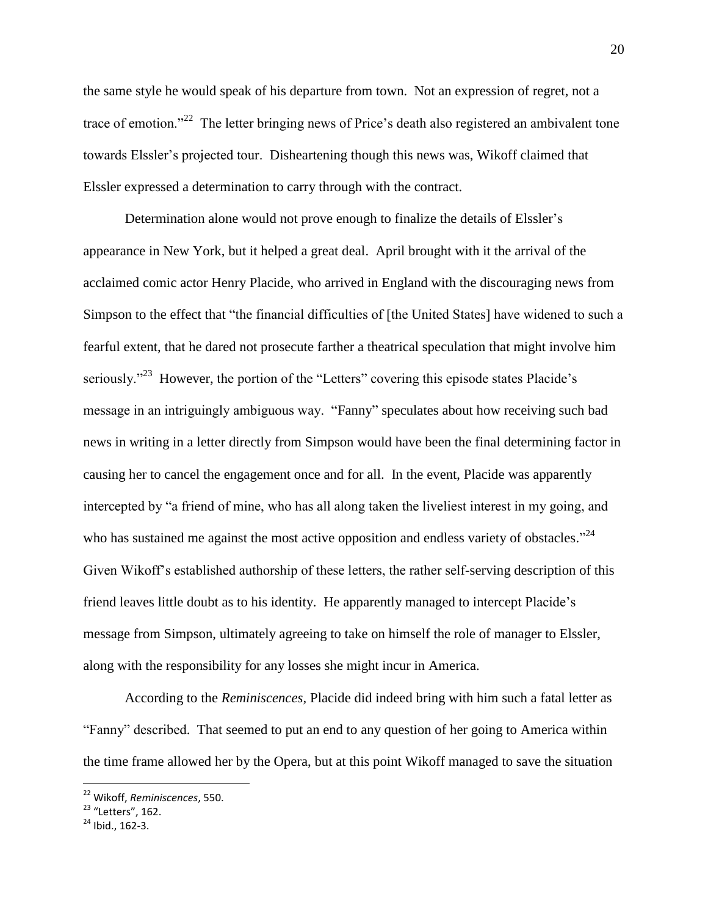the same style he would speak of his departure from town. Not an expression of regret, not a trace of emotion."[22] The letter bringing news of Price's death also registered an ambivalent tone towards Elssler's projected tour. Disheartening though this news was, Wikoff claimed that Elssler expressed a determination to carry through with the contract.

Determination alone would not prove enough to finalize the details of Elssler's appearance in New York, but it helped a great deal. April brought with it the arrival of the acclaimed comic actor Henry Placide, who arrived in England with the discouraging news from Simpson to the effect that "the financial difficulties of [the United States] have widened to such a fearful extent, that he dared not prosecute farther a theatrical speculation that might involve him seriously."[23] However, the portion of the "Letters" covering this episode states Placide's message in an intriguingly ambiguous way. "Fanny" speculates about how receiving such bad news in writing in a letter directly from Simpson would have been the final determining factor in causing her to cancel the engagement once and for all. In the event, Placide was apparently intercepted by "a friend of mine, who has all along taken the liveliest interest in my going, and who has sustained me against the most active opposition and endless variety of obstacles."[24] Given Wikoff's established authorship of these letters, the rather self-serving description of this friend leaves little doubt as to his identity. He apparently managed to intercept Placide's message from Simpson, ultimately agreeing to take on himself the role of manager to Elssler, along with the responsibility for any losses she might incur in America.

According to the *Reminiscences*, Placide did indeed bring with him such a fatal letter as "Fanny" described. That seemed to put an end to any question of her going to America within the time frame allowed her by the Opera, but at this point Wikoff managed to save the situation

---

[22] Wikoff, *Reminiscences*, 550.

[23] "Letters", 162.

[24] Ibid., 162-3.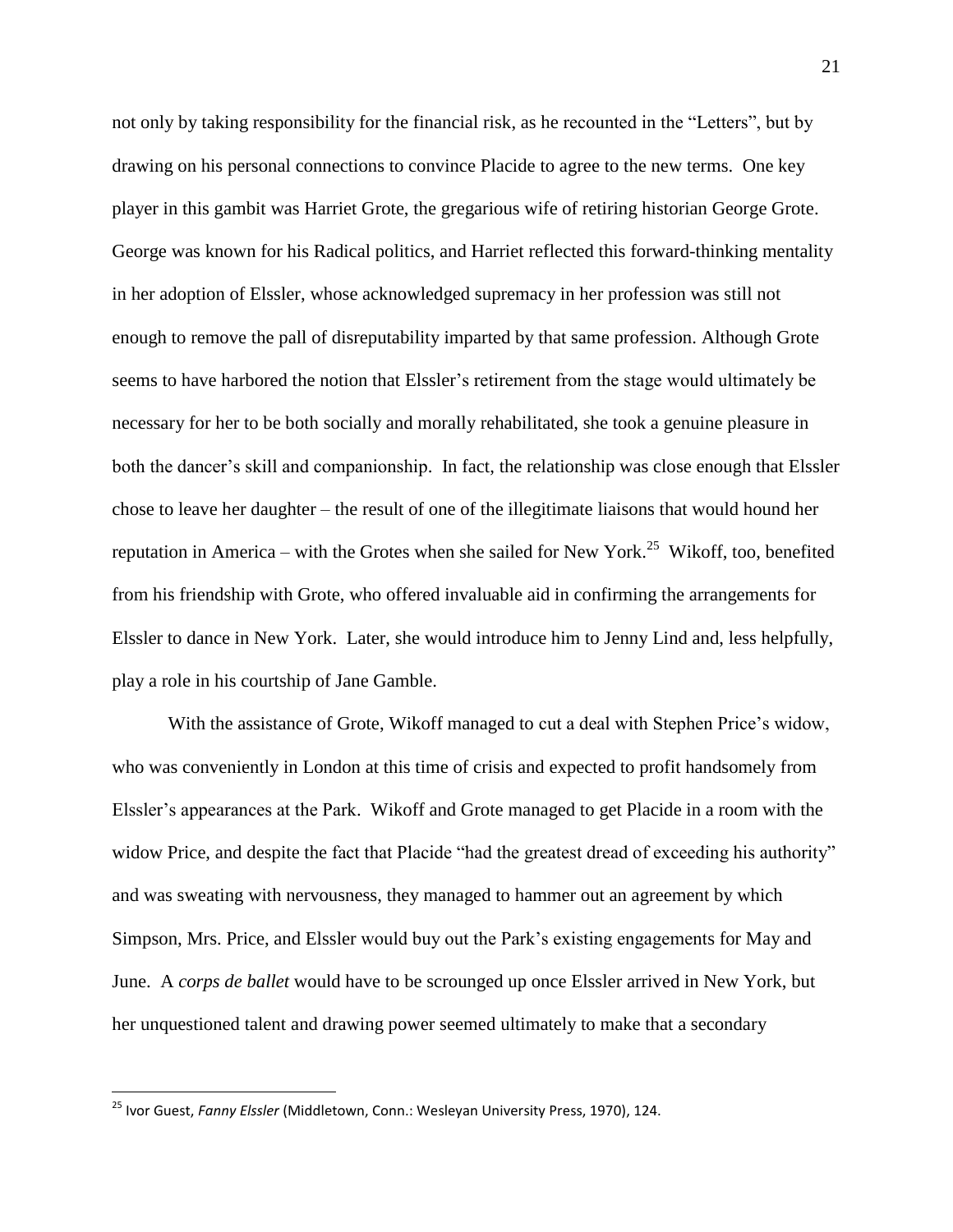not only by taking responsibility for the financial risk, as he recounted in the "Letters", but by drawing on his personal connections to convince Placide to agree to the new terms. One key player in this gambit was Harriet Grote, the gregarious wife of retiring historian George Grote. George was known for his Radical politics, and Harriet reflected this forward-thinking mentality in her adoption of Elssler, whose acknowledged supremacy in her profession was still not enough to remove the pall of disreputability imparted by that same profession. Although Grote seems to have harbored the notion that Elssler's retirement from the stage would ultimately be necessary for her to be both socially and morally rehabilitated, she took a genuine pleasure in both the dancer's skill and companionship. In fact, the relationship was close enough that Elssler chose to leave her daughter – the result of one of the illegitimate liaisons that would hound her reputation in America – with the Grotes when she sailed for New York.[25] Wikoff, too, benefited from his friendship with Grote, who offered invaluable aid in confirming the arrangements for Elssler to dance in New York. Later, she would introduce him to Jenny Lind and, less helpfully, play a role in his courtship of Jane Gamble.

With the assistance of Grote, Wikoff managed to cut a deal with Stephen Price's widow, who was conveniently in London at this time of crisis and expected to profit handsomely from Elssler's appearances at the Park. Wikoff and Grote managed to get Placide in a room with the widow Price, and despite the fact that Placide "had the greatest dread of exceeding his authority" and was sweating with nervousness, they managed to hammer out an agreement by which Simpson, Mrs. Price, and Elssler would buy out the Park's existing engagements for May and June. A *corps de ballet* would have to be scrounged up once Elssler arrived in New York, but her unquestioned talent and drawing power seemed ultimately to make that a secondary

[25] Ivor Guest, *Fanny Elssler* (Middletown, Conn.: Wesleyan University Press, 1970), 124.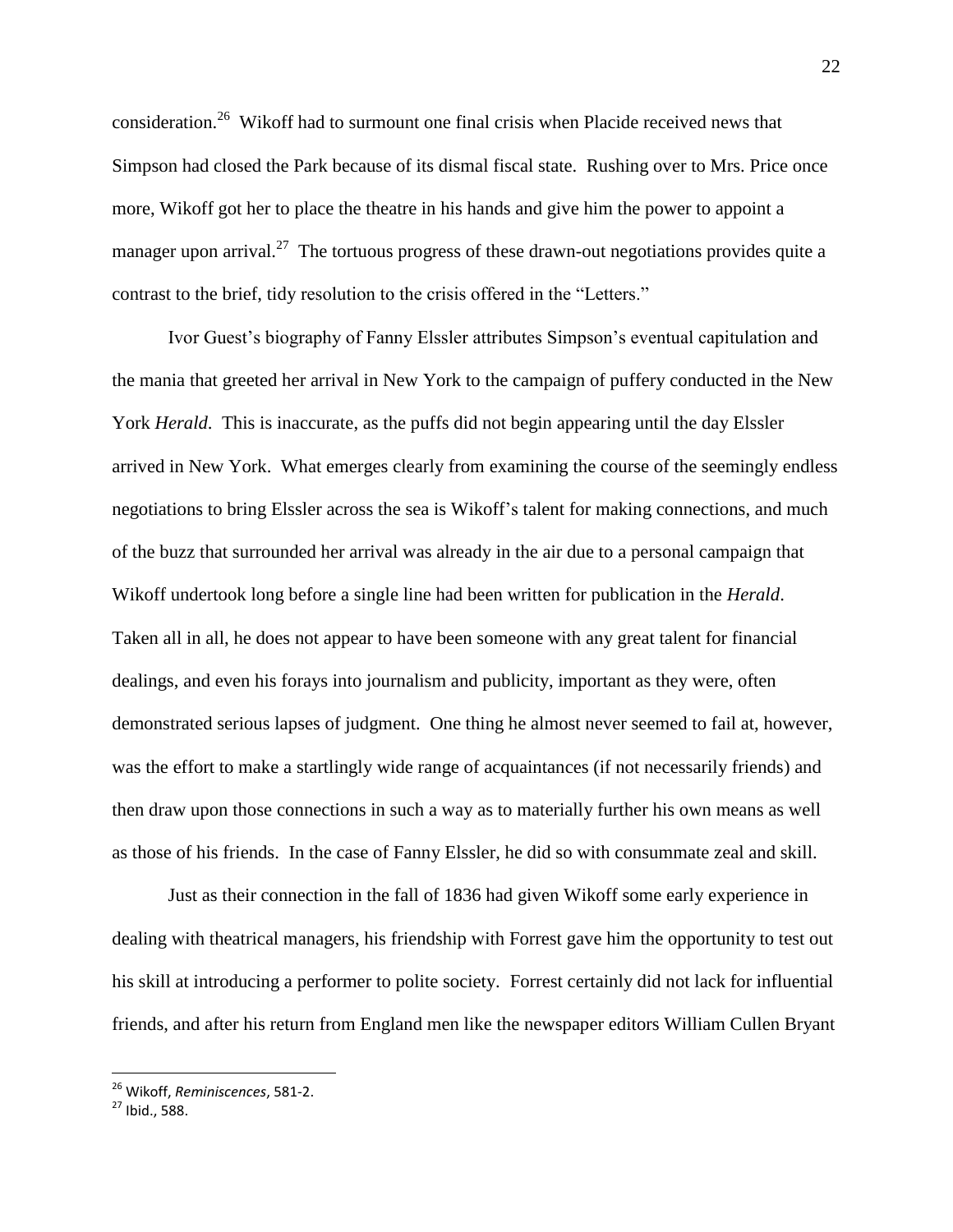consideration.[26] Wikoff had to surmount one final crisis when Placide received news that Simpson had closed the Park because of its dismal fiscal state. Rushing over to Mrs. Price once more, Wikoff got her to place the theatre in his hands and give him the power to appoint a manager upon arrival.[27] The tortuous progress of these drawn-out negotiations provides quite a contrast to the brief, tidy resolution to the crisis offered in the "Letters."

Ivor Guest's biography of Fanny Elssler attributes Simpson's eventual capitulation and the mania that greeted her arrival in New York to the campaign of puffery conducted in the New York *Herald*. This is inaccurate, as the puffs did not begin appearing until the day Elssler arrived in New York. What emerges clearly from examining the course of the seemingly endless negotiations to bring Elssler across the sea is Wikoff's talent for making connections, and much of the buzz that surrounded her arrival was already in the air due to a personal campaign that Wikoff undertook long before a single line had been written for publication in the *Herald*. Taken all in all, he does not appear to have been someone with any great talent for financial dealings, and even his forays into journalism and publicity, important as they were, often demonstrated serious lapses of judgment. One thing he almost never seemed to fail at, however, was the effort to make a startlingly wide range of acquaintances (if not necessarily friends) and then draw upon those connections in such a way as to materially further his own means as well as those of his friends. In the case of Fanny Elssler, he did so with consummate zeal and skill.

Just as their connection in the fall of 1836 had given Wikoff some early experience in dealing with theatrical managers, his friendship with Forrest gave him the opportunity to test out his skill at introducing a performer to polite society. Forrest certainly did not lack for influential friends, and after his return from England men like the newspaper editors William Cullen Bryant

---

[26] Wikoff, *Reminiscences*, 581-2.

[27] Ibid., 588.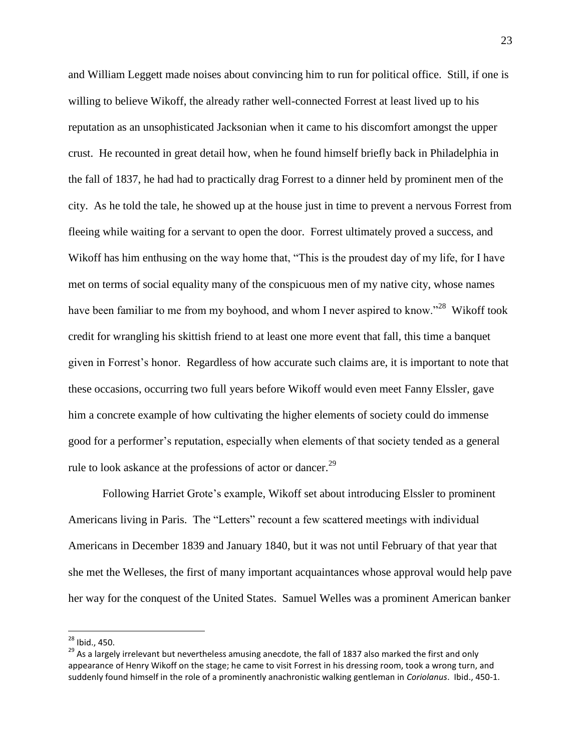and William Leggett made noises about convincing him to run for political office. Still, if one is willing to believe Wikoff, the already rather well-connected Forrest at least lived up to his reputation as an unsophisticated Jacksonian when it came to his discomfort amongst the upper crust. He recounted in great detail how, when he found himself briefly back in Philadelphia in the fall of 1837, he had had to practically drag Forrest to a dinner held by prominent men of the city. As he told the tale, he showed up at the house just in time to prevent a nervous Forrest from fleeing while waiting for a servant to open the door. Forrest ultimately proved a success, and Wikoff has him enthusing on the way home that, "This is the proudest day of my life, for I have met on terms of social equality many of the conspicuous men of my native city, whose names have been familiar to me from my boyhood, and whom I never aspired to know."[28] Wikoff took credit for wrangling his skittish friend to at least one more event that fall, this time a banquet given in Forrest's honor. Regardless of how accurate such claims are, it is important to note that these occasions, occurring two full years before Wikoff would even meet Fanny Elssler, gave him a concrete example of how cultivating the higher elements of society could do immense good for a performer's reputation, especially when elements of that society tended as a general rule to look askance at the professions of actor or dancer.[29]

Following Harriet Grote's example, Wikoff set about introducing Elssler to prominent Americans living in Paris. The "Letters" recount a few scattered meetings with individual Americans in December 1839 and January 1840, but it was not until February of that year that she met the Welleses, the first of many important acquaintances whose approval would help pave her way for the conquest of the United States. Samuel Welles was a prominent American banker

---

[28] Ibid., 450.

[29] As a largely irrelevant but nevertheless amusing anecdote, the fall of 1837 also marked the first and only appearance of Henry Wikoff on the stage; he came to visit Forrest in his dressing room, took a wrong turn, and suddenly found himself in the role of a prominently anachronistic walking gentleman in *Coriolanus*. Ibid., 450-1.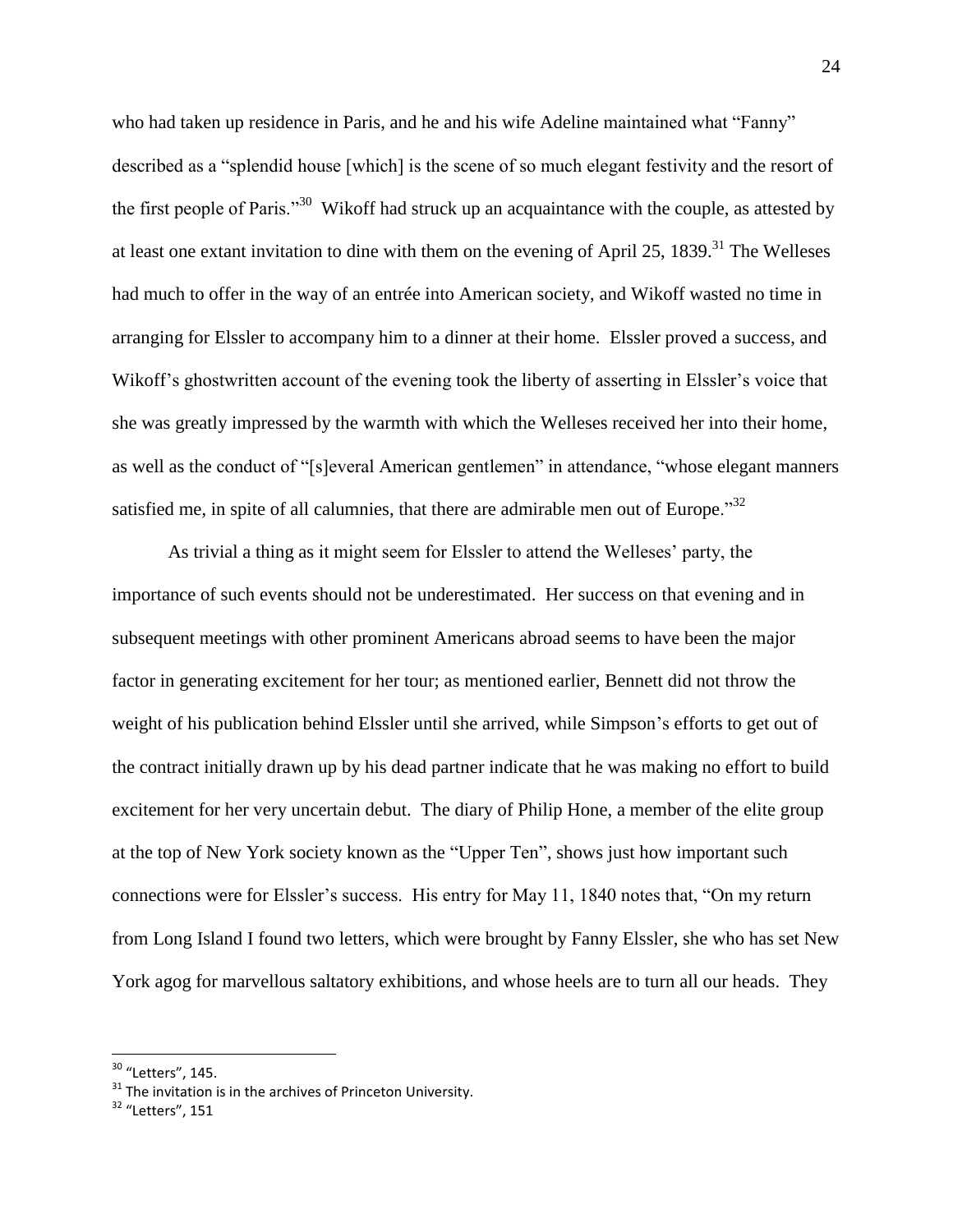who had taken up residence in Paris, and he and his wife Adeline maintained what "Fanny" described as a "splendid house [which] is the scene of so much elegant festivity and the resort of the first people of Paris."[30] Wikoff had struck up an acquaintance with the couple, as attested by at least one extant invitation to dine with them on the evening of April 25, 1839.[31] The Welleses had much to offer in the way of an entrée into American society, and Wikoff wasted no time in arranging for Elssler to accompany him to a dinner at their home. Elssler proved a success, and Wikoff's ghostwritten account of the evening took the liberty of asserting in Elssler's voice that she was greatly impressed by the warmth with which the Welleses received her into their home, as well as the conduct of "[s]everal American gentlemen" in attendance, "whose elegant manners satisfied me, in spite of all calumnies, that there are admirable men out of Europe."[32]

As trivial a thing as it might seem for Elssler to attend the Welleses' party, the importance of such events should not be underestimated. Her success on that evening and in subsequent meetings with other prominent Americans abroad seems to have been the major factor in generating excitement for her tour; as mentioned earlier, Bennett did not throw the weight of his publication behind Elssler until she arrived, while Simpson's efforts to get out of the contract initially drawn up by his dead partner indicate that he was making no effort to build excitement for her very uncertain debut. The diary of Philip Hone, a member of the elite group at the top of New York society known as the "Upper Ten", shows just how important such connections were for Elssler's success. His entry for May 11, 1840 notes that, "On my return from Long Island I found two letters, which were brought by Fanny Elssler, she who has set New York agog for marvellous saltatory exhibitions, and whose heels are to turn all our heads. They

---

[30] "Letters", 145.

[31] The invitation is in the archives of Princeton University.

[32] "Letters", 151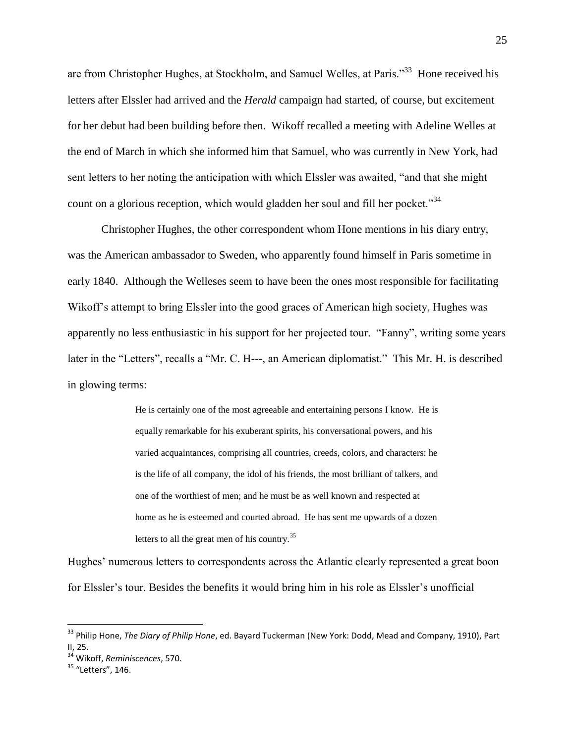are from Christopher Hughes, at Stockholm, and Samuel Welles, at Paris."[33] Hone received his letters after Elssler had arrived and the *Herald* campaign had started, of course, but excitement for her debut had been building before then. Wikoff recalled a meeting with Adeline Welles at the end of March in which she informed him that Samuel, who was currently in New York, had sent letters to her noting the anticipation with which Elssler was awaited, "and that she might count on a glorious reception, which would gladden her soul and fill her pocket."[34]

Christopher Hughes, the other correspondent whom Hone mentions in his diary entry, was the American ambassador to Sweden, who apparently found himself in Paris sometime in early 1840. Although the Welleses seem to have been the ones most responsible for facilitating Wikoff's attempt to bring Elssler into the good graces of American high society, Hughes was apparently no less enthusiastic in his support for her projected tour. "Fanny", writing some years later in the "Letters", recalls a "Mr. C. H---, an American diplomatist." This Mr. H. is described in glowing terms:

> He is certainly one of the most agreeable and entertaining persons I know. He is equally remarkable for his exuberant spirits, his conversational powers, and his varied acquaintances, comprising all countries, creeds, colors, and characters: he is the life of all company, the idol of his friends, the most brilliant of talkers, and one of the worthiest of men; and he must be as well known and respected at home as he is esteemed and courted abroad. He has sent me upwards of a dozen letters to all the great men of his country.[35]

Hughes' numerous letters to correspondents across the Atlantic clearly represented a great boon for Elssler's tour. Besides the benefits it would bring him in his role as Elssler's unofficial

---

[33] Philip Hone, *The Diary of Philip Hone*, ed. Bayard Tuckerman (New York: Dodd, Mead and Company, 1910), Part II, 25.

[34] Wikoff, *Reminiscences*, 570.

[35] "Letters", 146.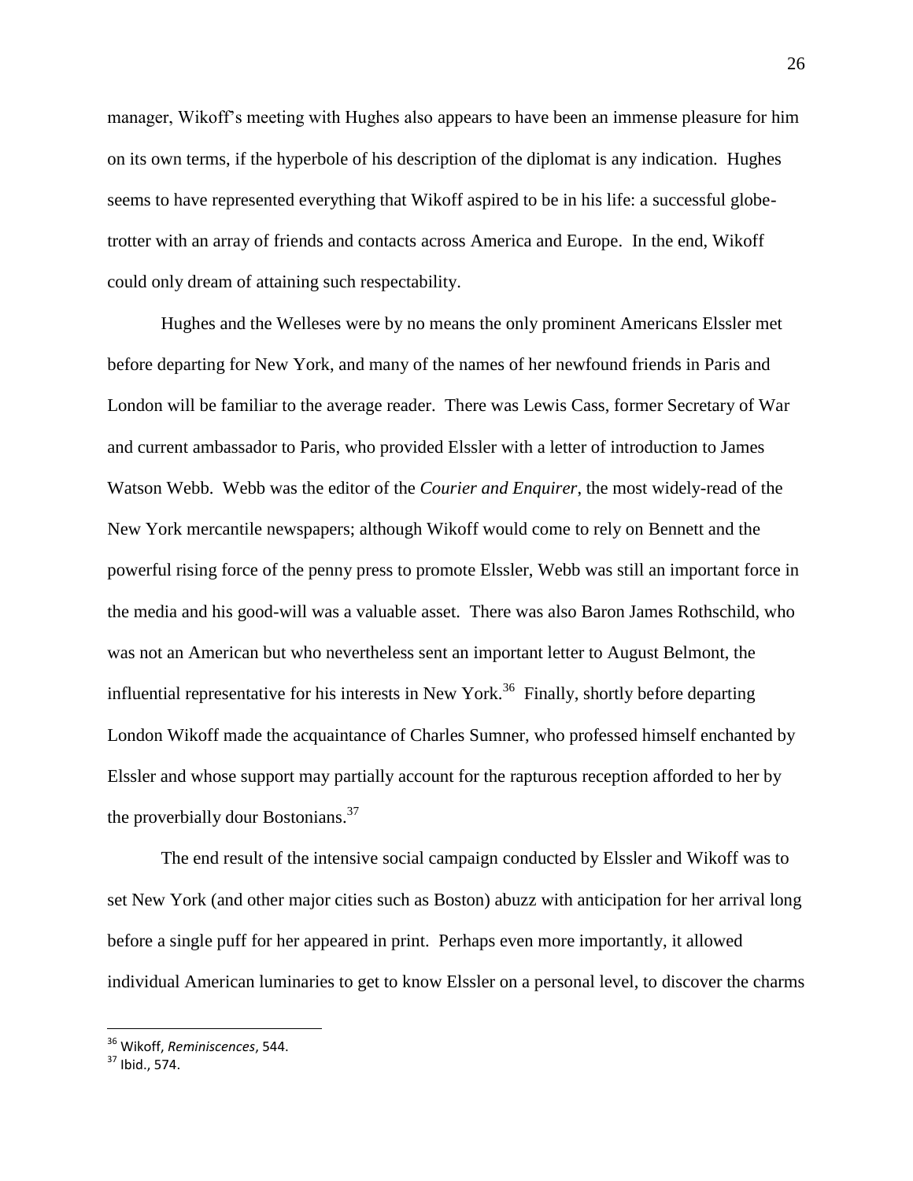manager, Wikoff's meeting with Hughes also appears to have been an immense pleasure for him on its own terms, if the hyperbole of his description of the diplomat is any indication. Hughes seems to have represented everything that Wikoff aspired to be in his life: a successful globe-trotter with an array of friends and contacts across America and Europe. In the end, Wikoff could only dream of attaining such respectability.

Hughes and the Welleses were by no means the only prominent Americans Elssler met before departing for New York, and many of the names of her newfound friends in Paris and London will be familiar to the average reader. There was Lewis Cass, former Secretary of War and current ambassador to Paris, who provided Elssler with a letter of introduction to James Watson Webb. Webb was the editor of the *Courier and Enquirer*, the most widely-read of the New York mercantile newspapers; although Wikoff would come to rely on Bennett and the powerful rising force of the penny press to promote Elssler, Webb was still an important force in the media and his good-will was a valuable asset. There was also Baron James Rothschild, who was not an American but who nevertheless sent an important letter to August Belmont, the influential representative for his interests in New York.[36] Finally, shortly before departing London Wikoff made the acquaintance of Charles Sumner, who professed himself enchanted by Elssler and whose support may partially account for the rapturous reception afforded to her by the proverbially dour Bostonians.[37]

The end result of the intensive social campaign conducted by Elssler and Wikoff was to set New York (and other major cities such as Boston) abuzz with anticipation for her arrival long before a single puff for her appeared in print. Perhaps even more importantly, it allowed individual American luminaries to get to know Elssler on a personal level, to discover the charms

---

[36] Wikoff, *Reminiscences*, 544.

[37] Ibid., 574.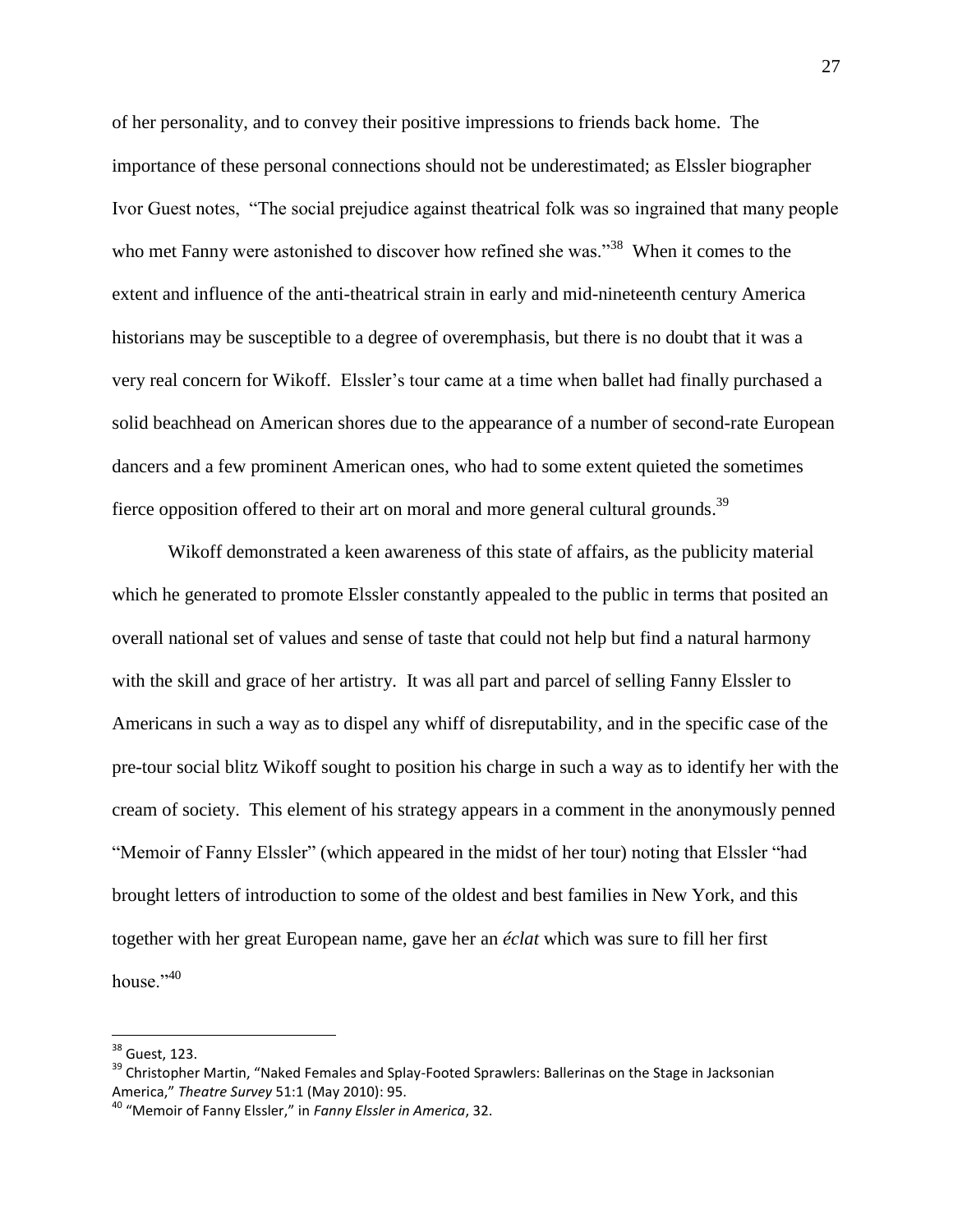of her personality, and to convey their positive impressions to friends back home. The importance of these personal connections should not be underestimated; as Elssler biographer Ivor Guest notes, "The social prejudice against theatrical folk was so ingrained that many people who met Fanny were astonished to discover how refined she was."[38] When it comes to the extent and influence of the anti-theatrical strain in early and mid-nineteenth century America historians may be susceptible to a degree of overemphasis, but there is no doubt that it was a very real concern for Wikoff. Elssler's tour came at a time when ballet had finally purchased a solid beachhead on American shores due to the appearance of a number of second-rate European dancers and a few prominent American ones, who had to some extent quieted the sometimes fierce opposition offered to their art on moral and more general cultural grounds.[39]

Wikoff demonstrated a keen awareness of this state of affairs, as the publicity material which he generated to promote Elssler constantly appealed to the public in terms that posited an overall national set of values and sense of taste that could not help but find a natural harmony with the skill and grace of her artistry. It was all part and parcel of selling Fanny Elssler to Americans in such a way as to dispel any whiff of disreputability, and in the specific case of the pre-tour social blitz Wikoff sought to position his charge in such a way as to identify her with the cream of society. This element of his strategy appears in a comment in the anonymously penned "Memoir of Fanny Elssler" (which appeared in the midst of her tour) noting that Elssler "had brought letters of introduction to some of the oldest and best families in New York, and this together with her great European name, gave her an *éclat* which was sure to fill her first house."[40]

---

[38] Guest, 123.

[39] Christopher Martin, "Naked Females and Splay-Footed Sprawlers: Ballerinas on the Stage in Jacksonian America," *Theatre Survey* 51:1 (May 2010): 95.

[40] "Memoir of Fanny Elssler," in *Fanny Elssler in America*, 32.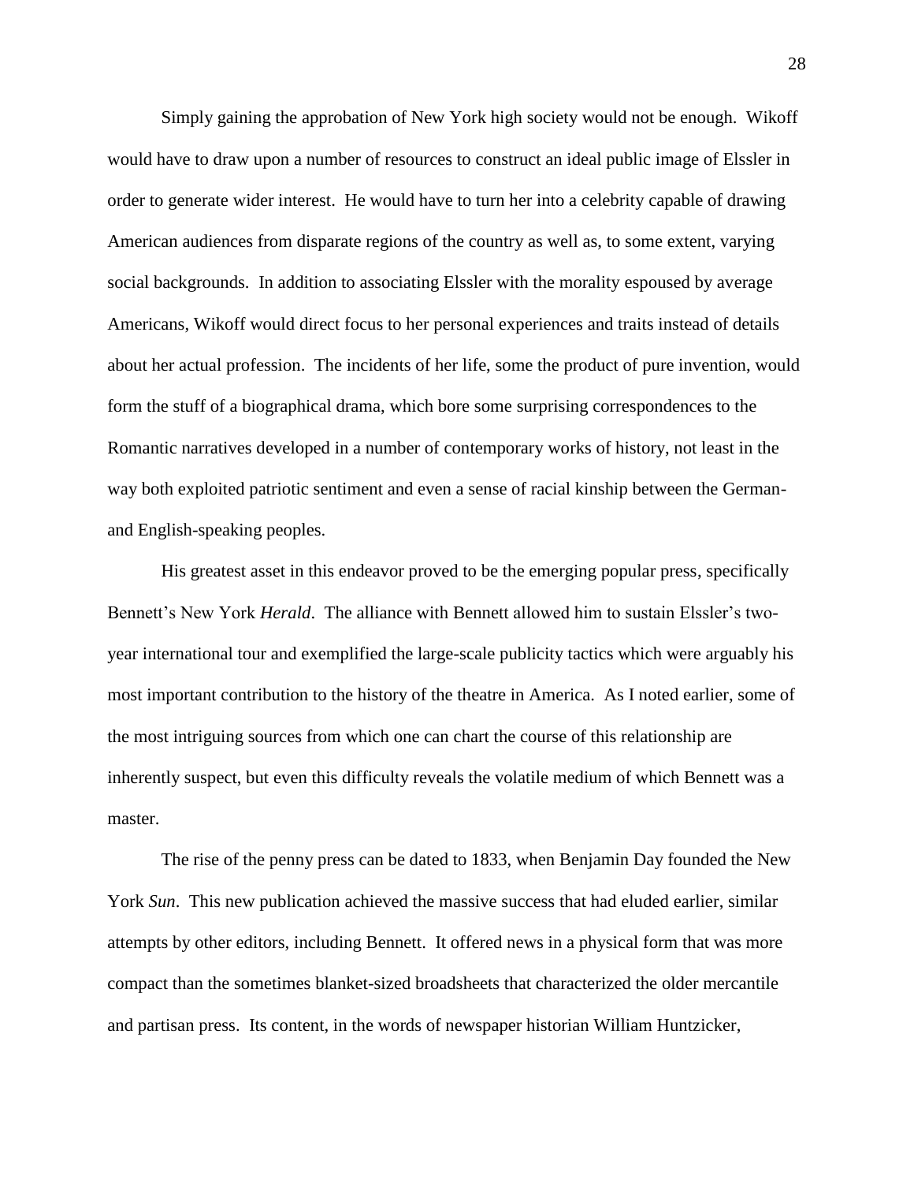Simply gaining the approbation of New York high society would not be enough. Wikoff would have to draw upon a number of resources to construct an ideal public image of Elssler in order to generate wider interest. He would have to turn her into a celebrity capable of drawing American audiences from disparate regions of the country as well as, to some extent, varying social backgrounds. In addition to associating Elssler with the morality espoused by average Americans, Wikoff would direct focus to her personal experiences and traits instead of details about her actual profession. The incidents of her life, some the product of pure invention, would form the stuff of a biographical drama, which bore some surprising correspondences to the Romantic narratives developed in a number of contemporary works of history, not least in the way both exploited patriotic sentiment and even a sense of racial kinship between the German- and English-speaking peoples.

His greatest asset in this endeavor proved to be the emerging popular press, specifically Bennett's New York *Herald*. The alliance with Bennett allowed him to sustain Elssler's two-year international tour and exemplified the large-scale publicity tactics which were arguably his most important contribution to the history of the theatre in America. As I noted earlier, some of the most intriguing sources from which one can chart the course of this relationship are inherently suspect, but even this difficulty reveals the volatile medium of which Bennett was a master.

The rise of the penny press can be dated to 1833, when Benjamin Day founded the New York *Sun*. This new publication achieved the massive success that had eluded earlier, similar attempts by other editors, including Bennett. It offered news in a physical form that was more compact than the sometimes blanket-sized broadsheets that characterized the older mercantile and partisan press. Its content, in the words of newspaper historian William Huntzicker,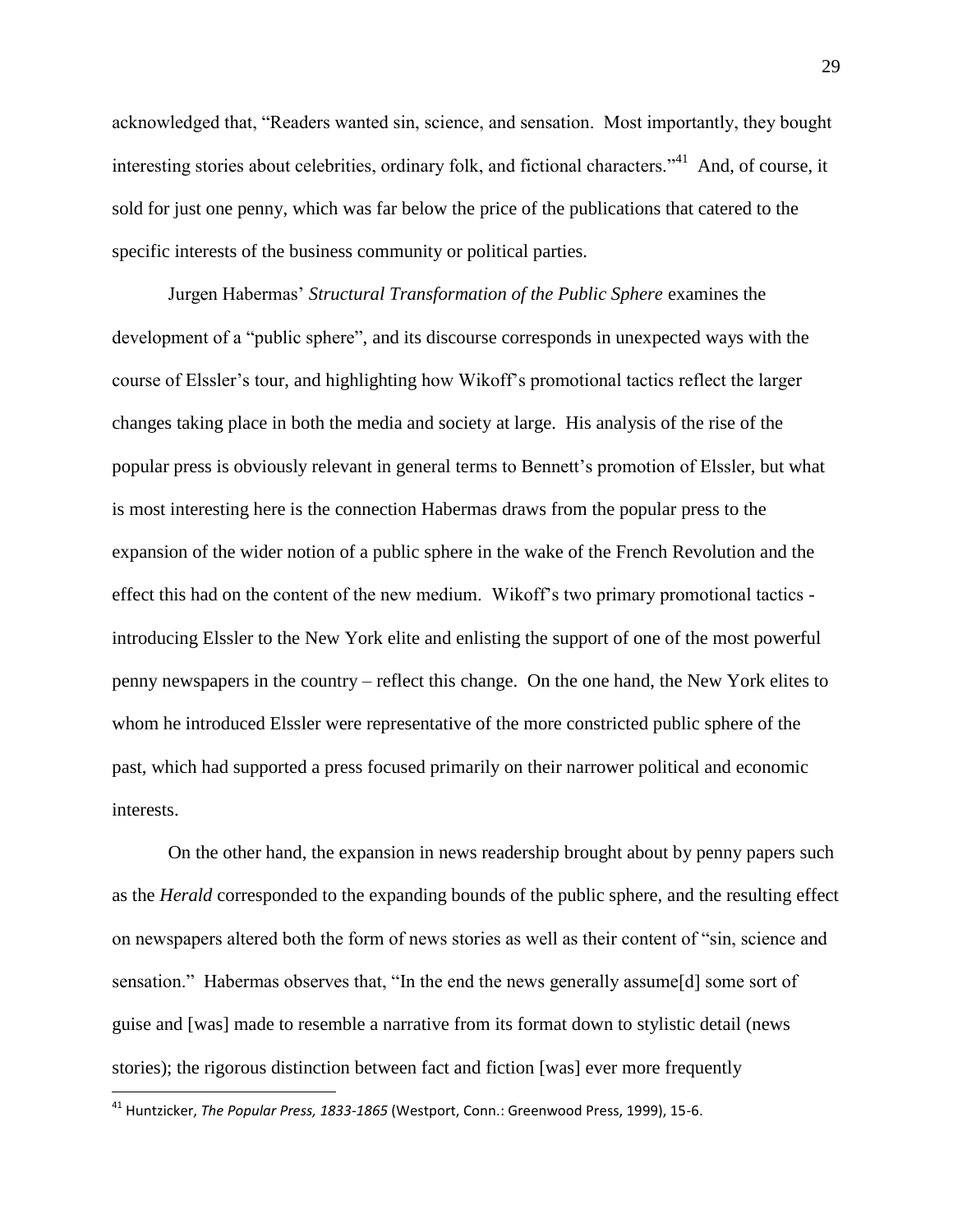acknowledged that, "Readers wanted sin, science, and sensation. Most importantly, they bought interesting stories about celebrities, ordinary folk, and fictional characters."[41] And, of course, it sold for just one penny, which was far below the price of the publications that catered to the specific interests of the business community or political parties.

Jurgen Habermas' *Structural Transformation of the Public Sphere* examines the development of a "public sphere", and its discourse corresponds in unexpected ways with the course of Elssler's tour, and highlighting how Wikoff's promotional tactics reflect the larger changes taking place in both the media and society at large. His analysis of the rise of the popular press is obviously relevant in general terms to Bennett's promotion of Elssler, but what is most interesting here is the connection Habermas draws from the popular press to the expansion of the wider notion of a public sphere in the wake of the French Revolution and the effect this had on the content of the new medium. Wikoff's two primary promotional tactics - introducing Elssler to the New York elite and enlisting the support of one of the most powerful penny newspapers in the country – reflect this change. On the one hand, the New York elites to whom he introduced Elssler were representative of the more constricted public sphere of the past, which had supported a press focused primarily on their narrower political and economic interests.

On the other hand, the expansion in news readership brought about by penny papers such as the *Herald* corresponded to the expanding bounds of the public sphere, and the resulting effect on newspapers altered both the form of news stories as well as their content of "sin, science and sensation." Habermas observes that, "In the end the news generally assume[d] some sort of guise and [was] made to resemble a narrative from its format down to stylistic detail (news stories); the rigorous distinction between fact and fiction [was] ever more frequently

---

[41] Huntzicker, *The Popular Press, 1833-1865* (Westport, Conn.: Greenwood Press, 1999), 15-6.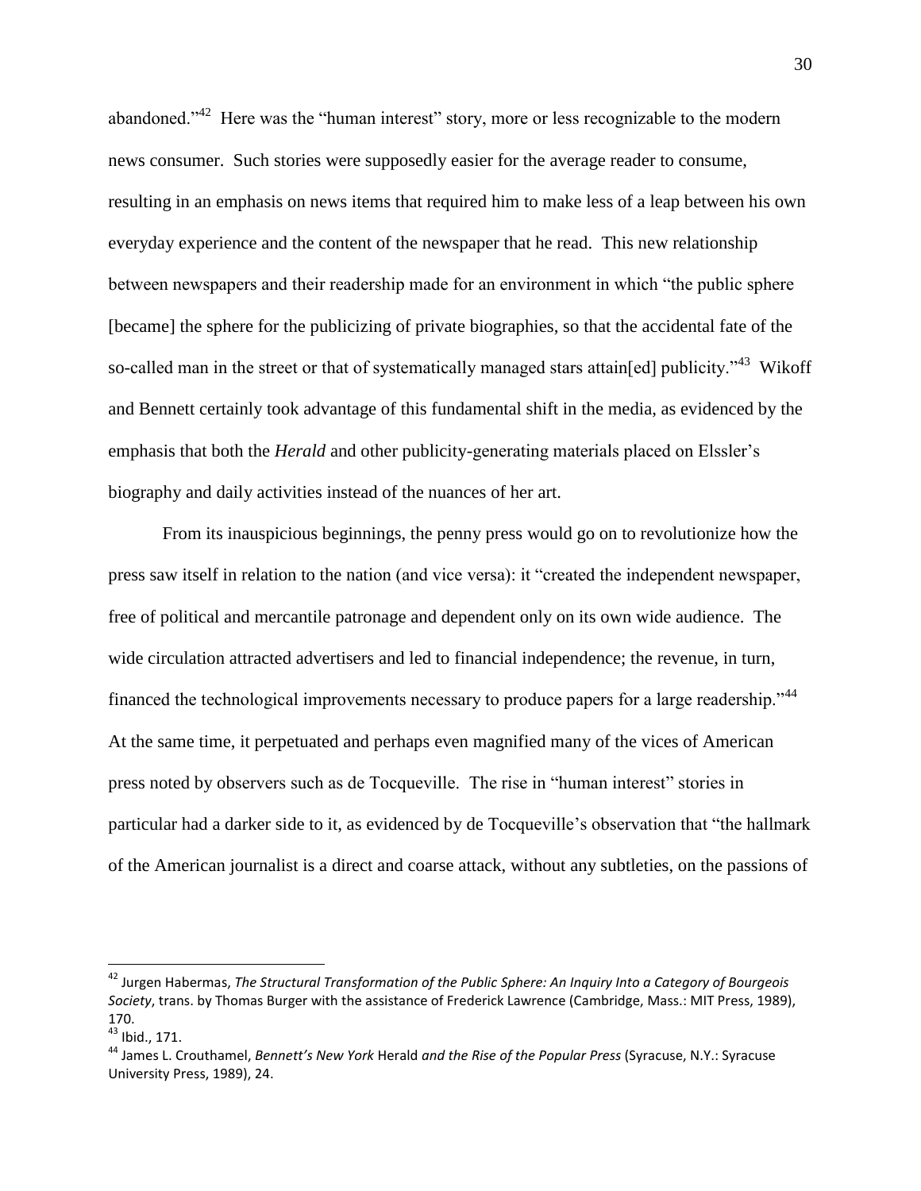abandoned."[42] Here was the "human interest" story, more or less recognizable to the modern news consumer. Such stories were supposedly easier for the average reader to consume, resulting in an emphasis on news items that required him to make less of a leap between his own everyday experience and the content of the newspaper that he read. This new relationship between newspapers and their readership made for an environment in which "the public sphere [became] the sphere for the publicizing of private biographies, so that the accidental fate of the so-called man in the street or that of systematically managed stars attain[ed] publicity."[43] Wikoff and Bennett certainly took advantage of this fundamental shift in the media, as evidenced by the emphasis that both the *Herald* and other publicity-generating materials placed on Elssler's biography and daily activities instead of the nuances of her art.

From its inauspicious beginnings, the penny press would go on to revolutionize how the press saw itself in relation to the nation (and vice versa): it "created the independent newspaper, free of political and mercantile patronage and dependent only on its own wide audience. The wide circulation attracted advertisers and led to financial independence; the revenue, in turn, financed the technological improvements necessary to produce papers for a large readership."[44] At the same time, it perpetuated and perhaps even magnified many of the vices of American press noted by observers such as de Tocqueville. The rise in "human interest" stories in particular had a darker side to it, as evidenced by de Tocqueville's observation that "the hallmark of the American journalist is a direct and coarse attack, without any subtleties, on the passions of

---

[42] Jurgen Habermas, *The Structural Transformation of the Public Sphere: An Inquiry Into a Category of Bourgeois Society*, trans. by Thomas Burger with the assistance of Frederick Lawrence (Cambridge, Mass.: MIT Press, 1989), 170.

[43] Ibid., 171.

[44] James L. Crouthamel, *Bennett's New York* Herald *and the Rise of the Popular Press* (Syracuse, N.Y.: Syracuse University Press, 1989), 24.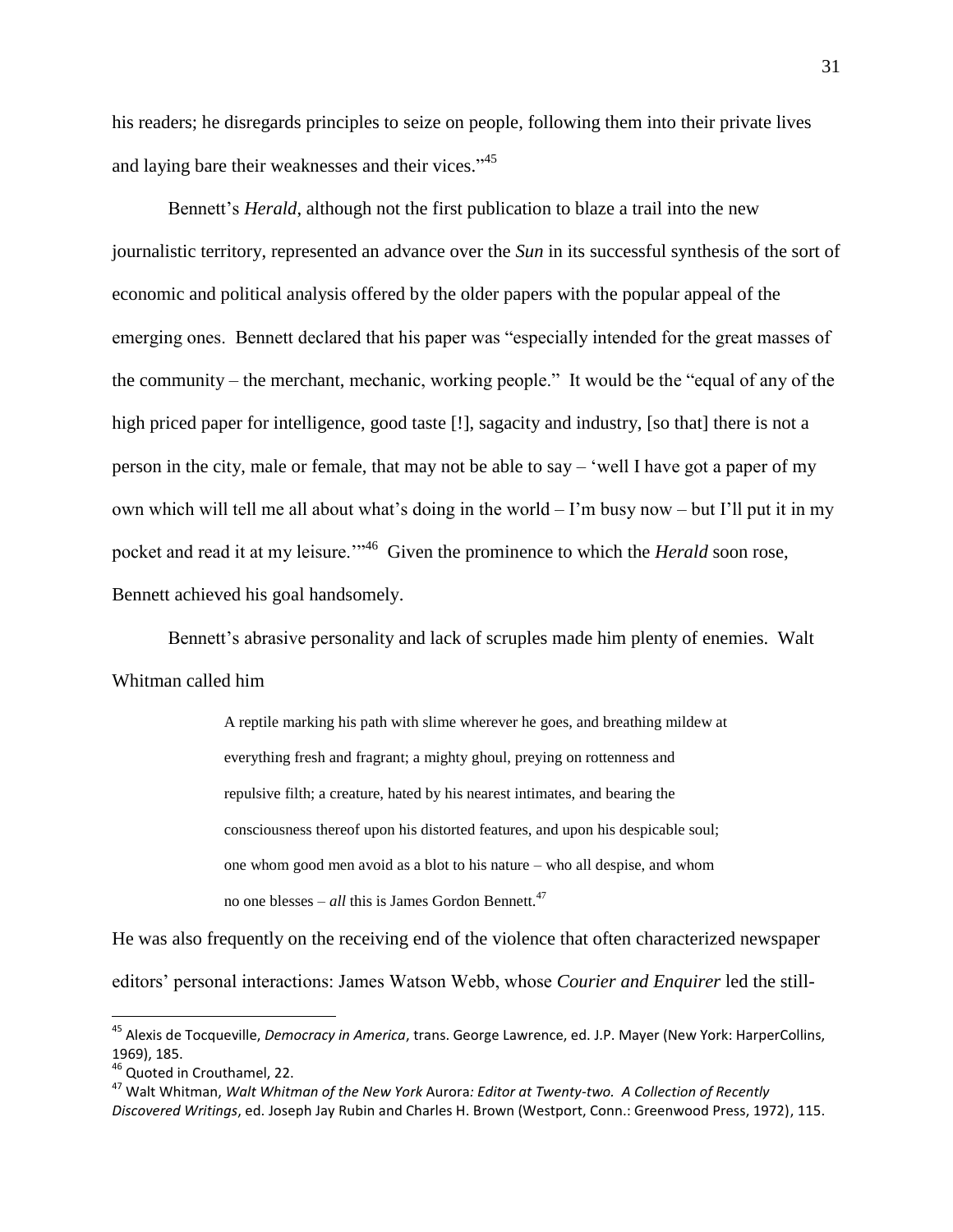his readers; he disregards principles to seize on people, following them into their private lives and laying bare their weaknesses and their vices."[45]

Bennett's *Herald*, although not the first publication to blaze a trail into the new journalistic territory, represented an advance over the *Sun* in its successful synthesis of the sort of economic and political analysis offered by the older papers with the popular appeal of the emerging ones. Bennett declared that his paper was "especially intended for the great masses of the community – the merchant, mechanic, working people." It would be the "equal of any of the high priced paper for intelligence, good taste [!], sagacity and industry, [so that] there is not a person in the city, male or female, that may not be able to say – 'well I have got a paper of my own which will tell me all about what's doing in the world – I'm busy now – but I'll put it in my pocket and read it at my leisure.'"[46] Given the prominence to which the *Herald* soon rose, Bennett achieved his goal handsomely.

Bennett's abrasive personality and lack of scruples made him plenty of enemies. Walt Whitman called him

> A reptile marking his path with slime wherever he goes, and breathing mildew at everything fresh and fragrant; a mighty ghoul, preying on rottenness and repulsive filth; a creature, hated by his nearest intimates, and bearing the consciousness thereof upon his distorted features, and upon his despicable soul; one whom good men avoid as a blot to his nature – who all despise, and whom no one blesses – *all* this is James Gordon Bennett.[47]

He was also frequently on the receiving end of the violence that often characterized newspaper editors' personal interactions: James Watson Webb, whose *Courier and Enquirer* led the still-

---

[45] Alexis de Tocqueville, *Democracy in America*, trans. George Lawrence, ed. J.P. Mayer (New York: HarperCollins, 1969), 185.

[46] Quoted in Crouthamel, 22.

[47] Walt Whitman, *Walt Whitman of the New York* Aurora*: Editor at Twenty-two. A Collection of Recently Discovered Writings*, ed. Joseph Jay Rubin and Charles H. Brown (Westport, Conn.: Greenwood Press, 1972), 115.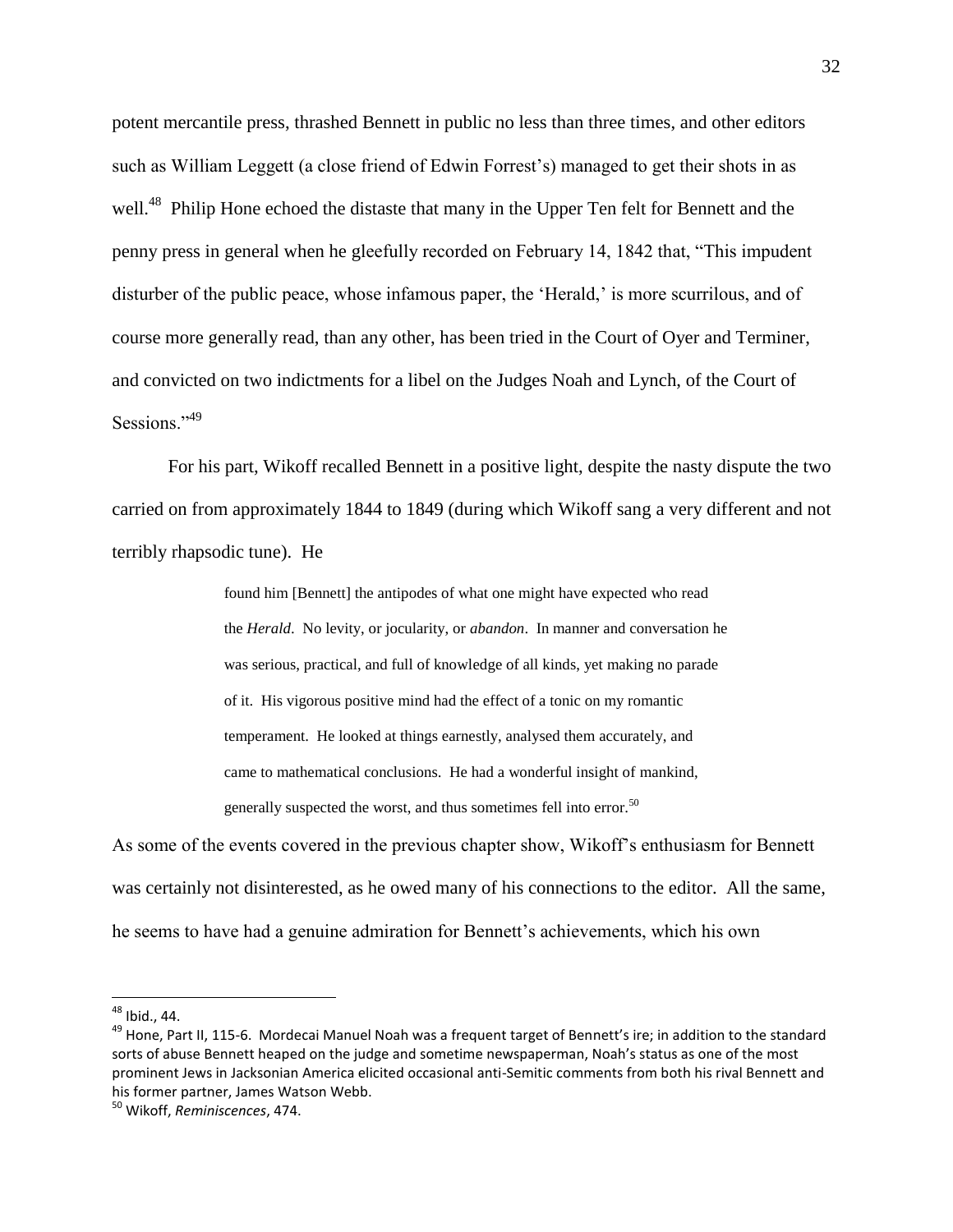potent mercantile press, thrashed Bennett in public no less than three times, and other editors such as William Leggett (a close friend of Edwin Forrest's) managed to get their shots in as well.[48] Philip Hone echoed the distaste that many in the Upper Ten felt for Bennett and the penny press in general when he gleefully recorded on February 14, 1842 that, "This impudent disturber of the public peace, whose infamous paper, the 'Herald,' is more scurrilous, and of course more generally read, than any other, has been tried in the Court of Oyer and Terminer, and convicted on two indictments for a libel on the Judges Noah and Lynch, of the Court of Sessions."[49]

For his part, Wikoff recalled Bennett in a positive light, despite the nasty dispute the two carried on from approximately 1844 to 1849 (during which Wikoff sang a very different and not terribly rhapsodic tune). He

> found him [Bennett] the antipodes of what one might have expected who read the *Herald*. No levity, or jocularity, or *abandon*. In manner and conversation he was serious, practical, and full of knowledge of all kinds, yet making no parade of it. His vigorous positive mind had the effect of a tonic on my romantic temperament. He looked at things earnestly, analysed them accurately, and came to mathematical conclusions. He had a wonderful insight of mankind, generally suspected the worst, and thus sometimes fell into error.[50]

As some of the events covered in the previous chapter show, Wikoff's enthusiasm for Bennett was certainly not disinterested, as he owed many of his connections to the editor. All the same, he seems to have had a genuine admiration for Bennett's achievements, which his own

---

[48] Ibid., 44.

[49] Hone, Part II, 115-6. Mordecai Manuel Noah was a frequent target of Bennett's ire; in addition to the standard sorts of abuse Bennett heaped on the judge and sometime newspaperman, Noah's status as one of the most prominent Jews in Jacksonian America elicited occasional anti-Semitic comments from both his rival Bennett and his former partner, James Watson Webb.

[50] Wikoff, *Reminiscences*, 474.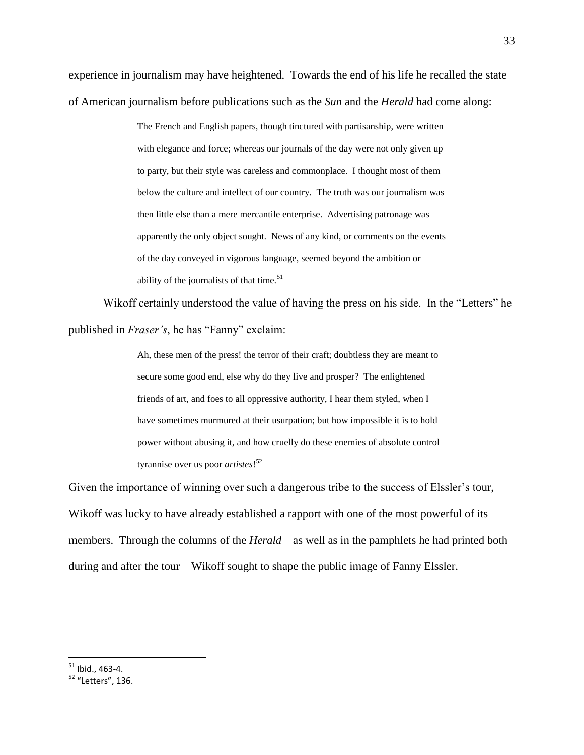experience in journalism may have heightened. Towards the end of his life he recalled the state of American journalism before publications such as the *Sun* and the *Herald* had come along:

> The French and English papers, though tinctured with partisanship, were written with elegance and force; whereas our journals of the day were not only given up to party, but their style was careless and commonplace. I thought most of them below the culture and intellect of our country. The truth was our journalism was then little else than a mere mercantile enterprise. Advertising patronage was apparently the only object sought. News of any kind, or comments on the events of the day conveyed in vigorous language, seemed beyond the ambition or ability of the journalists of that time.[51]

Wikoff certainly understood the value of having the press on his side. In the "Letters" he published in *Fraser's*, he has "Fanny" exclaim:

> Ah, these men of the press! the terror of their craft; doubtless they are meant to secure some good end, else why do they live and prosper? The enlightened friends of art, and foes to all oppressive authority, I hear them styled, when I have sometimes murmured at their usurpation; but how impossible it is to hold power without abusing it, and how cruelly do these enemies of absolute control tyrannise over us poor *artistes*![52]

Given the importance of winning over such a dangerous tribe to the success of Elssler's tour, Wikoff was lucky to have already established a rapport with one of the most powerful of its members. Through the columns of the *Herald* – as well as in the pamphlets he had printed both during and after the tour – Wikoff sought to shape the public image of Fanny Elssler.

---

[51] Ibid., 463-4.

[52] "Letters", 136.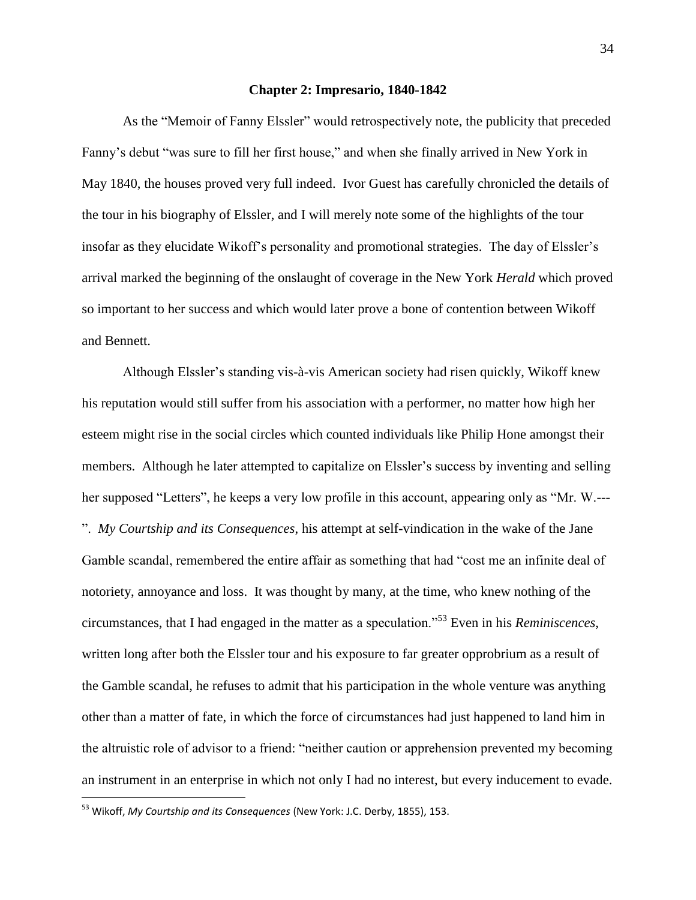## Chapter 2: Impresario, 1840-1842

As the "Memoir of Fanny Elssler" would retrospectively note, the publicity that preceded Fanny's debut "was sure to fill her first house," and when she finally arrived in New York in May 1840, the houses proved very full indeed. Ivor Guest has carefully chronicled the details of the tour in his biography of Elssler, and I will merely note some of the highlights of the tour insofar as they elucidate Wikoff's personality and promotional strategies. The day of Elssler's arrival marked the beginning of the onslaught of coverage in the New York *Herald* which proved so important to her success and which would later prove a bone of contention between Wikoff and Bennett.

Although Elssler's standing vis-à-vis American society had risen quickly, Wikoff knew his reputation would still suffer from his association with a performer, no matter how high her esteem might rise in the social circles which counted individuals like Philip Hone amongst their members. Although he later attempted to capitalize on Elssler's success by inventing and selling her supposed "Letters", he keeps a very low profile in this account, appearing only as "Mr. W.---". *My Courtship and its Consequences*, his attempt at self-vindication in the wake of the Jane Gamble scandal, remembered the entire affair as something that had "cost me an infinite deal of notoriety, annoyance and loss. It was thought by many, at the time, who knew nothing of the circumstances, that I had engaged in the matter as a speculation."[53] Even in his *Reminiscences*, written long after both the Elssler tour and his exposure to far greater opprobrium as a result of the Gamble scandal, he refuses to admit that his participation in the whole venture was anything other than a matter of fate, in which the force of circumstances had just happened to land him in the altruistic role of advisor to a friend: "neither caution or apprehension prevented my becoming an instrument in an enterprise in which not only I had no interest, but every inducement to evade.

[53] Wikoff, *My Courtship and its Consequences* (New York: J.C. Derby, 1855), 153.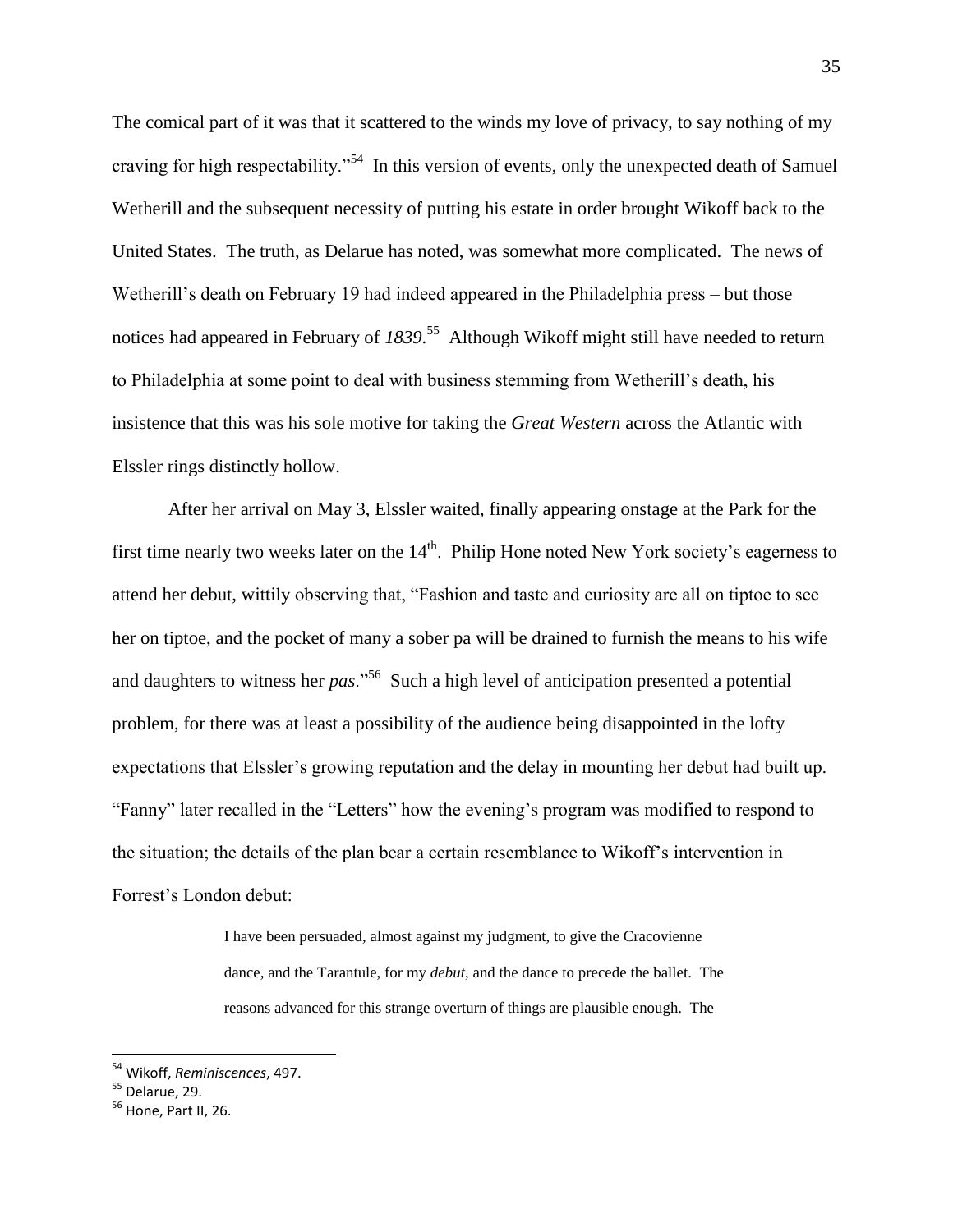The comical part of it was that it scattered to the winds my love of privacy, to say nothing of my craving for high respectability."[54] In this version of events, only the unexpected death of Samuel Wetherill and the subsequent necessity of putting his estate in order brought Wikoff back to the United States. The truth, as Delarue has noted, was somewhat more complicated. The news of Wetherill's death on February 19 had indeed appeared in the Philadelphia press – but those notices had appeared in February of *1839*.[55] Although Wikoff might still have needed to return to Philadelphia at some point to deal with business stemming from Wetherill's death, his insistence that this was his sole motive for taking the *Great Western* across the Atlantic with Elssler rings distinctly hollow.

After her arrival on May 3, Elssler waited, finally appearing onstage at the Park for the first time nearly two weeks later on the 14th. Philip Hone noted New York society's eagerness to attend her debut, wittily observing that, "Fashion and taste and curiosity are all on tiptoe to see her on tiptoe, and the pocket of many a sober pa will be drained to furnish the means to his wife and daughters to witness her *pas*."[56] Such a high level of anticipation presented a potential problem, for there was at least a possibility of the audience being disappointed in the lofty expectations that Elssler's growing reputation and the delay in mounting her debut had built up. "Fanny" later recalled in the "Letters" how the evening's program was modified to respond to the situation; the details of the plan bear a certain resemblance to Wikoff's intervention in Forrest's London debut:

> I have been persuaded, almost against my judgment, to give the Cracovienne dance, and the Tarantule, for my *debut*, and the dance to precede the ballet. The reasons advanced for this strange overturn of things are plausible enough. The

---

[54] Wikoff, *Reminiscences*, 497.

[55] Delarue, 29.

[56] Hone, Part II, 26.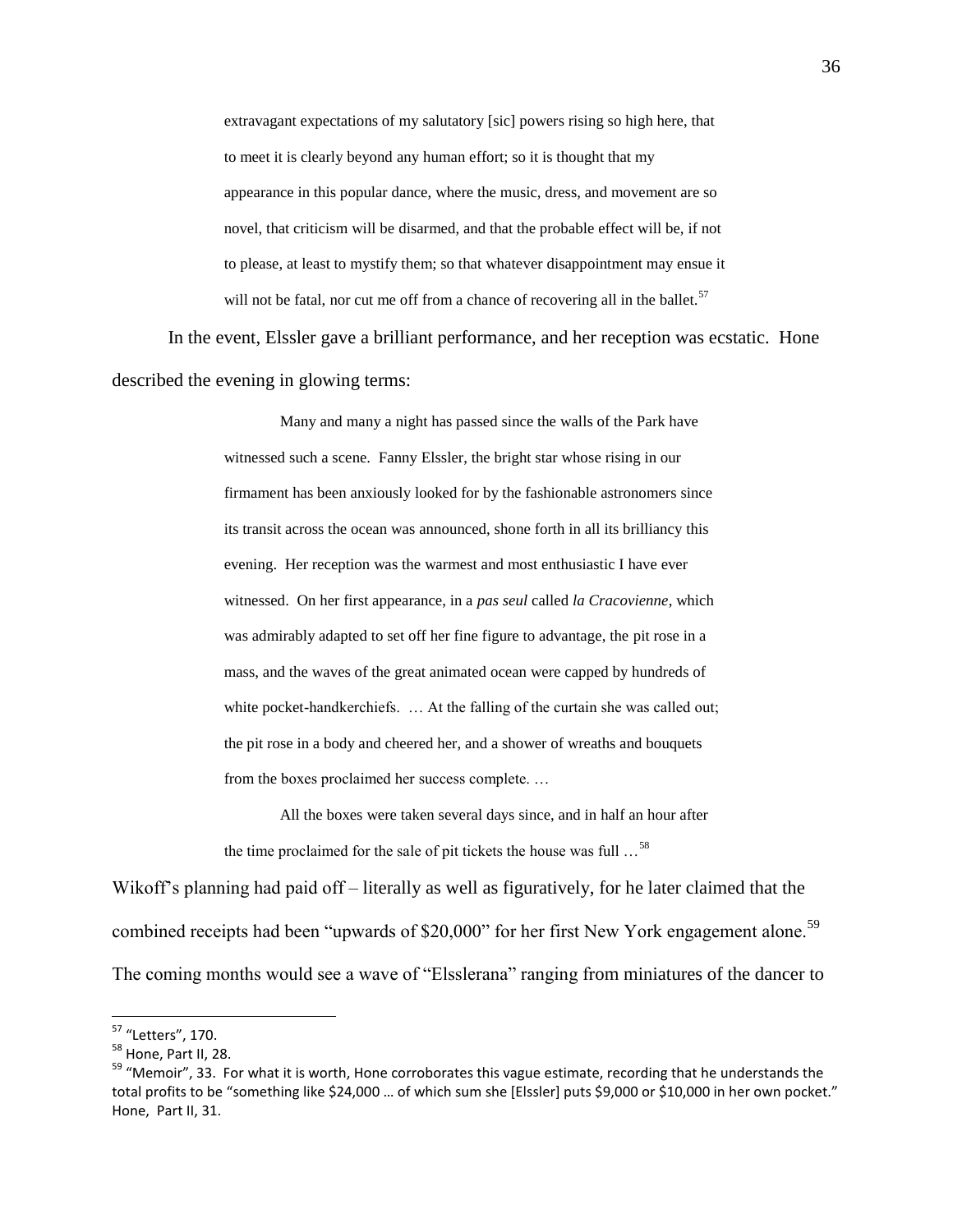> extravagant expectations of my salutatory [sic] powers rising so high here, that to meet it is clearly beyond any human effort; so it is thought that my appearance in this popular dance, where the music, dress, and movement are so novel, that criticism will be disarmed, and that the probable effect will be, if not to please, at least to mystify them; so that whatever disappointment may ensue it will not be fatal, nor cut me off from a chance of recovering all in the ballet.[57]

In the event, Elssler gave a brilliant performance, and her reception was ecstatic. Hone described the evening in glowing terms:

> Many and many a night has passed since the walls of the Park have witnessed such a scene. Fanny Elssler, the bright star whose rising in our firmament has been anxiously looked for by the fashionable astronomers since its transit across the ocean was announced, shone forth in all its brilliancy this evening. Her reception was the warmest and most enthusiastic I have ever witnessed. On her first appearance, in a *pas seul* called *la Cracovienne*, which was admirably adapted to set off her fine figure to advantage, the pit rose in a mass, and the waves of the great animated ocean were capped by hundreds of white pocket-handkerchiefs. … At the falling of the curtain she was called out; the pit rose in a body and cheered her, and a shower of wreaths and bouquets from the boxes proclaimed her success complete. …
>
> All the boxes were taken several days since, and in half an hour after the time proclaimed for the sale of pit tickets the house was full …[58]

Wikoff's planning had paid off – literally as well as figuratively, for he later claimed that the combined receipts had been "upwards of $20,000" for her first New York engagement alone.[59] The coming months would see a wave of "Elsslerana" ranging from miniatures of the dancer to

---

[57] "Letters", 170.

[58] Hone, Part II, 28.

[59] "Memoir", 33. For what it is worth, Hone corroborates this vague estimate, recording that he understands the total profits to be "something like $24,000 … of which sum she [Elssler] puts $9,000 or $10,000 in her own pocket." Hone, Part II, 31.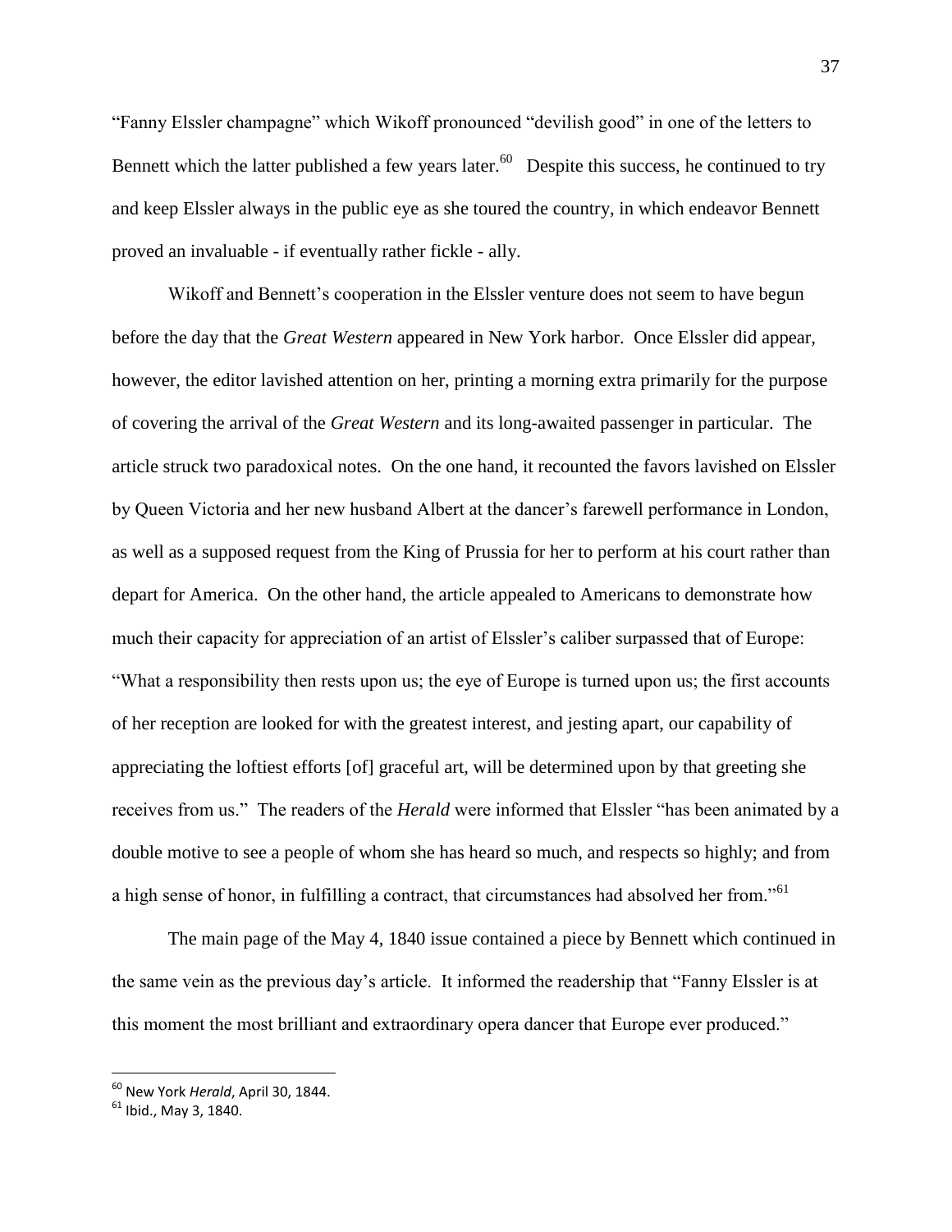"Fanny Elssler champagne" which Wikoff pronounced "devilish good" in one of the letters to Bennett which the latter published a few years later.[60] Despite this success, he continued to try and keep Elssler always in the public eye as she toured the country, in which endeavor Bennett proved an invaluable - if eventually rather fickle - ally.

Wikoff and Bennett's cooperation in the Elssler venture does not seem to have begun before the day that the *Great Western* appeared in New York harbor. Once Elssler did appear, however, the editor lavished attention on her, printing a morning extra primarily for the purpose of covering the arrival of the *Great Western* and its long-awaited passenger in particular. The article struck two paradoxical notes. On the one hand, it recounted the favors lavished on Elssler by Queen Victoria and her new husband Albert at the dancer's farewell performance in London, as well as a supposed request from the King of Prussia for her to perform at his court rather than depart for America. On the other hand, the article appealed to Americans to demonstrate how much their capacity for appreciation of an artist of Elssler's caliber surpassed that of Europe: "What a responsibility then rests upon us; the eye of Europe is turned upon us; the first accounts of her reception are looked for with the greatest interest, and jesting apart, our capability of appreciating the loftiest efforts [of] graceful art, will be determined upon by that greeting she receives from us." The readers of the *Herald* were informed that Elssler "has been animated by a double motive to see a people of whom she has heard so much, and respects so highly; and from a high sense of honor, in fulfilling a contract, that circumstances had absolved her from."[61]

The main page of the May 4, 1840 issue contained a piece by Bennett which continued in the same vein as the previous day's article. It informed the readership that "Fanny Elssler is at this moment the most brilliant and extraordinary opera dancer that Europe ever produced."

---

[60] New York *Herald*, April 30, 1844.

[61] Ibid., May 3, 1840.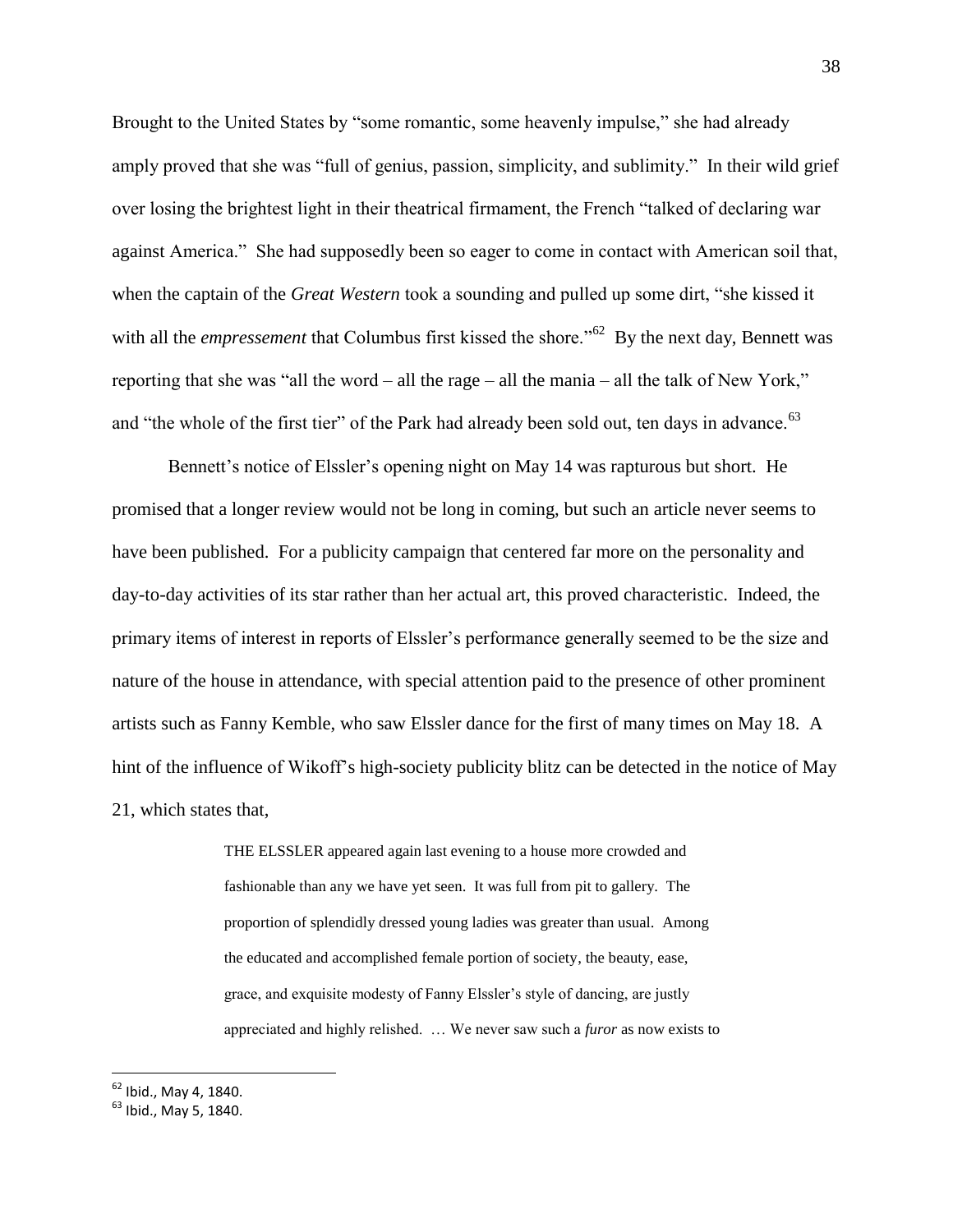Brought to the United States by "some romantic, some heavenly impulse," she had already amply proved that she was "full of genius, passion, simplicity, and sublimity." In their wild grief over losing the brightest light in their theatrical firmament, the French "talked of declaring war against America." She had supposedly been so eager to come in contact with American soil that, when the captain of the *Great Western* took a sounding and pulled up some dirt, "she kissed it with all the *empressement* that Columbus first kissed the shore."[62] By the next day, Bennett was reporting that she was "all the word – all the rage – all the mania – all the talk of New York," and "the whole of the first tier" of the Park had already been sold out, ten days in advance.[63]

Bennett's notice of Elssler's opening night on May 14 was rapturous but short. He promised that a longer review would not be long in coming, but such an article never seems to have been published. For a publicity campaign that centered far more on the personality and day-to-day activities of its star rather than her actual art, this proved characteristic. Indeed, the primary items of interest in reports of Elssler's performance generally seemed to be the size and nature of the house in attendance, with special attention paid to the presence of other prominent artists such as Fanny Kemble, who saw Elssler dance for the first of many times on May 18. A hint of the influence of Wikoff's high-society publicity blitz can be detected in the notice of May 21, which states that,

> THE ELSSLER appeared again last evening to a house more crowded and fashionable than any we have yet seen. It was full from pit to gallery. The proportion of splendidly dressed young ladies was greater than usual. Among the educated and accomplished female portion of society, the beauty, ease, grace, and exquisite modesty of Fanny Elssler's style of dancing, are justly appreciated and highly relished. … We never saw such a *furor* as now exists to

[62] Ibid., May 4, 1840.

[63] Ibid., May 5, 1840.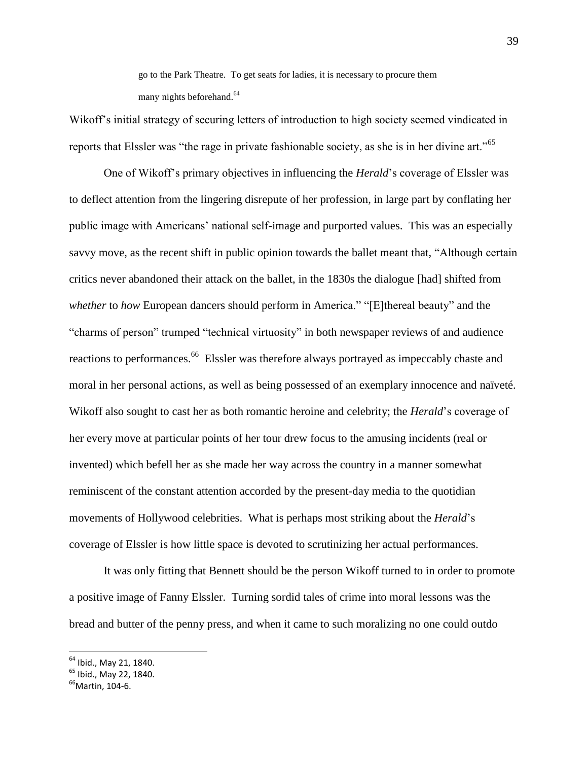> go to the Park Theatre. To get seats for ladies, it is necessary to procure them many nights beforehand.[64]

Wikoff's initial strategy of securing letters of introduction to high society seemed vindicated in reports that Elssler was "the rage in private fashionable society, as she is in her divine art."[65]

One of Wikoff's primary objectives in influencing the *Herald*'s coverage of Elssler was to deflect attention from the lingering disrepute of her profession, in large part by conflating her public image with Americans' national self-image and purported values. This was an especially savvy move, as the recent shift in public opinion towards the ballet meant that, "Although certain critics never abandoned their attack on the ballet, in the 1830s the dialogue [had] shifted from *whether* to *how* European dancers should perform in America." "[E]thereal beauty" and the "charms of person" trumped "technical virtuosity" in both newspaper reviews of and audience reactions to performances.[66] Elssler was therefore always portrayed as impeccably chaste and moral in her personal actions, as well as being possessed of an exemplary innocence and naïveté. Wikoff also sought to cast her as both romantic heroine and celebrity; the *Herald*'s coverage of her every move at particular points of her tour drew focus to the amusing incidents (real or invented) which befell her as she made her way across the country in a manner somewhat reminiscent of the constant attention accorded by the present-day media to the quotidian movements of Hollywood celebrities. What is perhaps most striking about the *Herald*'s coverage of Elssler is how little space is devoted to scrutinizing her actual performances.

It was only fitting that Bennett should be the person Wikoff turned to in order to promote a positive image of Fanny Elssler. Turning sordid tales of crime into moral lessons was the bread and butter of the penny press, and when it came to such moralizing no one could outdo

---

[64] Ibid., May 21, 1840.

[65] Ibid., May 22, 1840.

[66] Martin, 104-6.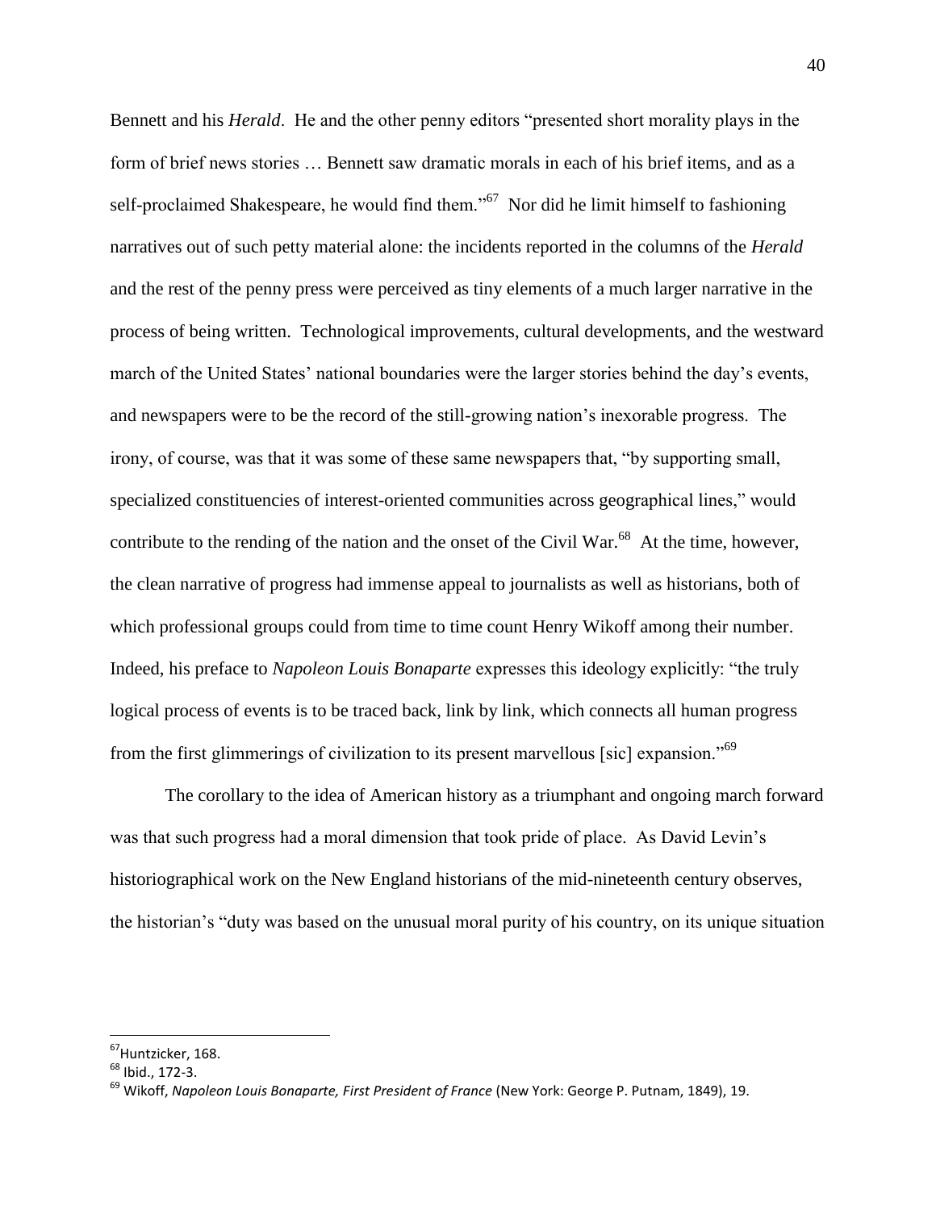Bennett and his *Herald*. He and the other penny editors "presented short morality plays in the form of brief news stories … Bennett saw dramatic morals in each of his brief items, and as a self-proclaimed Shakespeare, he would find them."[67] Nor did he limit himself to fashioning narratives out of such petty material alone: the incidents reported in the columns of the *Herald* and the rest of the penny press were perceived as tiny elements of a much larger narrative in the process of being written. Technological improvements, cultural developments, and the westward march of the United States' national boundaries were the larger stories behind the day's events, and newspapers were to be the record of the still-growing nation's inexorable progress. The irony, of course, was that it was some of these same newspapers that, "by supporting small, specialized constituencies of interest-oriented communities across geographical lines," would contribute to the rending of the nation and the onset of the Civil War.[68] At the time, however, the clean narrative of progress had immense appeal to journalists as well as historians, both of which professional groups could from time to time count Henry Wikoff among their number. Indeed, his preface to *Napoleon Louis Bonaparte* expresses this ideology explicitly: "the truly logical process of events is to be traced back, link by link, which connects all human progress from the first glimmerings of civilization to its present marvellous [sic] expansion."[69]

The corollary to the idea of American history as a triumphant and ongoing march forward was that such progress had a moral dimension that took pride of place. As David Levin's historiographical work on the New England historians of the mid-nineteenth century observes, the historian's "duty was based on the unusual moral purity of his country, on its unique situation

---

[67] Huntzicker, 168.

[68] Ibid., 172-3.

[69] Wikoff, *Napoleon Louis Bonaparte, First President of France* (New York: George P. Putnam, 1849), 19.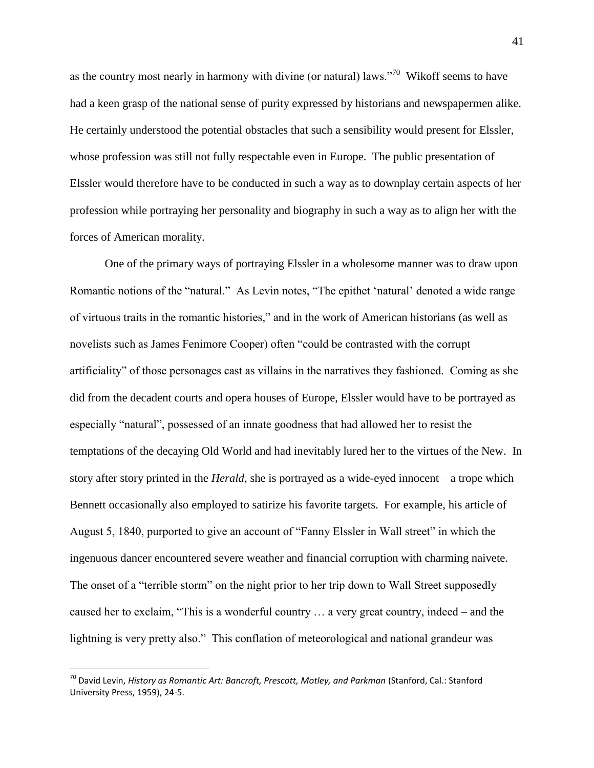as the country most nearly in harmony with divine (or natural) laws."[70] Wikoff seems to have had a keen grasp of the national sense of purity expressed by historians and newspapermen alike. He certainly understood the potential obstacles that such a sensibility would present for Elssler, whose profession was still not fully respectable even in Europe. The public presentation of Elssler would therefore have to be conducted in such a way as to downplay certain aspects of her profession while portraying her personality and biography in such a way as to align her with the forces of American morality.

One of the primary ways of portraying Elssler in a wholesome manner was to draw upon Romantic notions of the "natural." As Levin notes, "The epithet 'natural' denoted a wide range of virtuous traits in the romantic histories," and in the work of American historians (as well as novelists such as James Fenimore Cooper) often "could be contrasted with the corrupt artificiality" of those personages cast as villains in the narratives they fashioned. Coming as she did from the decadent courts and opera houses of Europe, Elssler would have to be portrayed as especially "natural", possessed of an innate goodness that had allowed her to resist the temptations of the decaying Old World and had inevitably lured her to the virtues of the New. In story after story printed in the *Herald*, she is portrayed as a wide-eyed innocent – a trope which Bennett occasionally also employed to satirize his favorite targets. For example, his article of August 5, 1840, purported to give an account of "Fanny Elssler in Wall street" in which the ingenuous dancer encountered severe weather and financial corruption with charming naivete. The onset of a "terrible storm" on the night prior to her trip down to Wall Street supposedly caused her to exclaim, "This is a wonderful country … a very great country, indeed – and the lightning is very pretty also." This conflation of meteorological and national grandeur was

---

[70] David Levin, *History as Romantic Art: Bancroft, Prescott, Motley, and Parkman* (Stanford, Cal.: Stanford University Press, 1959), 24-5.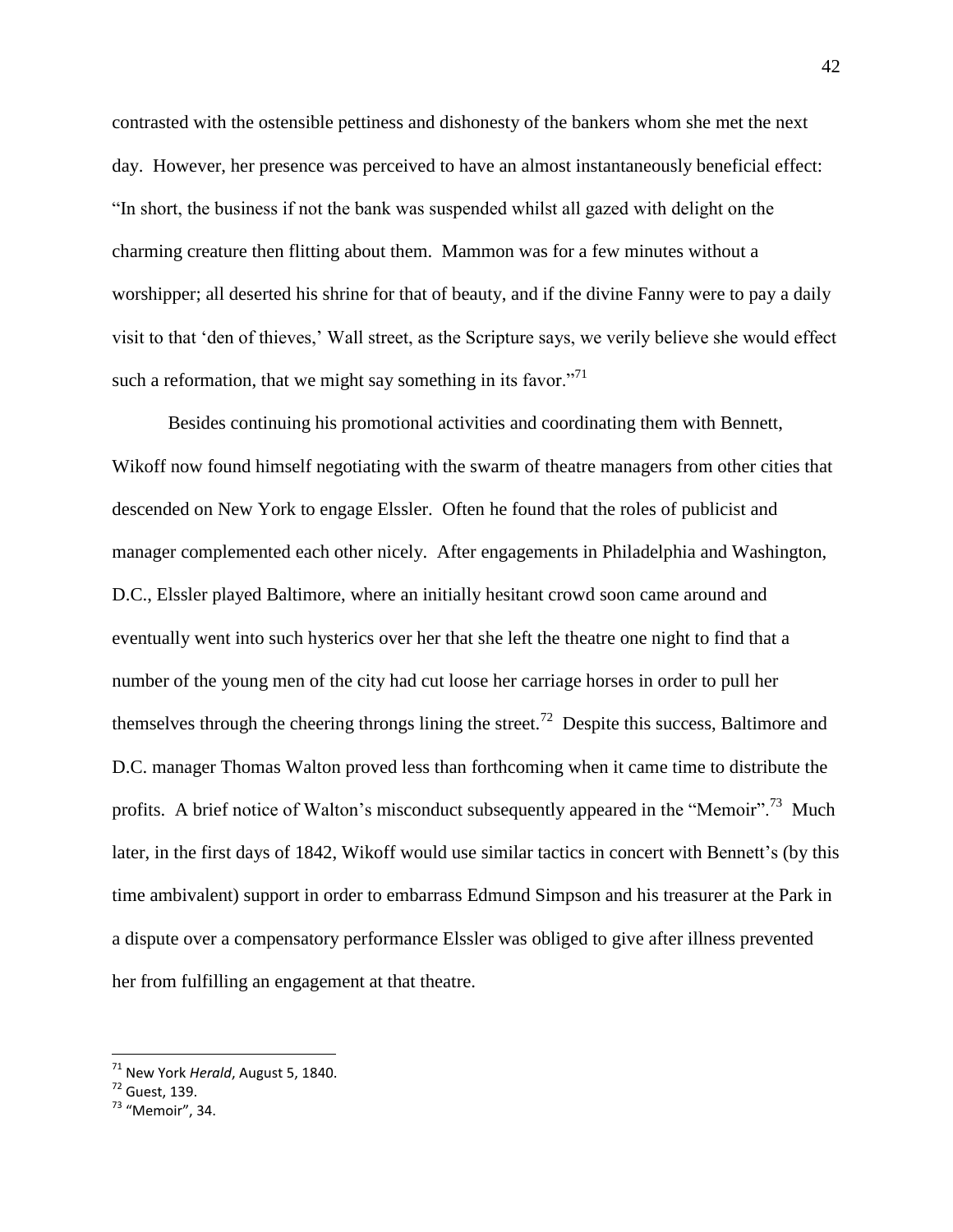contrasted with the ostensible pettiness and dishonesty of the bankers whom she met the next day. However, her presence was perceived to have an almost instantaneously beneficial effect: "In short, the business if not the bank was suspended whilst all gazed with delight on the charming creature then flitting about them. Mammon was for a few minutes without a worshipper; all deserted his shrine for that of beauty, and if the divine Fanny were to pay a daily visit to that 'den of thieves,' Wall street, as the Scripture says, we verily believe she would effect such a reformation, that we might say something in its favor."[71]

Besides continuing his promotional activities and coordinating them with Bennett, Wikoff now found himself negotiating with the swarm of theatre managers from other cities that descended on New York to engage Elssler. Often he found that the roles of publicist and manager complemented each other nicely. After engagements in Philadelphia and Washington, D.C., Elssler played Baltimore, where an initially hesitant crowd soon came around and eventually went into such hysterics over her that she left the theatre one night to find that a number of the young men of the city had cut loose her carriage horses in order to pull her themselves through the cheering throngs lining the street.[72] Despite this success, Baltimore and D.C. manager Thomas Walton proved less than forthcoming when it came time to distribute the profits. A brief notice of Walton's misconduct subsequently appeared in the "Memoir".[73] Much later, in the first days of 1842, Wikoff would use similar tactics in concert with Bennett's (by this time ambivalent) support in order to embarrass Edmund Simpson and his treasurer at the Park in a dispute over a compensatory performance Elssler was obliged to give after illness prevented her from fulfilling an engagement at that theatre.

---

[71] New York *Herald*, August 5, 1840.

[72] Guest, 139.

[73] "Memoir", 34.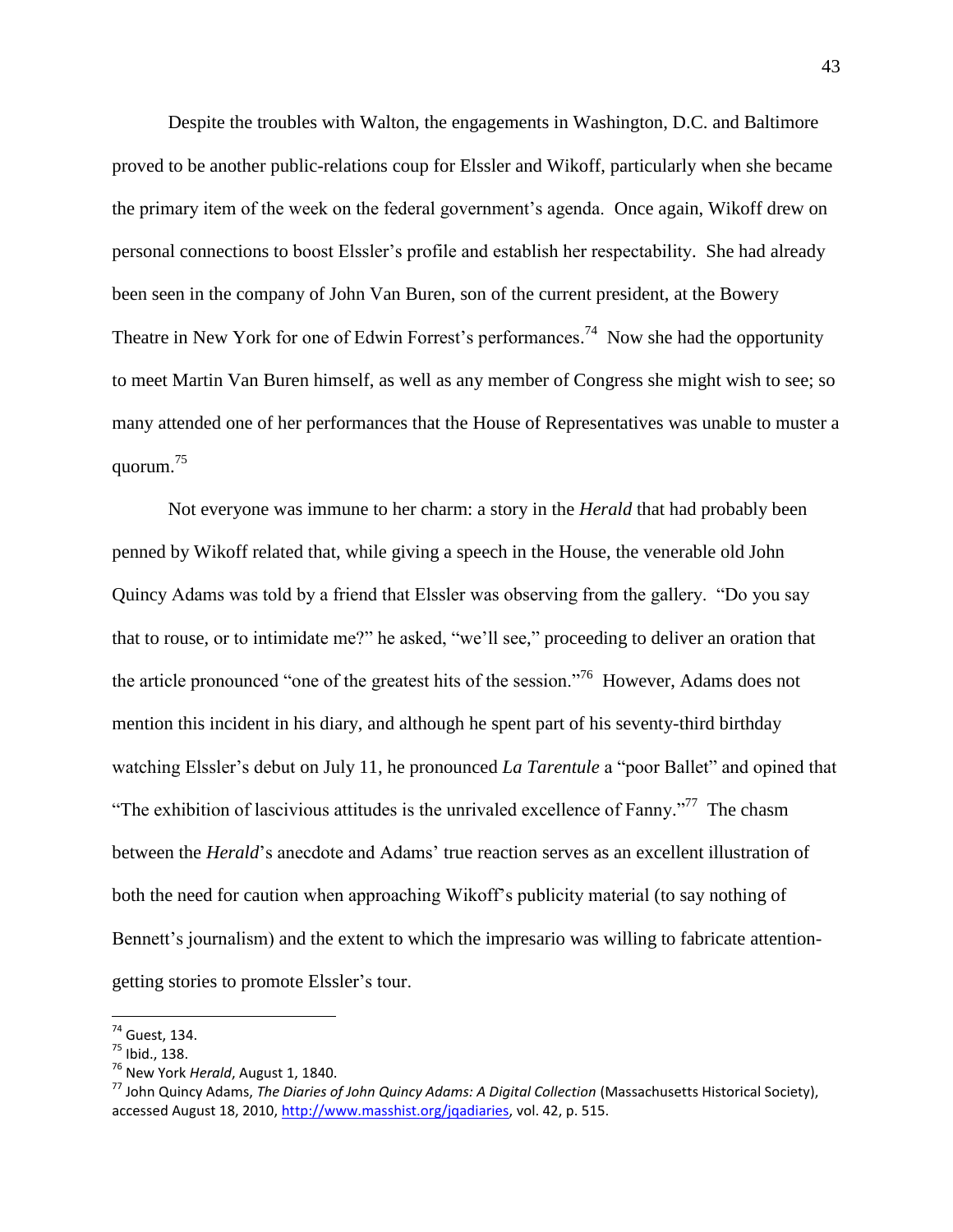Despite the troubles with Walton, the engagements in Washington, D.C. and Baltimore proved to be another public-relations coup for Elssler and Wikoff, particularly when she became the primary item of the week on the federal government's agenda. Once again, Wikoff drew on personal connections to boost Elssler's profile and establish her respectability. She had already been seen in the company of John Van Buren, son of the current president, at the Bowery Theatre in New York for one of Edwin Forrest's performances.[74] Now she had the opportunity to meet Martin Van Buren himself, as well as any member of Congress she might wish to see; so many attended one of her performances that the House of Representatives was unable to muster a quorum.[75]

Not everyone was immune to her charm: a story in the *Herald* that had probably been penned by Wikoff related that, while giving a speech in the House, the venerable old John Quincy Adams was told by a friend that Elssler was observing from the gallery. "Do you say that to rouse, or to intimidate me?" he asked, "we'll see," proceeding to deliver an oration that the article pronounced "one of the greatest hits of the session."[76] However, Adams does not mention this incident in his diary, and although he spent part of his seventy-third birthday watching Elssler's debut on July 11, he pronounced *La Tarentule* a "poor Ballet" and opined that "The exhibition of lascivious attitudes is the unrivaled excellence of Fanny."[77] The chasm between the *Herald*'s anecdote and Adams' true reaction serves as an excellent illustration of both the need for caution when approaching Wikoff's publicity material (to say nothing of Bennett's journalism) and the extent to which the impresario was willing to fabricate attention-getting stories to promote Elssler's tour.

---

[74] Guest, 134.

[75] Ibid., 138.

[76] New York *Herald*, August 1, 1840.

[77] John Quincy Adams, *The Diaries of John Quincy Adams: A Digital Collection* (Massachusetts Historical Society), accessed August 18, 2010, http://www.masshist.org/jqadiaries, vol. 42, p. 515.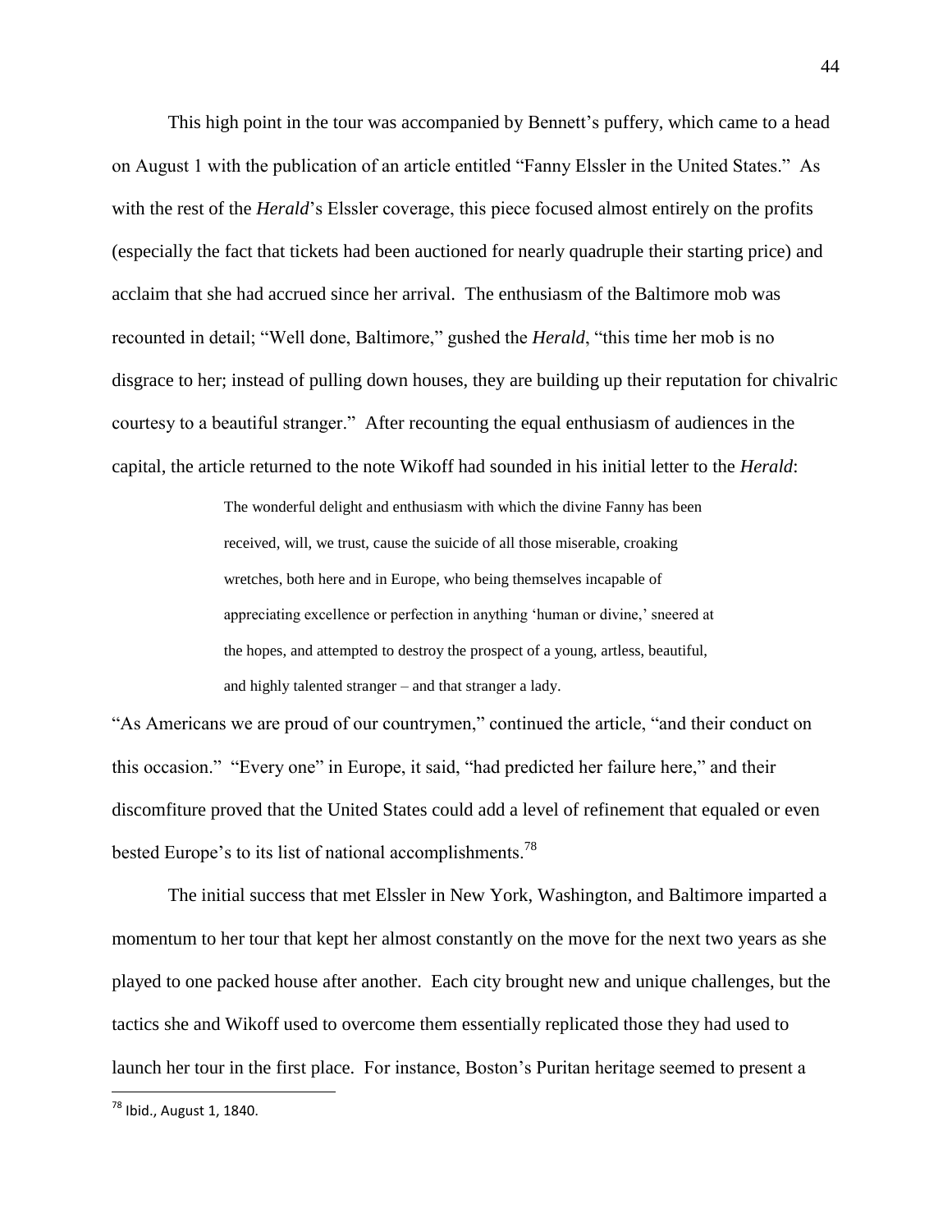This high point in the tour was accompanied by Bennett's puffery, which came to a head on August 1 with the publication of an article entitled "Fanny Elssler in the United States." As with the rest of the *Herald*'s Elssler coverage, this piece focused almost entirely on the profits (especially the fact that tickets had been auctioned for nearly quadruple their starting price) and acclaim that she had accrued since her arrival. The enthusiasm of the Baltimore mob was recounted in detail; "Well done, Baltimore," gushed the *Herald*, "this time her mob is no disgrace to her; instead of pulling down houses, they are building up their reputation for chivalric courtesy to a beautiful stranger." After recounting the equal enthusiasm of audiences in the capital, the article returned to the note Wikoff had sounded in his initial letter to the *Herald*:

> The wonderful delight and enthusiasm with which the divine Fanny has been received, will, we trust, cause the suicide of all those miserable, croaking wretches, both here and in Europe, who being themselves incapable of appreciating excellence or perfection in anything 'human or divine,' sneered at the hopes, and attempted to destroy the prospect of a young, artless, beautiful, and highly talented stranger – and that stranger a lady.

"As Americans we are proud of our countrymen," continued the article, "and their conduct on this occasion." "Every one" in Europe, it said, "had predicted her failure here," and their discomfiture proved that the United States could add a level of refinement that equaled or even bested Europe's to its list of national accomplishments.[78]

The initial success that met Elssler in New York, Washington, and Baltimore imparted a momentum to her tour that kept her almost constantly on the move for the next two years as she played to one packed house after another. Each city brought new and unique challenges, but the tactics she and Wikoff used to overcome them essentially replicated those they had used to launch her tour in the first place. For instance, Boston's Puritan heritage seemed to present a

[78] Ibid., August 1, 1840.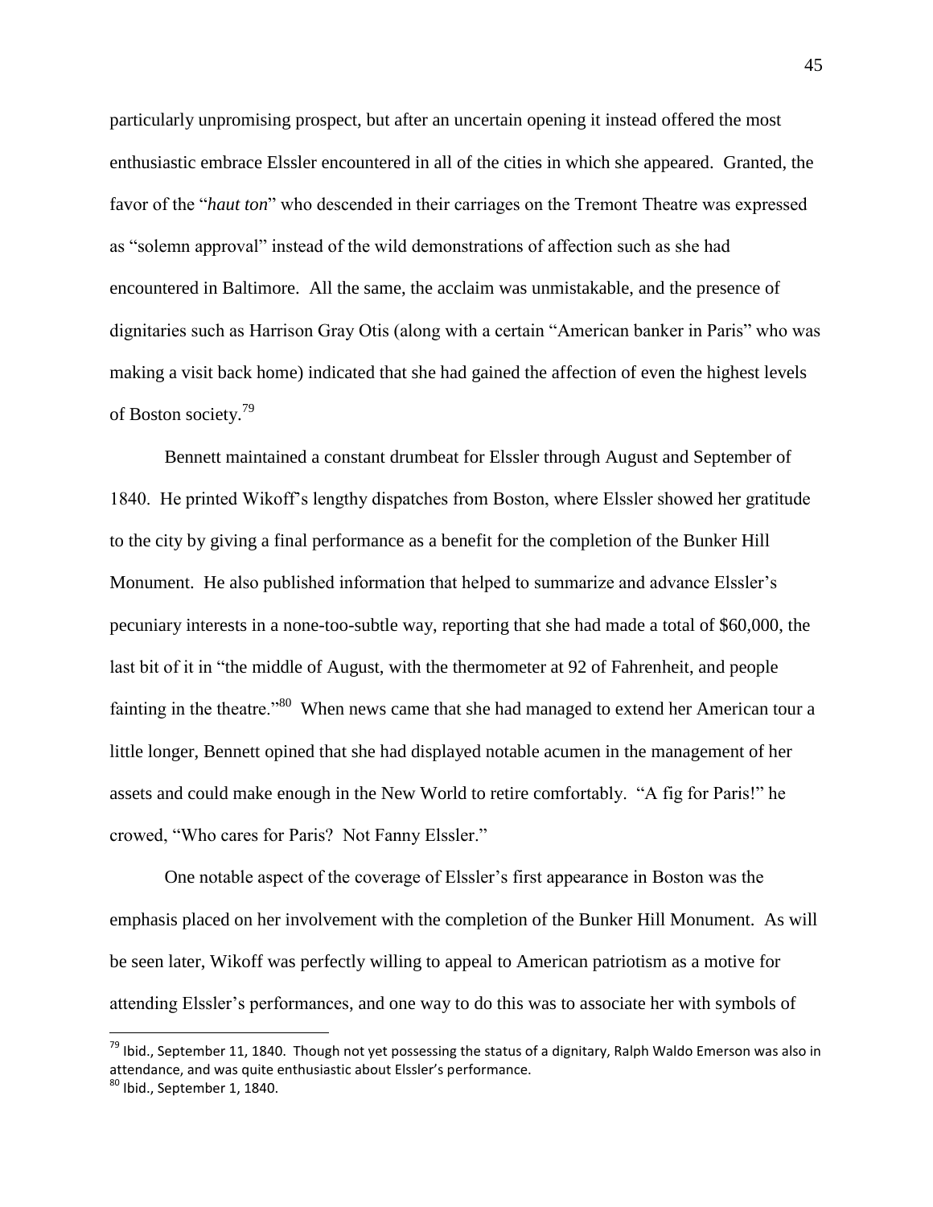particularly unpromising prospect, but after an uncertain opening it instead offered the most enthusiastic embrace Elssler encountered in all of the cities in which she appeared. Granted, the favor of the "*haut ton*" who descended in their carriages on the Tremont Theatre was expressed as "solemn approval" instead of the wild demonstrations of affection such as she had encountered in Baltimore. All the same, the acclaim was unmistakable, and the presence of dignitaries such as Harrison Gray Otis (along with a certain "American banker in Paris" who was making a visit back home) indicated that she had gained the affection of even the highest levels of Boston society.[79]

Bennett maintained a constant drumbeat for Elssler through August and September of 1840. He printed Wikoff's lengthy dispatches from Boston, where Elssler showed her gratitude to the city by giving a final performance as a benefit for the completion of the Bunker Hill Monument. He also published information that helped to summarize and advance Elssler's pecuniary interests in a none-too-subtle way, reporting that she had made a total of $60,000, the last bit of it in "the middle of August, with the thermometer at 92 of Fahrenheit, and people fainting in the theatre."[80] When news came that she had managed to extend her American tour a little longer, Bennett opined that she had displayed notable acumen in the management of her assets and could make enough in the New World to retire comfortably. "A fig for Paris!" he crowed, "Who cares for Paris? Not Fanny Elssler."

One notable aspect of the coverage of Elssler's first appearance in Boston was the emphasis placed on her involvement with the completion of the Bunker Hill Monument. As will be seen later, Wikoff was perfectly willing to appeal to American patriotism as a motive for attending Elssler's performances, and one way to do this was to associate her with symbols of

---

[79] Ibid., September 11, 1840. Though not yet possessing the status of a dignitary, Ralph Waldo Emerson was also in attendance, and was quite enthusiastic about Elssler's performance.

[80] Ibid., September 1, 1840.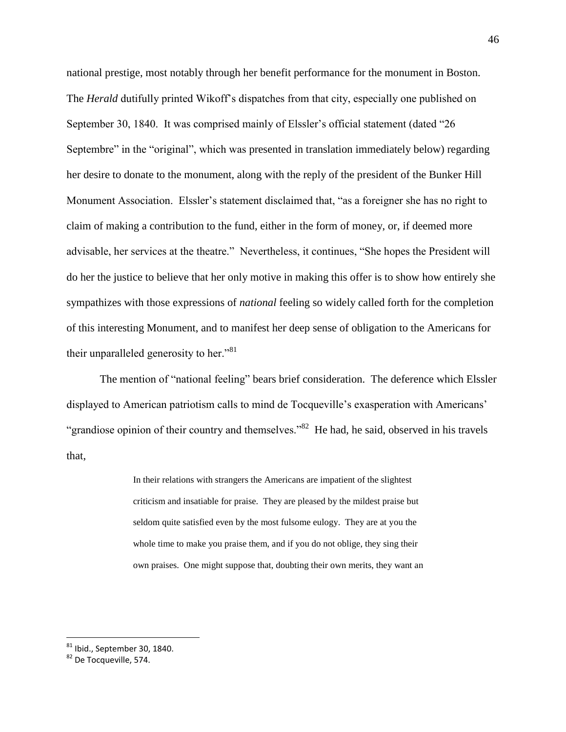national prestige, most notably through her benefit performance for the monument in Boston. The *Herald* dutifully printed Wikoff's dispatches from that city, especially one published on September 30, 1840. It was comprised mainly of Elssler's official statement (dated "26 Septembre" in the "original", which was presented in translation immediately below) regarding her desire to donate to the monument, along with the reply of the president of the Bunker Hill Monument Association. Elssler's statement disclaimed that, "as a foreigner she has no right to claim of making a contribution to the fund, either in the form of money, or, if deemed more advisable, her services at the theatre." Nevertheless, it continues, "She hopes the President will do her the justice to believe that her only motive in making this offer is to show how entirely she sympathizes with those expressions of *national* feeling so widely called forth for the completion of this interesting Monument, and to manifest her deep sense of obligation to the Americans for their unparalleled generosity to her."[81]

The mention of "national feeling" bears brief consideration. The deference which Elssler displayed to American patriotism calls to mind de Tocqueville's exasperation with Americans' "grandiose opinion of their country and themselves."[82] He had, he said, observed in his travels that,

> In their relations with strangers the Americans are impatient of the slightest criticism and insatiable for praise. They are pleased by the mildest praise but seldom quite satisfied even by the most fulsome eulogy. They are at you the whole time to make you praise them, and if you do not oblige, they sing their own praises. One might suppose that, doubting their own merits, they want an

[81] Ibid., September 30, 1840.
[82] De Tocqueville, 574.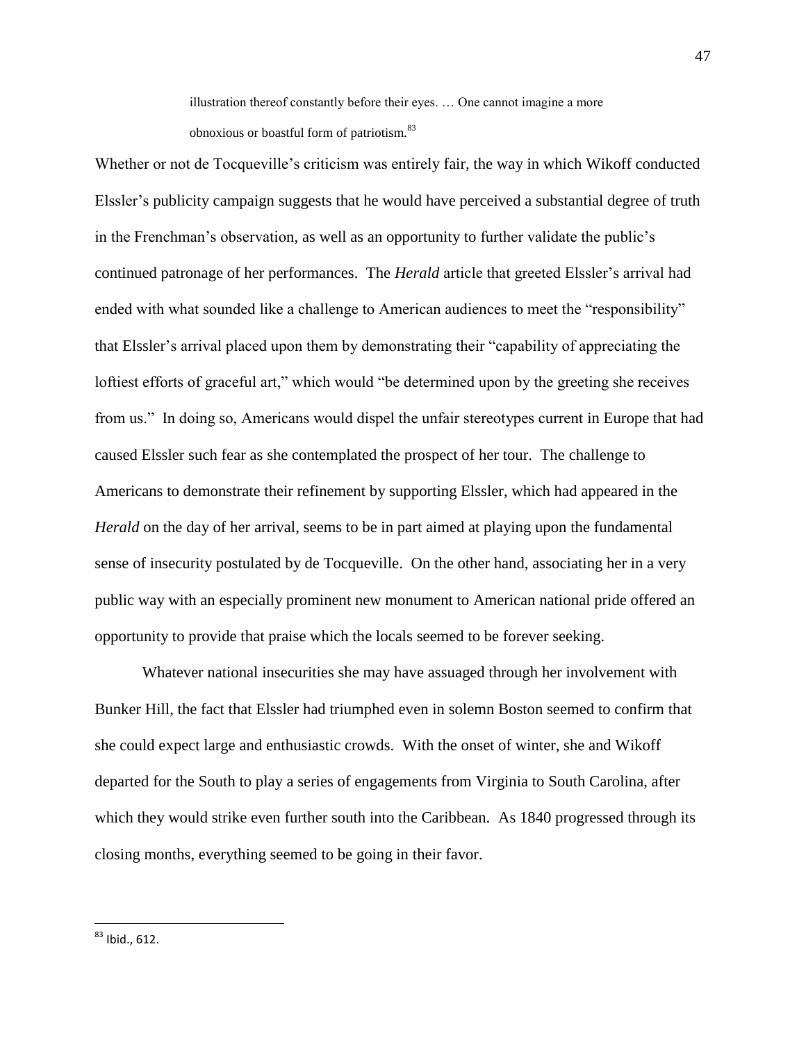> illustration thereof constantly before their eyes. … One cannot imagine a more obnoxious or boastful form of patriotism.[83]

Whether or not de Tocqueville's criticism was entirely fair, the way in which Wikoff conducted Elssler's publicity campaign suggests that he would have perceived a substantial degree of truth in the Frenchman's observation, as well as an opportunity to further validate the public's continued patronage of her performances. The *Herald* article that greeted Elssler's arrival had ended with what sounded like a challenge to American audiences to meet the "responsibility" that Elssler's arrival placed upon them by demonstrating their "capability of appreciating the loftiest efforts of graceful art," which would "be determined upon by the greeting she receives from us." In doing so, Americans would dispel the unfair stereotypes current in Europe that had caused Elssler such fear as she contemplated the prospect of her tour. The challenge to Americans to demonstrate their refinement by supporting Elssler, which had appeared in the *Herald* on the day of her arrival, seems to be in part aimed at playing upon the fundamental sense of insecurity postulated by de Tocqueville. On the other hand, associating her in a very public way with an especially prominent new monument to American national pride offered an opportunity to provide that praise which the locals seemed to be forever seeking.

Whatever national insecurities she may have assuaged through her involvement with Bunker Hill, the fact that Elssler had triumphed even in solemn Boston seemed to confirm that she could expect large and enthusiastic crowds. With the onset of winter, she and Wikoff departed for the South to play a series of engagements from Virginia to South Carolina, after which they would strike even further south into the Caribbean. As 1840 progressed through its closing months, everything seemed to be going in their favor.

---

[83] Ibid., 612.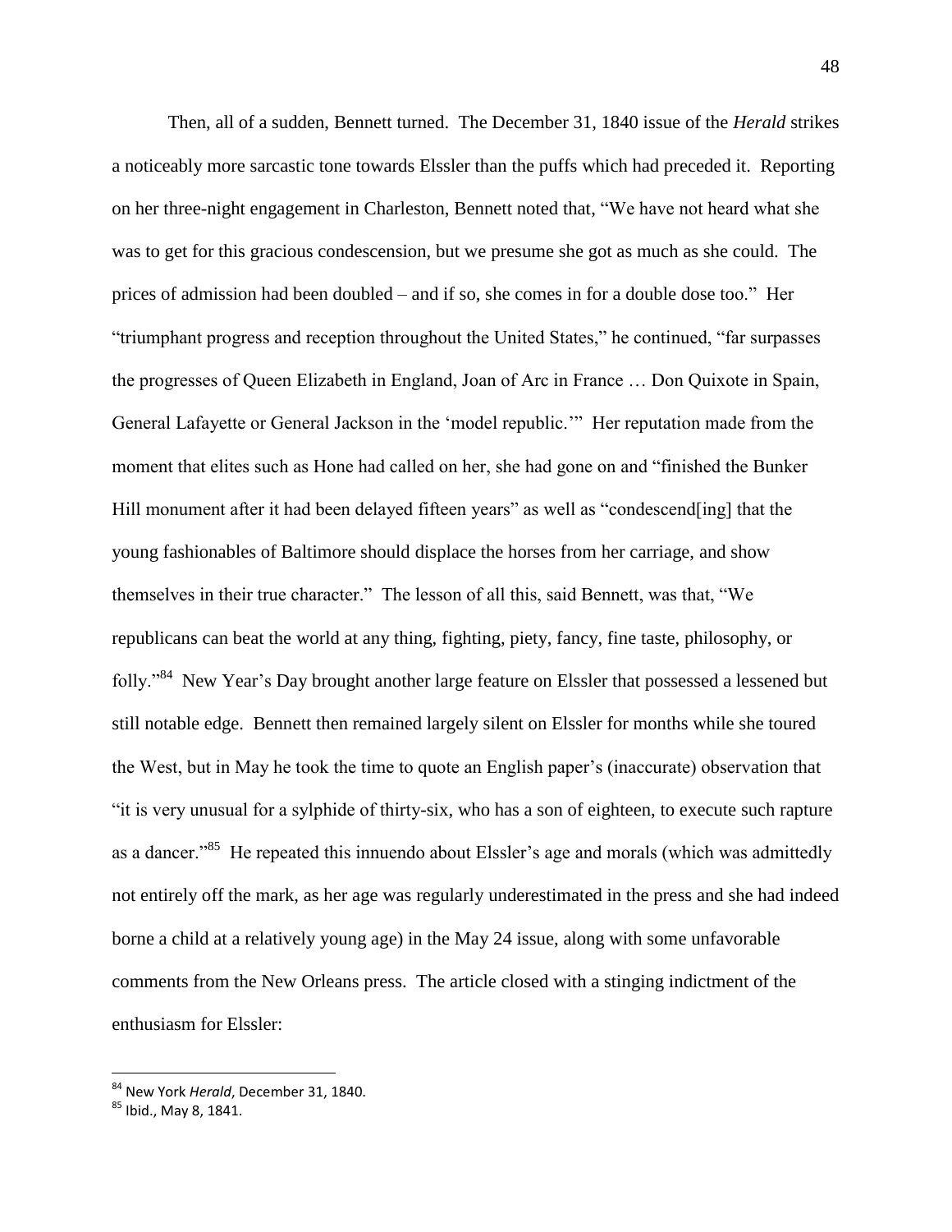Then, all of a sudden, Bennett turned. The December 31, 1840 issue of the *Herald* strikes a noticeably more sarcastic tone towards Elssler than the puffs which had preceded it. Reporting on her three-night engagement in Charleston, Bennett noted that, "We have not heard what she was to get for this gracious condescension, but we presume she got as much as she could. The prices of admission had been doubled – and if so, she comes in for a double dose too." Her "triumphant progress and reception throughout the United States," he continued, "far surpasses the progresses of Queen Elizabeth in England, Joan of Arc in France … Don Quixote in Spain, General Lafayette or General Jackson in the 'model republic.'" Her reputation made from the moment that elites such as Hone had called on her, she had gone on and "finished the Bunker Hill monument after it had been delayed fifteen years" as well as "condescend[ing] that the young fashionables of Baltimore should displace the horses from her carriage, and show themselves in their true character." The lesson of all this, said Bennett, was that, "We republicans can beat the world at any thing, fighting, piety, fancy, fine taste, philosophy, or folly."[84] New Year's Day brought another large feature on Elssler that possessed a lessened but still notable edge. Bennett then remained largely silent on Elssler for months while she toured the West, but in May he took the time to quote an English paper's (inaccurate) observation that "it is very unusual for a sylphide of thirty-six, who has a son of eighteen, to execute such rapture as a dancer."[85] He repeated this innuendo about Elssler's age and morals (which was admittedly not entirely off the mark, as her age was regularly underestimated in the press and she had indeed borne a child at a relatively young age) in the May 24 issue, along with some unfavorable comments from the New Orleans press. The article closed with a stinging indictment of the enthusiasm for Elssler:

---

[84] New York *Herald*, December 31, 1840.

[85] Ibid., May 8, 1841.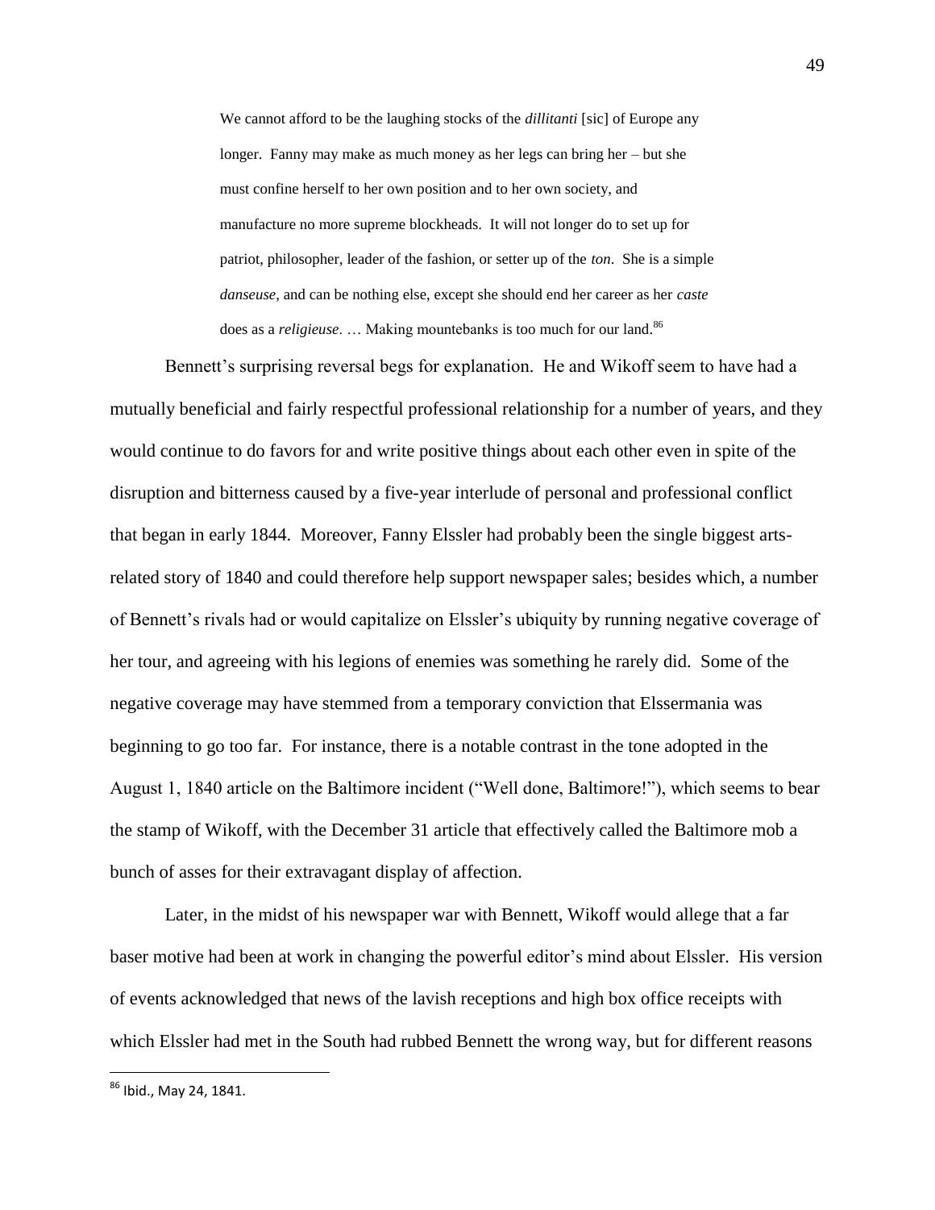> We cannot afford to be the laughing stocks of the *dillitanti* [sic] of Europe any longer. Fanny may make as much money as her legs can bring her – but she must confine herself to her own position and to her own society, and manufacture no more supreme blockheads. It will not longer do to set up for patriot, philosopher, leader of the fashion, or setter up of the *ton*. She is a simple *danseuse*, and can be nothing else, except she should end her career as her *caste* does as a *religieuse*. … Making mountebanks is too much for our land.[86]

Bennett's surprising reversal begs for explanation. He and Wikoff seem to have had a mutually beneficial and fairly respectful professional relationship for a number of years, and they would continue to do favors for and write positive things about each other even in spite of the disruption and bitterness caused by a five-year interlude of personal and professional conflict that began in early 1844. Moreover, Fanny Elssler had probably been the single biggest arts-related story of 1840 and could therefore help support newspaper sales; besides which, a number of Bennett's rivals had or would capitalize on Elssler's ubiquity by running negative coverage of her tour, and agreeing with his legions of enemies was something he rarely did. Some of the negative coverage may have stemmed from a temporary conviction that Elssermania was beginning to go too far. For instance, there is a notable contrast in the tone adopted in the August 1, 1840 article on the Baltimore incident ("Well done, Baltimore!"), which seems to bear the stamp of Wikoff, with the December 31 article that effectively called the Baltimore mob a bunch of asses for their extravagant display of affection.

Later, in the midst of his newspaper war with Bennett, Wikoff would allege that a far baser motive had been at work in changing the powerful editor's mind about Elssler. His version of events acknowledged that news of the lavish receptions and high box office receipts with which Elssler had met in the South had rubbed Bennett the wrong way, but for different reasons

[86] Ibid., May 24, 1841.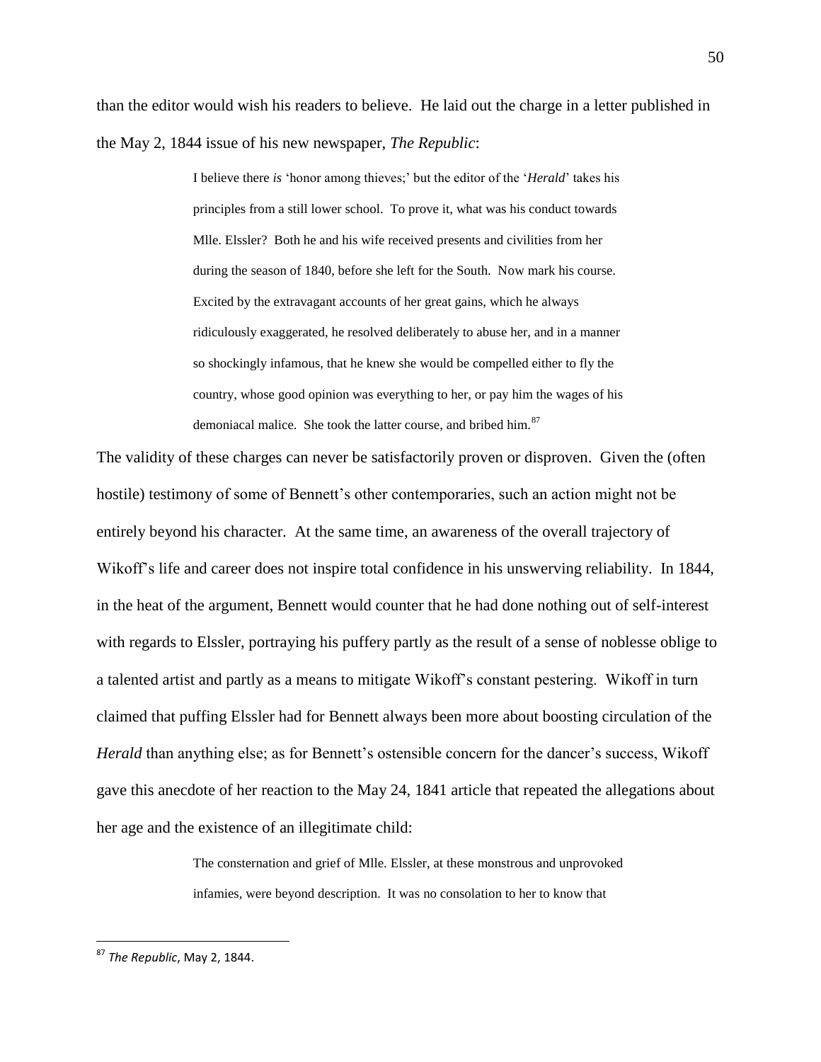than the editor would wish his readers to believe. He laid out the charge in a letter published in the May 2, 1844 issue of his new newspaper, *The Republic*:

> I believe there *is* 'honor among thieves;' but the editor of the '*Herald*' takes his principles from a still lower school. To prove it, what was his conduct towards Mlle. Elssler? Both he and his wife received presents and civilities from her during the season of 1840, before she left for the South. Now mark his course. Excited by the extravagant accounts of her great gains, which he always ridiculously exaggerated, he resolved deliberately to abuse her, and in a manner so shockingly infamous, that he knew she would be compelled either to fly the country, whose good opinion was everything to her, or pay him the wages of his demoniacal malice. She took the latter course, and bribed him.[87]

The validity of these charges can never be satisfactorily proven or disproven. Given the (often hostile) testimony of some of Bennett's other contemporaries, such an action might not be entirely beyond his character. At the same time, an awareness of the overall trajectory of Wikoff's life and career does not inspire total confidence in his unswerving reliability. In 1844, in the heat of the argument, Bennett would counter that he had done nothing out of self-interest with regards to Elssler, portraying his puffery partly as the result of a sense of noblesse oblige to a talented artist and partly as a means to mitigate Wikoff's constant pestering. Wikoff in turn claimed that puffing Elssler had for Bennett always been more about boosting circulation of the *Herald* than anything else; as for Bennett's ostensible concern for the dancer's success, Wikoff gave this anecdote of her reaction to the May 24, 1841 article that repeated the allegations about her age and the existence of an illegitimate child:

> The consternation and grief of Mlle. Elssler, at these monstrous and unprovoked infamies, were beyond description. It was no consolation to her to know that

---

[87] *The Republic*, May 2, 1844.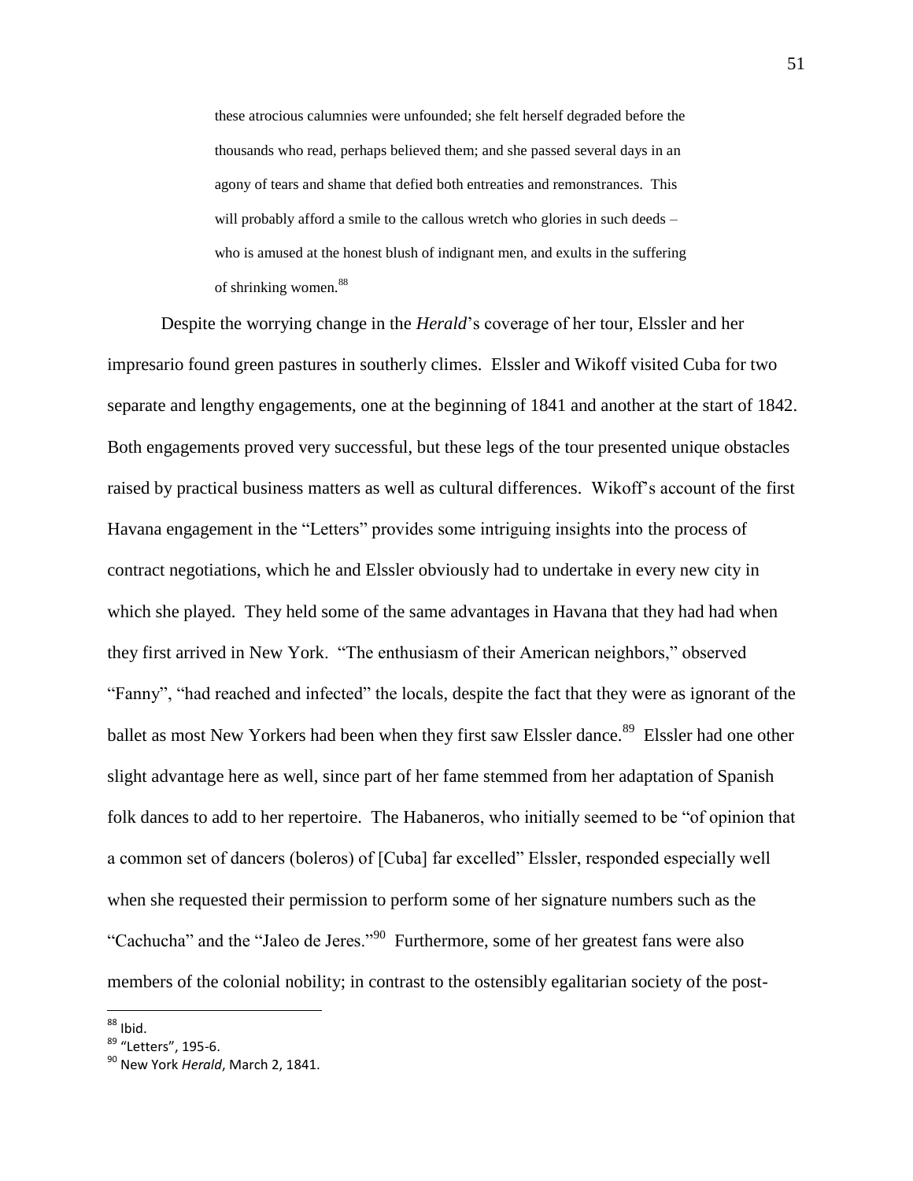> these atrocious calumnies were unfounded; she felt herself degraded before the thousands who read, perhaps believed them; and she passed several days in an agony of tears and shame that defied both entreaties and remonstrances. This will probably afford a smile to the callous wretch who glories in such deeds – who is amused at the honest blush of indignant men, and exults in the suffering of shrinking women.[88]

Despite the worrying change in the *Herald*'s coverage of her tour, Elssler and her impresario found green pastures in southerly climes. Elssler and Wikoff visited Cuba for two separate and lengthy engagements, one at the beginning of 1841 and another at the start of 1842. Both engagements proved very successful, but these legs of the tour presented unique obstacles raised by practical business matters as well as cultural differences. Wikoff's account of the first Havana engagement in the "Letters" provides some intriguing insights into the process of contract negotiations, which he and Elssler obviously had to undertake in every new city in which she played. They held some of the same advantages in Havana that they had had when they first arrived in New York. "The enthusiasm of their American neighbors," observed "Fanny", "had reached and infected" the locals, despite the fact that they were as ignorant of the ballet as most New Yorkers had been when they first saw Elssler dance.[89] Elssler had one other slight advantage here as well, since part of her fame stemmed from her adaptation of Spanish folk dances to add to her repertoire. The Habaneros, who initially seemed to be "of opinion that a common set of dancers (boleros) of [Cuba] far excelled" Elssler, responded especially well when she requested their permission to perform some of her signature numbers such as the "Cachucha" and the "Jaleo de Jeres."[90] Furthermore, some of her greatest fans were also members of the colonial nobility; in contrast to the ostensibly egalitarian society of the post-

---

[88] Ibid.

[89] "Letters", 195-6.

[90] New York *Herald*, March 2, 1841.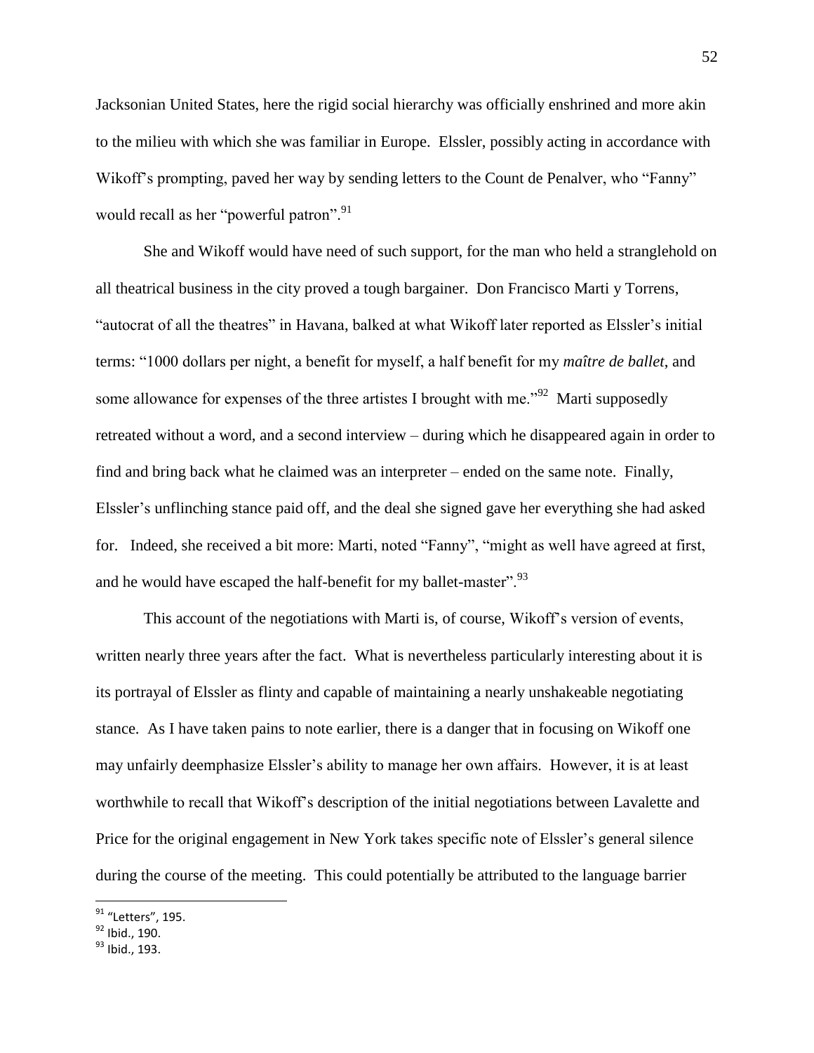Jacksonian United States, here the rigid social hierarchy was officially enshrined and more akin to the milieu with which she was familiar in Europe. Elssler, possibly acting in accordance with Wikoff's prompting, paved her way by sending letters to the Count de Penalver, who "Fanny" would recall as her "powerful patron".[91]

She and Wikoff would have need of such support, for the man who held a stranglehold on all theatrical business in the city proved a tough bargainer. Don Francisco Marti y Torrens, "autocrat of all the theatres" in Havana, balked at what Wikoff later reported as Elssler's initial terms: "1000 dollars per night, a benefit for myself, a half benefit for my *maître de ballet*, and some allowance for expenses of the three artistes I brought with me."[92] Marti supposedly retreated without a word, and a second interview – during which he disappeared again in order to find and bring back what he claimed was an interpreter – ended on the same note. Finally, Elssler's unflinching stance paid off, and the deal she signed gave her everything she had asked for. Indeed, she received a bit more: Marti, noted "Fanny", "might as well have agreed at first, and he would have escaped the half-benefit for my ballet-master".[93]

This account of the negotiations with Marti is, of course, Wikoff's version of events, written nearly three years after the fact. What is nevertheless particularly interesting about it is its portrayal of Elssler as flinty and capable of maintaining a nearly unshakeable negotiating stance. As I have taken pains to note earlier, there is a danger that in focusing on Wikoff one may unfairly deemphasize Elssler's ability to manage her own affairs. However, it is at least worthwhile to recall that Wikoff's description of the initial negotiations between Lavalette and Price for the original engagement in New York takes specific note of Elssler's general silence during the course of the meeting. This could potentially be attributed to the language barrier

---

[91] "Letters", 195.

[92] Ibid., 190.

[93] Ibid., 193.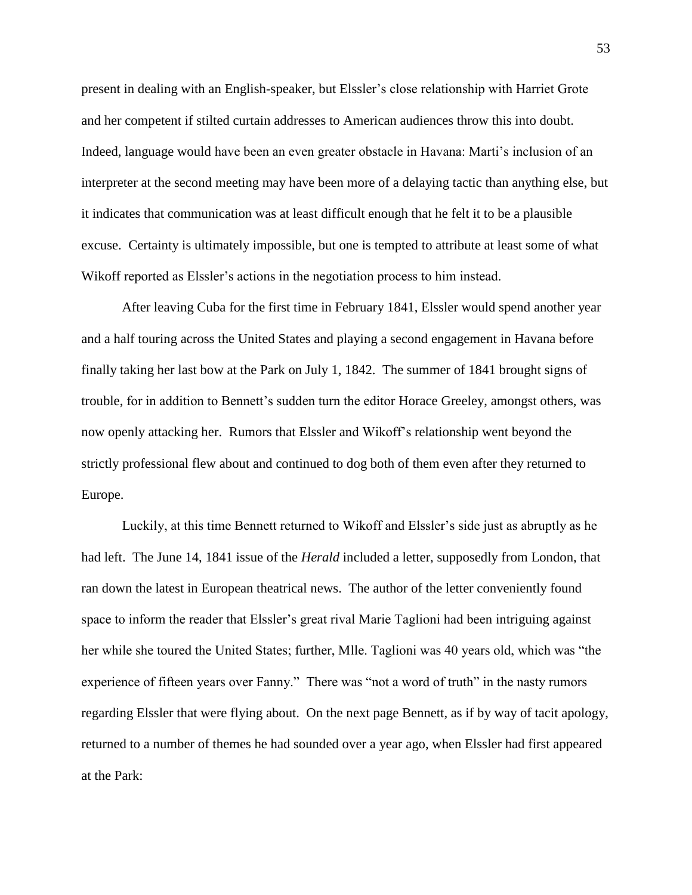present in dealing with an English-speaker, but Elssler's close relationship with Harriet Grote and her competent if stilted curtain addresses to American audiences throw this into doubt. Indeed, language would have been an even greater obstacle in Havana: Marti's inclusion of an interpreter at the second meeting may have been more of a delaying tactic than anything else, but it indicates that communication was at least difficult enough that he felt it to be a plausible excuse. Certainty is ultimately impossible, but one is tempted to attribute at least some of what Wikoff reported as Elssler's actions in the negotiation process to him instead.

After leaving Cuba for the first time in February 1841, Elssler would spend another year and a half touring across the United States and playing a second engagement in Havana before finally taking her last bow at the Park on July 1, 1842. The summer of 1841 brought signs of trouble, for in addition to Bennett's sudden turn the editor Horace Greeley, amongst others, was now openly attacking her. Rumors that Elssler and Wikoff's relationship went beyond the strictly professional flew about and continued to dog both of them even after they returned to Europe.

Luckily, at this time Bennett returned to Wikoff and Elssler's side just as abruptly as he had left. The June 14, 1841 issue of the *Herald* included a letter, supposedly from London, that ran down the latest in European theatrical news. The author of the letter conveniently found space to inform the reader that Elssler's great rival Marie Taglioni had been intriguing against her while she toured the United States; further, Mlle. Taglioni was 40 years old, which was "the experience of fifteen years over Fanny." There was "not a word of truth" in the nasty rumors regarding Elssler that were flying about. On the next page Bennett, as if by way of tacit apology, returned to a number of themes he had sounded over a year ago, when Elssler had first appeared at the Park: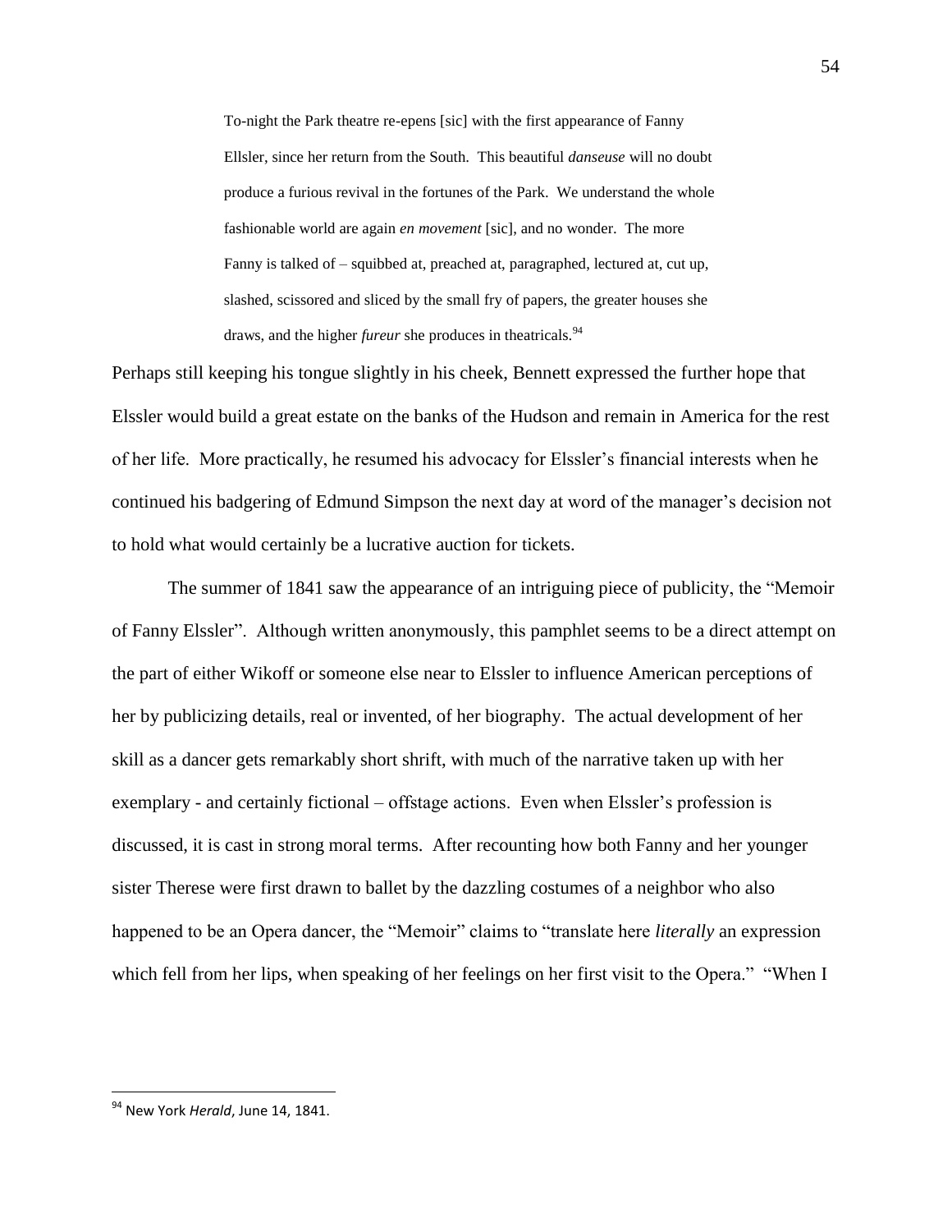> To-night the Park theatre re-epens [sic] with the first appearance of Fanny Ellsler, since her return from the South. This beautiful *danseuse* will no doubt produce a furious revival in the fortunes of the Park. We understand the whole fashionable world are again *en movement* [sic], and no wonder. The more Fanny is talked of – squibbed at, preached at, paragraphed, lectured at, cut up, slashed, scissored and sliced by the small fry of papers, the greater houses she draws, and the higher *fureur* she produces in theatricals.[94]

Perhaps still keeping his tongue slightly in his cheek, Bennett expressed the further hope that Elssler would build a great estate on the banks of the Hudson and remain in America for the rest of her life. More practically, he resumed his advocacy for Elssler's financial interests when he continued his badgering of Edmund Simpson the next day at word of the manager's decision not to hold what would certainly be a lucrative auction for tickets.

The summer of 1841 saw the appearance of an intriguing piece of publicity, the "Memoir of Fanny Elssler". Although written anonymously, this pamphlet seems to be a direct attempt on the part of either Wikoff or someone else near to Elssler to influence American perceptions of her by publicizing details, real or invented, of her biography. The actual development of her skill as a dancer gets remarkably short shrift, with much of the narrative taken up with her exemplary - and certainly fictional – offstage actions. Even when Elssler's profession is discussed, it is cast in strong moral terms. After recounting how both Fanny and her younger sister Therese were first drawn to ballet by the dazzling costumes of a neighbor who also happened to be an Opera dancer, the "Memoir" claims to "translate here *literally* an expression which fell from her lips, when speaking of her feelings on her first visit to the Opera." "When I

---

[94] New York *Herald*, June 14, 1841.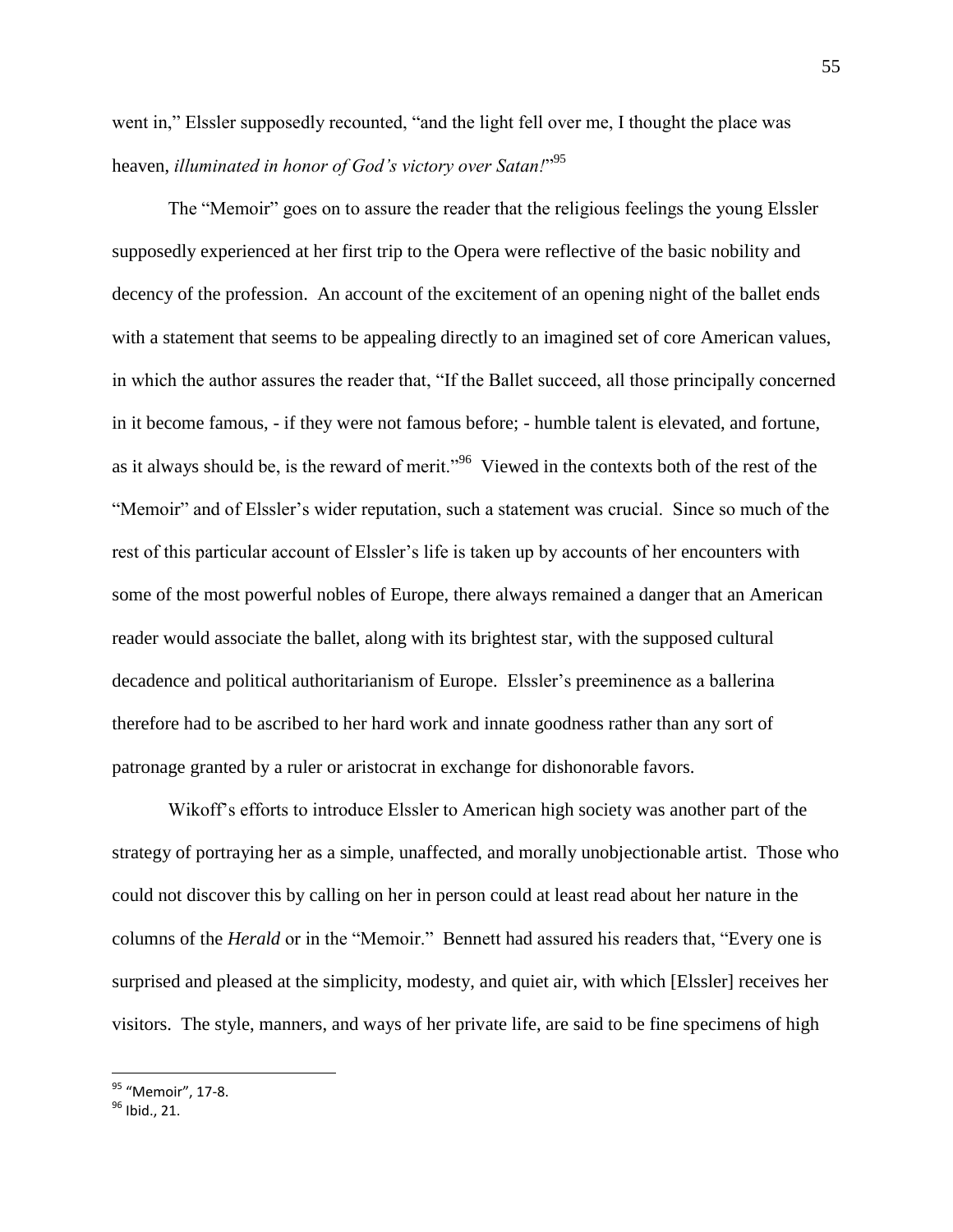went in," Elssler supposedly recounted, "and the light fell over me, I thought the place was heaven, *illuminated in honor of God's victory over Satan!*"[95]

The "Memoir" goes on to assure the reader that the religious feelings the young Elssler supposedly experienced at her first trip to the Opera were reflective of the basic nobility and decency of the profession. An account of the excitement of an opening night of the ballet ends with a statement that seems to be appealing directly to an imagined set of core American values, in which the author assures the reader that, "If the Ballet succeed, all those principally concerned in it become famous, - if they were not famous before; - humble talent is elevated, and fortune, as it always should be, is the reward of merit."[96] Viewed in the contexts both of the rest of the "Memoir" and of Elssler's wider reputation, such a statement was crucial. Since so much of the rest of this particular account of Elssler's life is taken up by accounts of her encounters with some of the most powerful nobles of Europe, there always remained a danger that an American reader would associate the ballet, along with its brightest star, with the supposed cultural decadence and political authoritarianism of Europe. Elssler's preeminence as a ballerina therefore had to be ascribed to her hard work and innate goodness rather than any sort of patronage granted by a ruler or aristocrat in exchange for dishonorable favors.

Wikoff's efforts to introduce Elssler to American high society was another part of the strategy of portraying her as a simple, unaffected, and morally unobjectionable artist. Those who could not discover this by calling on her in person could at least read about her nature in the columns of the *Herald* or in the "Memoir." Bennett had assured his readers that, "Every one is surprised and pleased at the simplicity, modesty, and quiet air, with which [Elssler] receives her visitors. The style, manners, and ways of her private life, are said to be fine specimens of high

---

[95] "Memoir", 17-8.

[96] Ibid., 21.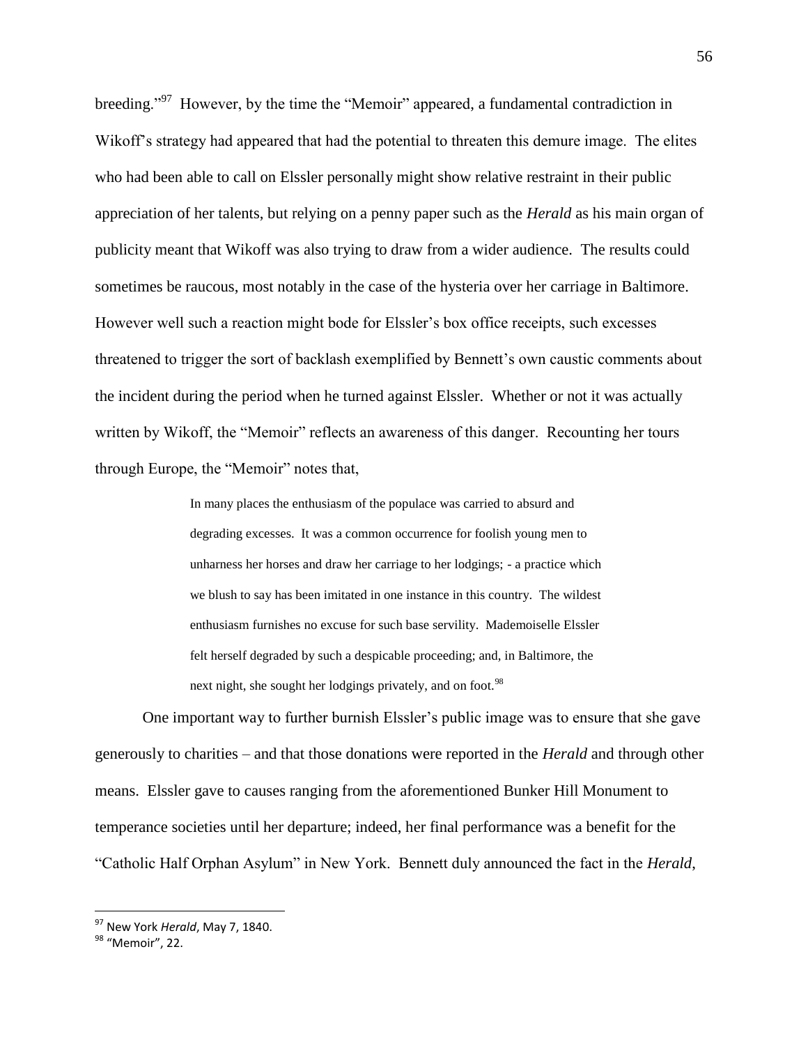breeding."[97] However, by the time the "Memoir" appeared, a fundamental contradiction in Wikoff's strategy had appeared that had the potential to threaten this demure image. The elites who had been able to call on Elssler personally might show relative restraint in their public appreciation of her talents, but relying on a penny paper such as the *Herald* as his main organ of publicity meant that Wikoff was also trying to draw from a wider audience. The results could sometimes be raucous, most notably in the case of the hysteria over her carriage in Baltimore. However well such a reaction might bode for Elssler's box office receipts, such excesses threatened to trigger the sort of backlash exemplified by Bennett's own caustic comments about the incident during the period when he turned against Elssler. Whether or not it was actually written by Wikoff, the "Memoir" reflects an awareness of this danger. Recounting her tours through Europe, the "Memoir" notes that,

> In many places the enthusiasm of the populace was carried to absurd and degrading excesses. It was a common occurrence for foolish young men to unharness her horses and draw her carriage to her lodgings; - a practice which we blush to say has been imitated in one instance in this country. The wildest enthusiasm furnishes no excuse for such base servility. Mademoiselle Elssler felt herself degraded by such a despicable proceeding; and, in Baltimore, the next night, she sought her lodgings privately, and on foot.[98]

One important way to further burnish Elssler's public image was to ensure that she gave generously to charities – and that those donations were reported in the *Herald* and through other means. Elssler gave to causes ranging from the aforementioned Bunker Hill Monument to temperance societies until her departure; indeed, her final performance was a benefit for the "Catholic Half Orphan Asylum" in New York. Bennett duly announced the fact in the *Herald*,

---

[97] New York *Herald*, May 7, 1840.

[98] "Memoir", 22.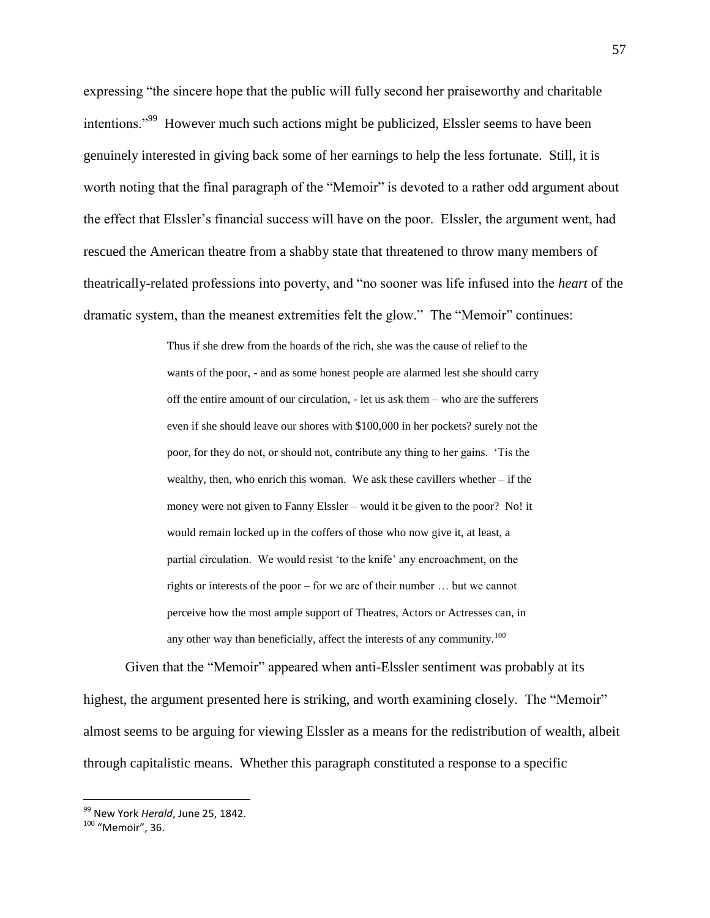expressing "the sincere hope that the public will fully second her praiseworthy and charitable intentions."[99] However much such actions might be publicized, Elssler seems to have been genuinely interested in giving back some of her earnings to help the less fortunate. Still, it is worth noting that the final paragraph of the "Memoir" is devoted to a rather odd argument about the effect that Elssler's financial success will have on the poor. Elssler, the argument went, had rescued the American theatre from a shabby state that threatened to throw many members of theatrically-related professions into poverty, and "no sooner was life infused into the *heart* of the dramatic system, than the meanest extremities felt the glow." The "Memoir" continues:

> Thus if she drew from the hoards of the rich, she was the cause of relief to the wants of the poor, - and as some honest people are alarmed lest she should carry off the entire amount of our circulation, - let us ask them – who are the sufferers even if she should leave our shores with $100,000 in her pockets? surely not the poor, for they do not, or should not, contribute any thing to her gains. 'Tis the wealthy, then, who enrich this woman. We ask these cavillers whether – if the money were not given to Fanny Elssler – would it be given to the poor? No! it would remain locked up in the coffers of those who now give it, at least, a partial circulation. We would resist 'to the knife' any encroachment, on the rights or interests of the poor – for we are of their number … but we cannot perceive how the most ample support of Theatres, Actors or Actresses can, in any other way than beneficially, affect the interests of any community.[100]

Given that the "Memoir" appeared when anti-Elssler sentiment was probably at its highest, the argument presented here is striking, and worth examining closely. The "Memoir" almost seems to be arguing for viewing Elssler as a means for the redistribution of wealth, albeit through capitalistic means. Whether this paragraph constituted a response to a specific

---

[99] New York *Herald*, June 25, 1842.

[100] "Memoir", 36.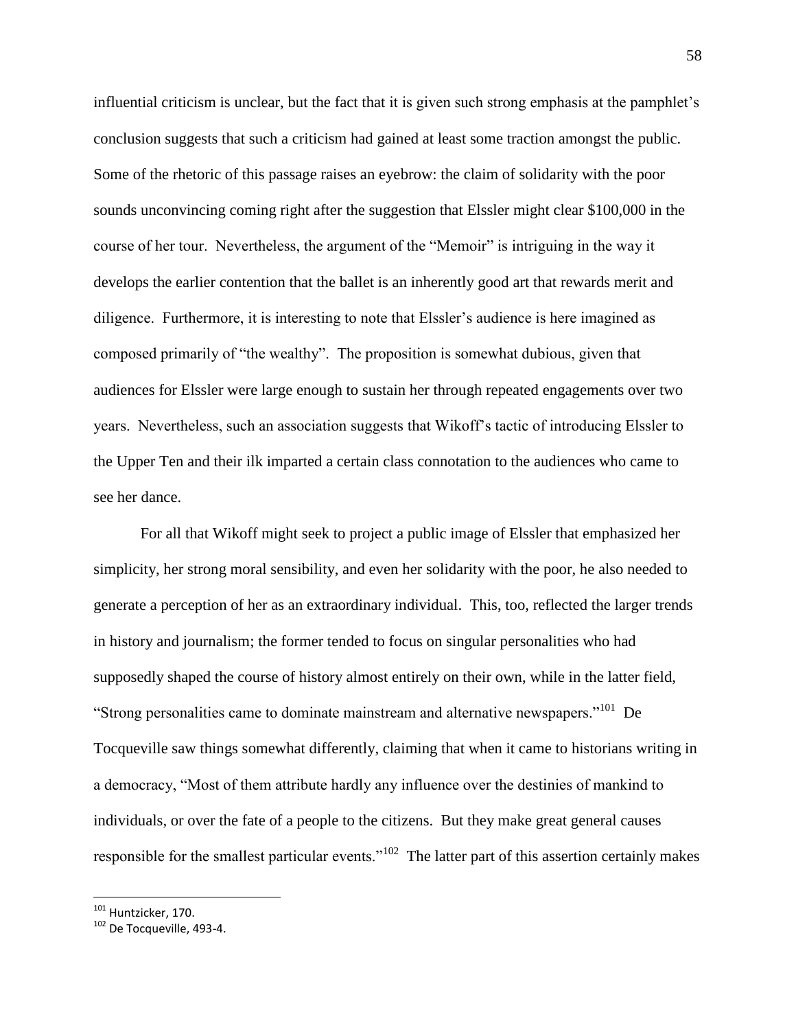influential criticism is unclear, but the fact that it is given such strong emphasis at the pamphlet's conclusion suggests that such a criticism had gained at least some traction amongst the public. Some of the rhetoric of this passage raises an eyebrow: the claim of solidarity with the poor sounds unconvincing coming right after the suggestion that Elssler might clear $100,000 in the course of her tour. Nevertheless, the argument of the "Memoir" is intriguing in the way it develops the earlier contention that the ballet is an inherently good art that rewards merit and diligence. Furthermore, it is interesting to note that Elssler's audience is here imagined as composed primarily of "the wealthy". The proposition is somewhat dubious, given that audiences for Elssler were large enough to sustain her through repeated engagements over two years. Nevertheless, such an association suggests that Wikoff's tactic of introducing Elssler to the Upper Ten and their ilk imparted a certain class connotation to the audiences who came to see her dance.

For all that Wikoff might seek to project a public image of Elssler that emphasized her simplicity, her strong moral sensibility, and even her solidarity with the poor, he also needed to generate a perception of her as an extraordinary individual. This, too, reflected the larger trends in history and journalism; the former tended to focus on singular personalities who had supposedly shaped the course of history almost entirely on their own, while in the latter field, "Strong personalities came to dominate mainstream and alternative newspapers."[101] De Tocqueville saw things somewhat differently, claiming that when it came to historians writing in a democracy, "Most of them attribute hardly any influence over the destinies of mankind to individuals, or over the fate of a people to the citizens. But they make great general causes responsible for the smallest particular events."[102] The latter part of this assertion certainly makes

---

[101] Huntzicker, 170.

[102] De Tocqueville, 493-4.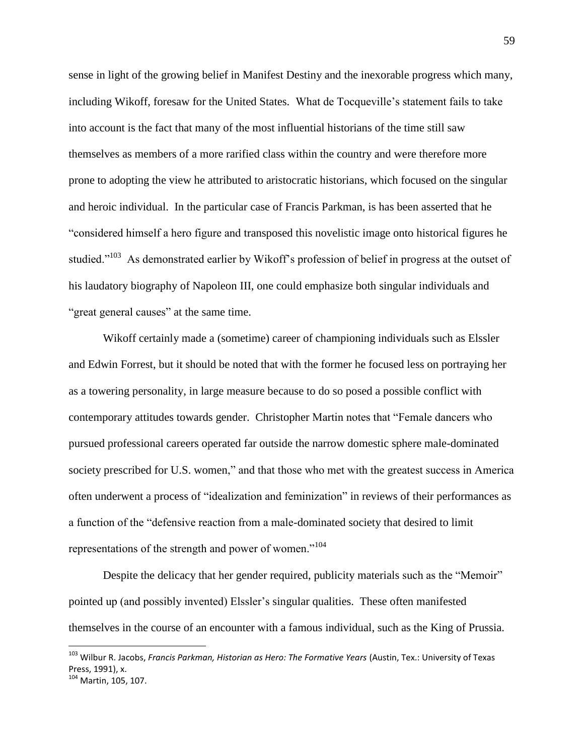sense in light of the growing belief in Manifest Destiny and the inexorable progress which many, including Wikoff, foresaw for the United States. What de Tocqueville's statement fails to take into account is the fact that many of the most influential historians of the time still saw themselves as members of a more rarified class within the country and were therefore more prone to adopting the view he attributed to aristocratic historians, which focused on the singular and heroic individual. In the particular case of Francis Parkman, is has been asserted that he "considered himself a hero figure and transposed this novelistic image onto historical figures he studied."[103] As demonstrated earlier by Wikoff's profession of belief in progress at the outset of his laudatory biography of Napoleon III, one could emphasize both singular individuals and "great general causes" at the same time.

Wikoff certainly made a (sometime) career of championing individuals such as Elssler and Edwin Forrest, but it should be noted that with the former he focused less on portraying her as a towering personality, in large measure because to do so posed a possible conflict with contemporary attitudes towards gender. Christopher Martin notes that "Female dancers who pursued professional careers operated far outside the narrow domestic sphere male-dominated society prescribed for U.S. women," and that those who met with the greatest success in America often underwent a process of "idealization and feminization" in reviews of their performances as a function of the "defensive reaction from a male-dominated society that desired to limit representations of the strength and power of women."[104]

Despite the delicacy that her gender required, publicity materials such as the "Memoir" pointed up (and possibly invented) Elssler's singular qualities. These often manifested themselves in the course of an encounter with a famous individual, such as the King of Prussia.

---

[103] Wilbur R. Jacobs, *Francis Parkman, Historian as Hero: The Formative Years* (Austin, Tex.: University of Texas Press, 1991), x.

[104] Martin, 105, 107.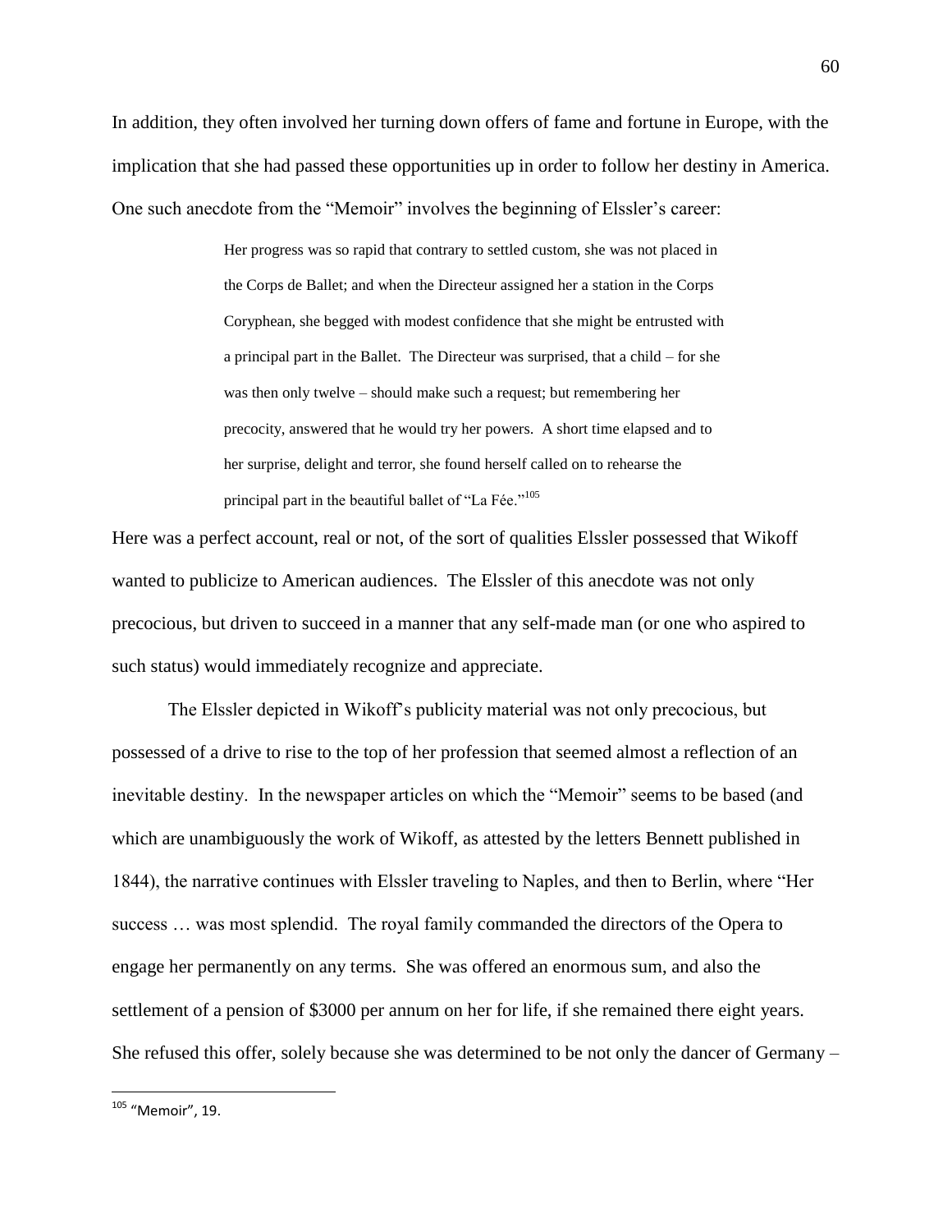In addition, they often involved her turning down offers of fame and fortune in Europe, with the implication that she had passed these opportunities up in order to follow her destiny in America. One such anecdote from the "Memoir" involves the beginning of Elssler's career:

> Her progress was so rapid that contrary to settled custom, she was not placed in the Corps de Ballet; and when the Directeur assigned her a station in the Corps Coryphean, she begged with modest confidence that she might be entrusted with a principal part in the Ballet. The Directeur was surprised, that a child – for she was then only twelve – should make such a request; but remembering her precocity, answered that he would try her powers. A short time elapsed and to her surprise, delight and terror, she found herself called on to rehearse the principal part in the beautiful ballet of "La Fée."[105]

Here was a perfect account, real or not, of the sort of qualities Elssler possessed that Wikoff wanted to publicize to American audiences. The Elssler of this anecdote was not only precocious, but driven to succeed in a manner that any self-made man (or one who aspired to such status) would immediately recognize and appreciate.

The Elssler depicted in Wikoff's publicity material was not only precocious, but possessed of a drive to rise to the top of her profession that seemed almost a reflection of an inevitable destiny. In the newspaper articles on which the "Memoir" seems to be based (and which are unambiguously the work of Wikoff, as attested by the letters Bennett published in 1844), the narrative continues with Elssler traveling to Naples, and then to Berlin, where "Her success … was most splendid. The royal family commanded the directors of the Opera to engage her permanently on any terms. She was offered an enormous sum, and also the settlement of a pension of $3000 per annum on her for life, if she remained there eight years. She refused this offer, solely because she was determined to be not only the dancer of Germany –

---

[105] "Memoir", 19.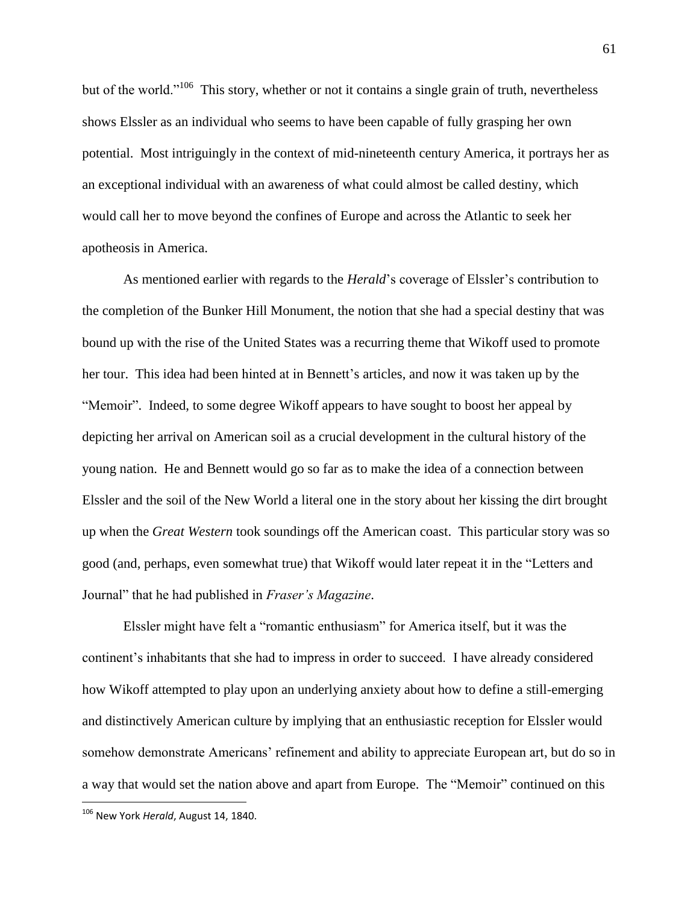but of the world."[106] This story, whether or not it contains a single grain of truth, nevertheless shows Elssler as an individual who seems to have been capable of fully grasping her own potential. Most intriguingly in the context of mid-nineteenth century America, it portrays her as an exceptional individual with an awareness of what could almost be called destiny, which would call her to move beyond the confines of Europe and across the Atlantic to seek her apotheosis in America.

As mentioned earlier with regards to the *Herald*'s coverage of Elssler's contribution to the completion of the Bunker Hill Monument, the notion that she had a special destiny that was bound up with the rise of the United States was a recurring theme that Wikoff used to promote her tour. This idea had been hinted at in Bennett's articles, and now it was taken up by the "Memoir". Indeed, to some degree Wikoff appears to have sought to boost her appeal by depicting her arrival on American soil as a crucial development in the cultural history of the young nation. He and Bennett would go so far as to make the idea of a connection between Elssler and the soil of the New World a literal one in the story about her kissing the dirt brought up when the *Great Western* took soundings off the American coast. This particular story was so good (and, perhaps, even somewhat true) that Wikoff would later repeat it in the "Letters and Journal" that he had published in *Fraser's Magazine*.

Elssler might have felt a "romantic enthusiasm" for America itself, but it was the continent's inhabitants that she had to impress in order to succeed. I have already considered how Wikoff attempted to play upon an underlying anxiety about how to define a still-emerging and distinctively American culture by implying that an enthusiastic reception for Elssler would somehow demonstrate Americans' refinement and ability to appreciate European art, but do so in a way that would set the nation above and apart from Europe. The "Memoir" continued on this

[106] New York *Herald*, August 14, 1840.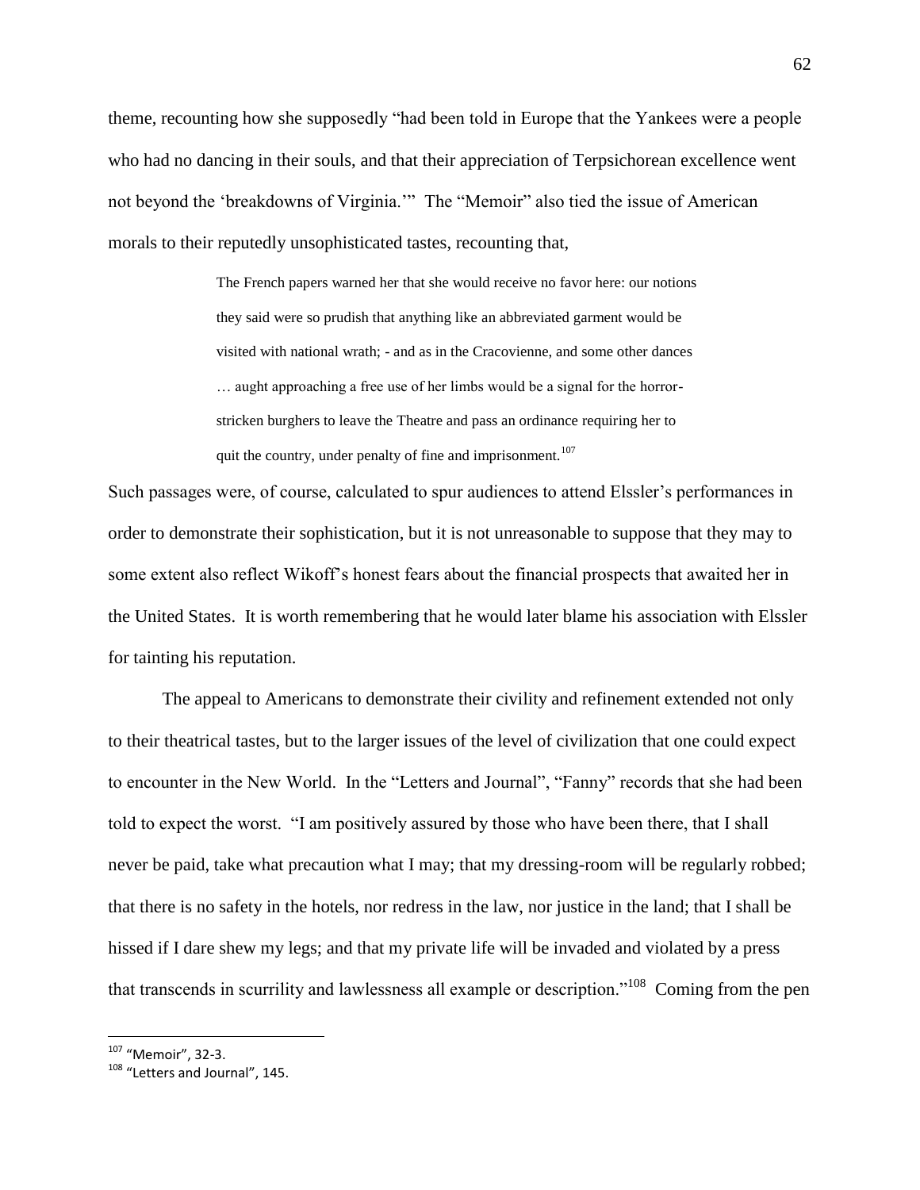theme, recounting how she supposedly "had been told in Europe that the Yankees were a people who had no dancing in their souls, and that their appreciation of Terpsichorean excellence went not beyond the 'breakdowns of Virginia.'" The "Memoir" also tied the issue of American morals to their reputedly unsophisticated tastes, recounting that,

> The French papers warned her that she would receive no favor here: our notions they said were so prudish that anything like an abbreviated garment would be visited with national wrath; - and as in the Cracovienne, and some other dances … aught approaching a free use of her limbs would be a signal for the horror-stricken burghers to leave the Theatre and pass an ordinance requiring her to quit the country, under penalty of fine and imprisonment.[107]

Such passages were, of course, calculated to spur audiences to attend Elssler's performances in order to demonstrate their sophistication, but it is not unreasonable to suppose that they may to some extent also reflect Wikoff's honest fears about the financial prospects that awaited her in the United States. It is worth remembering that he would later blame his association with Elssler for tainting his reputation.

The appeal to Americans to demonstrate their civility and refinement extended not only to their theatrical tastes, but to the larger issues of the level of civilization that one could expect to encounter in the New World. In the "Letters and Journal", "Fanny" records that she had been told to expect the worst. "I am positively assured by those who have been there, that I shall never be paid, take what precaution what I may; that my dressing-room will be regularly robbed; that there is no safety in the hotels, nor redress in the law, nor justice in the land; that I shall be hissed if I dare shew my legs; and that my private life will be invaded and violated by a press that transcends in scurrility and lawlessness all example or description."[108] Coming from the pen

[107] "Memoir", 32-3.

[108] "Letters and Journal", 145.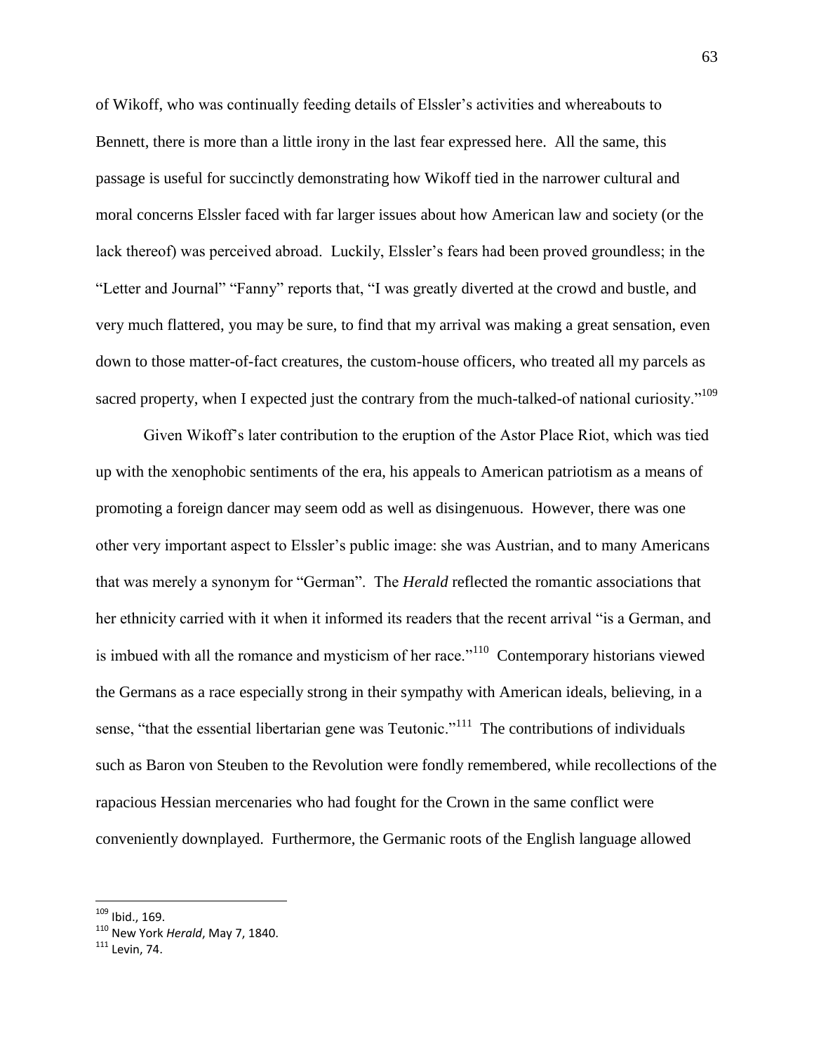of Wikoff, who was continually feeding details of Elssler's activities and whereabouts to Bennett, there is more than a little irony in the last fear expressed here. All the same, this passage is useful for succinctly demonstrating how Wikoff tied in the narrower cultural and moral concerns Elssler faced with far larger issues about how American law and society (or the lack thereof) was perceived abroad. Luckily, Elssler's fears had been proved groundless; in the "Letter and Journal" "Fanny" reports that, "I was greatly diverted at the crowd and bustle, and very much flattered, you may be sure, to find that my arrival was making a great sensation, even down to those matter-of-fact creatures, the custom-house officers, who treated all my parcels as sacred property, when I expected just the contrary from the much-talked-of national curiosity."[109]

Given Wikoff's later contribution to the eruption of the Astor Place Riot, which was tied up with the xenophobic sentiments of the era, his appeals to American patriotism as a means of promoting a foreign dancer may seem odd as well as disingenuous. However, there was one other very important aspect to Elssler's public image: she was Austrian, and to many Americans that was merely a synonym for "German". The *Herald* reflected the romantic associations that her ethnicity carried with it when it informed its readers that the recent arrival "is a German, and is imbued with all the romance and mysticism of her race."[110] Contemporary historians viewed the Germans as a race especially strong in their sympathy with American ideals, believing, in a sense, "that the essential libertarian gene was Teutonic."[111] The contributions of individuals such as Baron von Steuben to the Revolution were fondly remembered, while recollections of the rapacious Hessian mercenaries who had fought for the Crown in the same conflict were conveniently downplayed. Furthermore, the Germanic roots of the English language allowed

---

[109] Ibid., 169.

[110] New York *Herald*, May 7, 1840.

[111] Levin, 74.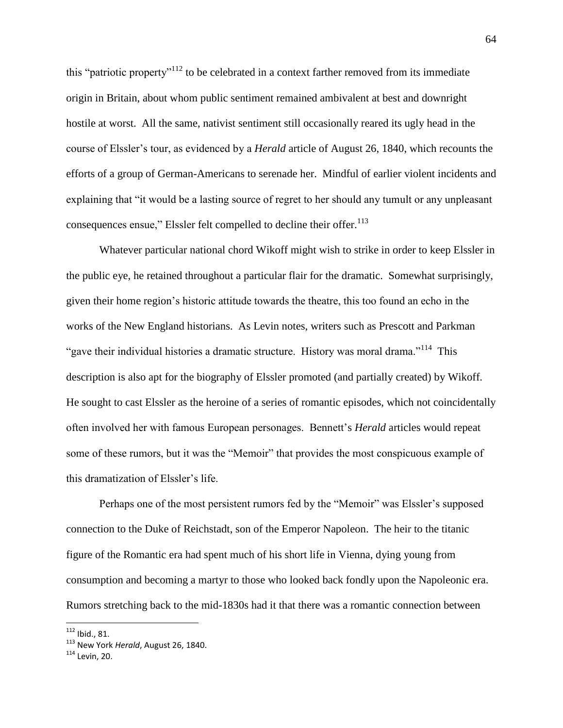this "patriotic property"[112] to be celebrated in a context farther removed from its immediate origin in Britain, about whom public sentiment remained ambivalent at best and downright hostile at worst. All the same, nativist sentiment still occasionally reared its ugly head in the course of Elssler's tour, as evidenced by a *Herald* article of August 26, 1840, which recounts the efforts of a group of German-Americans to serenade her. Mindful of earlier violent incidents and explaining that "it would be a lasting source of regret to her should any tumult or any unpleasant consequences ensue," Elssler felt compelled to decline their offer.[113]

Whatever particular national chord Wikoff might wish to strike in order to keep Elssler in the public eye, he retained throughout a particular flair for the dramatic. Somewhat surprisingly, given their home region's historic attitude towards the theatre, this too found an echo in the works of the New England historians. As Levin notes, writers such as Prescott and Parkman "gave their individual histories a dramatic structure. History was moral drama."[114] This description is also apt for the biography of Elssler promoted (and partially created) by Wikoff. He sought to cast Elssler as the heroine of a series of romantic episodes, which not coincidentally often involved her with famous European personages. Bennett's *Herald* articles would repeat some of these rumors, but it was the "Memoir" that provides the most conspicuous example of this dramatization of Elssler's life.

Perhaps one of the most persistent rumors fed by the "Memoir" was Elssler's supposed connection to the Duke of Reichstadt, son of the Emperor Napoleon. The heir to the titanic figure of the Romantic era had spent much of his short life in Vienna, dying young from consumption and becoming a martyr to those who looked back fondly upon the Napoleonic era. Rumors stretching back to the mid-1830s had it that there was a romantic connection between

---

[112] Ibid., 81.

[113] New York *Herald*, August 26, 1840.

[114] Levin, 20.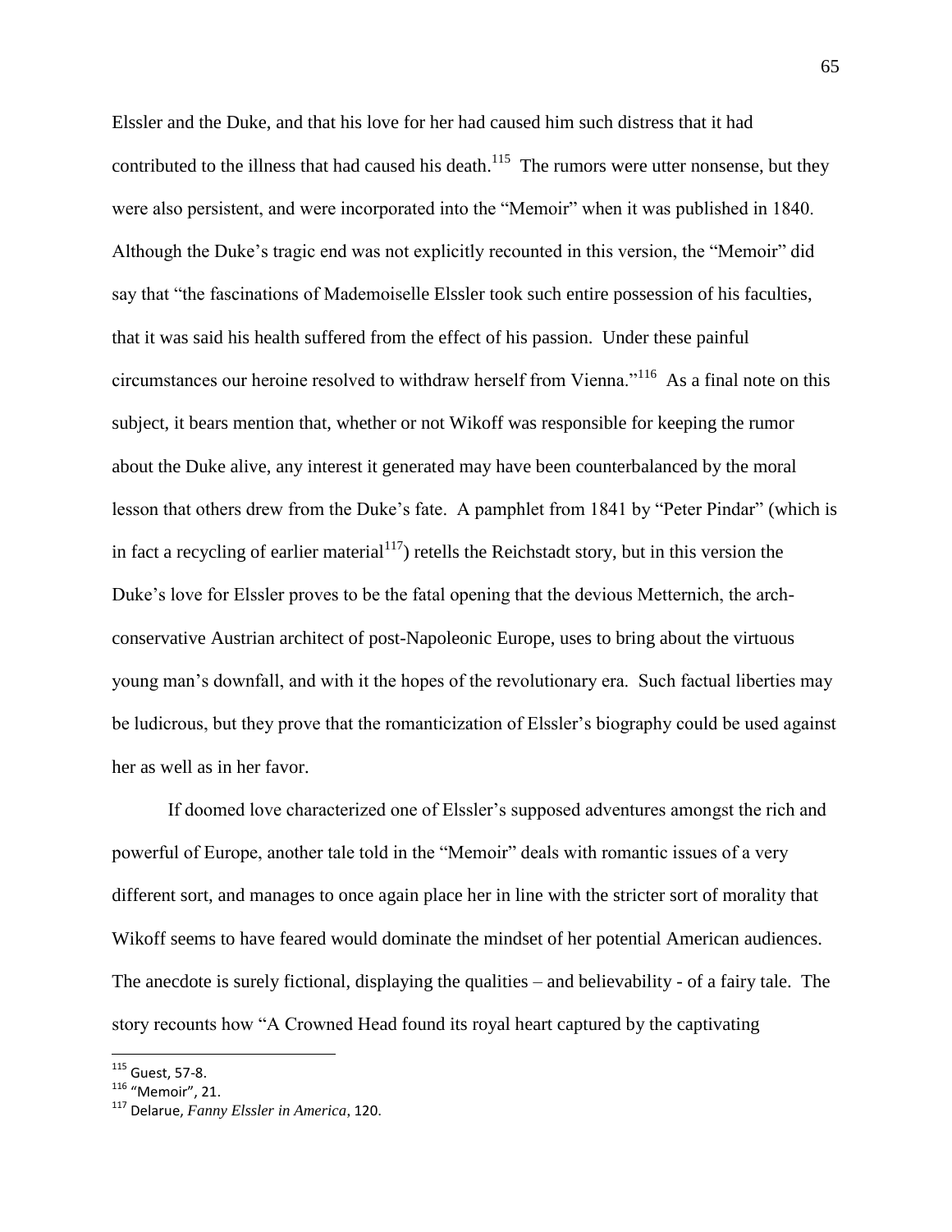Elssler and the Duke, and that his love for her had caused him such distress that it had contributed to the illness that had caused his death.[115] The rumors were utter nonsense, but they were also persistent, and were incorporated into the "Memoir" when it was published in 1840. Although the Duke's tragic end was not explicitly recounted in this version, the "Memoir" did say that "the fascinations of Mademoiselle Elssler took such entire possession of his faculties, that it was said his health suffered from the effect of his passion. Under these painful circumstances our heroine resolved to withdraw herself from Vienna."[116] As a final note on this subject, it bears mention that, whether or not Wikoff was responsible for keeping the rumor about the Duke alive, any interest it generated may have been counterbalanced by the moral lesson that others drew from the Duke's fate. A pamphlet from 1841 by "Peter Pindar" (which is in fact a recycling of earlier material[117]) retells the Reichstadt story, but in this version the Duke's love for Elssler proves to be the fatal opening that the devious Metternich, the arch-conservative Austrian architect of post-Napoleonic Europe, uses to bring about the virtuous young man's downfall, and with it the hopes of the revolutionary era. Such factual liberties may be ludicrous, but they prove that the romanticization of Elssler's biography could be used against her as well as in her favor.

If doomed love characterized one of Elssler's supposed adventures amongst the rich and powerful of Europe, another tale told in the "Memoir" deals with romantic issues of a very different sort, and manages to once again place her in line with the stricter sort of morality that Wikoff seems to have feared would dominate the mindset of her potential American audiences. The anecdote is surely fictional, displaying the qualities – and believability - of a fairy tale. The story recounts how "A Crowned Head found its royal heart captured by the captivating

---

[115] Guest, 57-8.

[116] "Memoir", 21.

[117] Delarue, *Fanny Elssler in America*, 120.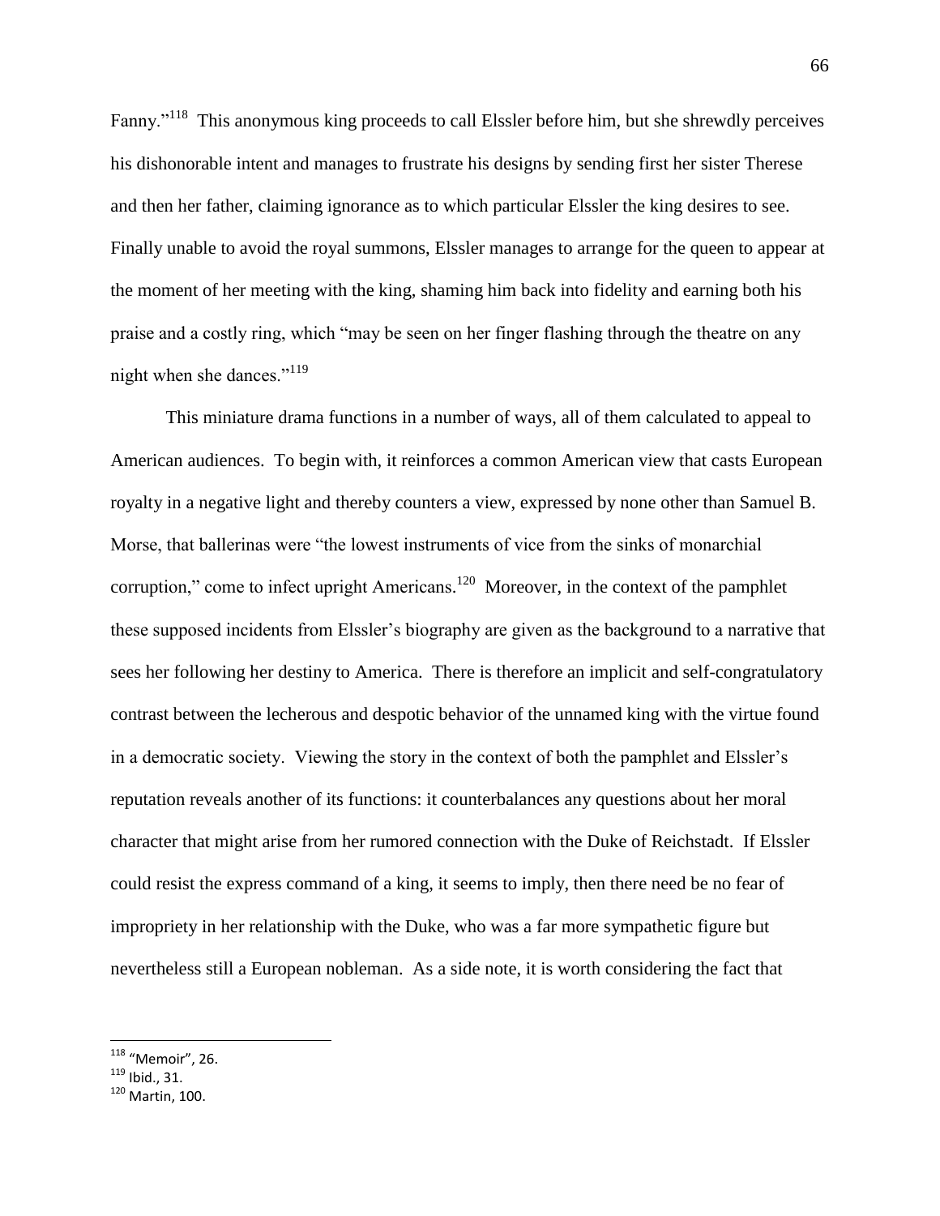Fanny."[118] This anonymous king proceeds to call Elssler before him, but she shrewdly perceives his dishonorable intent and manages to frustrate his designs by sending first her sister Therese and then her father, claiming ignorance as to which particular Elssler the king desires to see. Finally unable to avoid the royal summons, Elssler manages to arrange for the queen to appear at the moment of her meeting with the king, shaming him back into fidelity and earning both his praise and a costly ring, which "may be seen on her finger flashing through the theatre on any night when she dances."[119]

This miniature drama functions in a number of ways, all of them calculated to appeal to American audiences. To begin with, it reinforces a common American view that casts European royalty in a negative light and thereby counters a view, expressed by none other than Samuel B. Morse, that ballerinas were "the lowest instruments of vice from the sinks of monarchial corruption," come to infect upright Americans.[120] Moreover, in the context of the pamphlet these supposed incidents from Elssler's biography are given as the background to a narrative that sees her following her destiny to America. There is therefore an implicit and self-congratulatory contrast between the lecherous and despotic behavior of the unnamed king with the virtue found in a democratic society. Viewing the story in the context of both the pamphlet and Elssler's reputation reveals another of its functions: it counterbalances any questions about her moral character that might arise from her rumored connection with the Duke of Reichstadt. If Elssler could resist the express command of a king, it seems to imply, then there need be no fear of impropriety in her relationship with the Duke, who was a far more sympathetic figure but nevertheless still a European nobleman. As a side note, it is worth considering the fact that

[118] "Memoir", 26.

[119] Ibid., 31.

[120] Martin, 100.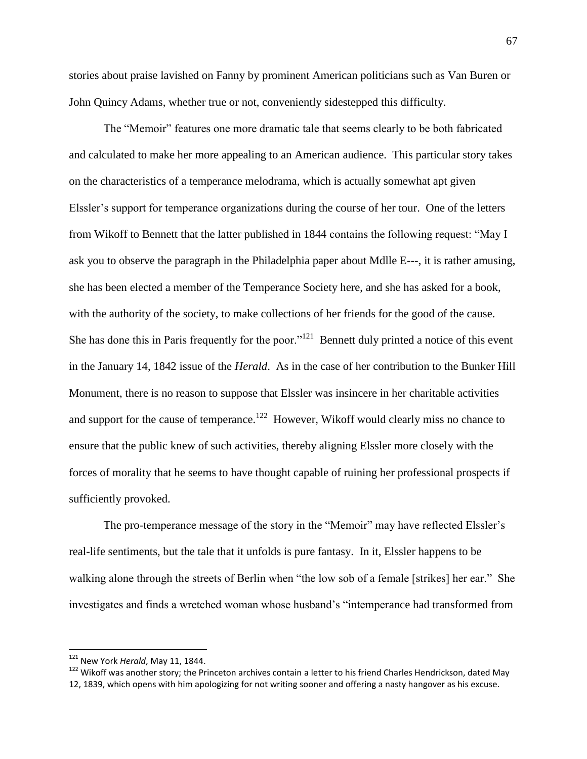stories about praise lavished on Fanny by prominent American politicians such as Van Buren or John Quincy Adams, whether true or not, conveniently sidestepped this difficulty.

The "Memoir" features one more dramatic tale that seems clearly to be both fabricated and calculated to make her more appealing to an American audience. This particular story takes on the characteristics of a temperance melodrama, which is actually somewhat apt given Elssler's support for temperance organizations during the course of her tour. One of the letters from Wikoff to Bennett that the latter published in 1844 contains the following request: "May I ask you to observe the paragraph in the Philadelphia paper about Mdlle E---, it is rather amusing, she has been elected a member of the Temperance Society here, and she has asked for a book, with the authority of the society, to make collections of her friends for the good of the cause. She has done this in Paris frequently for the poor."[121] Bennett duly printed a notice of this event in the January 14, 1842 issue of the *Herald*. As in the case of her contribution to the Bunker Hill Monument, there is no reason to suppose that Elssler was insincere in her charitable activities and support for the cause of temperance.[122] However, Wikoff would clearly miss no chance to ensure that the public knew of such activities, thereby aligning Elssler more closely with the forces of morality that he seems to have thought capable of ruining her professional prospects if sufficiently provoked.

The pro-temperance message of the story in the "Memoir" may have reflected Elssler's real-life sentiments, but the tale that it unfolds is pure fantasy. In it, Elssler happens to be walking alone through the streets of Berlin when "the low sob of a female [strikes] her ear." She investigates and finds a wretched woman whose husband's "intemperance had transformed from

---

[121] New York *Herald*, May 11, 1844.

[122] Wikoff was another story; the Princeton archives contain a letter to his friend Charles Hendrickson, dated May 12, 1839, which opens with him apologizing for not writing sooner and offering a nasty hangover as his excuse.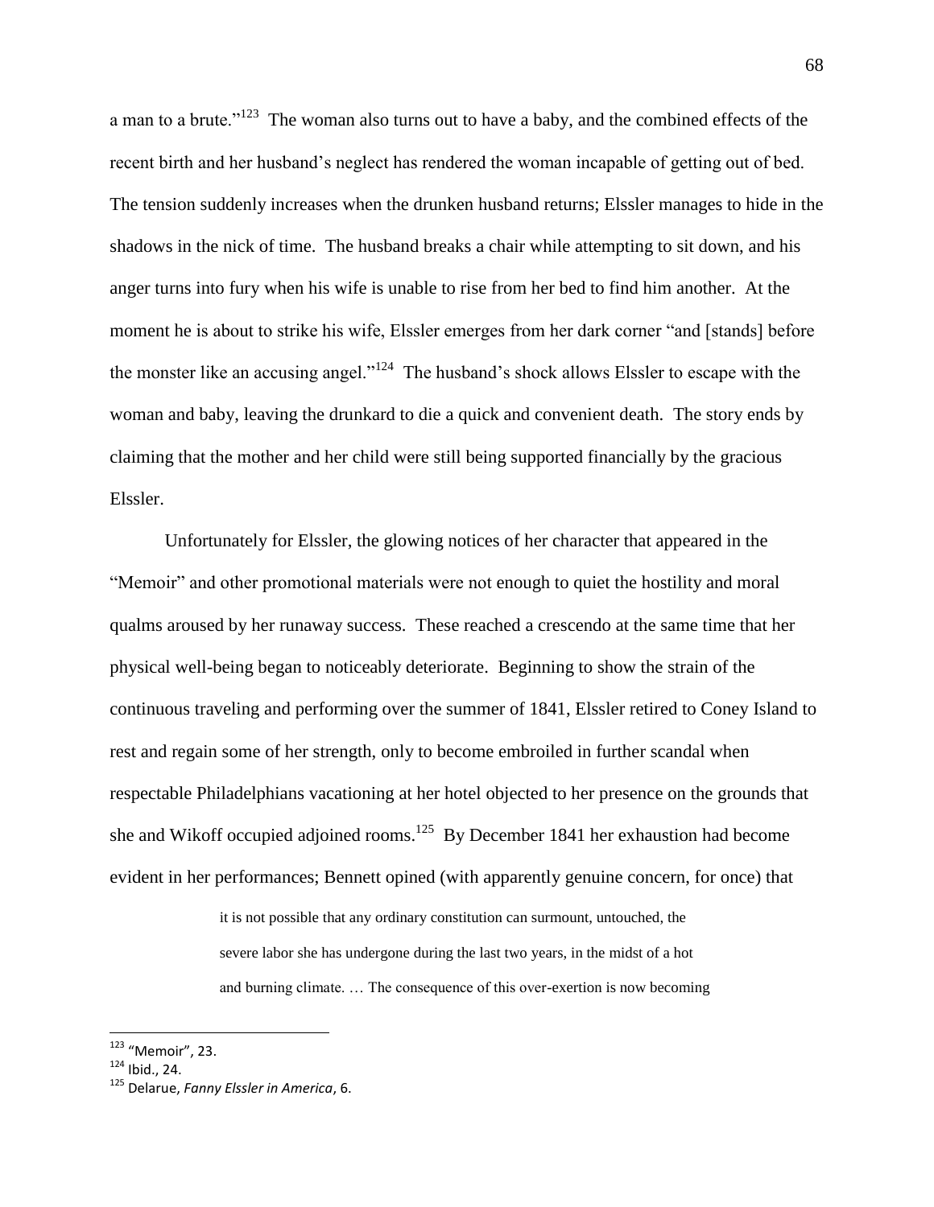a man to a brute."[123] The woman also turns out to have a baby, and the combined effects of the recent birth and her husband's neglect has rendered the woman incapable of getting out of bed. The tension suddenly increases when the drunken husband returns; Elssler manages to hide in the shadows in the nick of time. The husband breaks a chair while attempting to sit down, and his anger turns into fury when his wife is unable to rise from her bed to find him another. At the moment he is about to strike his wife, Elssler emerges from her dark corner "and [stands] before the monster like an accusing angel."[124] The husband's shock allows Elssler to escape with the woman and baby, leaving the drunkard to die a quick and convenient death. The story ends by claiming that the mother and her child were still being supported financially by the gracious Elssler.

Unfortunately for Elssler, the glowing notices of her character that appeared in the "Memoir" and other promotional materials were not enough to quiet the hostility and moral qualms aroused by her runaway success. These reached a crescendo at the same time that her physical well-being began to noticeably deteriorate. Beginning to show the strain of the continuous traveling and performing over the summer of 1841, Elssler retired to Coney Island to rest and regain some of her strength, only to become embroiled in further scandal when respectable Philadelphians vacationing at her hotel objected to her presence on the grounds that she and Wikoff occupied adjoined rooms.[125] By December 1841 her exhaustion had become evident in her performances; Bennett opined (with apparently genuine concern, for once) that

> it is not possible that any ordinary constitution can surmount, untouched, the severe labor she has undergone during the last two years, in the midst of a hot and burning climate. … The consequence of this over-exertion is now becoming

[123] "Memoir", 23.

[124] Ibid., 24.

[125] Delarue, *Fanny Elssler in America*, 6.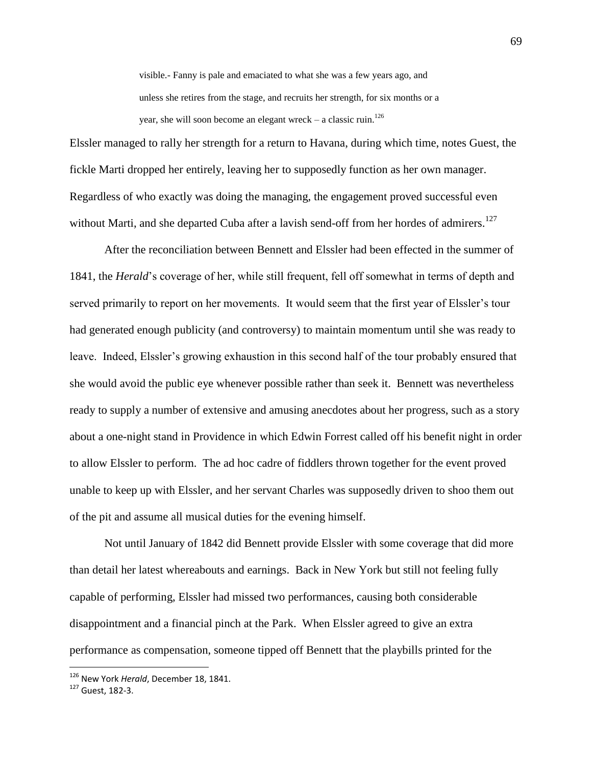> visible.- Fanny is pale and emaciated to what she was a few years ago, and unless she retires from the stage, and recruits her strength, for six months or a year, she will soon become an elegant wreck – a classic ruin.[126]

Elssler managed to rally her strength for a return to Havana, during which time, notes Guest, the fickle Marti dropped her entirely, leaving her to supposedly function as her own manager. Regardless of who exactly was doing the managing, the engagement proved successful even without Marti, and she departed Cuba after a lavish send-off from her hordes of admirers.[127]

After the reconciliation between Bennett and Elssler had been effected in the summer of 1841, the *Herald*'s coverage of her, while still frequent, fell off somewhat in terms of depth and served primarily to report on her movements. It would seem that the first year of Elssler's tour had generated enough publicity (and controversy) to maintain momentum until she was ready to leave. Indeed, Elssler's growing exhaustion in this second half of the tour probably ensured that she would avoid the public eye whenever possible rather than seek it. Bennett was nevertheless ready to supply a number of extensive and amusing anecdotes about her progress, such as a story about a one-night stand in Providence in which Edwin Forrest called off his benefit night in order to allow Elssler to perform. The ad hoc cadre of fiddlers thrown together for the event proved unable to keep up with Elssler, and her servant Charles was supposedly driven to shoo them out of the pit and assume all musical duties for the evening himself.

Not until January of 1842 did Bennett provide Elssler with some coverage that did more than detail her latest whereabouts and earnings. Back in New York but still not feeling fully capable of performing, Elssler had missed two performances, causing both considerable disappointment and a financial pinch at the Park. When Elssler agreed to give an extra performance as compensation, someone tipped off Bennett that the playbills printed for the

---

[126] New York *Herald*, December 18, 1841.

[127] Guest, 182-3.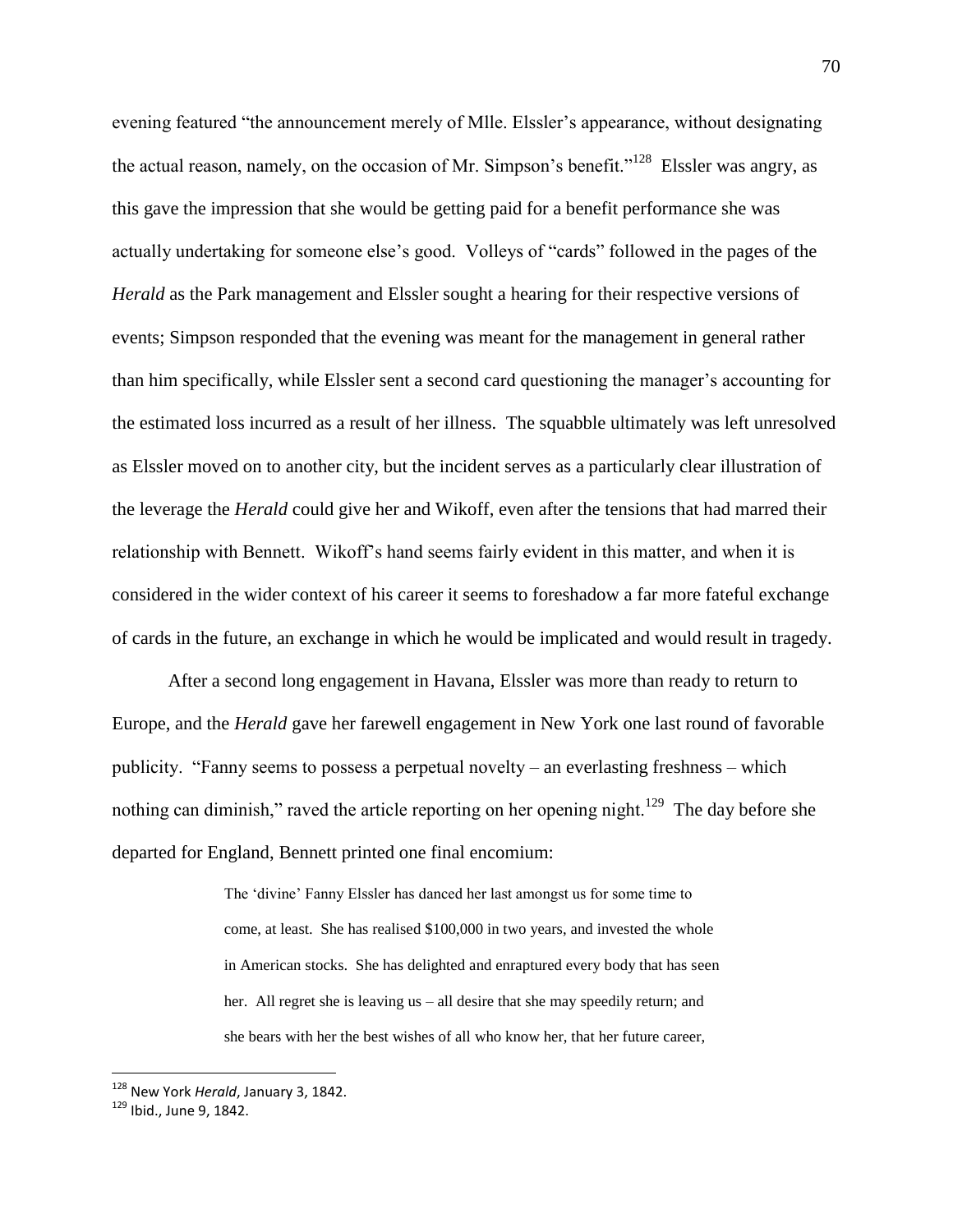evening featured "the announcement merely of Mlle. Elssler's appearance, without designating the actual reason, namely, on the occasion of Mr. Simpson's benefit."[128] Elssler was angry, as this gave the impression that she would be getting paid for a benefit performance she was actually undertaking for someone else's good. Volleys of "cards" followed in the pages of the *Herald* as the Park management and Elssler sought a hearing for their respective versions of events; Simpson responded that the evening was meant for the management in general rather than him specifically, while Elssler sent a second card questioning the manager's accounting for the estimated loss incurred as a result of her illness. The squabble ultimately was left unresolved as Elssler moved on to another city, but the incident serves as a particularly clear illustration of the leverage the *Herald* could give her and Wikoff, even after the tensions that had marred their relationship with Bennett. Wikoff's hand seems fairly evident in this matter, and when it is considered in the wider context of his career it seems to foreshadow a far more fateful exchange of cards in the future, an exchange in which he would be implicated and would result in tragedy.

After a second long engagement in Havana, Elssler was more than ready to return to Europe, and the *Herald* gave her farewell engagement in New York one last round of favorable publicity. "Fanny seems to possess a perpetual novelty – an everlasting freshness – which nothing can diminish," raved the article reporting on her opening night.[129] The day before she departed for England, Bennett printed one final encomium:

> The 'divine' Fanny Elssler has danced her last amongst us for some time to come, at least. She has realised $100,000 in two years, and invested the whole in American stocks. She has delighted and enraptured every body that has seen her. All regret she is leaving us – all desire that she may speedily return; and she bears with her the best wishes of all who know her, that her future career,

---

[128] New York *Herald*, January 3, 1842.

[129] Ibid., June 9, 1842.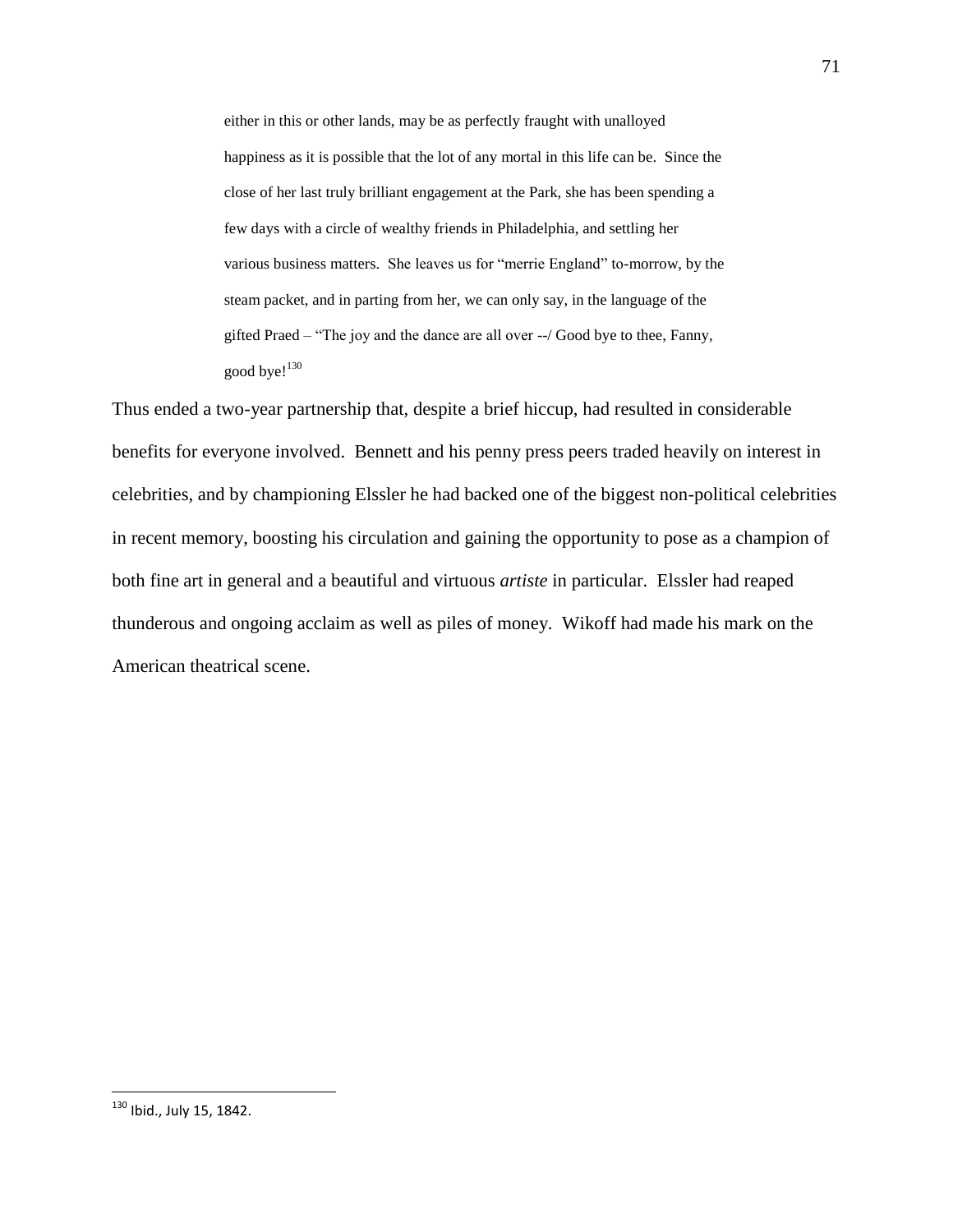> either in this or other lands, may be as perfectly fraught with unalloyed happiness as it is possible that the lot of any mortal in this life can be. Since the close of her last truly brilliant engagement at the Park, she has been spending a few days with a circle of wealthy friends in Philadelphia, and settling her various business matters. She leaves us for "merrie England" to-morrow, by the steam packet, and in parting from her, we can only say, in the language of the gifted Praed – "The joy and the dance are all over --/ Good bye to thee, Fanny, good bye![130]

Thus ended a two-year partnership that, despite a brief hiccup, had resulted in considerable benefits for everyone involved. Bennett and his penny press peers traded heavily on interest in celebrities, and by championing Elssler he had backed one of the biggest non-political celebrities in recent memory, boosting his circulation and gaining the opportunity to pose as a champion of both fine art in general and a beautiful and virtuous *artiste* in particular. Elssler had reaped thunderous and ongoing acclaim as well as piles of money. Wikoff had made his mark on the American theatrical scene.

---

[130] Ibid., July 15, 1842.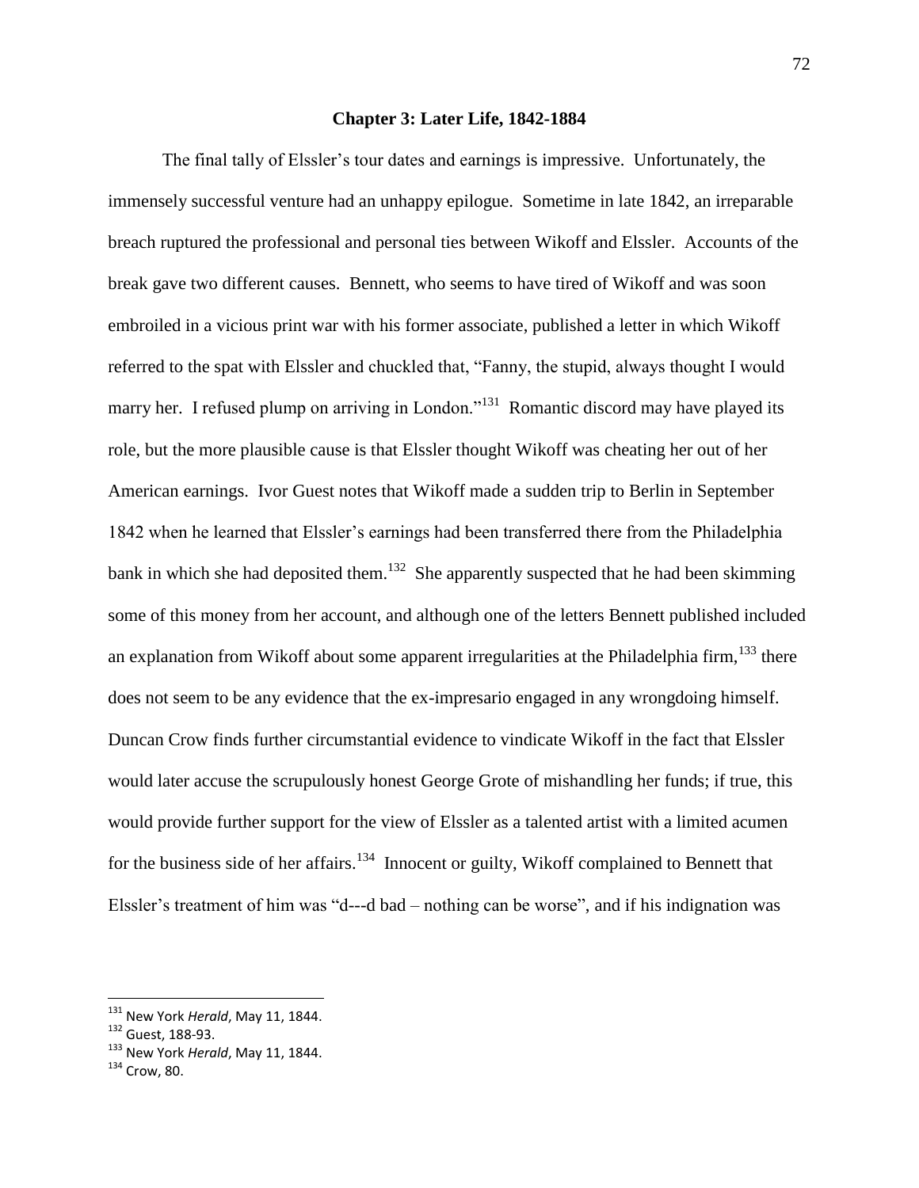## Chapter 3: Later Life, 1842-1884

The final tally of Elssler's tour dates and earnings is impressive. Unfortunately, the immensely successful venture had an unhappy epilogue. Sometime in late 1842, an irreparable breach ruptured the professional and personal ties between Wikoff and Elssler. Accounts of the break gave two different causes. Bennett, who seems to have tired of Wikoff and was soon embroiled in a vicious print war with his former associate, published a letter in which Wikoff referred to the spat with Elssler and chuckled that, "Fanny, the stupid, always thought I would marry her. I refused plump on arriving in London."[131] Romantic discord may have played its role, but the more plausible cause is that Elssler thought Wikoff was cheating her out of her American earnings. Ivor Guest notes that Wikoff made a sudden trip to Berlin in September 1842 when he learned that Elssler's earnings had been transferred there from the Philadelphia bank in which she had deposited them.[132] She apparently suspected that he had been skimming some of this money from her account, and although one of the letters Bennett published included an explanation from Wikoff about some apparent irregularities at the Philadelphia firm,[133] there does not seem to be any evidence that the ex-impresario engaged in any wrongdoing himself. Duncan Crow finds further circumstantial evidence to vindicate Wikoff in the fact that Elssler would later accuse the scrupulously honest George Grote of mishandling her funds; if true, this would provide further support for the view of Elssler as a talented artist with a limited acumen for the business side of her affairs.[134] Innocent or guilty, Wikoff complained to Bennett that Elssler's treatment of him was "d---d bad – nothing can be worse", and if his indignation was

---

[131] New York *Herald*, May 11, 1844.

[132] Guest, 188-93.

[133] New York *Herald*, May 11, 1844.

[134] Crow, 80.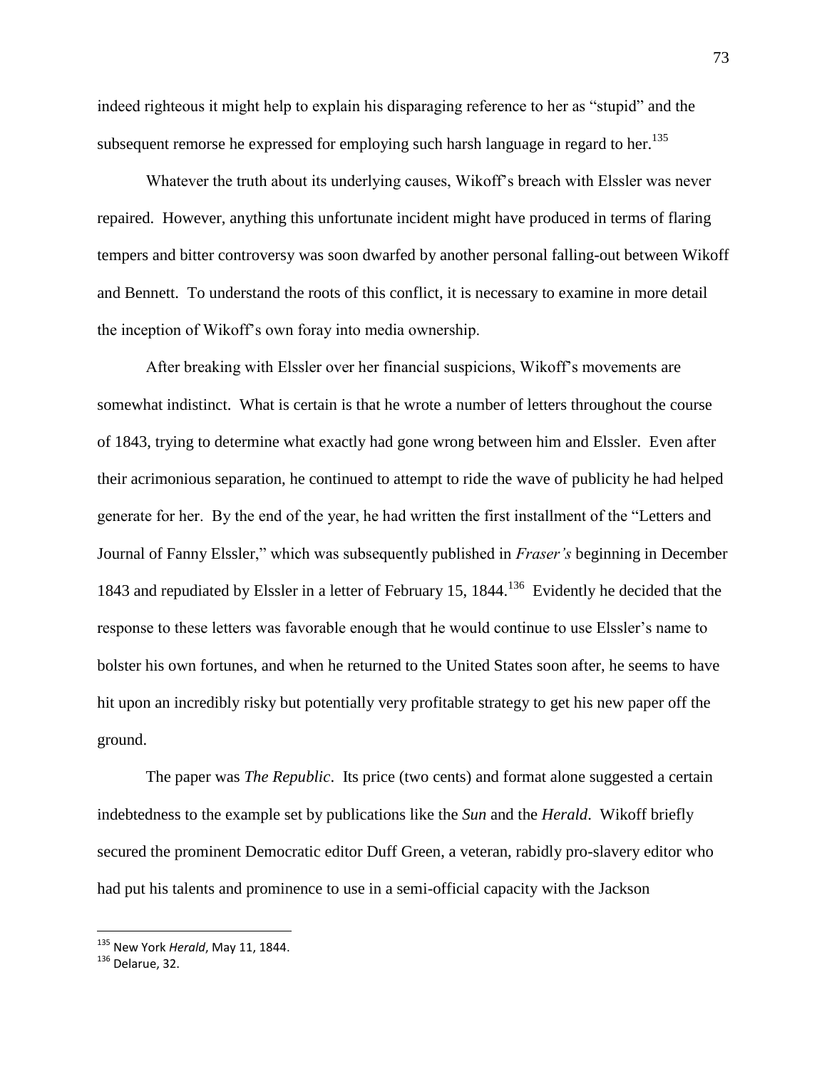indeed righteous it might help to explain his disparaging reference to her as "stupid" and the subsequent remorse he expressed for employing such harsh language in regard to her.[135]

Whatever the truth about its underlying causes, Wikoff's breach with Elssler was never repaired. However, anything this unfortunate incident might have produced in terms of flaring tempers and bitter controversy was soon dwarfed by another personal falling-out between Wikoff and Bennett. To understand the roots of this conflict, it is necessary to examine in more detail the inception of Wikoff's own foray into media ownership.

After breaking with Elssler over her financial suspicions, Wikoff's movements are somewhat indistinct. What is certain is that he wrote a number of letters throughout the course of 1843, trying to determine what exactly had gone wrong between him and Elssler. Even after their acrimonious separation, he continued to attempt to ride the wave of publicity he had helped generate for her. By the end of the year, he had written the first installment of the "Letters and Journal of Fanny Elssler," which was subsequently published in *Fraser's* beginning in December 1843 and repudiated by Elssler in a letter of February 15, 1844.[136] Evidently he decided that the response to these letters was favorable enough that he would continue to use Elssler's name to bolster his own fortunes, and when he returned to the United States soon after, he seems to have hit upon an incredibly risky but potentially very profitable strategy to get his new paper off the ground.

The paper was *The Republic*. Its price (two cents) and format alone suggested a certain indebtedness to the example set by publications like the *Sun* and the *Herald*. Wikoff briefly secured the prominent Democratic editor Duff Green, a veteran, rabidly pro-slavery editor who had put his talents and prominence to use in a semi-official capacity with the Jackson

---

[135] New York *Herald*, May 11, 1844.

[136] Delarue, 32.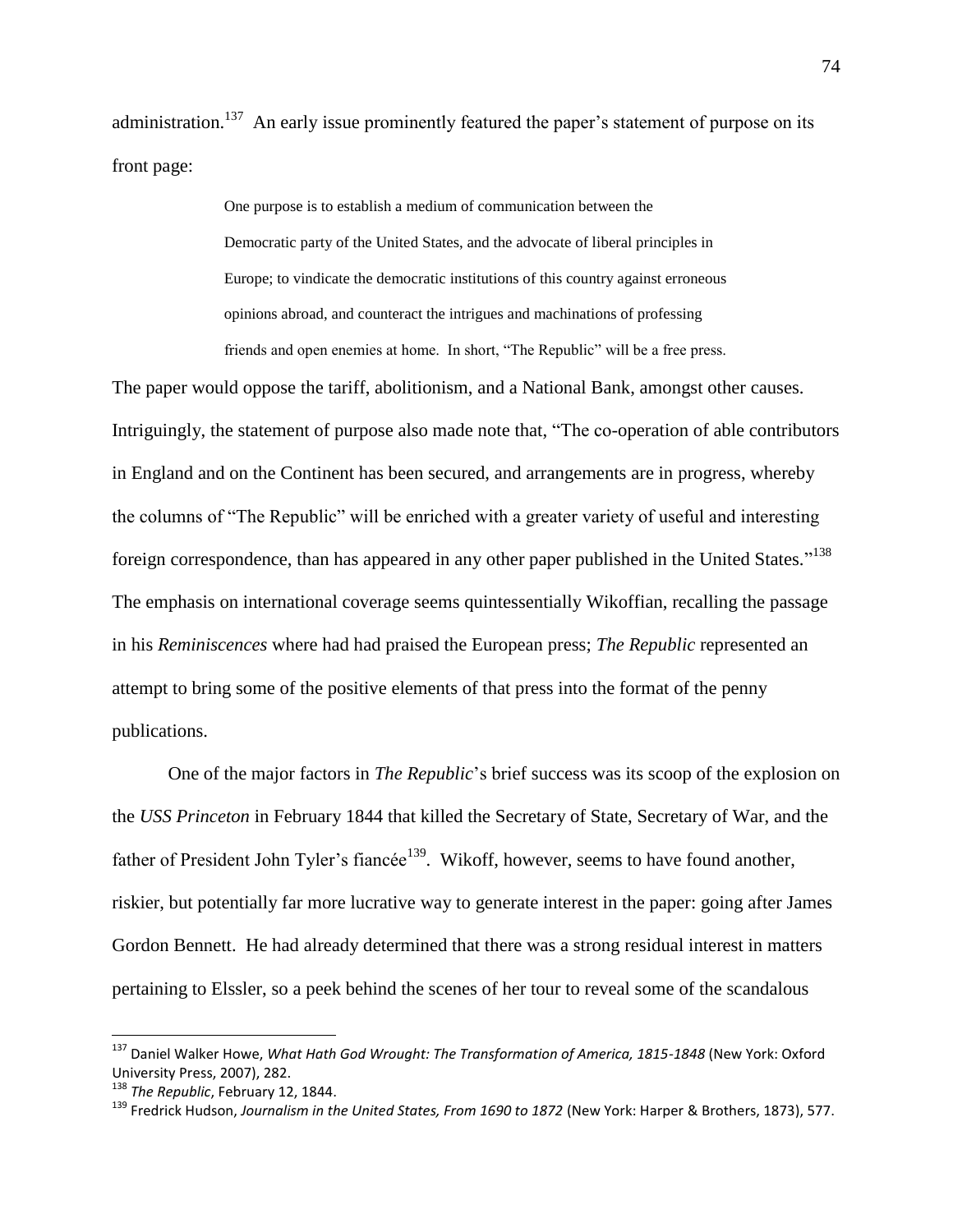administration.[137] An early issue prominently featured the paper's statement of purpose on its front page:

> One purpose is to establish a medium of communication between the Democratic party of the United States, and the advocate of liberal principles in Europe; to vindicate the democratic institutions of this country against erroneous opinions abroad, and counteract the intrigues and machinations of professing friends and open enemies at home. In short, "The Republic" will be a free press.

The paper would oppose the tariff, abolitionism, and a National Bank, amongst other causes. Intriguingly, the statement of purpose also made note that, "The co-operation of able contributors in England and on the Continent has been secured, and arrangements are in progress, whereby the columns of "The Republic" will be enriched with a greater variety of useful and interesting foreign correspondence, than has appeared in any other paper published in the United States."[138] The emphasis on international coverage seems quintessentially Wikoffian, recalling the passage in his *Reminiscences* where had had praised the European press; *The Republic* represented an attempt to bring some of the positive elements of that press into the format of the penny publications.

One of the major factors in *The Republic*'s brief success was its scoop of the explosion on the *USS Princeton* in February 1844 that killed the Secretary of State, Secretary of War, and the father of President John Tyler's fiancée[139]. Wikoff, however, seems to have found another, riskier, but potentially far more lucrative way to generate interest in the paper: going after James Gordon Bennett. He had already determined that there was a strong residual interest in matters pertaining to Elssler, so a peek behind the scenes of her tour to reveal some of the scandalous

---

[137] Daniel Walker Howe, *What Hath God Wrought: The Transformation of America, 1815-1848* (New York: Oxford University Press, 2007), 282.

[138] *The Republic*, February 12, 1844.

[139] Fredrick Hudson, *Journalism in the United States, From 1690 to 1872* (New York: Harper & Brothers, 1873), 577.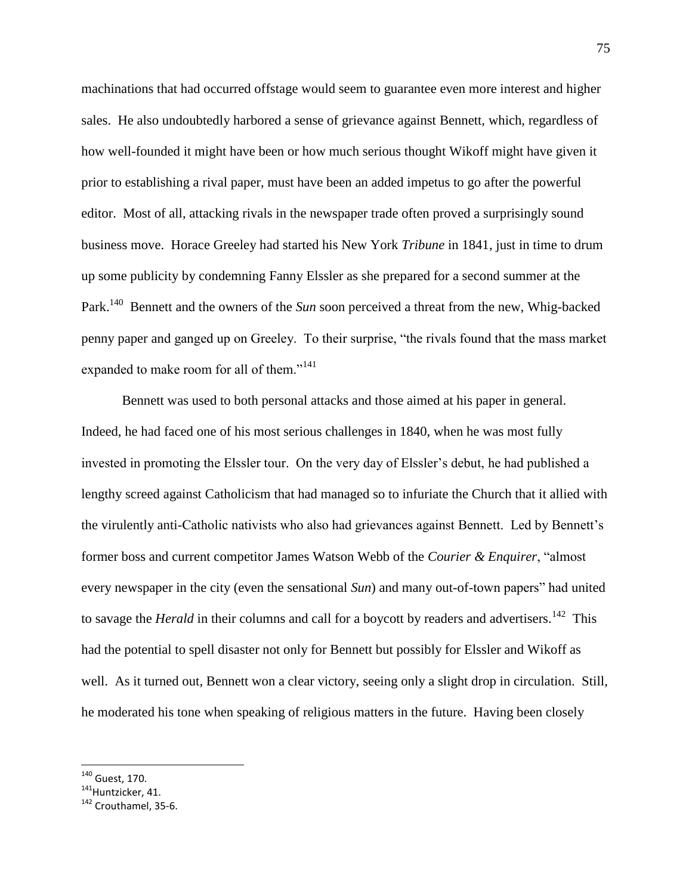machinations that had occurred offstage would seem to guarantee even more interest and higher sales. He also undoubtedly harbored a sense of grievance against Bennett, which, regardless of how well-founded it might have been or how much serious thought Wikoff might have given it prior to establishing a rival paper, must have been an added impetus to go after the powerful editor. Most of all, attacking rivals in the newspaper trade often proved a surprisingly sound business move. Horace Greeley had started his New York *Tribune* in 1841, just in time to drum up some publicity by condemning Fanny Elssler as she prepared for a second summer at the Park.[140] Bennett and the owners of the *Sun* soon perceived a threat from the new, Whig-backed penny paper and ganged up on Greeley. To their surprise, "the rivals found that the mass market expanded to make room for all of them."[141]

Bennett was used to both personal attacks and those aimed at his paper in general. Indeed, he had faced one of his most serious challenges in 1840, when he was most fully invested in promoting the Elssler tour. On the very day of Elssler's debut, he had published a lengthy screed against Catholicism that had managed so to infuriate the Church that it allied with the virulently anti-Catholic nativists who also had grievances against Bennett. Led by Bennett's former boss and current competitor James Watson Webb of the *Courier & Enquirer*, "almost every newspaper in the city (even the sensational *Sun*) and many out-of-town papers" had united to savage the *Herald* in their columns and call for a boycott by readers and advertisers.[142] This had the potential to spell disaster not only for Bennett but possibly for Elssler and Wikoff as well. As it turned out, Bennett won a clear victory, seeing only a slight drop in circulation. Still, he moderated his tone when speaking of religious matters in the future. Having been closely

---

[140] Guest, 170.
[141] Huntzicker, 41.
[142] Crouthamel, 35-6.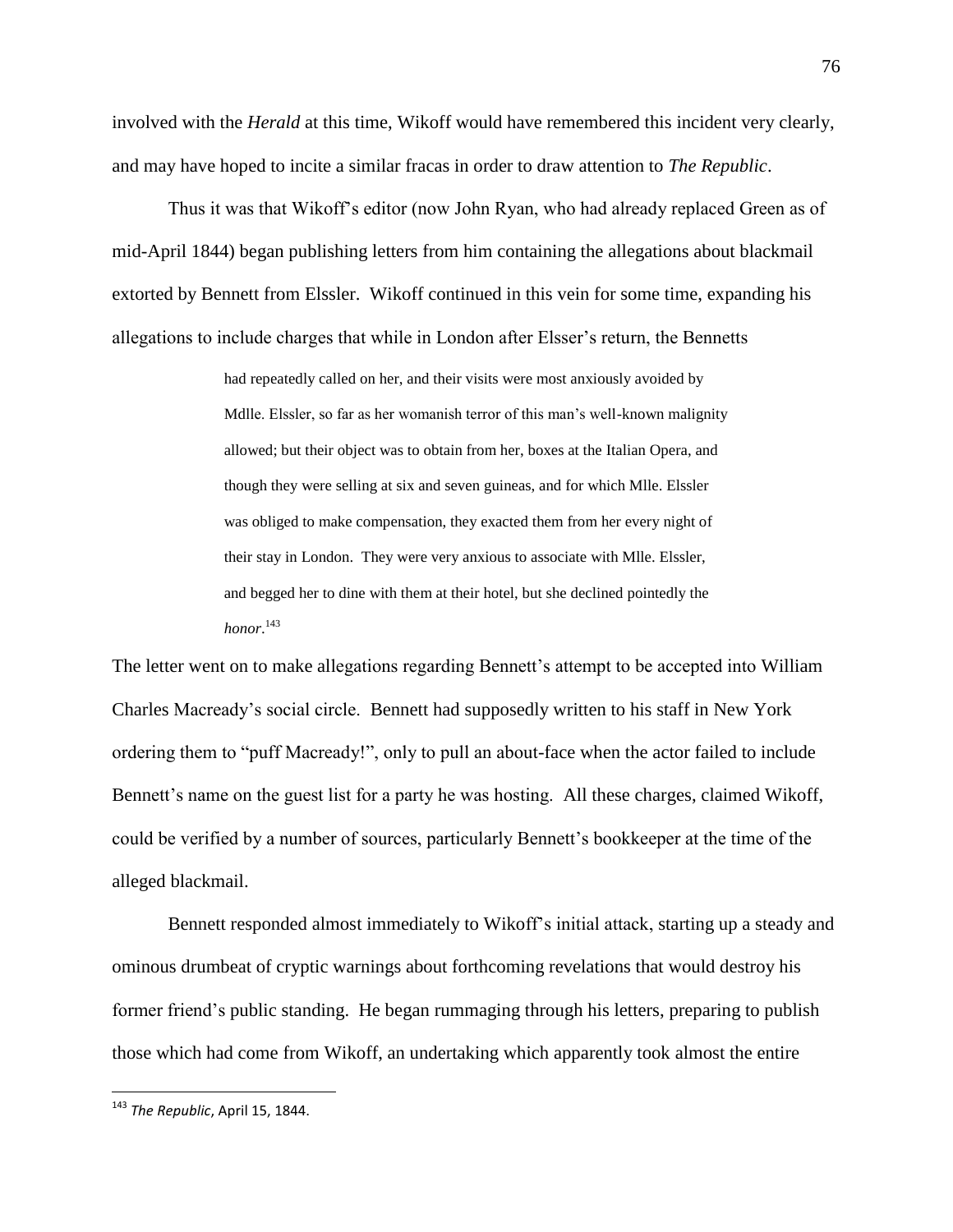involved with the *Herald* at this time, Wikoff would have remembered this incident very clearly, and may have hoped to incite a similar fracas in order to draw attention to *The Republic*.

Thus it was that Wikoff's editor (now John Ryan, who had already replaced Green as of mid-April 1844) began publishing letters from him containing the allegations about blackmail extorted by Bennett from Elssler. Wikoff continued in this vein for some time, expanding his allegations to include charges that while in London after Elsser's return, the Bennetts

> had repeatedly called on her, and their visits were most anxiously avoided by Mdlle. Elssler, so far as her womanish terror of this man's well-known malignity allowed; but their object was to obtain from her, boxes at the Italian Opera, and though they were selling at six and seven guineas, and for which Mlle. Elssler was obliged to make compensation, they exacted them from her every night of their stay in London. They were very anxious to associate with Mlle. Elssler, and begged her to dine with them at their hotel, but she declined pointedly the *honor*.[143]

The letter went on to make allegations regarding Bennett's attempt to be accepted into William Charles Macready's social circle. Bennett had supposedly written to his staff in New York ordering them to "puff Macready!", only to pull an about-face when the actor failed to include Bennett's name on the guest list for a party he was hosting. All these charges, claimed Wikoff, could be verified by a number of sources, particularly Bennett's bookkeeper at the time of the alleged blackmail.

Bennett responded almost immediately to Wikoff's initial attack, starting up a steady and ominous drumbeat of cryptic warnings about forthcoming revelations that would destroy his former friend's public standing. He began rummaging through his letters, preparing to publish those which had come from Wikoff, an undertaking which apparently took almost the entire

---

[143] *The Republic*, April 15, 1844.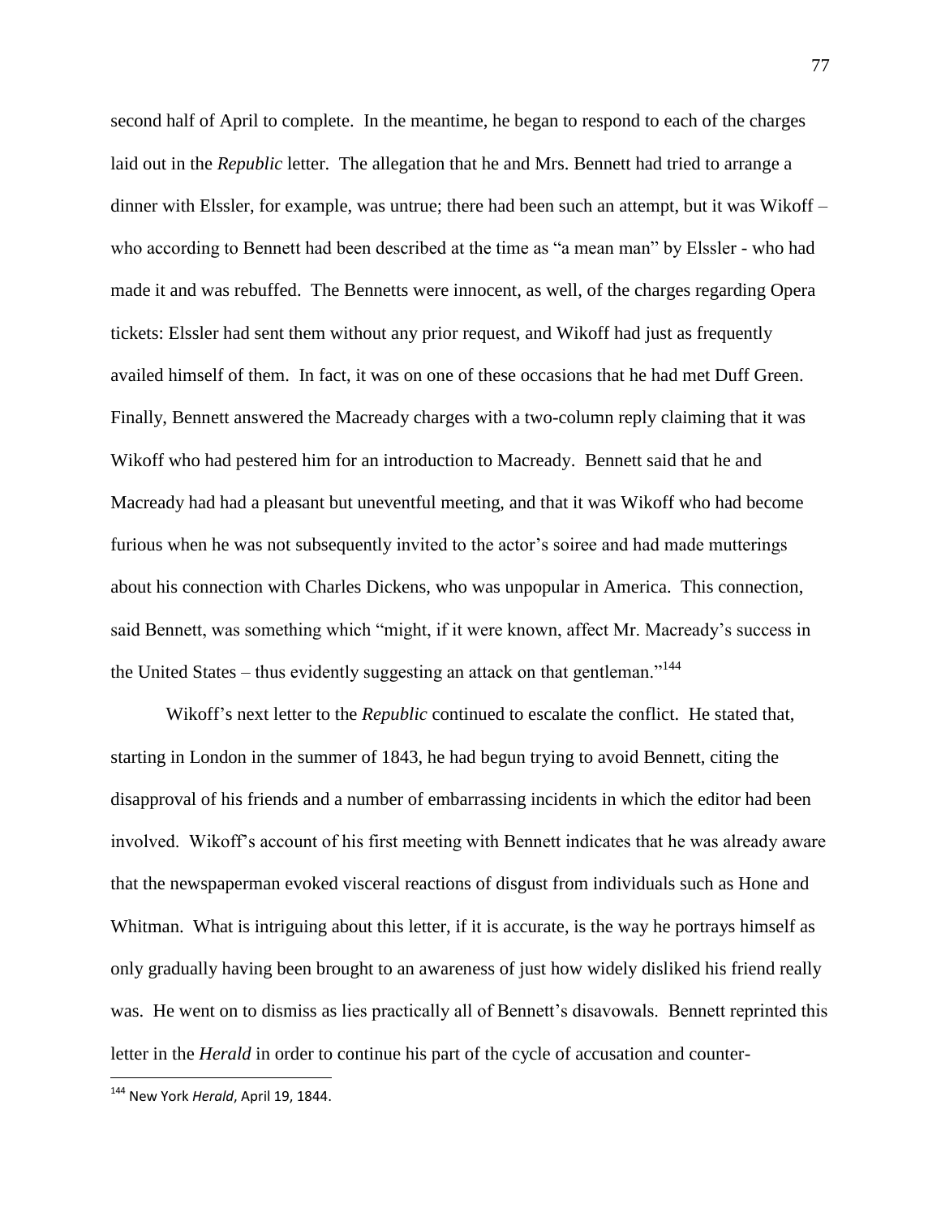second half of April to complete. In the meantime, he began to respond to each of the charges laid out in the *Republic* letter. The allegation that he and Mrs. Bennett had tried to arrange a dinner with Elssler, for example, was untrue; there had been such an attempt, but it was Wikoff – who according to Bennett had been described at the time as "a mean man" by Elssler - who had made it and was rebuffed. The Bennetts were innocent, as well, of the charges regarding Opera tickets: Elssler had sent them without any prior request, and Wikoff had just as frequently availed himself of them. In fact, it was on one of these occasions that he had met Duff Green. Finally, Bennett answered the Macready charges with a two-column reply claiming that it was Wikoff who had pestered him for an introduction to Macready. Bennett said that he and Macready had had a pleasant but uneventful meeting, and that it was Wikoff who had become furious when he was not subsequently invited to the actor's soiree and had made mutterings about his connection with Charles Dickens, who was unpopular in America. This connection, said Bennett, was something which "might, if it were known, affect Mr. Macready's success in the United States – thus evidently suggesting an attack on that gentleman."[144]

Wikoff's next letter to the *Republic* continued to escalate the conflict. He stated that, starting in London in the summer of 1843, he had begun trying to avoid Bennett, citing the disapproval of his friends and a number of embarrassing incidents in which the editor had been involved. Wikoff's account of his first meeting with Bennett indicates that he was already aware that the newspaperman evoked visceral reactions of disgust from individuals such as Hone and Whitman. What is intriguing about this letter, if it is accurate, is the way he portrays himself as only gradually having been brought to an awareness of just how widely disliked his friend really was. He went on to dismiss as lies practically all of Bennett's disavowals. Bennett reprinted this letter in the *Herald* in order to continue his part of the cycle of accusation and counter-

---

[144] New York *Herald*, April 19, 1844.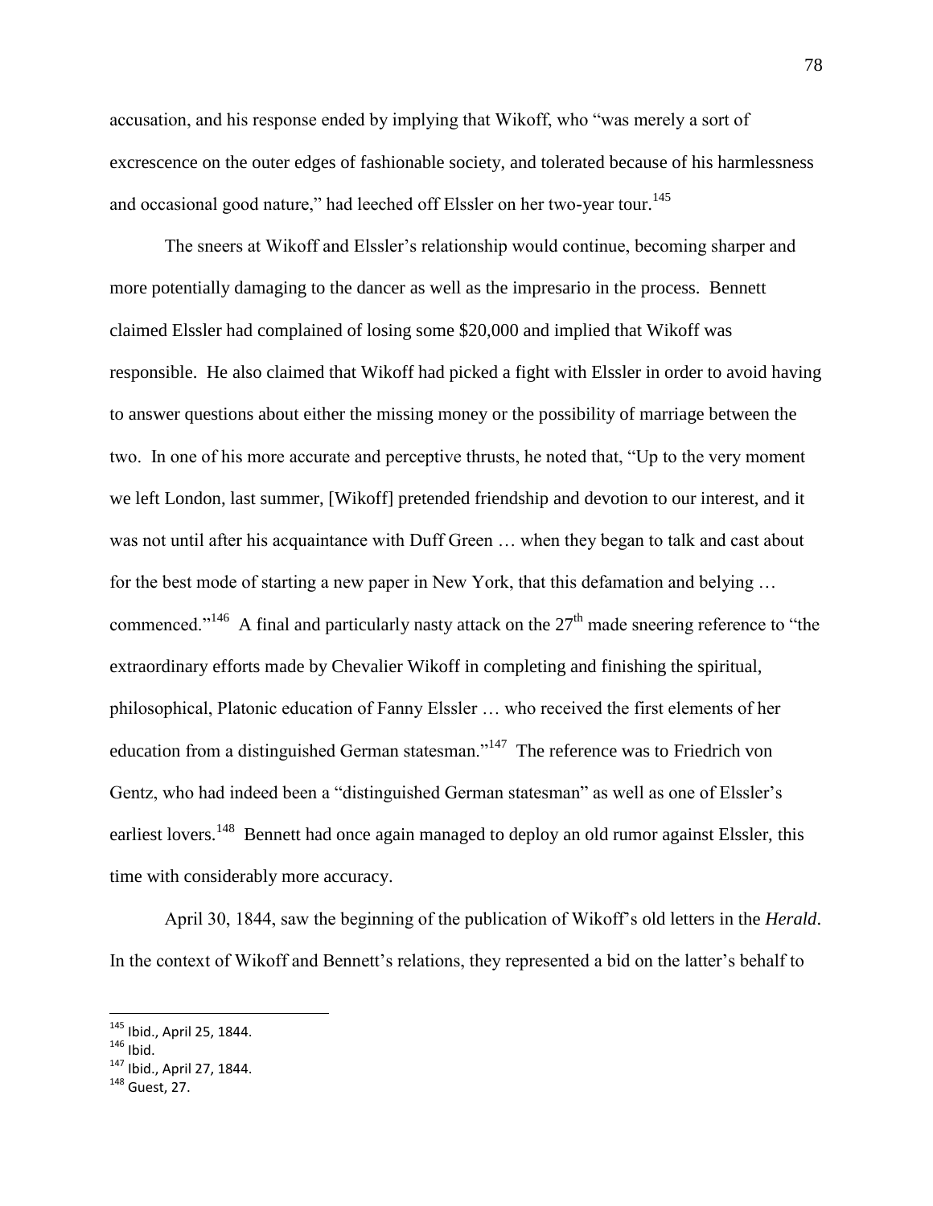accusation, and his response ended by implying that Wikoff, who "was merely a sort of excrescence on the outer edges of fashionable society, and tolerated because of his harmlessness and occasional good nature," had leeched off Elssler on her two-year tour.[145]

The sneers at Wikoff and Elssler's relationship would continue, becoming sharper and more potentially damaging to the dancer as well as the impresario in the process. Bennett claimed Elssler had complained of losing some $20,000 and implied that Wikoff was responsible. He also claimed that Wikoff had picked a fight with Elssler in order to avoid having to answer questions about either the missing money or the possibility of marriage between the two. In one of his more accurate and perceptive thrusts, he noted that, "Up to the very moment we left London, last summer, [Wikoff] pretended friendship and devotion to our interest, and it was not until after his acquaintance with Duff Green … when they began to talk and cast about for the best mode of starting a new paper in New York, that this defamation and belying … commenced."[146] A final and particularly nasty attack on the 27th made sneering reference to "the extraordinary efforts made by Chevalier Wikoff in completing and finishing the spiritual, philosophical, Platonic education of Fanny Elssler … who received the first elements of her education from a distinguished German statesman."[147] The reference was to Friedrich von Gentz, who had indeed been a "distinguished German statesman" as well as one of Elssler's earliest lovers.[148] Bennett had once again managed to deploy an old rumor against Elssler, this time with considerably more accuracy.

April 30, 1844, saw the beginning of the publication of Wikoff's old letters in the *Herald*. In the context of Wikoff and Bennett's relations, they represented a bid on the latter's behalf to

---

[145] Ibid., April 25, 1844.
[146] Ibid.
[147] Ibid., April 27, 1844.
[148] Guest, 27.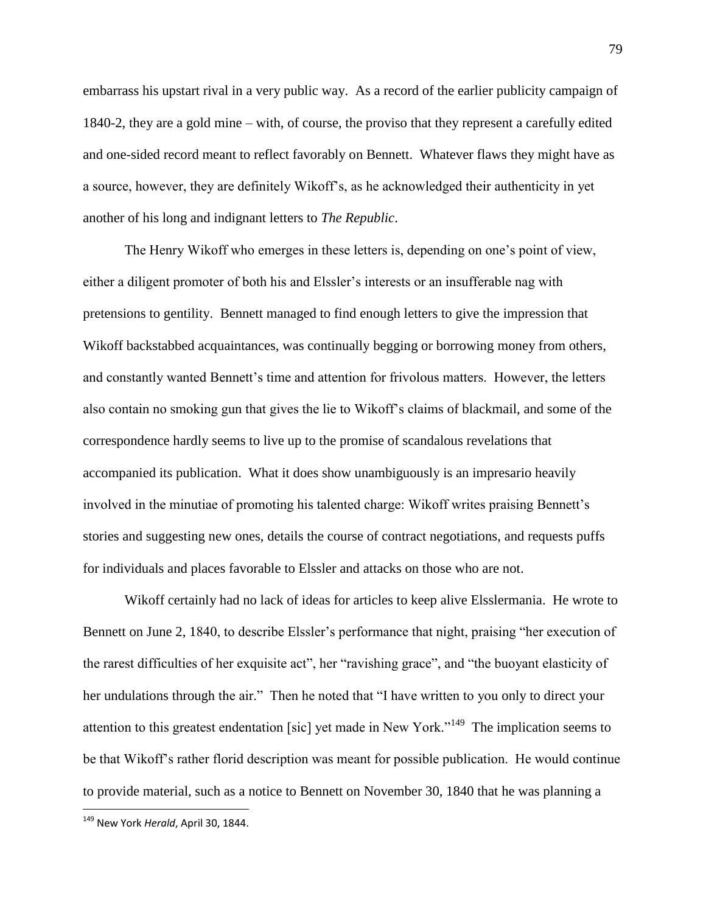embarrass his upstart rival in a very public way. As a record of the earlier publicity campaign of 1840-2, they are a gold mine – with, of course, the proviso that they represent a carefully edited and one-sided record meant to reflect favorably on Bennett. Whatever flaws they might have as a source, however, they are definitely Wikoff's, as he acknowledged their authenticity in yet another of his long and indignant letters to *The Republic*.

The Henry Wikoff who emerges in these letters is, depending on one's point of view, either a diligent promoter of both his and Elssler's interests or an insufferable nag with pretensions to gentility. Bennett managed to find enough letters to give the impression that Wikoff backstabbed acquaintances, was continually begging or borrowing money from others, and constantly wanted Bennett's time and attention for frivolous matters. However, the letters also contain no smoking gun that gives the lie to Wikoff's claims of blackmail, and some of the correspondence hardly seems to live up to the promise of scandalous revelations that accompanied its publication. What it does show unambiguously is an impresario heavily involved in the minutiae of promoting his talented charge: Wikoff writes praising Bennett's stories and suggesting new ones, details the course of contract negotiations, and requests puffs for individuals and places favorable to Elssler and attacks on those who are not.

Wikoff certainly had no lack of ideas for articles to keep alive Elsslermania. He wrote to Bennett on June 2, 1840, to describe Elssler's performance that night, praising "her execution of the rarest difficulties of her exquisite act", her "ravishing grace", and "the buoyant elasticity of her undulations through the air." Then he noted that "I have written to you only to direct your attention to this greatest endentation [sic] yet made in New York."[149] The implication seems to be that Wikoff's rather florid description was meant for possible publication. He would continue to provide material, such as a notice to Bennett on November 30, 1840 that he was planning a

---

[149] New York *Herald*, April 30, 1844.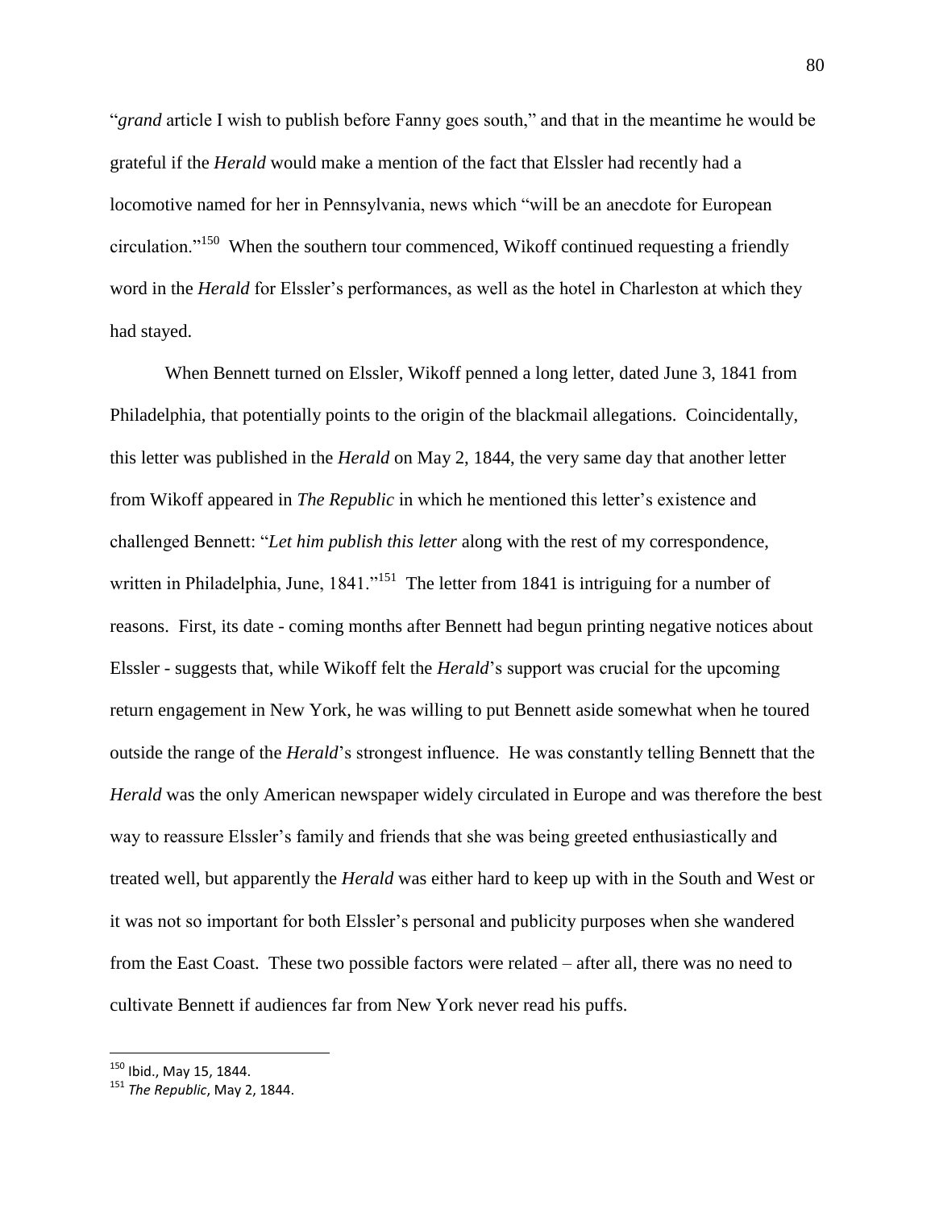"*grand* article I wish to publish before Fanny goes south," and that in the meantime he would be grateful if the *Herald* would make a mention of the fact that Elssler had recently had a locomotive named for her in Pennsylvania, news which "will be an anecdote for European circulation."[150] When the southern tour commenced, Wikoff continued requesting a friendly word in the *Herald* for Elssler's performances, as well as the hotel in Charleston at which they had stayed.

When Bennett turned on Elssler, Wikoff penned a long letter, dated June 3, 1841 from Philadelphia, that potentially points to the origin of the blackmail allegations. Coincidentally, this letter was published in the *Herald* on May 2, 1844, the very same day that another letter from Wikoff appeared in *The Republic* in which he mentioned this letter's existence and challenged Bennett: "*Let him publish this letter* along with the rest of my correspondence, written in Philadelphia, June, 1841."[151] The letter from 1841 is intriguing for a number of reasons. First, its date - coming months after Bennett had begun printing negative notices about Elssler - suggests that, while Wikoff felt the *Herald*'s support was crucial for the upcoming return engagement in New York, he was willing to put Bennett aside somewhat when he toured outside the range of the *Herald*'s strongest influence. He was constantly telling Bennett that the *Herald* was the only American newspaper widely circulated in Europe and was therefore the best way to reassure Elssler's family and friends that she was being greeted enthusiastically and treated well, but apparently the *Herald* was either hard to keep up with in the South and West or it was not so important for both Elssler's personal and publicity purposes when she wandered from the East Coast. These two possible factors were related – after all, there was no need to cultivate Bennett if audiences far from New York never read his puffs.

---

[150] Ibid., May 15, 1844.

[151] *The Republic*, May 2, 1844.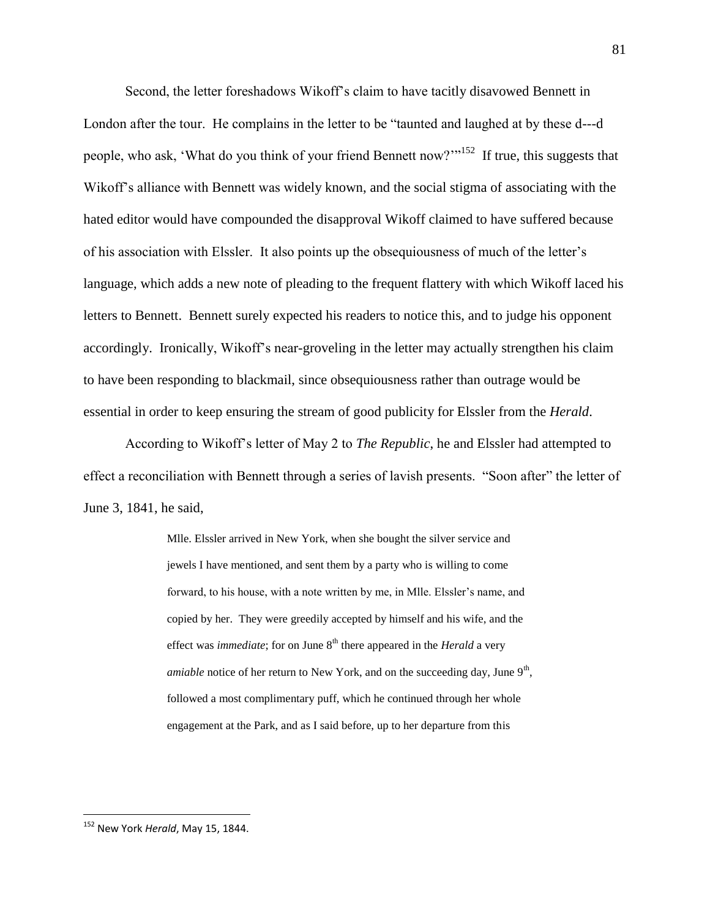Second, the letter foreshadows Wikoff's claim to have tacitly disavowed Bennett in London after the tour. He complains in the letter to be "taunted and laughed at by these d---d people, who ask, 'What do you think of your friend Bennett now?'"[152] If true, this suggests that Wikoff's alliance with Bennett was widely known, and the social stigma of associating with the hated editor would have compounded the disapproval Wikoff claimed to have suffered because of his association with Elssler. It also points up the obsequiousness of much of the letter's language, which adds a new note of pleading to the frequent flattery with which Wikoff laced his letters to Bennett. Bennett surely expected his readers to notice this, and to judge his opponent accordingly. Ironically, Wikoff's near-groveling in the letter may actually strengthen his claim to have been responding to blackmail, since obsequiousness rather than outrage would be essential in order to keep ensuring the stream of good publicity for Elssler from the *Herald*.

According to Wikoff's letter of May 2 to *The Republic*, he and Elssler had attempted to effect a reconciliation with Bennett through a series of lavish presents. "Soon after" the letter of June 3, 1841, he said,

> Mlle. Elssler arrived in New York, when she bought the silver service and jewels I have mentioned, and sent them by a party who is willing to come forward, to his house, with a note written by me, in Mlle. Elssler's name, and copied by her. They were greedily accepted by himself and his wife, and the effect was *immediate*; for on June 8th there appeared in the *Herald* a very *amiable* notice of her return to New York, and on the succeeding day, June 9th, followed a most complimentary puff, which he continued through her whole engagement at the Park, and as I said before, up to her departure from this

[152] New York *Herald*, May 15, 1844.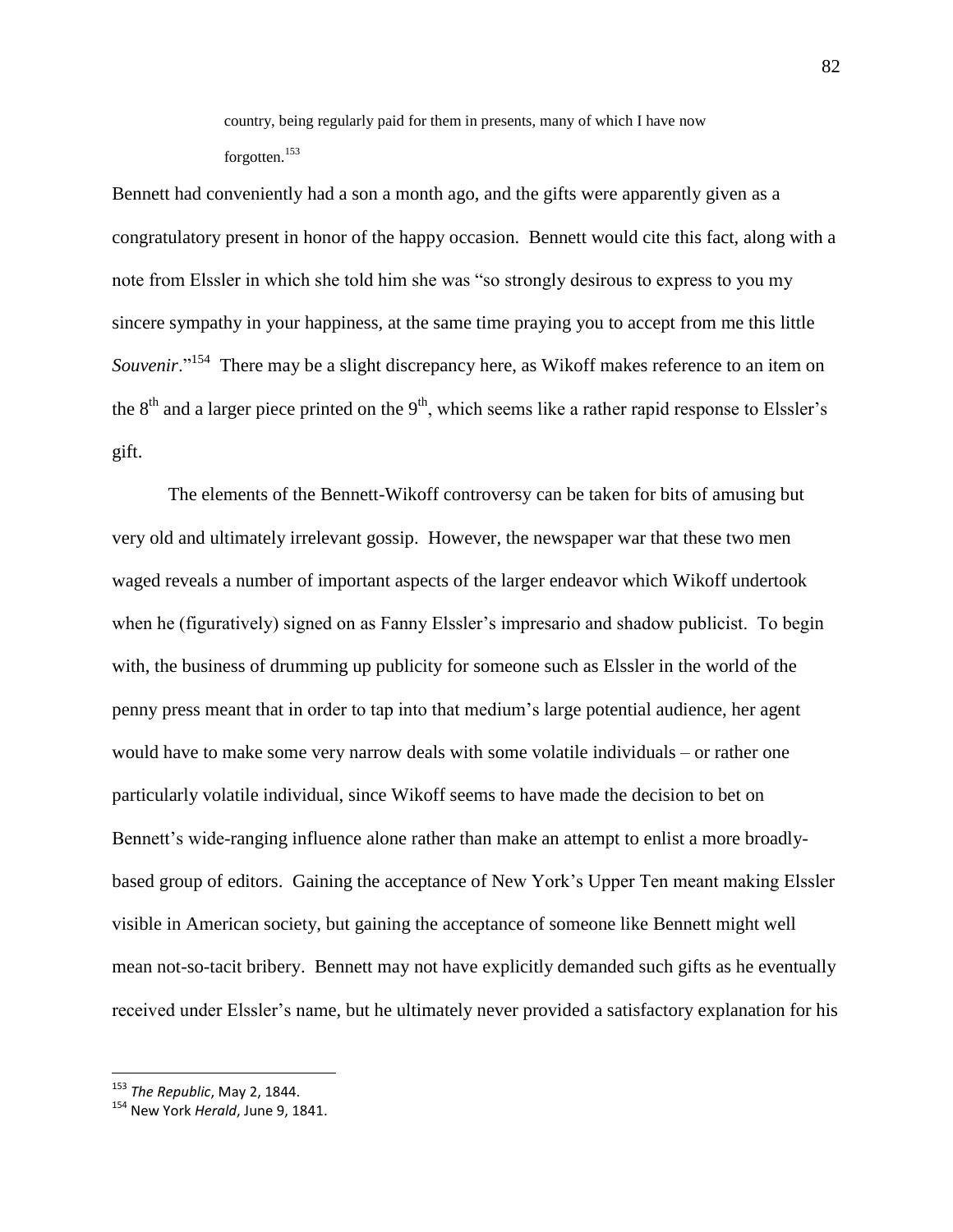> country, being regularly paid for them in presents, many of which I have now forgotten.[153]

Bennett had conveniently had a son a month ago, and the gifts were apparently given as a congratulatory present in honor of the happy occasion. Bennett would cite this fact, along with a note from Elssler in which she told him she was "so strongly desirous to express to you my sincere sympathy in your happiness, at the same time praying you to accept from me this little *Souvenir*."[154] There may be a slight discrepancy here, as Wikoff makes reference to an item on the 8th and a larger piece printed on the 9th, which seems like a rather rapid response to Elssler's gift.

The elements of the Bennett-Wikoff controversy can be taken for bits of amusing but very old and ultimately irrelevant gossip. However, the newspaper war that these two men waged reveals a number of important aspects of the larger endeavor which Wikoff undertook when he (figuratively) signed on as Fanny Elssler's impresario and shadow publicist. To begin with, the business of drumming up publicity for someone such as Elssler in the world of the penny press meant that in order to tap into that medium's large potential audience, her agent would have to make some very narrow deals with some volatile individuals – or rather one particularly volatile individual, since Wikoff seems to have made the decision to bet on Bennett's wide-ranging influence alone rather than make an attempt to enlist a more broadly-based group of editors. Gaining the acceptance of New York's Upper Ten meant making Elssler visible in American society, but gaining the acceptance of someone like Bennett might well mean not-so-tacit bribery. Bennett may not have explicitly demanded such gifts as he eventually received under Elssler's name, but he ultimately never provided a satisfactory explanation for his

---

[153] *The Republic*, May 2, 1844.

[154] New York *Herald*, June 9, 1841.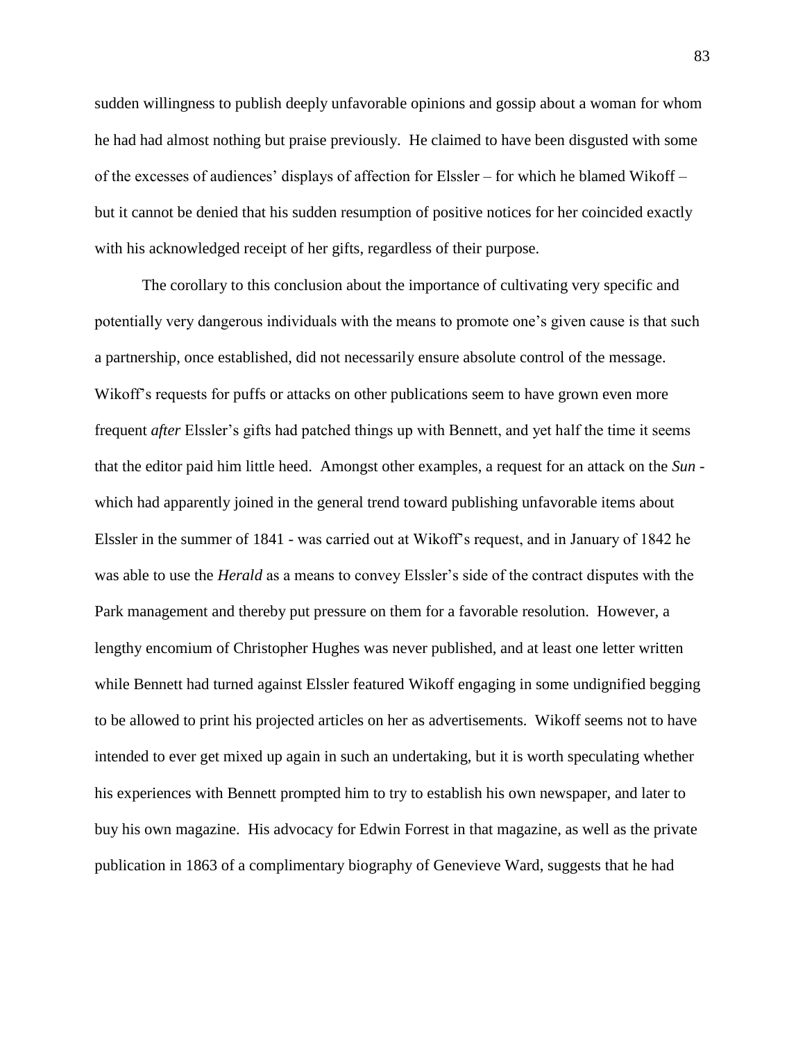sudden willingness to publish deeply unfavorable opinions and gossip about a woman for whom he had had almost nothing but praise previously. He claimed to have been disgusted with some of the excesses of audiences' displays of affection for Elssler – for which he blamed Wikoff – but it cannot be denied that his sudden resumption of positive notices for her coincided exactly with his acknowledged receipt of her gifts, regardless of their purpose.

The corollary to this conclusion about the importance of cultivating very specific and potentially very dangerous individuals with the means to promote one's given cause is that such a partnership, once established, did not necessarily ensure absolute control of the message. Wikoff's requests for puffs or attacks on other publications seem to have grown even more frequent *after* Elssler's gifts had patched things up with Bennett, and yet half the time it seems that the editor paid him little heed. Amongst other examples, a request for an attack on the *Sun* - which had apparently joined in the general trend toward publishing unfavorable items about Elssler in the summer of 1841 - was carried out at Wikoff's request, and in January of 1842 he was able to use the *Herald* as a means to convey Elssler's side of the contract disputes with the Park management and thereby put pressure on them for a favorable resolution. However, a lengthy encomium of Christopher Hughes was never published, and at least one letter written while Bennett had turned against Elssler featured Wikoff engaging in some undignified begging to be allowed to print his projected articles on her as advertisements. Wikoff seems not to have intended to ever get mixed up again in such an undertaking, but it is worth speculating whether his experiences with Bennett prompted him to try to establish his own newspaper, and later to buy his own magazine. His advocacy for Edwin Forrest in that magazine, as well as the private publication in 1863 of a complimentary biography of Genevieve Ward, suggests that he had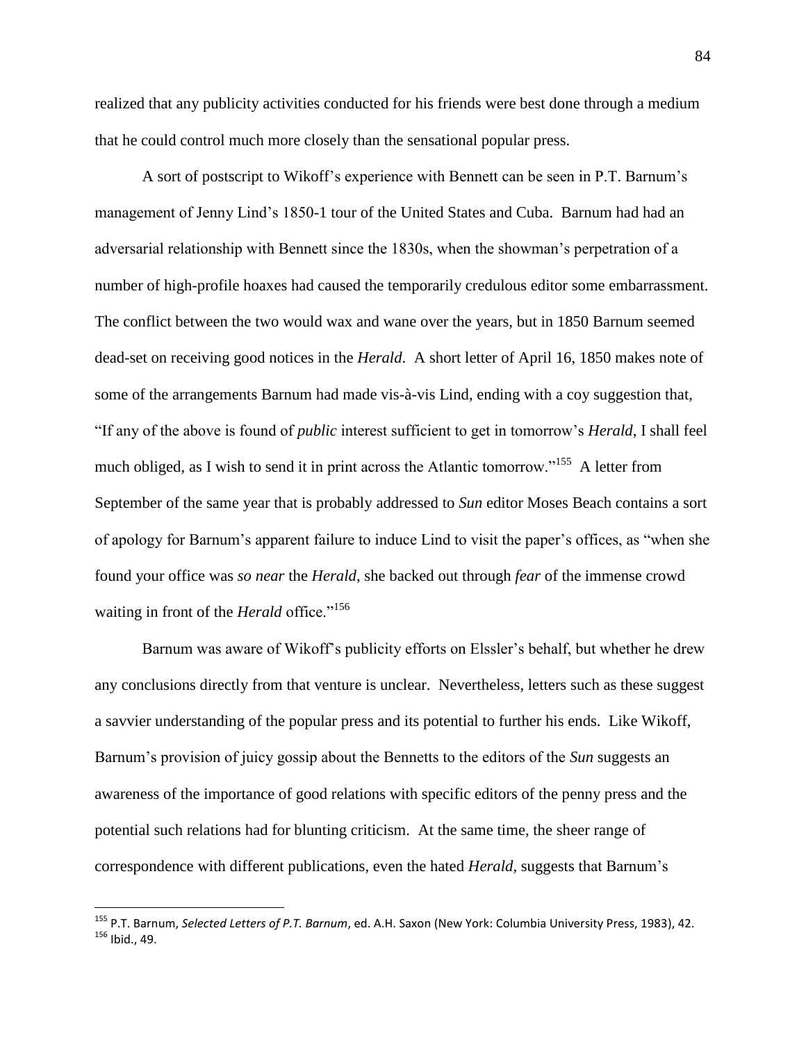realized that any publicity activities conducted for his friends were best done through a medium that he could control much more closely than the sensational popular press.

A sort of postscript to Wikoff's experience with Bennett can be seen in P.T. Barnum's management of Jenny Lind's 1850-1 tour of the United States and Cuba. Barnum had had an adversarial relationship with Bennett since the 1830s, when the showman's perpetration of a number of high-profile hoaxes had caused the temporarily credulous editor some embarrassment. The conflict between the two would wax and wane over the years, but in 1850 Barnum seemed dead-set on receiving good notices in the *Herald*. A short letter of April 16, 1850 makes note of some of the arrangements Barnum had made vis-à-vis Lind, ending with a coy suggestion that, "If any of the above is found of *public* interest sufficient to get in tomorrow's *Herald*, I shall feel much obliged, as I wish to send it in print across the Atlantic tomorrow."[155] A letter from September of the same year that is probably addressed to *Sun* editor Moses Beach contains a sort of apology for Barnum's apparent failure to induce Lind to visit the paper's offices, as "when she found your office was *so near* the *Herald*, she backed out through *fear* of the immense crowd waiting in front of the *Herald* office."[156]

Barnum was aware of Wikoff's publicity efforts on Elssler's behalf, but whether he drew any conclusions directly from that venture is unclear. Nevertheless, letters such as these suggest a savvier understanding of the popular press and its potential to further his ends. Like Wikoff, Barnum's provision of juicy gossip about the Bennetts to the editors of the *Sun* suggests an awareness of the importance of good relations with specific editors of the penny press and the potential such relations had for blunting criticism. At the same time, the sheer range of correspondence with different publications, even the hated *Herald*, suggests that Barnum's

---

[155] P.T. Barnum, *Selected Letters of P.T. Barnum*, ed. A.H. Saxon (New York: Columbia University Press, 1983), 42.
[156] Ibid., 49.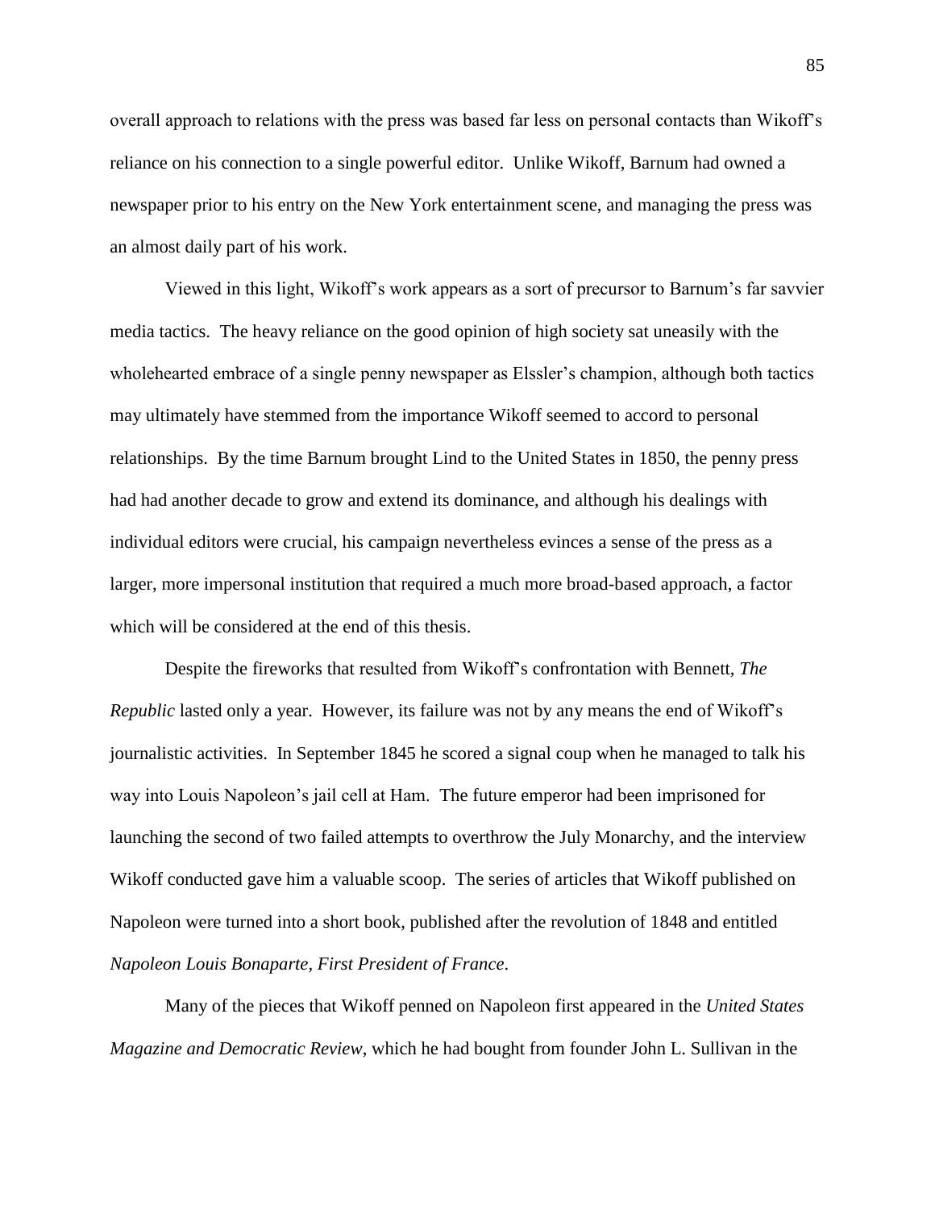overall approach to relations with the press was based far less on personal contacts than Wikoff's reliance on his connection to a single powerful editor. Unlike Wikoff, Barnum had owned a newspaper prior to his entry on the New York entertainment scene, and managing the press was an almost daily part of his work.

Viewed in this light, Wikoff's work appears as a sort of precursor to Barnum's far savvier media tactics. The heavy reliance on the good opinion of high society sat uneasily with the wholehearted embrace of a single penny newspaper as Elssler's champion, although both tactics may ultimately have stemmed from the importance Wikoff seemed to accord to personal relationships. By the time Barnum brought Lind to the United States in 1850, the penny press had had another decade to grow and extend its dominance, and although his dealings with individual editors were crucial, his campaign nevertheless evinces a sense of the press as a larger, more impersonal institution that required a much more broad-based approach, a factor which will be considered at the end of this thesis.

Despite the fireworks that resulted from Wikoff's confrontation with Bennett, *The Republic* lasted only a year. However, its failure was not by any means the end of Wikoff's journalistic activities. In September 1845 he scored a signal coup when he managed to talk his way into Louis Napoleon's jail cell at Ham. The future emperor had been imprisoned for launching the second of two failed attempts to overthrow the July Monarchy, and the interview Wikoff conducted gave him a valuable scoop. The series of articles that Wikoff published on Napoleon were turned into a short book, published after the revolution of 1848 and entitled *Napoleon Louis Bonaparte, First President of France*.

Many of the pieces that Wikoff penned on Napoleon first appeared in the *United States Magazine and Democratic Review*, which he had bought from founder John L. Sullivan in the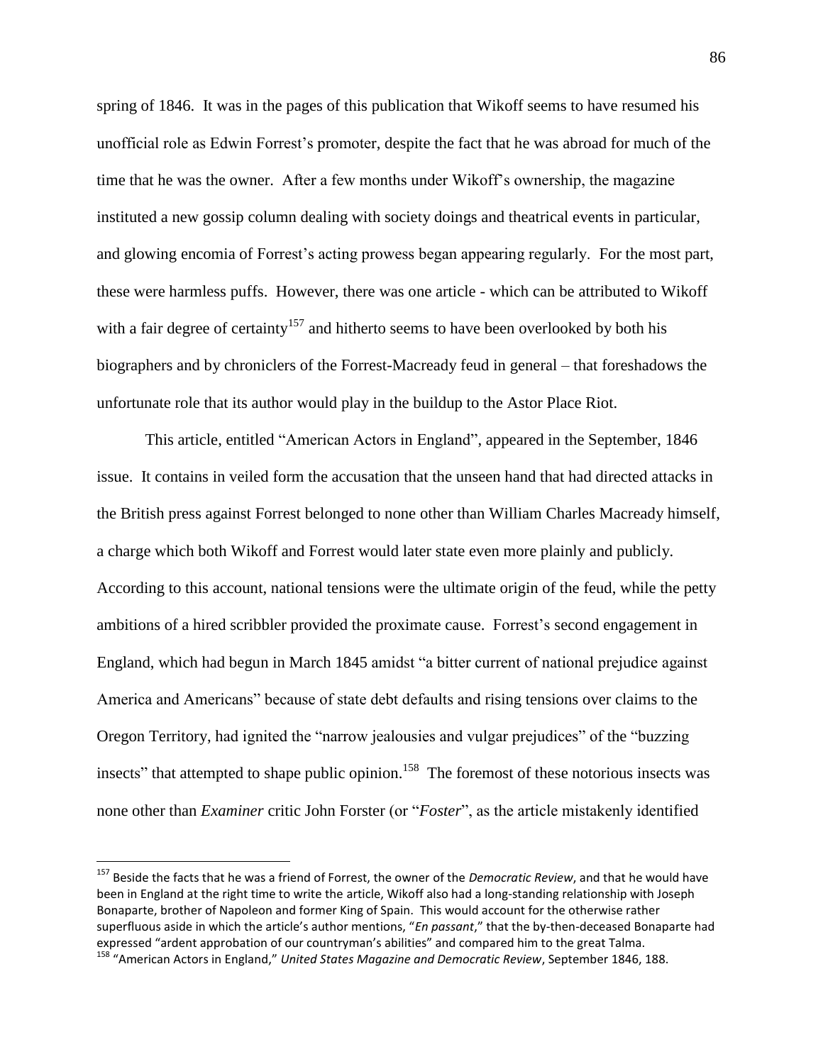spring of 1846. It was in the pages of this publication that Wikoff seems to have resumed his unofficial role as Edwin Forrest's promoter, despite the fact that he was abroad for much of the time that he was the owner. After a few months under Wikoff's ownership, the magazine instituted a new gossip column dealing with society doings and theatrical events in particular, and glowing encomia of Forrest's acting prowess began appearing regularly. For the most part, these were harmless puffs. However, there was one article - which can be attributed to Wikoff with a fair degree of certainty[157] and hitherto seems to have been overlooked by both his biographers and by chroniclers of the Forrest-Macready feud in general – that foreshadows the unfortunate role that its author would play in the buildup to the Astor Place Riot.

This article, entitled "American Actors in England", appeared in the September, 1846 issue. It contains in veiled form the accusation that the unseen hand that had directed attacks in the British press against Forrest belonged to none other than William Charles Macready himself, a charge which both Wikoff and Forrest would later state even more plainly and publicly. According to this account, national tensions were the ultimate origin of the feud, while the petty ambitions of a hired scribbler provided the proximate cause. Forrest's second engagement in England, which had begun in March 1845 amidst "a bitter current of national prejudice against America and Americans" because of state debt defaults and rising tensions over claims to the Oregon Territory, had ignited the "narrow jealousies and vulgar prejudices" of the "buzzing insects" that attempted to shape public opinion.[158] The foremost of these notorious insects was none other than *Examiner* critic John Forster (or "*Foster*", as the article mistakenly identified

---

[157] Beside the facts that he was a friend of Forrest, the owner of the *Democratic Review*, and that he would have been in England at the right time to write the article, Wikoff also had a long-standing relationship with Joseph Bonaparte, brother of Napoleon and former King of Spain. This would account for the otherwise rather superfluous aside in which the article's author mentions, "*En passant*," that the by-then-deceased Bonaparte had expressed "ardent approbation of our countryman's abilities" and compared him to the great Talma.

[158] "American Actors in England," *United States Magazine and Democratic Review*, September 1846, 188.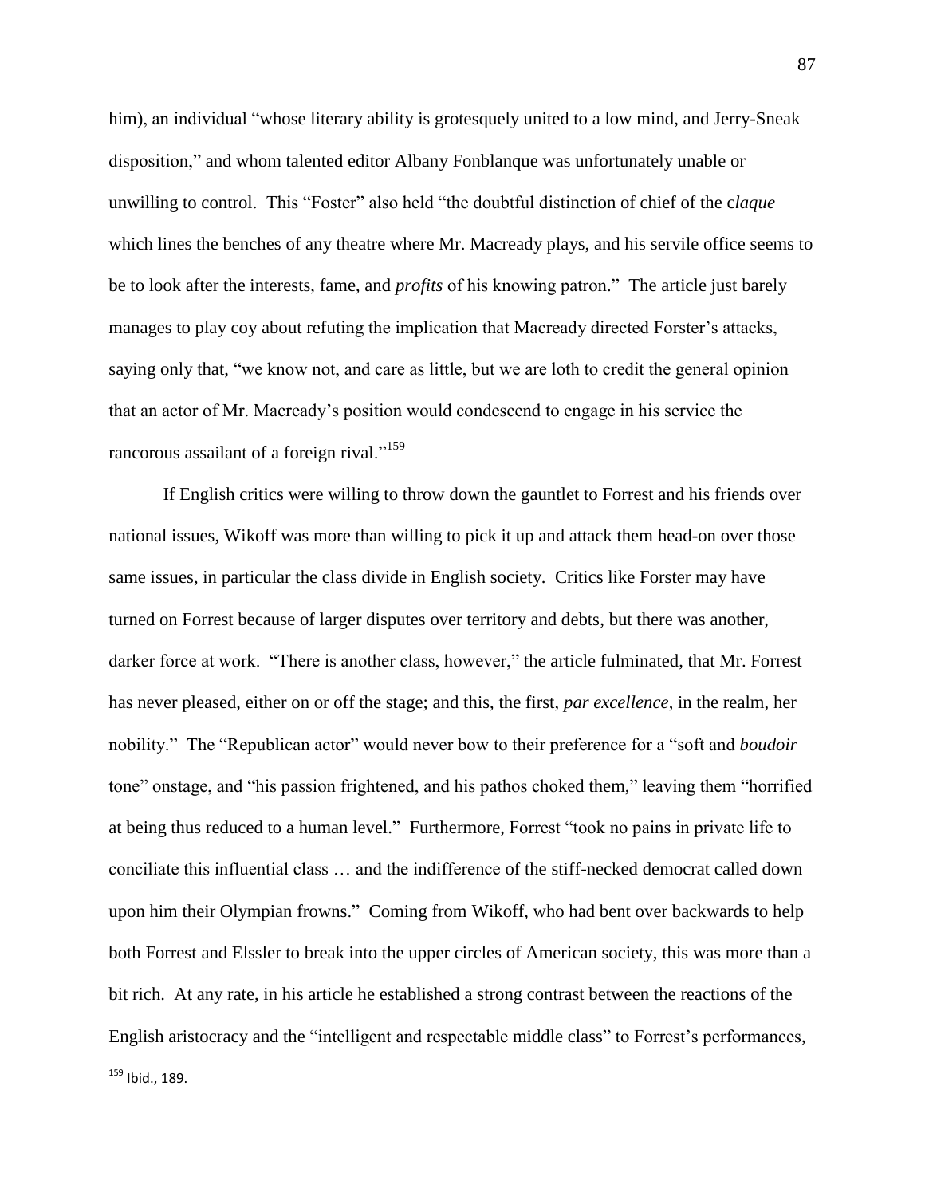him), an individual "whose literary ability is grotesquely united to a low mind, and Jerry-Sneak disposition," and whom talented editor Albany Fonblanque was unfortunately unable or unwilling to control. This "Foster" also held "the doubtful distinction of chief of the c*laque* which lines the benches of any theatre where Mr. Macready plays, and his servile office seems to be to look after the interests, fame, and *profits* of his knowing patron." The article just barely manages to play coy about refuting the implication that Macready directed Forster's attacks, saying only that, "we know not, and care as little, but we are loth to credit the general opinion that an actor of Mr. Macready's position would condescend to engage in his service the rancorous assailant of a foreign rival."[159]

If English critics were willing to throw down the gauntlet to Forrest and his friends over national issues, Wikoff was more than willing to pick it up and attack them head-on over those same issues, in particular the class divide in English society. Critics like Forster may have turned on Forrest because of larger disputes over territory and debts, but there was another, darker force at work. "There is another class, however," the article fulminated, that Mr. Forrest has never pleased, either on or off the stage; and this, the first, *par excellence*, in the realm, her nobility." The "Republican actor" would never bow to their preference for a "soft and *boudoir* tone" onstage, and "his passion frightened, and his pathos choked them," leaving them "horrified at being thus reduced to a human level." Furthermore, Forrest "took no pains in private life to conciliate this influential class … and the indifference of the stiff-necked democrat called down upon him their Olympian frowns." Coming from Wikoff, who had bent over backwards to help both Forrest and Elssler to break into the upper circles of American society, this was more than a bit rich. At any rate, in his article he established a strong contrast between the reactions of the English aristocracy and the "intelligent and respectable middle class" to Forrest's performances,

---

[159] Ibid., 189.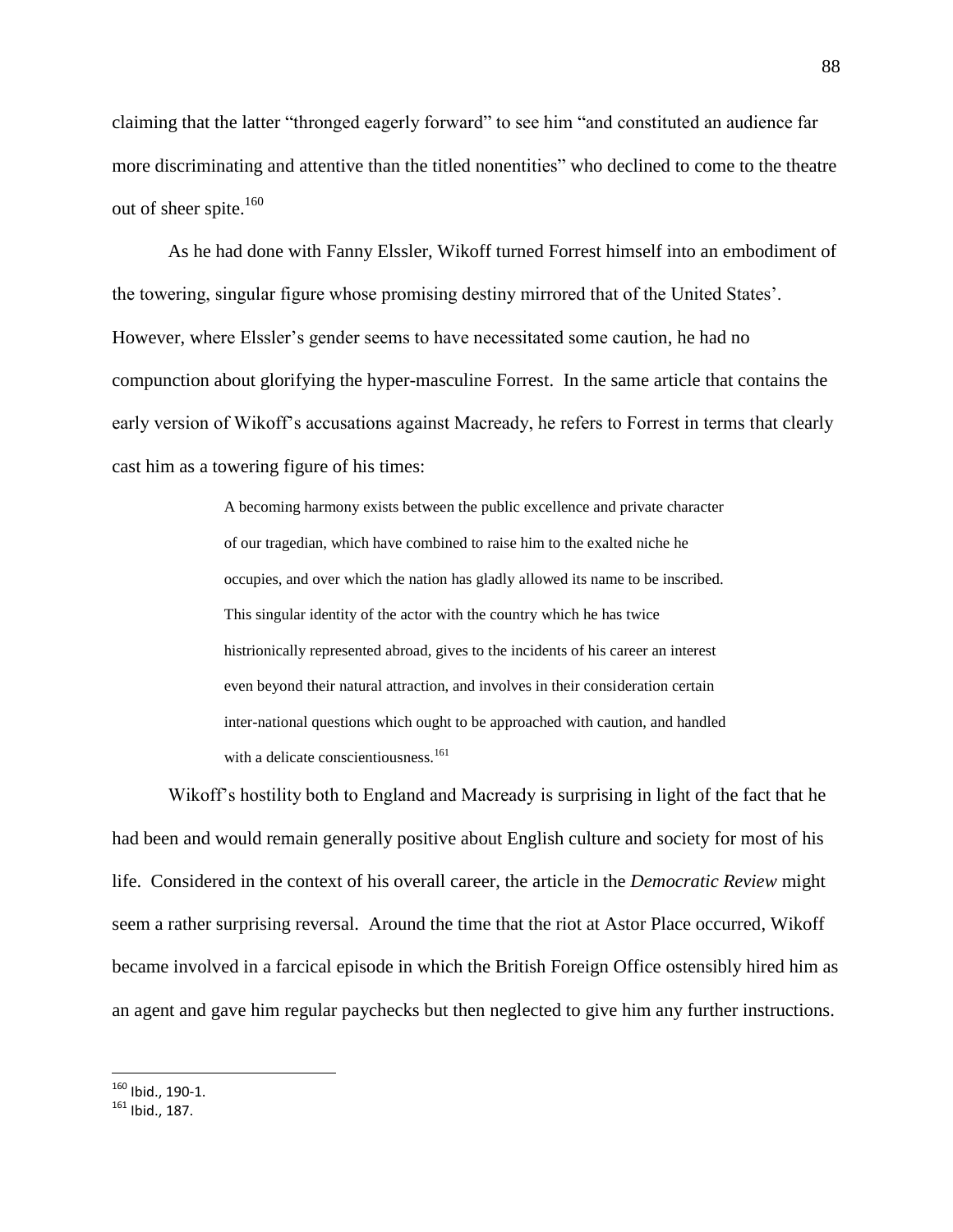claiming that the latter "thronged eagerly forward" to see him "and constituted an audience far more discriminating and attentive than the titled nonentities" who declined to come to the theatre out of sheer spite.[160]

As he had done with Fanny Elssler, Wikoff turned Forrest himself into an embodiment of the towering, singular figure whose promising destiny mirrored that of the United States'. However, where Elssler's gender seems to have necessitated some caution, he had no compunction about glorifying the hyper-masculine Forrest. In the same article that contains the early version of Wikoff's accusations against Macready, he refers to Forrest in terms that clearly cast him as a towering figure of his times:

> A becoming harmony exists between the public excellence and private character of our tragedian, which have combined to raise him to the exalted niche he occupies, and over which the nation has gladly allowed its name to be inscribed. This singular identity of the actor with the country which he has twice histrionically represented abroad, gives to the incidents of his career an interest even beyond their natural attraction, and involves in their consideration certain inter-national questions which ought to be approached with caution, and handled with a delicate conscientiousness.[161]

Wikoff's hostility both to England and Macready is surprising in light of the fact that he had been and would remain generally positive about English culture and society for most of his life. Considered in the context of his overall career, the article in the *Democratic Review* might seem a rather surprising reversal. Around the time that the riot at Astor Place occurred, Wikoff became involved in a farcical episode in which the British Foreign Office ostensibly hired him as an agent and gave him regular paychecks but then neglected to give him any further instructions.

---

[160] Ibid., 190-1.

[161] Ibid., 187.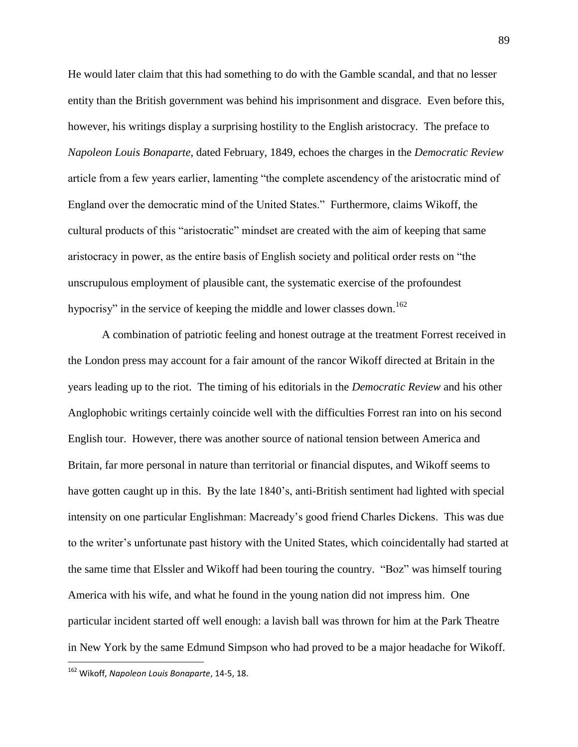He would later claim that this had something to do with the Gamble scandal, and that no lesser entity than the British government was behind his imprisonment and disgrace. Even before this, however, his writings display a surprising hostility to the English aristocracy. The preface to *Napoleon Louis Bonaparte*, dated February, 1849, echoes the charges in the *Democratic Review* article from a few years earlier, lamenting "the complete ascendency of the aristocratic mind of England over the democratic mind of the United States." Furthermore, claims Wikoff, the cultural products of this "aristocratic" mindset are created with the aim of keeping that same aristocracy in power, as the entire basis of English society and political order rests on "the unscrupulous employment of plausible cant, the systematic exercise of the profoundest hypocrisy" in the service of keeping the middle and lower classes down.[162]

A combination of patriotic feeling and honest outrage at the treatment Forrest received in the London press may account for a fair amount of the rancor Wikoff directed at Britain in the years leading up to the riot. The timing of his editorials in the *Democratic Review* and his other Anglophobic writings certainly coincide well with the difficulties Forrest ran into on his second English tour. However, there was another source of national tension between America and Britain, far more personal in nature than territorial or financial disputes, and Wikoff seems to have gotten caught up in this. By the late 1840's, anti-British sentiment had lighted with special intensity on one particular Englishman: Macready's good friend Charles Dickens. This was due to the writer's unfortunate past history with the United States, which coincidentally had started at the same time that Elssler and Wikoff had been touring the country. "Boz" was himself touring America with his wife, and what he found in the young nation did not impress him. One particular incident started off well enough: a lavish ball was thrown for him at the Park Theatre in New York by the same Edmund Simpson who had proved to be a major headache for Wikoff.

[162] Wikoff, *Napoleon Louis Bonaparte*, 14-5, 18.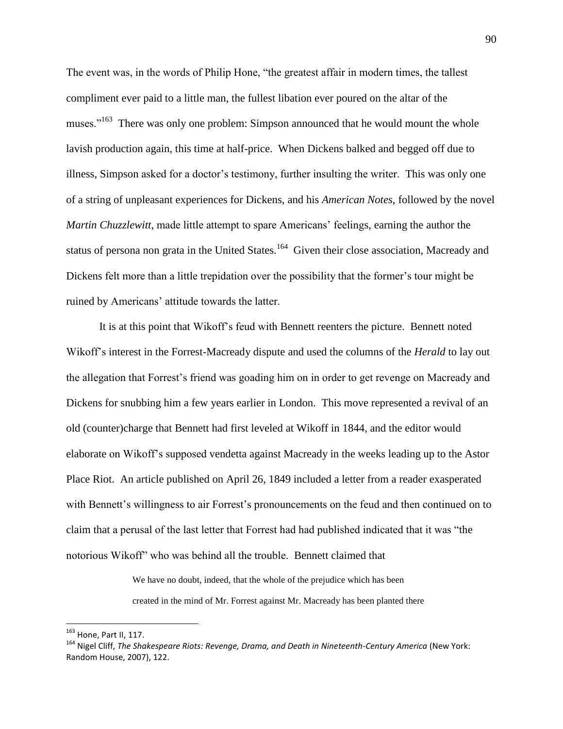The event was, in the words of Philip Hone, "the greatest affair in modern times, the tallest compliment ever paid to a little man, the fullest libation ever poured on the altar of the muses."[163] There was only one problem: Simpson announced that he would mount the whole lavish production again, this time at half-price. When Dickens balked and begged off due to illness, Simpson asked for a doctor's testimony, further insulting the writer. This was only one of a string of unpleasant experiences for Dickens, and his *American Notes*, followed by the novel *Martin Chuzzlewitt*, made little attempt to spare Americans' feelings, earning the author the status of persona non grata in the United States.[164] Given their close association, Macready and Dickens felt more than a little trepidation over the possibility that the former's tour might be ruined by Americans' attitude towards the latter.

It is at this point that Wikoff's feud with Bennett reenters the picture. Bennett noted Wikoff's interest in the Forrest-Macready dispute and used the columns of the *Herald* to lay out the allegation that Forrest's friend was goading him on in order to get revenge on Macready and Dickens for snubbing him a few years earlier in London. This move represented a revival of an old (counter)charge that Bennett had first leveled at Wikoff in 1844, and the editor would elaborate on Wikoff's supposed vendetta against Macready in the weeks leading up to the Astor Place Riot. An article published on April 26, 1849 included a letter from a reader exasperated with Bennett's willingness to air Forrest's pronouncements on the feud and then continued on to claim that a perusal of the last letter that Forrest had had published indicated that it was "the notorious Wikoff" who was behind all the trouble. Bennett claimed that

> We have no doubt, indeed, that the whole of the prejudice which has been created in the mind of Mr. Forrest against Mr. Macready has been planted there

---

[163] Hone, Part II, 117.

[164] Nigel Cliff, *The Shakespeare Riots: Revenge, Drama, and Death in Nineteenth-Century America* (New York: Random House, 2007), 122.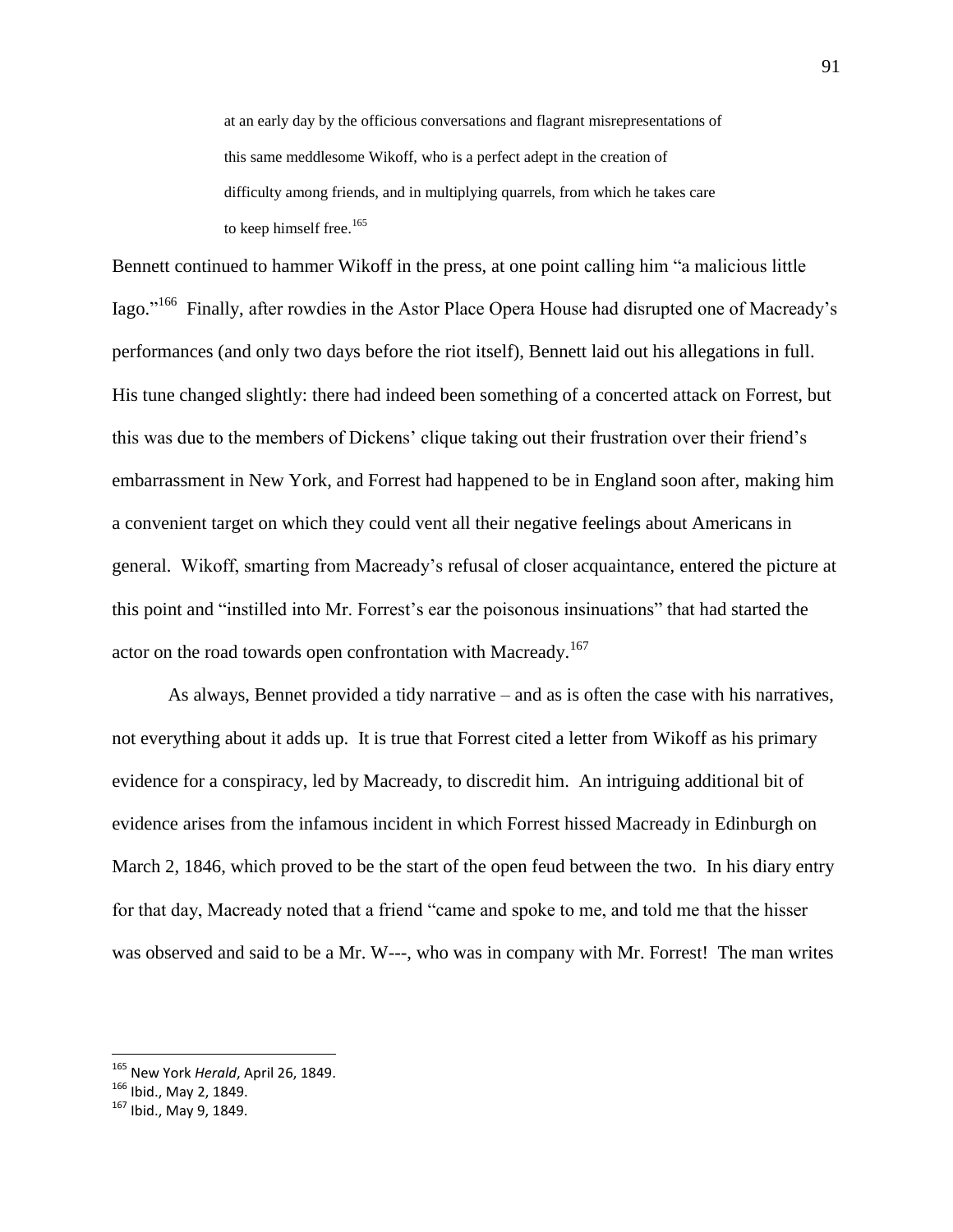> at an early day by the officious conversations and flagrant misrepresentations of this same meddlesome Wikoff, who is a perfect adept in the creation of difficulty among friends, and in multiplying quarrels, from which he takes care to keep himself free.[165]

Bennett continued to hammer Wikoff in the press, at one point calling him "a malicious little Iago."[166] Finally, after rowdies in the Astor Place Opera House had disrupted one of Macready's performances (and only two days before the riot itself), Bennett laid out his allegations in full. His tune changed slightly: there had indeed been something of a concerted attack on Forrest, but this was due to the members of Dickens' clique taking out their frustration over their friend's embarrassment in New York, and Forrest had happened to be in England soon after, making him a convenient target on which they could vent all their negative feelings about Americans in general. Wikoff, smarting from Macready's refusal of closer acquaintance, entered the picture at this point and "instilled into Mr. Forrest's ear the poisonous insinuations" that had started the actor on the road towards open confrontation with Macready.[167]

As always, Bennet provided a tidy narrative – and as is often the case with his narratives, not everything about it adds up. It is true that Forrest cited a letter from Wikoff as his primary evidence for a conspiracy, led by Macready, to discredit him. An intriguing additional bit of evidence arises from the infamous incident in which Forrest hissed Macready in Edinburgh on March 2, 1846, which proved to be the start of the open feud between the two. In his diary entry for that day, Macready noted that a friend "came and spoke to me, and told me that the hisser was observed and said to be a Mr. W---, who was in company with Mr. Forrest! The man writes

---

[165] New York *Herald*, April 26, 1849.

[166] Ibid., May 2, 1849.

[167] Ibid., May 9, 1849.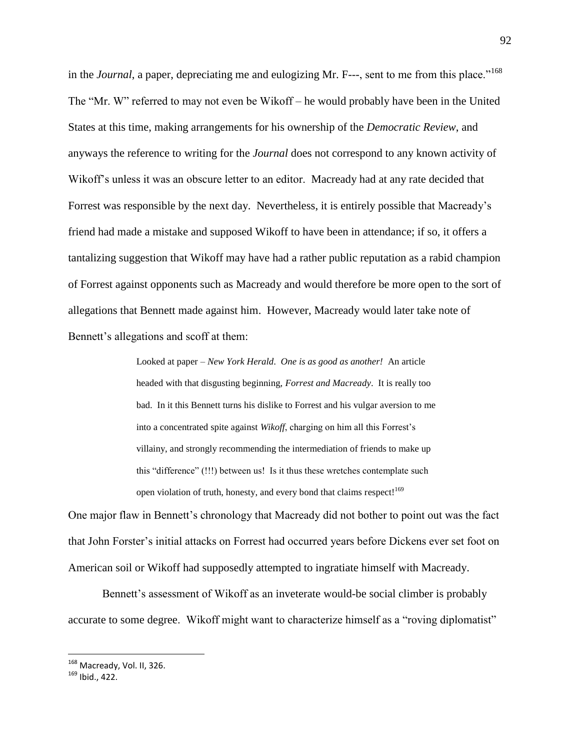in the *Journal*, a paper, depreciating me and eulogizing Mr. F---, sent to me from this place."[168] The "Mr. W" referred to may not even be Wikoff – he would probably have been in the United States at this time, making arrangements for his ownership of the *Democratic Review*, and anyways the reference to writing for the *Journal* does not correspond to any known activity of Wikoff's unless it was an obscure letter to an editor. Macready had at any rate decided that Forrest was responsible by the next day. Nevertheless, it is entirely possible that Macready's friend had made a mistake and supposed Wikoff to have been in attendance; if so, it offers a tantalizing suggestion that Wikoff may have had a rather public reputation as a rabid champion of Forrest against opponents such as Macready and would therefore be more open to the sort of allegations that Bennett made against him. However, Macready would later take note of Bennett's allegations and scoff at them:

> Looked at paper – *New York Herald*. *One is as good as another!* An article headed with that disgusting beginning, *Forrest and Macready*. It is really too bad. In it this Bennett turns his dislike to Forrest and his vulgar aversion to me into a concentrated spite against *Wikoff*, charging on him all this Forrest's villainy, and strongly recommending the intermediation of friends to make up this "difference" (!!!) between us! Is it thus these wretches contemplate such open violation of truth, honesty, and every bond that claims respect![169]

One major flaw in Bennett's chronology that Macready did not bother to point out was the fact that John Forster's initial attacks on Forrest had occurred years before Dickens ever set foot on American soil or Wikoff had supposedly attempted to ingratiate himself with Macready.

Bennett's assessment of Wikoff as an inveterate would-be social climber is probably accurate to some degree. Wikoff might want to characterize himself as a "roving diplomatist"

---

[168] Macready, Vol. II, 326.

[169] Ibid., 422.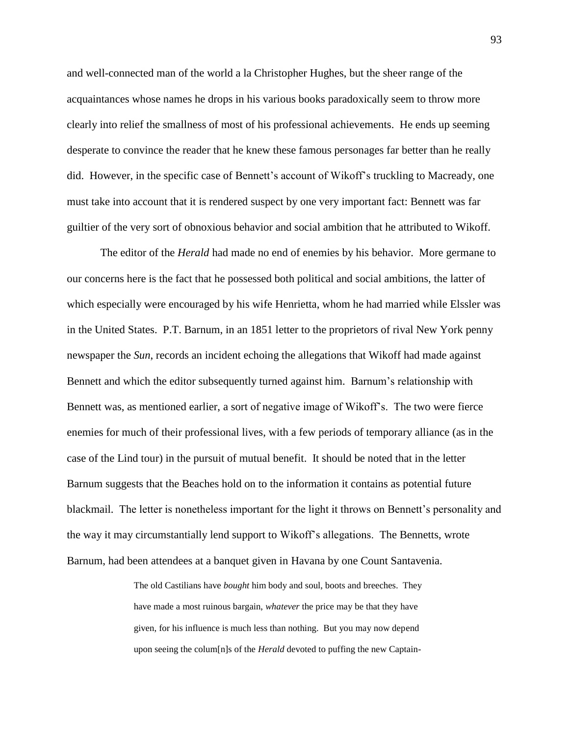and well-connected man of the world a la Christopher Hughes, but the sheer range of the acquaintances whose names he drops in his various books paradoxically seem to throw more clearly into relief the smallness of most of his professional achievements. He ends up seeming desperate to convince the reader that he knew these famous personages far better than he really did. However, in the specific case of Bennett's account of Wikoff's truckling to Macready, one must take into account that it is rendered suspect by one very important fact: Bennett was far guiltier of the very sort of obnoxious behavior and social ambition that he attributed to Wikoff.

The editor of the *Herald* had made no end of enemies by his behavior. More germane to our concerns here is the fact that he possessed both political and social ambitions, the latter of which especially were encouraged by his wife Henrietta, whom he had married while Elssler was in the United States. P.T. Barnum, in an 1851 letter to the proprietors of rival New York penny newspaper the *Sun*, records an incident echoing the allegations that Wikoff had made against Bennett and which the editor subsequently turned against him. Barnum's relationship with Bennett was, as mentioned earlier, a sort of negative image of Wikoff's. The two were fierce enemies for much of their professional lives, with a few periods of temporary alliance (as in the case of the Lind tour) in the pursuit of mutual benefit. It should be noted that in the letter Barnum suggests that the Beaches hold on to the information it contains as potential future blackmail. The letter is nonetheless important for the light it throws on Bennett's personality and the way it may circumstantially lend support to Wikoff's allegations. The Bennetts, wrote Barnum, had been attendees at a banquet given in Havana by one Count Santavenia.

> The old Castilians have *bought* him body and soul, boots and breeches. They have made a most ruinous bargain, *whatever* the price may be that they have given, for his influence is much less than nothing. But you may now depend upon seeing the colum[n]s of the *Herald* devoted to puffing the new Captain-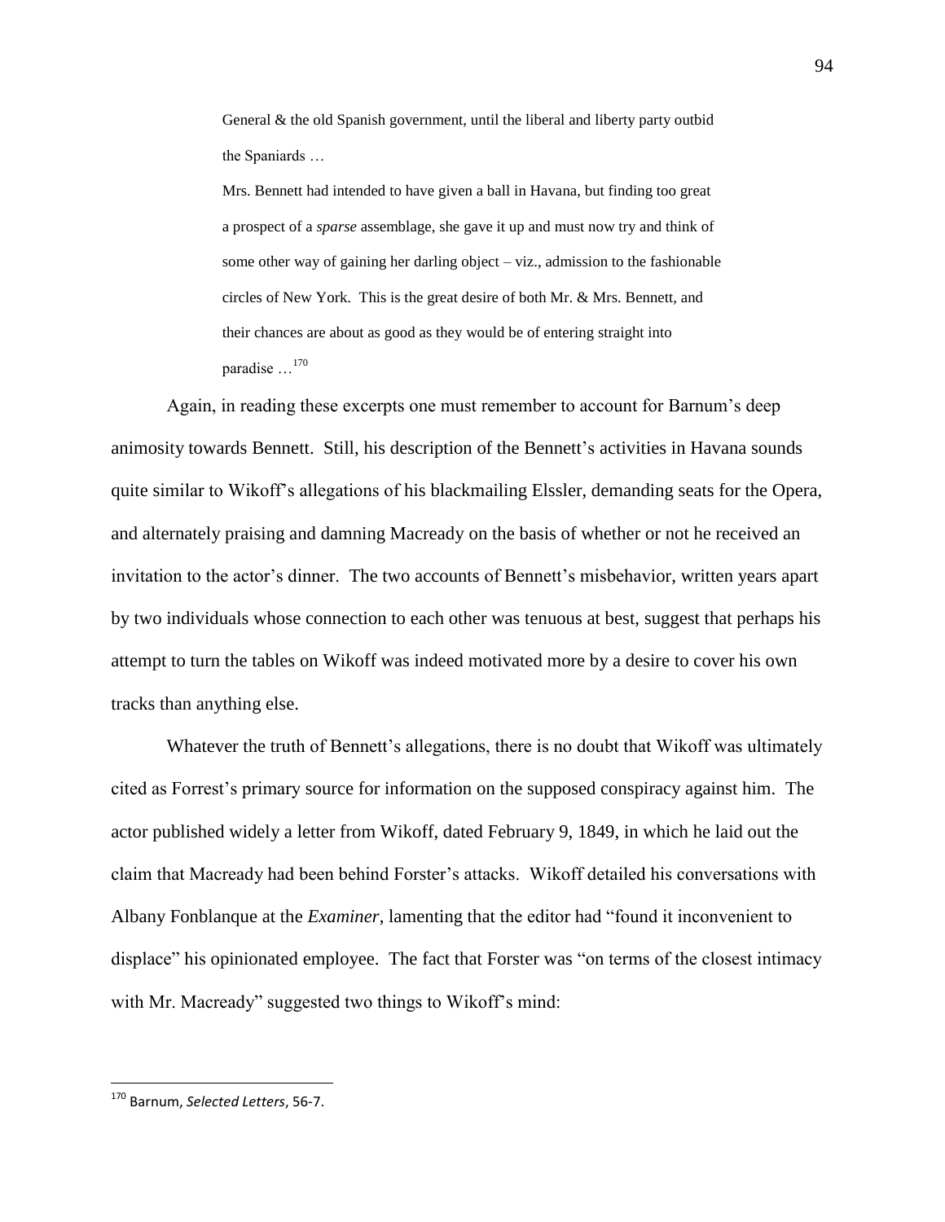> General & the old Spanish government, until the liberal and liberty party outbid the Spaniards …
>
> Mrs. Bennett had intended to have given a ball in Havana, but finding too great a prospect of a *sparse* assemblage, she gave it up and must now try and think of some other way of gaining her darling object – viz., admission to the fashionable circles of New York. This is the great desire of both Mr. & Mrs. Bennett, and their chances are about as good as they would be of entering straight into paradise …[170]

Again, in reading these excerpts one must remember to account for Barnum's deep animosity towards Bennett. Still, his description of the Bennett's activities in Havana sounds quite similar to Wikoff's allegations of his blackmailing Elssler, demanding seats for the Opera, and alternately praising and damning Macready on the basis of whether or not he received an invitation to the actor's dinner. The two accounts of Bennett's misbehavior, written years apart by two individuals whose connection to each other was tenuous at best, suggest that perhaps his attempt to turn the tables on Wikoff was indeed motivated more by a desire to cover his own tracks than anything else.

Whatever the truth of Bennett's allegations, there is no doubt that Wikoff was ultimately cited as Forrest's primary source for information on the supposed conspiracy against him. The actor published widely a letter from Wikoff, dated February 9, 1849, in which he laid out the claim that Macready had been behind Forster's attacks. Wikoff detailed his conversations with Albany Fonblanque at the *Examiner*, lamenting that the editor had "found it inconvenient to displace" his opinionated employee. The fact that Forster was "on terms of the closest intimacy with Mr. Macready" suggested two things to Wikoff's mind:

---

[170] Barnum, *Selected Letters*, 56-7.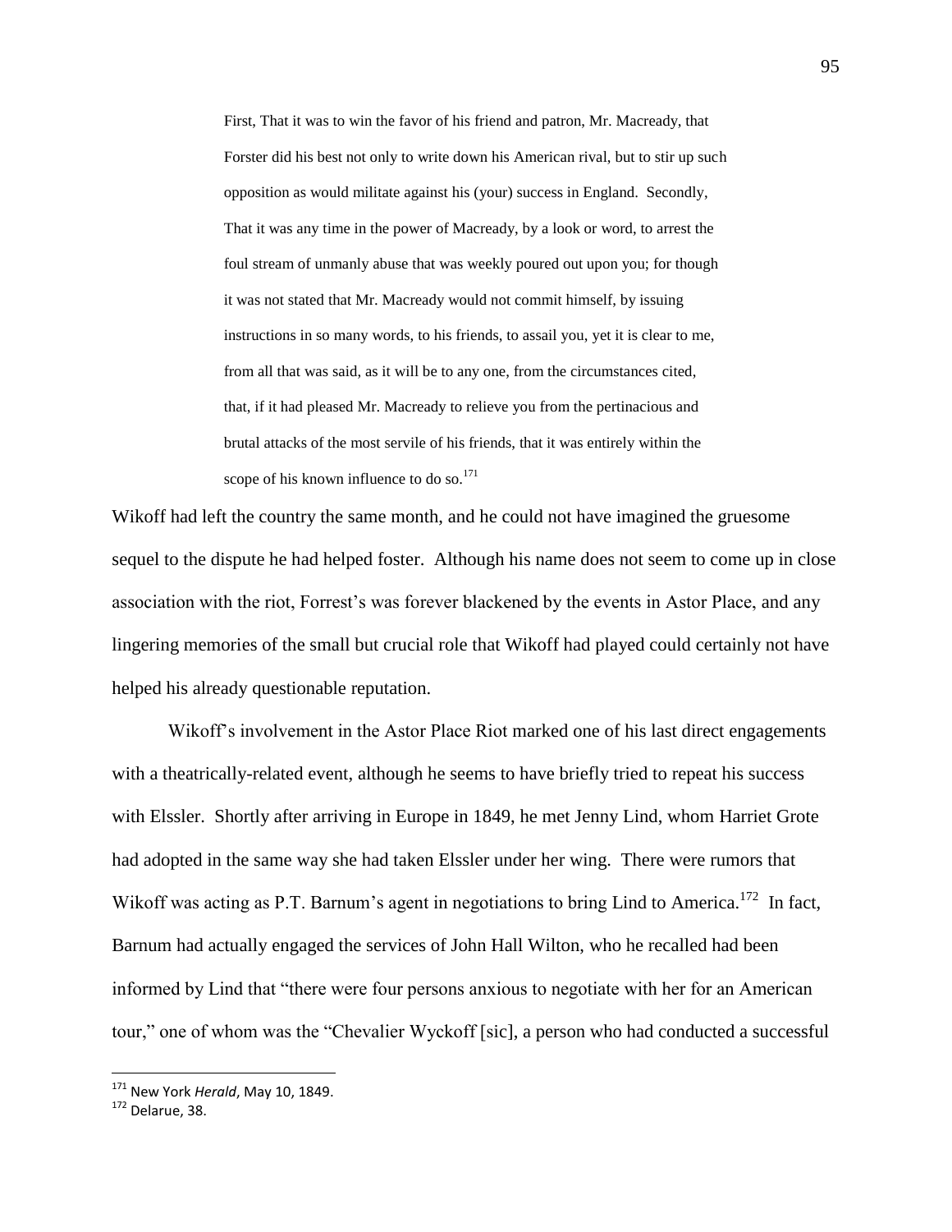> First, That it was to win the favor of his friend and patron, Mr. Macready, that Forster did his best not only to write down his American rival, but to stir up such opposition as would militate against his (your) success in England. Secondly, That it was any time in the power of Macready, by a look or word, to arrest the foul stream of unmanly abuse that was weekly poured out upon you; for though it was not stated that Mr. Macready would not commit himself, by issuing instructions in so many words, to his friends, to assail you, yet it is clear to me, from all that was said, as it will be to any one, from the circumstances cited, that, if it had pleased Mr. Macready to relieve you from the pertinacious and brutal attacks of the most servile of his friends, that it was entirely within the scope of his known influence to do so.[171]

Wikoff had left the country the same month, and he could not have imagined the gruesome sequel to the dispute he had helped foster. Although his name does not seem to come up in close association with the riot, Forrest's was forever blackened by the events in Astor Place, and any lingering memories of the small but crucial role that Wikoff had played could certainly not have helped his already questionable reputation.

Wikoff's involvement in the Astor Place Riot marked one of his last direct engagements with a theatrically-related event, although he seems to have briefly tried to repeat his success with Elssler. Shortly after arriving in Europe in 1849, he met Jenny Lind, whom Harriet Grote had adopted in the same way she had taken Elssler under her wing. There were rumors that Wikoff was acting as P.T. Barnum's agent in negotiations to bring Lind to America.[172] In fact, Barnum had actually engaged the services of John Hall Wilton, who he recalled had been informed by Lind that "there were four persons anxious to negotiate with her for an American tour," one of whom was the "Chevalier Wyckoff [sic], a person who had conducted a successful

---

[171] New York *Herald*, May 10, 1849.

[172] Delarue, 38.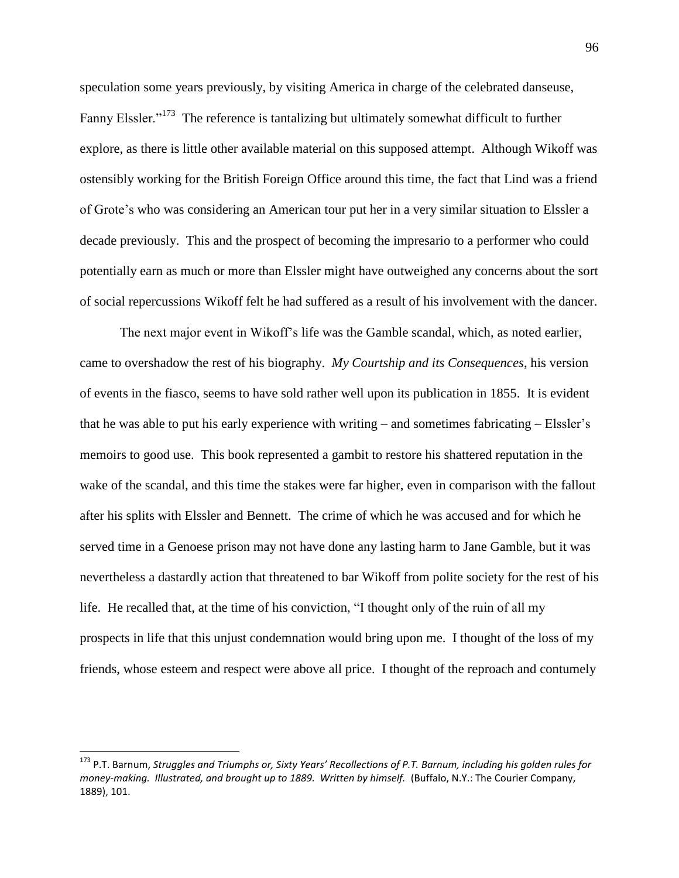speculation some years previously, by visiting America in charge of the celebrated danseuse, Fanny Elssler."[173] The reference is tantalizing but ultimately somewhat difficult to further explore, as there is little other available material on this supposed attempt. Although Wikoff was ostensibly working for the British Foreign Office around this time, the fact that Lind was a friend of Grote's who was considering an American tour put her in a very similar situation to Elssler a decade previously. This and the prospect of becoming the impresario to a performer who could potentially earn as much or more than Elssler might have outweighed any concerns about the sort of social repercussions Wikoff felt he had suffered as a result of his involvement with the dancer.

The next major event in Wikoff's life was the Gamble scandal, which, as noted earlier, came to overshadow the rest of his biography. *My Courtship and its Consequences*, his version of events in the fiasco, seems to have sold rather well upon its publication in 1855. It is evident that he was able to put his early experience with writing – and sometimes fabricating – Elssler's memoirs to good use. This book represented a gambit to restore his shattered reputation in the wake of the scandal, and this time the stakes were far higher, even in comparison with the fallout after his splits with Elssler and Bennett. The crime of which he was accused and for which he served time in a Genoese prison may not have done any lasting harm to Jane Gamble, but it was nevertheless a dastardly action that threatened to bar Wikoff from polite society for the rest of his life. He recalled that, at the time of his conviction, "I thought only of the ruin of all my prospects in life that this unjust condemnation would bring upon me. I thought of the loss of my friends, whose esteem and respect were above all price. I thought of the reproach and contumely

---

[173] P.T. Barnum, *Struggles and Triumphs or, Sixty Years' Recollections of P.T. Barnum, including his golden rules for money-making. Illustrated, and brought up to 1889. Written by himself.* (Buffalo, N.Y.: The Courier Company, 1889), 101.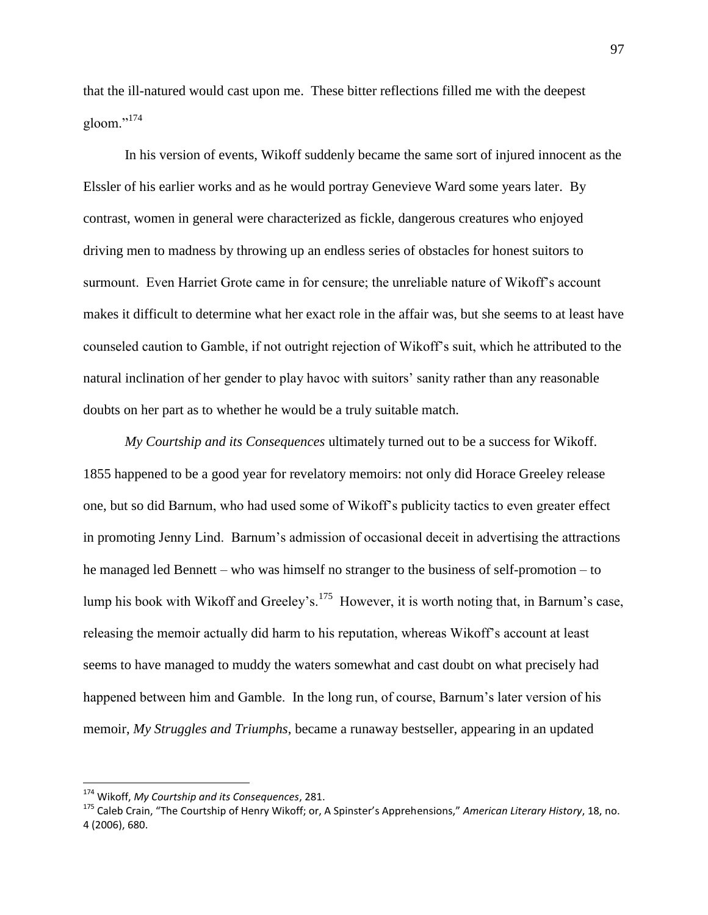that the ill-natured would cast upon me. These bitter reflections filled me with the deepest gloom."[174]

In his version of events, Wikoff suddenly became the same sort of injured innocent as the Elssler of his earlier works and as he would portray Genevieve Ward some years later. By contrast, women in general were characterized as fickle, dangerous creatures who enjoyed driving men to madness by throwing up an endless series of obstacles for honest suitors to surmount. Even Harriet Grote came in for censure; the unreliable nature of Wikoff's account makes it difficult to determine what her exact role in the affair was, but she seems to at least have counseled caution to Gamble, if not outright rejection of Wikoff's suit, which he attributed to the natural inclination of her gender to play havoc with suitors' sanity rather than any reasonable doubts on her part as to whether he would be a truly suitable match.

*My Courtship and its Consequences* ultimately turned out to be a success for Wikoff. 1855 happened to be a good year for revelatory memoirs: not only did Horace Greeley release one, but so did Barnum, who had used some of Wikoff's publicity tactics to even greater effect in promoting Jenny Lind. Barnum's admission of occasional deceit in advertising the attractions he managed led Bennett – who was himself no stranger to the business of self-promotion – to lump his book with Wikoff and Greeley's.[175] However, it is worth noting that, in Barnum's case, releasing the memoir actually did harm to his reputation, whereas Wikoff's account at least seems to have managed to muddy the waters somewhat and cast doubt on what precisely had happened between him and Gamble. In the long run, of course, Barnum's later version of his memoir, *My Struggles and Triumphs*, became a runaway bestseller, appearing in an updated

---

[174] Wikoff, *My Courtship and its Consequences*, 281.

[175] Caleb Crain, "The Courtship of Henry Wikoff; or, A Spinster's Apprehensions," *American Literary History*, 18, no. 4 (2006), 680.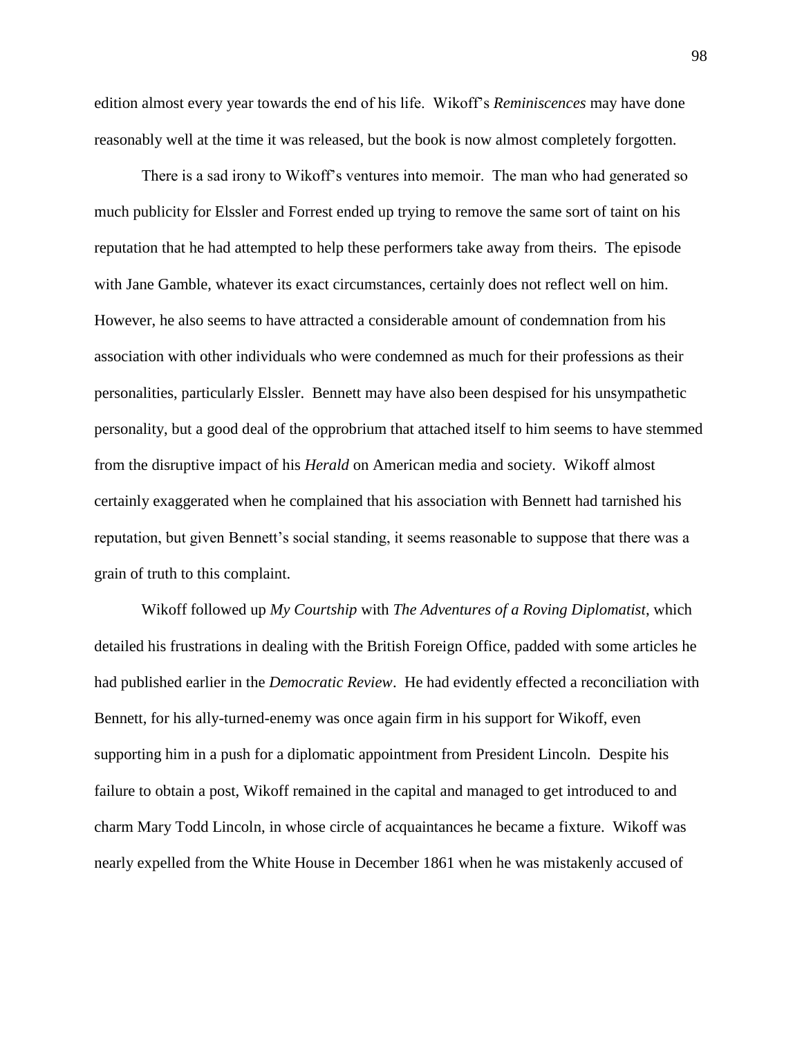edition almost every year towards the end of his life. Wikoff's *Reminiscences* may have done reasonably well at the time it was released, but the book is now almost completely forgotten.

There is a sad irony to Wikoff's ventures into memoir. The man who had generated so much publicity for Elssler and Forrest ended up trying to remove the same sort of taint on his reputation that he had attempted to help these performers take away from theirs. The episode with Jane Gamble, whatever its exact circumstances, certainly does not reflect well on him. However, he also seems to have attracted a considerable amount of condemnation from his association with other individuals who were condemned as much for their professions as their personalities, particularly Elssler. Bennett may have also been despised for his unsympathetic personality, but a good deal of the opprobrium that attached itself to him seems to have stemmed from the disruptive impact of his *Herald* on American media and society. Wikoff almost certainly exaggerated when he complained that his association with Bennett had tarnished his reputation, but given Bennett's social standing, it seems reasonable to suppose that there was a grain of truth to this complaint.

Wikoff followed up *My Courtship* with *The Adventures of a Roving Diplomatist*, which detailed his frustrations in dealing with the British Foreign Office, padded with some articles he had published earlier in the *Democratic Review*. He had evidently effected a reconciliation with Bennett, for his ally-turned-enemy was once again firm in his support for Wikoff, even supporting him in a push for a diplomatic appointment from President Lincoln. Despite his failure to obtain a post, Wikoff remained in the capital and managed to get introduced to and charm Mary Todd Lincoln, in whose circle of acquaintances he became a fixture. Wikoff was nearly expelled from the White House in December 1861 when he was mistakenly accused of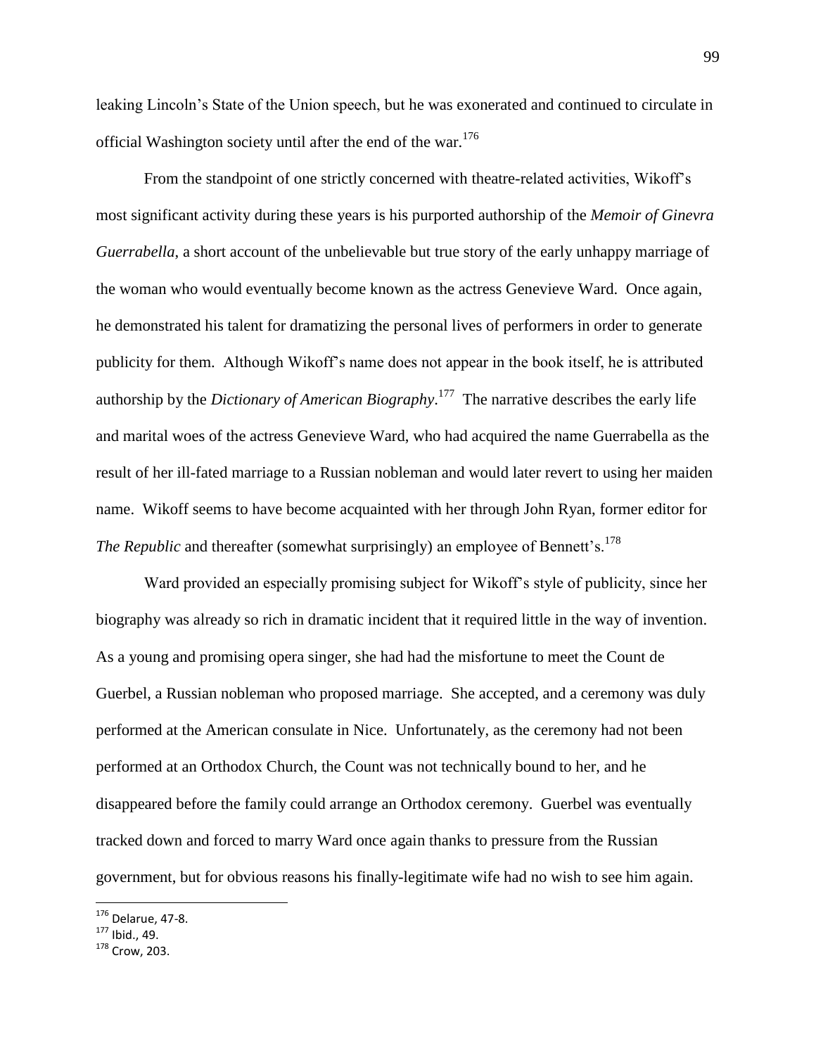leaking Lincoln's State of the Union speech, but he was exonerated and continued to circulate in official Washington society until after the end of the war.[176]

From the standpoint of one strictly concerned with theatre-related activities, Wikoff's most significant activity during these years is his purported authorship of the *Memoir of Ginevra Guerrabella*, a short account of the unbelievable but true story of the early unhappy marriage of the woman who would eventually become known as the actress Genevieve Ward. Once again, he demonstrated his talent for dramatizing the personal lives of performers in order to generate publicity for them. Although Wikoff's name does not appear in the book itself, he is attributed authorship by the *Dictionary of American Biography*.[177] The narrative describes the early life and marital woes of the actress Genevieve Ward, who had acquired the name Guerrabella as the result of her ill-fated marriage to a Russian nobleman and would later revert to using her maiden name. Wikoff seems to have become acquainted with her through John Ryan, former editor for *The Republic* and thereafter (somewhat surprisingly) an employee of Bennett's.[178]

Ward provided an especially promising subject for Wikoff's style of publicity, since her biography was already so rich in dramatic incident that it required little in the way of invention. As a young and promising opera singer, she had had the misfortune to meet the Count de Guerbel, a Russian nobleman who proposed marriage. She accepted, and a ceremony was duly performed at the American consulate in Nice. Unfortunately, as the ceremony had not been performed at an Orthodox Church, the Count was not technically bound to her, and he disappeared before the family could arrange an Orthodox ceremony. Guerbel was eventually tracked down and forced to marry Ward once again thanks to pressure from the Russian government, but for obvious reasons his finally-legitimate wife had no wish to see him again.

---

[176] Delarue, 47-8.
[177] Ibid., 49.
[178] Crow, 203.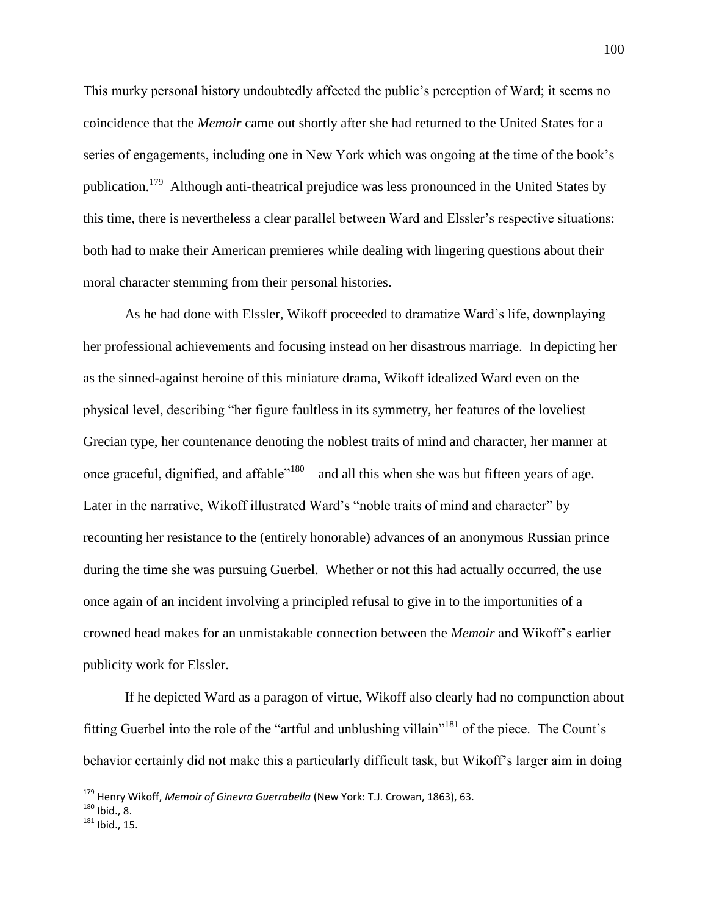This murky personal history undoubtedly affected the public's perception of Ward; it seems no coincidence that the *Memoir* came out shortly after she had returned to the United States for a series of engagements, including one in New York which was ongoing at the time of the book's publication.[179] Although anti-theatrical prejudice was less pronounced in the United States by this time, there is nevertheless a clear parallel between Ward and Elssler's respective situations: both had to make their American premieres while dealing with lingering questions about their moral character stemming from their personal histories.

As he had done with Elssler, Wikoff proceeded to dramatize Ward's life, downplaying her professional achievements and focusing instead on her disastrous marriage. In depicting her as the sinned-against heroine of this miniature drama, Wikoff idealized Ward even on the physical level, describing "her figure faultless in its symmetry, her features of the loveliest Grecian type, her countenance denoting the noblest traits of mind and character, her manner at once graceful, dignified, and affable"[180] – and all this when she was but fifteen years of age. Later in the narrative, Wikoff illustrated Ward's "noble traits of mind and character" by recounting her resistance to the (entirely honorable) advances of an anonymous Russian prince during the time she was pursuing Guerbel. Whether or not this had actually occurred, the use once again of an incident involving a principled refusal to give in to the importunities of a crowned head makes for an unmistakable connection between the *Memoir* and Wikoff's earlier publicity work for Elssler.

If he depicted Ward as a paragon of virtue, Wikoff also clearly had no compunction about fitting Guerbel into the role of the "artful and unblushing villain"[181] of the piece. The Count's behavior certainly did not make this a particularly difficult task, but Wikoff's larger aim in doing

---

[179] Henry Wikoff, *Memoir of Ginevra Guerrabella* (New York: T.J. Crowan, 1863), 63.

[180] Ibid., 8.

[181] Ibid., 15.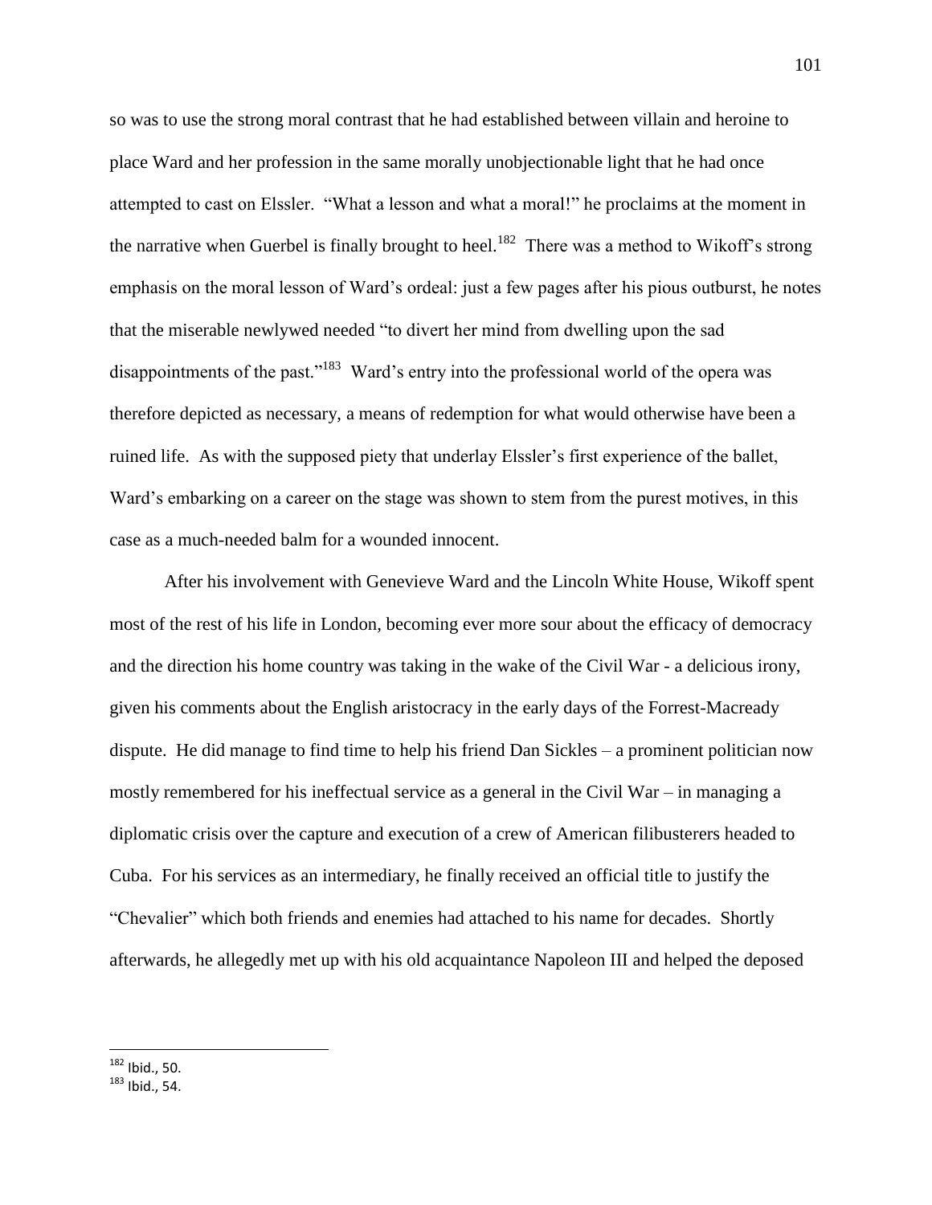so was to use the strong moral contrast that he had established between villain and heroine to place Ward and her profession in the same morally unobjectionable light that he had once attempted to cast on Elssler. "What a lesson and what a moral!" he proclaims at the moment in the narrative when Guerbel is finally brought to heel.[182] There was a method to Wikoff's strong emphasis on the moral lesson of Ward's ordeal: just a few pages after his pious outburst, he notes that the miserable newlywed needed "to divert her mind from dwelling upon the sad disappointments of the past."[183] Ward's entry into the professional world of the opera was therefore depicted as necessary, a means of redemption for what would otherwise have been a ruined life. As with the supposed piety that underlay Elssler's first experience of the ballet, Ward's embarking on a career on the stage was shown to stem from the purest motives, in this case as a much-needed balm for a wounded innocent.

After his involvement with Genevieve Ward and the Lincoln White House, Wikoff spent most of the rest of his life in London, becoming ever more sour about the efficacy of democracy and the direction his home country was taking in the wake of the Civil War - a delicious irony, given his comments about the English aristocracy in the early days of the Forrest-Macready dispute. He did manage to find time to help his friend Dan Sickles – a prominent politician now mostly remembered for his ineffectual service as a general in the Civil War – in managing a diplomatic crisis over the capture and execution of a crew of American filibusterers headed to Cuba. For his services as an intermediary, he finally received an official title to justify the "Chevalier" which both friends and enemies had attached to his name for decades. Shortly afterwards, he allegedly met up with his old acquaintance Napoleon III and helped the deposed

[182] Ibid., 50.

[183] Ibid., 54.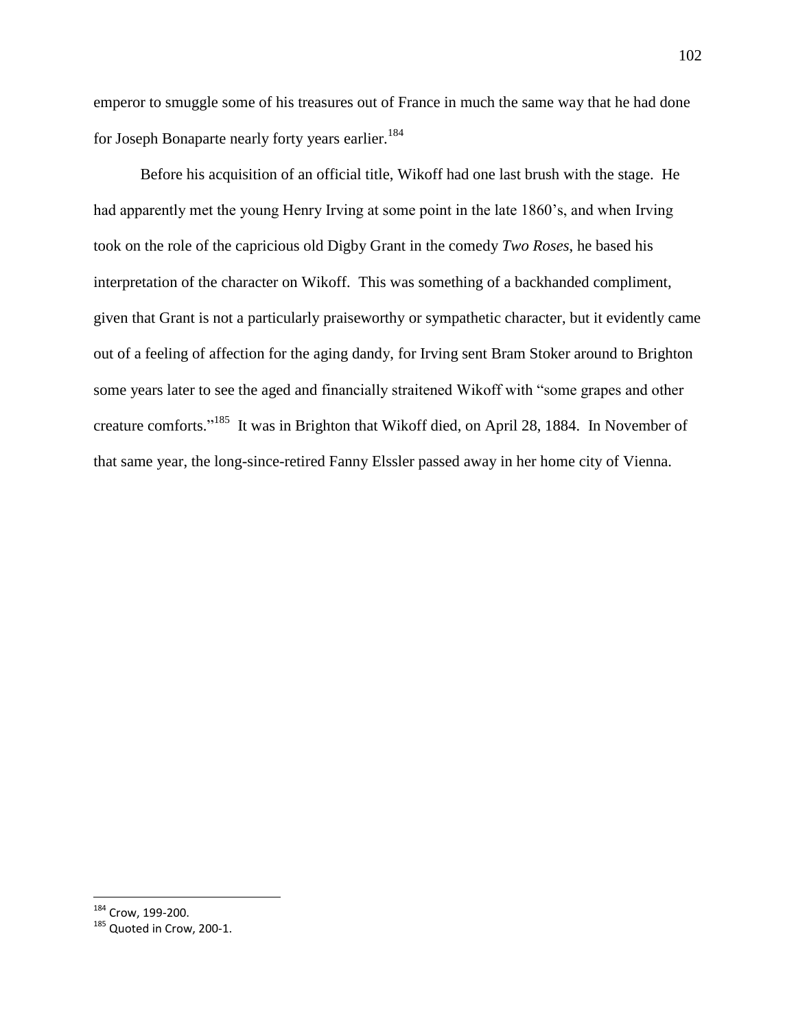emperor to smuggle some of his treasures out of France in much the same way that he had done for Joseph Bonaparte nearly forty years earlier.[184]

Before his acquisition of an official title, Wikoff had one last brush with the stage. He had apparently met the young Henry Irving at some point in the late 1860's, and when Irving took on the role of the capricious old Digby Grant in the comedy *Two Roses*, he based his interpretation of the character on Wikoff. This was something of a backhanded compliment, given that Grant is not a particularly praiseworthy or sympathetic character, but it evidently came out of a feeling of affection for the aging dandy, for Irving sent Bram Stoker around to Brighton some years later to see the aged and financially straitened Wikoff with "some grapes and other creature comforts."[185] It was in Brighton that Wikoff died, on April 28, 1884. In November of that same year, the long-since-retired Fanny Elssler passed away in her home city of Vienna.

---

[184] Crow, 199-200.

[185] Quoted in Crow, 200-1.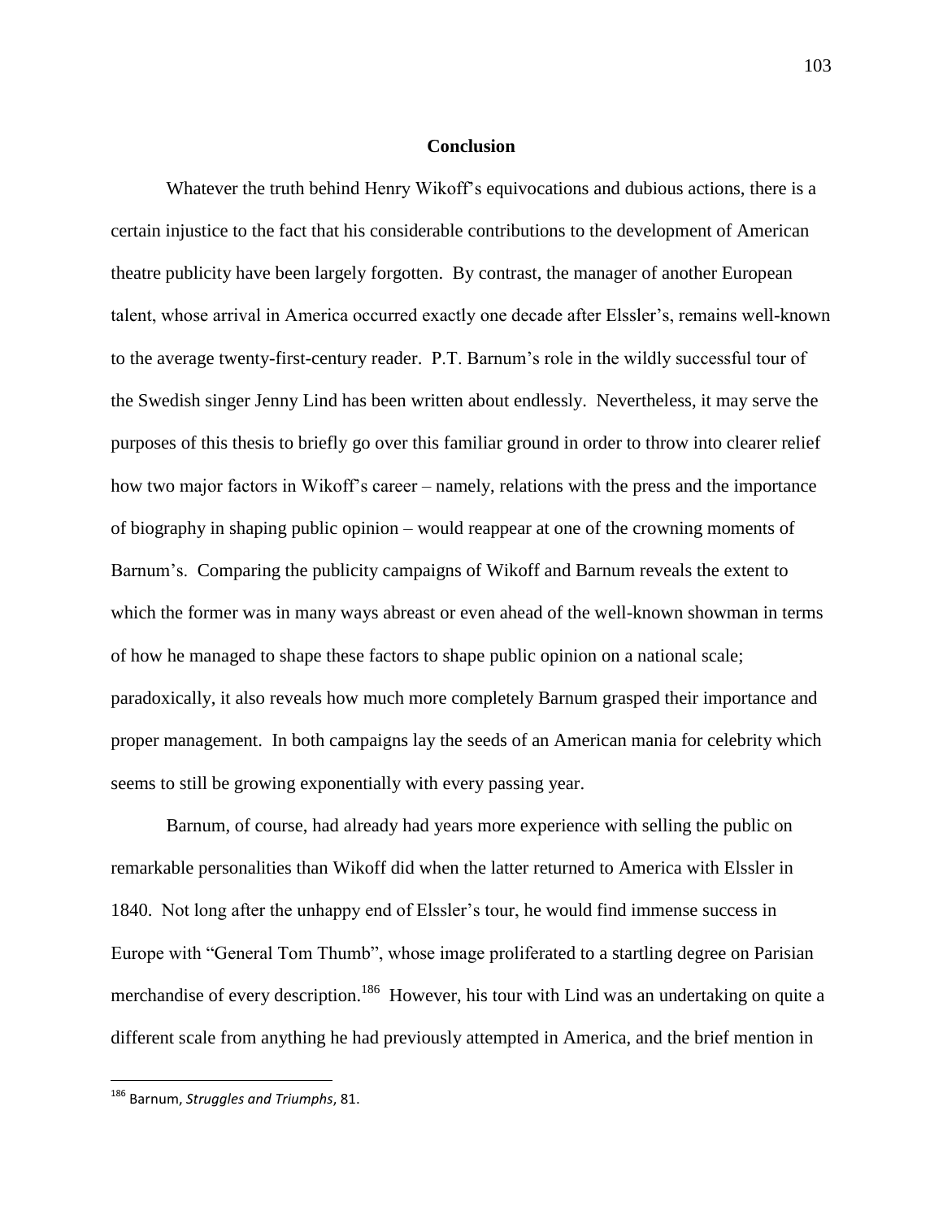# Conclusion

Whatever the truth behind Henry Wikoff's equivocations and dubious actions, there is a certain injustice to the fact that his considerable contributions to the development of American theatre publicity have been largely forgotten. By contrast, the manager of another European talent, whose arrival in America occurred exactly one decade after Elssler's, remains well-known to the average twenty-first-century reader. P.T. Barnum's role in the wildly successful tour of the Swedish singer Jenny Lind has been written about endlessly. Nevertheless, it may serve the purposes of this thesis to briefly go over this familiar ground in order to throw into clearer relief how two major factors in Wikoff's career – namely, relations with the press and the importance of biography in shaping public opinion – would reappear at one of the crowning moments of Barnum's. Comparing the publicity campaigns of Wikoff and Barnum reveals the extent to which the former was in many ways abreast or even ahead of the well-known showman in terms of how he managed to shape these factors to shape public opinion on a national scale; paradoxically, it also reveals how much more completely Barnum grasped their importance and proper management. In both campaigns lay the seeds of an American mania for celebrity which seems to still be growing exponentially with every passing year.

Barnum, of course, had already had years more experience with selling the public on remarkable personalities than Wikoff did when the latter returned to America with Elssler in 1840. Not long after the unhappy end of Elssler's tour, he would find immense success in Europe with "General Tom Thumb", whose image proliferated to a startling degree on Parisian merchandise of every description.[186] However, his tour with Lind was an undertaking on quite a different scale from anything he had previously attempted in America, and the brief mention in

---

[186] Barnum, *Struggles and Triumphs*, 81.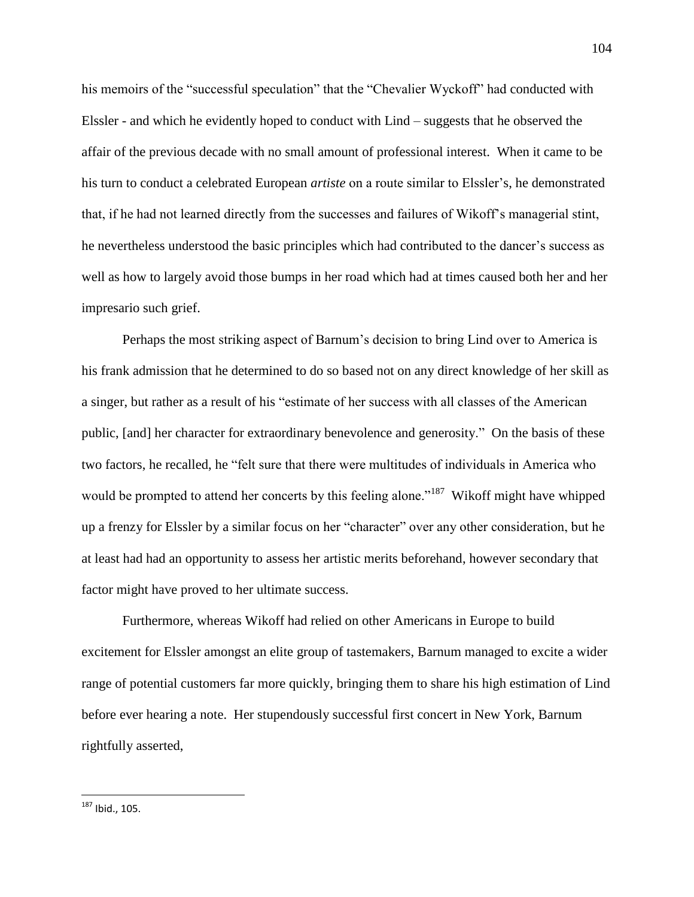his memoirs of the "successful speculation" that the "Chevalier Wyckoff" had conducted with Elssler - and which he evidently hoped to conduct with Lind – suggests that he observed the affair of the previous decade with no small amount of professional interest. When it came to be his turn to conduct a celebrated European *artiste* on a route similar to Elssler's, he demonstrated that, if he had not learned directly from the successes and failures of Wikoff's managerial stint, he nevertheless understood the basic principles which had contributed to the dancer's success as well as how to largely avoid those bumps in her road which had at times caused both her and her impresario such grief.

Perhaps the most striking aspect of Barnum's decision to bring Lind over to America is his frank admission that he determined to do so based not on any direct knowledge of her skill as a singer, but rather as a result of his "estimate of her success with all classes of the American public, [and] her character for extraordinary benevolence and generosity." On the basis of these two factors, he recalled, he "felt sure that there were multitudes of individuals in America who would be prompted to attend her concerts by this feeling alone."[187] Wikoff might have whipped up a frenzy for Elssler by a similar focus on her "character" over any other consideration, but he at least had had an opportunity to assess her artistic merits beforehand, however secondary that factor might have proved to her ultimate success.

Furthermore, whereas Wikoff had relied on other Americans in Europe to build excitement for Elssler amongst an elite group of tastemakers, Barnum managed to excite a wider range of potential customers far more quickly, bringing them to share his high estimation of Lind before ever hearing a note. Her stupendously successful first concert in New York, Barnum rightfully asserted,

[187] Ibid., 105.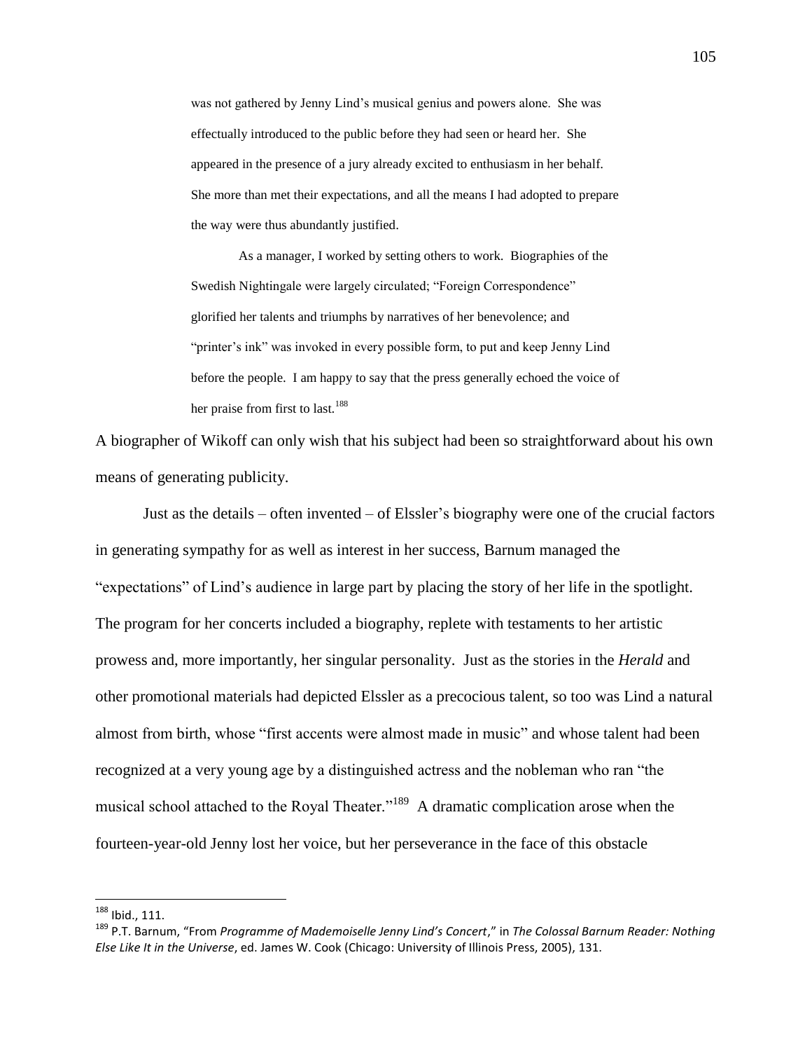> was not gathered by Jenny Lind's musical genius and powers alone. She was effectually introduced to the public before they had seen or heard her. She appeared in the presence of a jury already excited to enthusiasm in her behalf. She more than met their expectations, and all the means I had adopted to prepare the way were thus abundantly justified.
>
> As a manager, I worked by setting others to work. Biographies of the Swedish Nightingale were largely circulated; "Foreign Correspondence" glorified her talents and triumphs by narratives of her benevolence; and "printer's ink" was invoked in every possible form, to put and keep Jenny Lind before the people. I am happy to say that the press generally echoed the voice of her praise from first to last.[188]

A biographer of Wikoff can only wish that his subject had been so straightforward about his own means of generating publicity.

Just as the details – often invented – of Elssler's biography were one of the crucial factors in generating sympathy for as well as interest in her success, Barnum managed the "expectations" of Lind's audience in large part by placing the story of her life in the spotlight. The program for her concerts included a biography, replete with testaments to her artistic prowess and, more importantly, her singular personality. Just as the stories in the *Herald* and other promotional materials had depicted Elssler as a precocious talent, so too was Lind a natural almost from birth, whose "first accents were almost made in music" and whose talent had been recognized at a very young age by a distinguished actress and the nobleman who ran "the musical school attached to the Royal Theater."[189] A dramatic complication arose when the fourteen-year-old Jenny lost her voice, but her perseverance in the face of this obstacle

---

[188] Ibid., 111.

[189] P.T. Barnum, "From *Programme of Mademoiselle Jenny Lind's Concert*," in *The Colossal Barnum Reader: Nothing Else Like It in the Universe*, ed. James W. Cook (Chicago: University of Illinois Press, 2005), 131.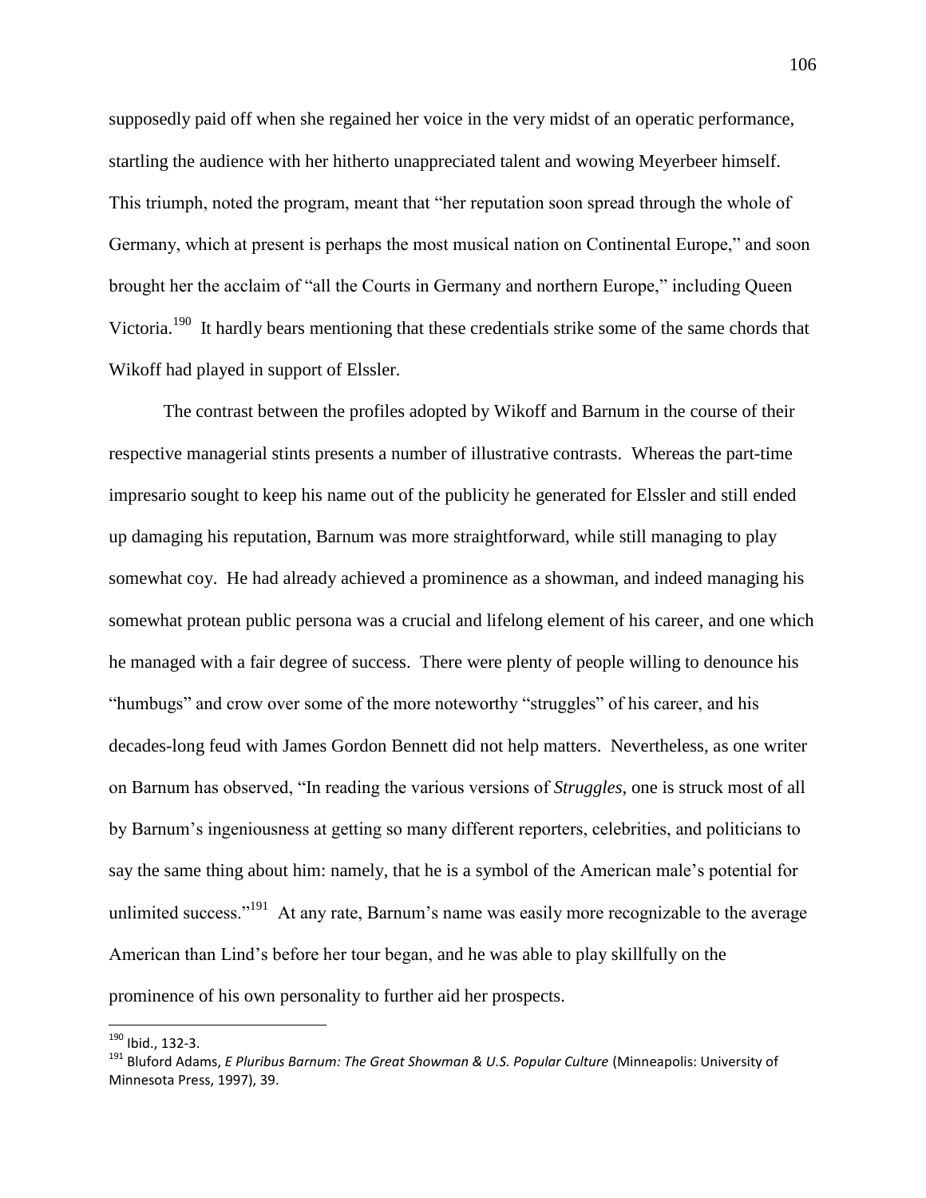supposedly paid off when she regained her voice in the very midst of an operatic performance, startling the audience with her hitherto unappreciated talent and wowing Meyerbeer himself. This triumph, noted the program, meant that "her reputation soon spread through the whole of Germany, which at present is perhaps the most musical nation on Continental Europe," and soon brought her the acclaim of "all the Courts in Germany and northern Europe," including Queen Victoria.[190] It hardly bears mentioning that these credentials strike some of the same chords that Wikoff had played in support of Elssler.

The contrast between the profiles adopted by Wikoff and Barnum in the course of their respective managerial stints presents a number of illustrative contrasts. Whereas the part-time impresario sought to keep his name out of the publicity he generated for Elssler and still ended up damaging his reputation, Barnum was more straightforward, while still managing to play somewhat coy. He had already achieved a prominence as a showman, and indeed managing his somewhat protean public persona was a crucial and lifelong element of his career, and one which he managed with a fair degree of success. There were plenty of people willing to denounce his "humbugs" and crow over some of the more noteworthy "struggles" of his career, and his decades-long feud with James Gordon Bennett did not help matters. Nevertheless, as one writer on Barnum has observed, "In reading the various versions of *Struggles*, one is struck most of all by Barnum's ingeniousness at getting so many different reporters, celebrities, and politicians to say the same thing about him: namely, that he is a symbol of the American male's potential for unlimited success."[191] At any rate, Barnum's name was easily more recognizable to the average American than Lind's before her tour began, and he was able to play skillfully on the prominence of his own personality to further aid her prospects.

---

[190] Ibid., 132-3.

[191] Bluford Adams, *E Pluribus Barnum: The Great Showman & U.S. Popular Culture* (Minneapolis: University of Minnesota Press, 1997), 39.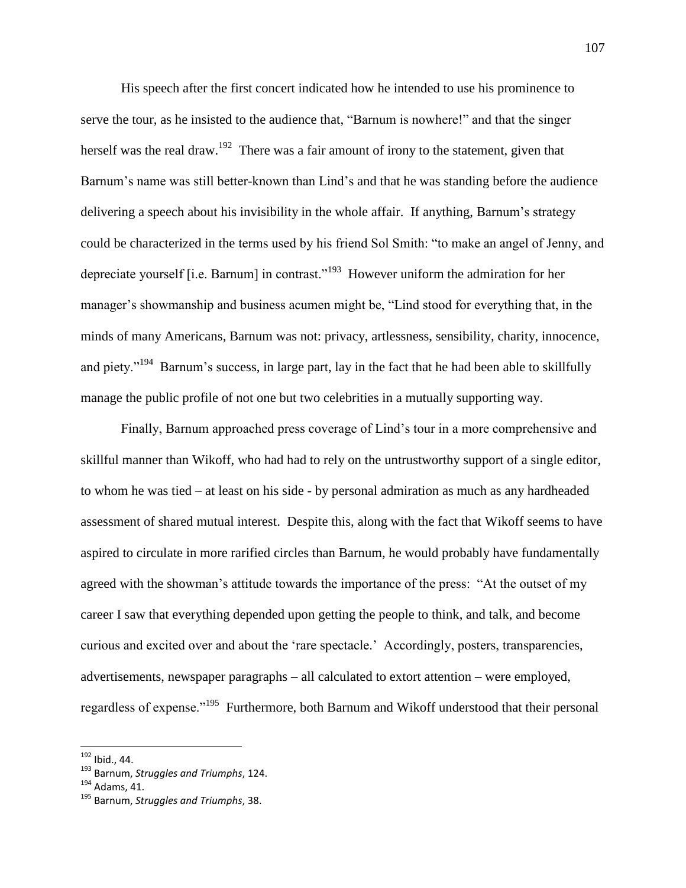His speech after the first concert indicated how he intended to use his prominence to serve the tour, as he insisted to the audience that, "Barnum is nowhere!" and that the singer herself was the real draw.[192] There was a fair amount of irony to the statement, given that Barnum's name was still better-known than Lind's and that he was standing before the audience delivering a speech about his invisibility in the whole affair. If anything, Barnum's strategy could be characterized in the terms used by his friend Sol Smith: "to make an angel of Jenny, and depreciate yourself [i.e. Barnum] in contrast."[193] However uniform the admiration for her manager's showmanship and business acumen might be, "Lind stood for everything that, in the minds of many Americans, Barnum was not: privacy, artlessness, sensibility, charity, innocence, and piety."[194] Barnum's success, in large part, lay in the fact that he had been able to skillfully manage the public profile of not one but two celebrities in a mutually supporting way.

Finally, Barnum approached press coverage of Lind's tour in a more comprehensive and skillful manner than Wikoff, who had had to rely on the untrustworthy support of a single editor, to whom he was tied – at least on his side - by personal admiration as much as any hardheaded assessment of shared mutual interest. Despite this, along with the fact that Wikoff seems to have aspired to circulate in more rarified circles than Barnum, he would probably have fundamentally agreed with the showman's attitude towards the importance of the press: "At the outset of my career I saw that everything depended upon getting the people to think, and talk, and become curious and excited over and about the 'rare spectacle.' Accordingly, posters, transparencies, advertisements, newspaper paragraphs – all calculated to extort attention – were employed, regardless of expense."[195] Furthermore, both Barnum and Wikoff understood that their personal

---

[192] Ibid., 44.

[193] Barnum, *Struggles and Triumphs*, 124.

[194] Adams, 41.

[195] Barnum, *Struggles and Triumphs*, 38.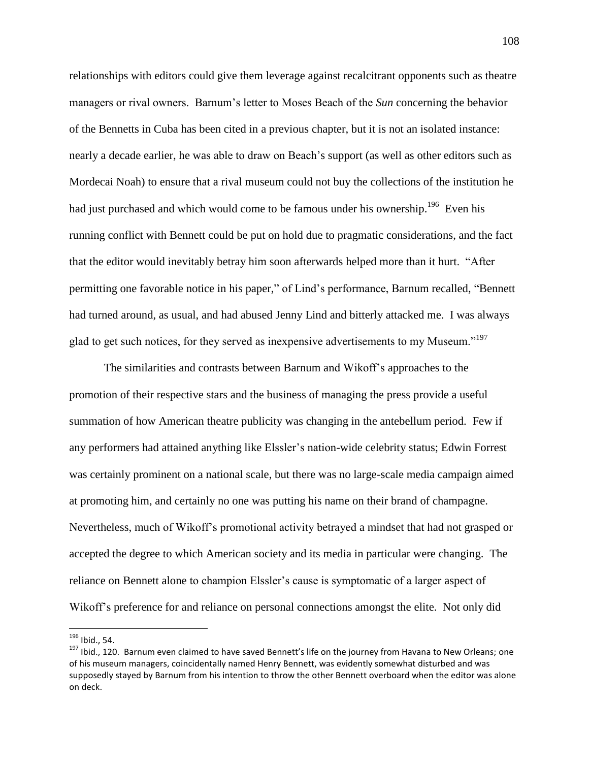relationships with editors could give them leverage against recalcitrant opponents such as theatre managers or rival owners. Barnum's letter to Moses Beach of the *Sun* concerning the behavior of the Bennetts in Cuba has been cited in a previous chapter, but it is not an isolated instance: nearly a decade earlier, he was able to draw on Beach's support (as well as other editors such as Mordecai Noah) to ensure that a rival museum could not buy the collections of the institution he had just purchased and which would come to be famous under his ownership.[196] Even his running conflict with Bennett could be put on hold due to pragmatic considerations, and the fact that the editor would inevitably betray him soon afterwards helped more than it hurt. "After permitting one favorable notice in his paper," of Lind's performance, Barnum recalled, "Bennett had turned around, as usual, and had abused Jenny Lind and bitterly attacked me. I was always glad to get such notices, for they served as inexpensive advertisements to my Museum."[197]

The similarities and contrasts between Barnum and Wikoff's approaches to the promotion of their respective stars and the business of managing the press provide a useful summation of how American theatre publicity was changing in the antebellum period. Few if any performers had attained anything like Elssler's nation-wide celebrity status; Edwin Forrest was certainly prominent on a national scale, but there was no large-scale media campaign aimed at promoting him, and certainly no one was putting his name on their brand of champagne. Nevertheless, much of Wikoff's promotional activity betrayed a mindset that had not grasped or accepted the degree to which American society and its media in particular were changing. The reliance on Bennett alone to champion Elssler's cause is symptomatic of a larger aspect of Wikoff's preference for and reliance on personal connections amongst the elite. Not only did

---

[196] Ibid., 54.

[197] Ibid., 120. Barnum even claimed to have saved Bennett's life on the journey from Havana to New Orleans; one of his museum managers, coincidentally named Henry Bennett, was evidently somewhat disturbed and was supposedly stayed by Barnum from his intention to throw the other Bennett overboard when the editor was alone on deck.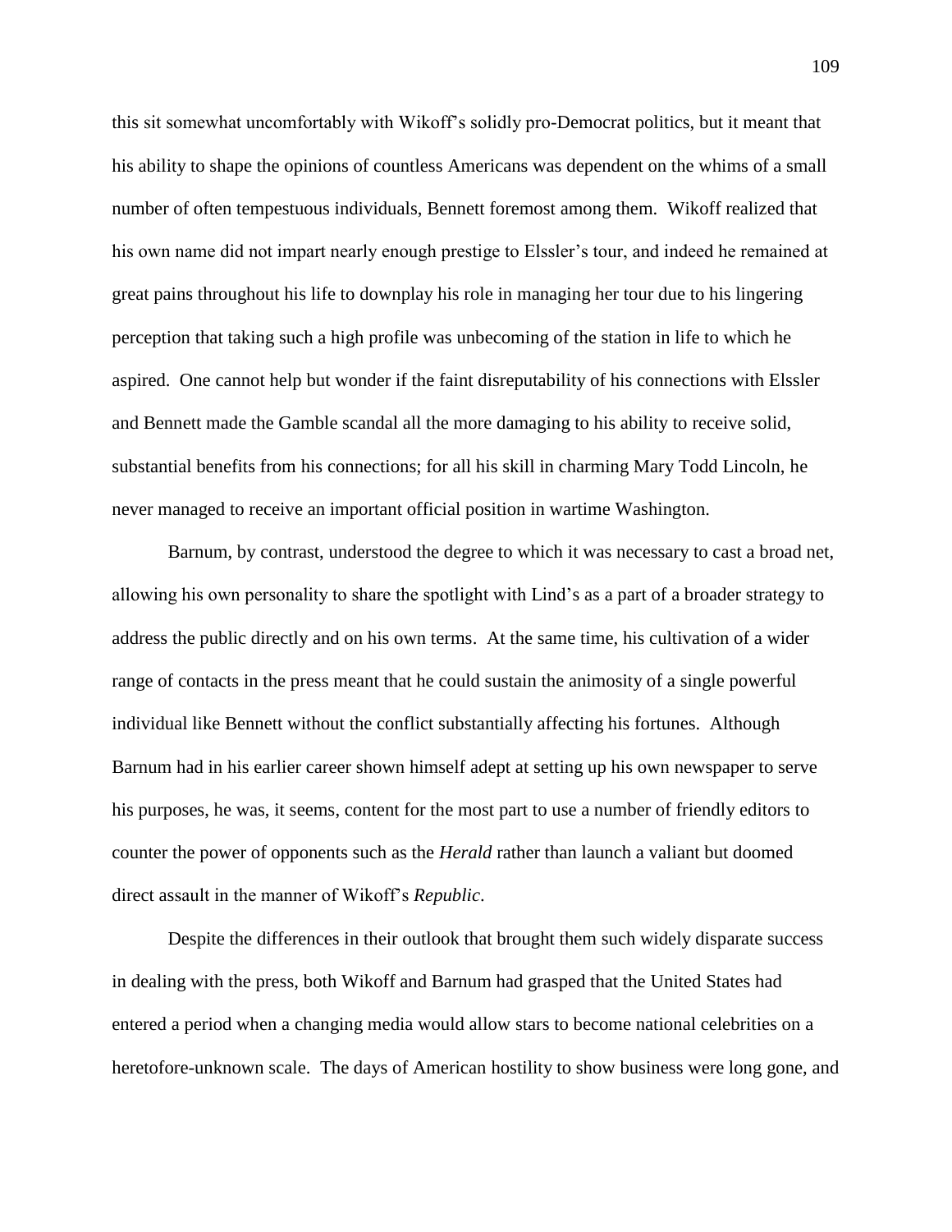this sit somewhat uncomfortably with Wikoff's solidly pro-Democrat politics, but it meant that his ability to shape the opinions of countless Americans was dependent on the whims of a small number of often tempestuous individuals, Bennett foremost among them. Wikoff realized that his own name did not impart nearly enough prestige to Elssler's tour, and indeed he remained at great pains throughout his life to downplay his role in managing her tour due to his lingering perception that taking such a high profile was unbecoming of the station in life to which he aspired. One cannot help but wonder if the faint disreputability of his connections with Elssler and Bennett made the Gamble scandal all the more damaging to his ability to receive solid, substantial benefits from his connections; for all his skill in charming Mary Todd Lincoln, he never managed to receive an important official position in wartime Washington.

Barnum, by contrast, understood the degree to which it was necessary to cast a broad net, allowing his own personality to share the spotlight with Lind's as a part of a broader strategy to address the public directly and on his own terms. At the same time, his cultivation of a wider range of contacts in the press meant that he could sustain the animosity of a single powerful individual like Bennett without the conflict substantially affecting his fortunes. Although Barnum had in his earlier career shown himself adept at setting up his own newspaper to serve his purposes, he was, it seems, content for the most part to use a number of friendly editors to counter the power of opponents such as the *Herald* rather than launch a valiant but doomed direct assault in the manner of Wikoff's *Republic*.

Despite the differences in their outlook that brought them such widely disparate success in dealing with the press, both Wikoff and Barnum had grasped that the United States had entered a period when a changing media would allow stars to become national celebrities on a heretofore-unknown scale. The days of American hostility to show business were long gone, and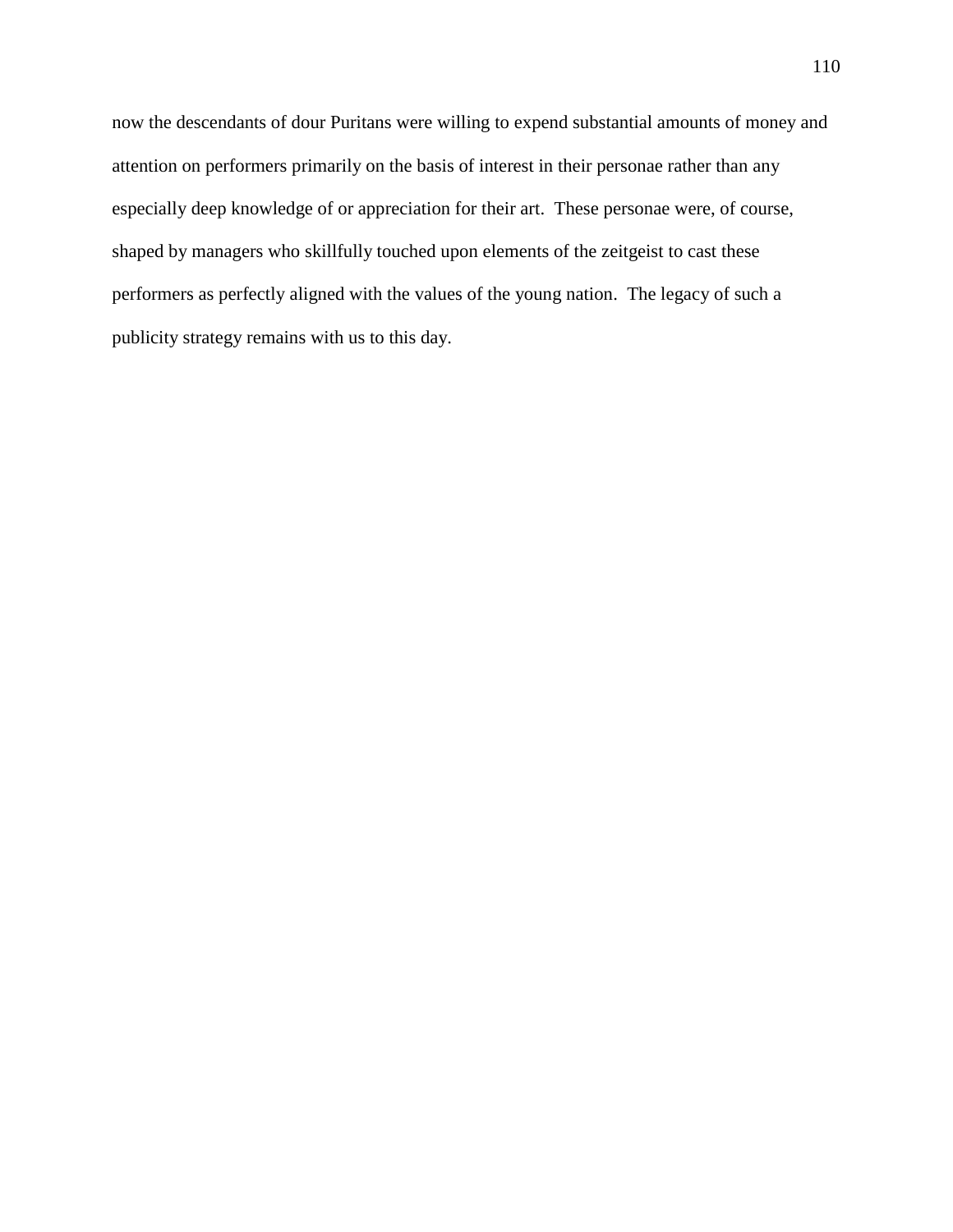now the descendants of dour Puritans were willing to expend substantial amounts of money and attention on performers primarily on the basis of interest in their personae rather than any especially deep knowledge of or appreciation for their art. These personae were, of course, shaped by managers who skillfully touched upon elements of the zeitgeist to cast these performers as perfectly aligned with the values of the young nation. The legacy of such a publicity strategy remains with us to this day.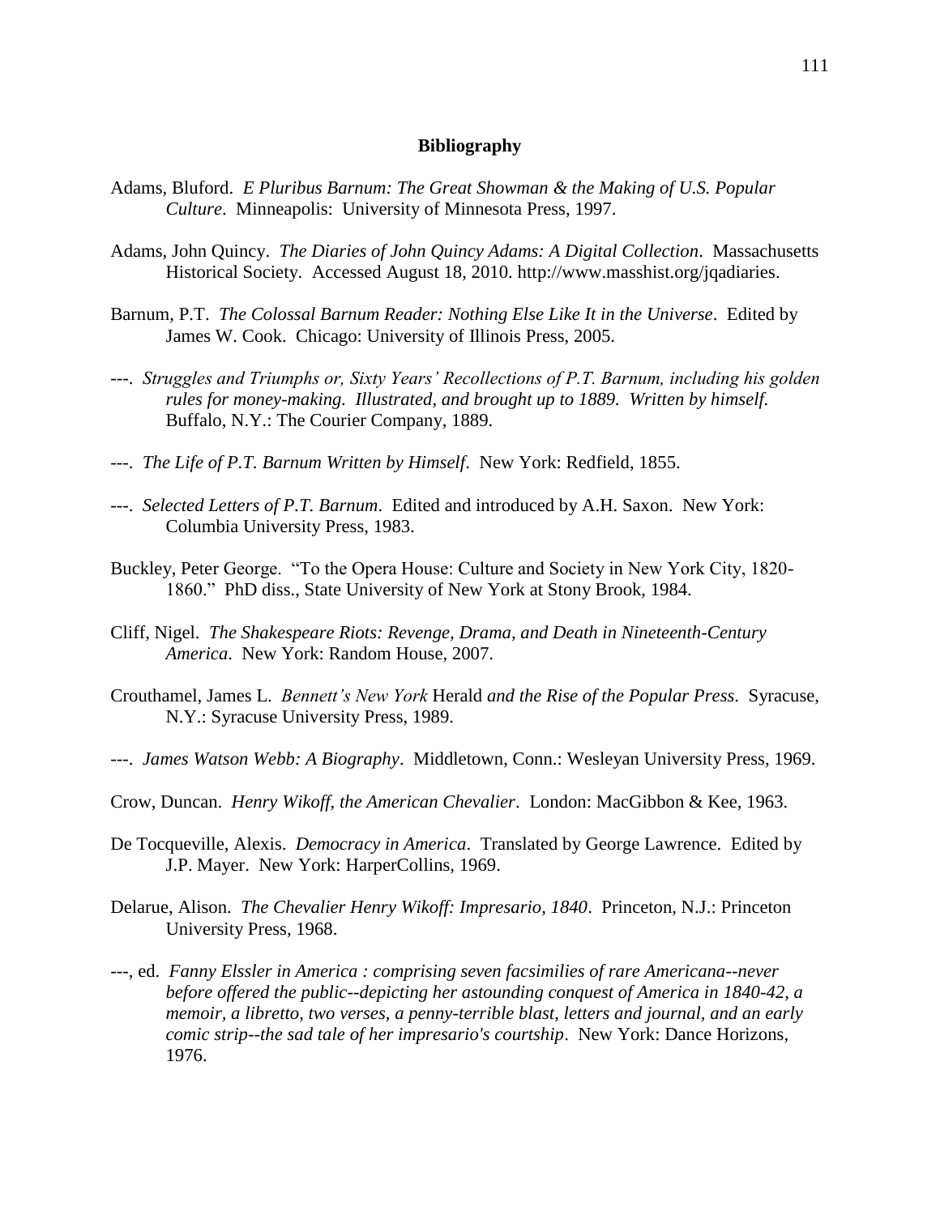**Bibliography**

Adams, Bluford. *E Pluribus Barnum: The Great Showman & the Making of U.S. Popular Culture*. Minneapolis: University of Minnesota Press, 1997.

Adams, John Quincy. *The Diaries of John Quincy Adams: A Digital Collection*. Massachusetts Historical Society. Accessed August 18, 2010. http://www.masshist.org/jqadiaries.

Barnum, P.T. *The Colossal Barnum Reader: Nothing Else Like It in the Universe*. Edited by James W. Cook. Chicago: University of Illinois Press, 2005.

---. *Struggles and Triumphs or, Sixty Years' Recollections of P.T. Barnum, including his golden rules for money-making. Illustrated, and brought up to 1889. Written by himself.* Buffalo, N.Y.: The Courier Company, 1889.

---. *The Life of P.T. Barnum Written by Himself*. New York: Redfield, 1855.

---. *Selected Letters of P.T. Barnum*. Edited and introduced by A.H. Saxon. New York: Columbia University Press, 1983.

Buckley, Peter George. "To the Opera House: Culture and Society in New York City, 1820-1860." PhD diss., State University of New York at Stony Brook, 1984.

Cliff, Nigel. *The Shakespeare Riots: Revenge, Drama, and Death in Nineteenth-Century America*. New York: Random House, 2007.

Crouthamel, James L. *Bennett's New York* Herald *and the Rise of the Popular Press*. Syracuse, N.Y.: Syracuse University Press, 1989.

---. *James Watson Webb: A Biography*. Middletown, Conn.: Wesleyan University Press, 1969.

Crow, Duncan. *Henry Wikoff, the American Chevalier*. London: MacGibbon & Kee, 1963.

De Tocqueville, Alexis. *Democracy in America*. Translated by George Lawrence. Edited by J.P. Mayer. New York: HarperCollins, 1969.

Delarue, Alison. *The Chevalier Henry Wikoff: Impresario, 1840*. Princeton, N.J.: Princeton University Press, 1968.

---, ed. *Fanny Elssler in America : comprising seven facsimilies of rare Americana--never before offered the public--depicting her astounding conquest of America in 1840-42, a memoir, a libretto, two verses, a penny-terrible blast, letters and journal, and an early comic strip--the sad tale of her impresario's courtship*. New York: Dance Horizons, 1976.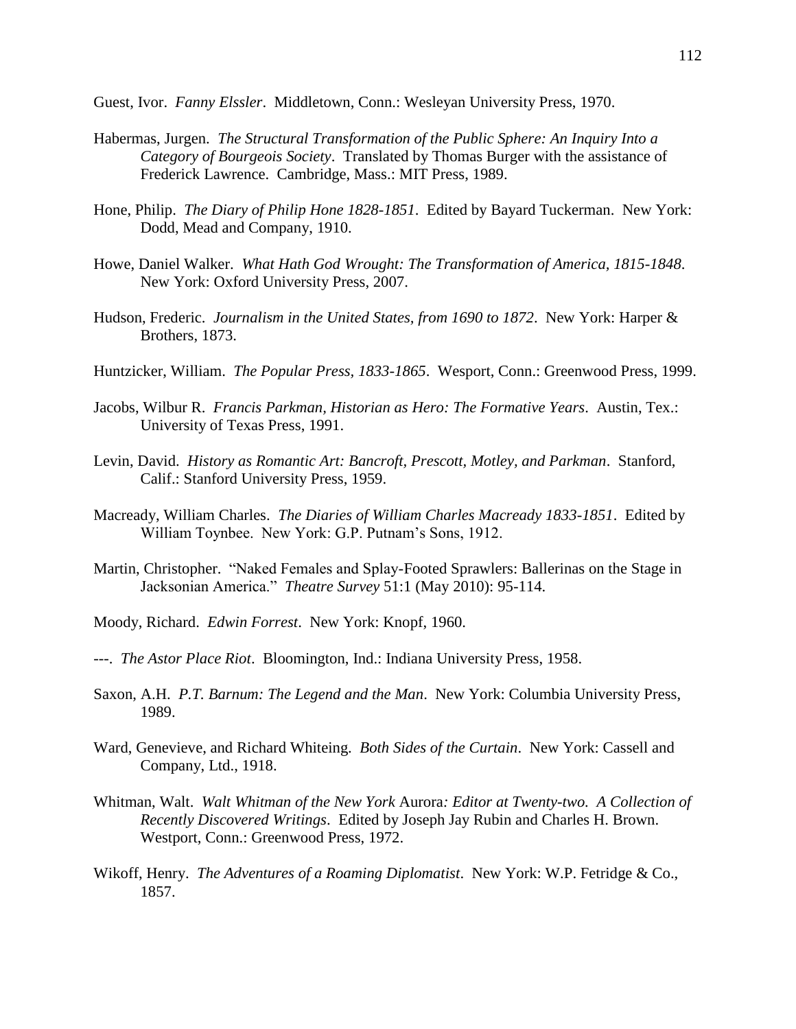Guest, Ivor. *Fanny Elssler*. Middletown, Conn.: Wesleyan University Press, 1970.

Habermas, Jurgen. *The Structural Transformation of the Public Sphere: An Inquiry Into a Category of Bourgeois Society*. Translated by Thomas Burger with the assistance of Frederick Lawrence. Cambridge, Mass.: MIT Press, 1989.

Hone, Philip. *The Diary of Philip Hone 1828-1851*. Edited by Bayard Tuckerman. New York: Dodd, Mead and Company, 1910.

Howe, Daniel Walker. *What Hath God Wrought: The Transformation of America, 1815-1848*. New York: Oxford University Press, 2007.

Hudson, Frederic. *Journalism in the United States, from 1690 to 1872*. New York: Harper & Brothers, 1873.

Huntzicker, William. *The Popular Press, 1833-1865*. Wesport, Conn.: Greenwood Press, 1999.

Jacobs, Wilbur R. *Francis Parkman, Historian as Hero: The Formative Years*. Austin, Tex.: University of Texas Press, 1991.

Levin, David. *History as Romantic Art: Bancroft, Prescott, Motley, and Parkman*. Stanford, Calif.: Stanford University Press, 1959.

Macready, William Charles. *The Diaries of William Charles Macready 1833-1851*. Edited by William Toynbee. New York: G.P. Putnam's Sons, 1912.

Martin, Christopher. "Naked Females and Splay-Footed Sprawlers: Ballerinas on the Stage in Jacksonian America." *Theatre Survey* 51:1 (May 2010): 95-114.

Moody, Richard. *Edwin Forrest*. New York: Knopf, 1960.

---. *The Astor Place Riot*. Bloomington, Ind.: Indiana University Press, 1958.

Saxon, A.H. *P.T. Barnum: The Legend and the Man*. New York: Columbia University Press, 1989.

Ward, Genevieve, and Richard Whiteing. *Both Sides of the Curtain*. New York: Cassell and Company, Ltd., 1918.

Whitman, Walt. *Walt Whitman of the New York* Aurora*: Editor at Twenty-two. A Collection of Recently Discovered Writings*. Edited by Joseph Jay Rubin and Charles H. Brown. Westport, Conn.: Greenwood Press, 1972.

Wikoff, Henry. *The Adventures of a Roaming Diplomatist*. New York: W.P. Fetridge & Co., 1857.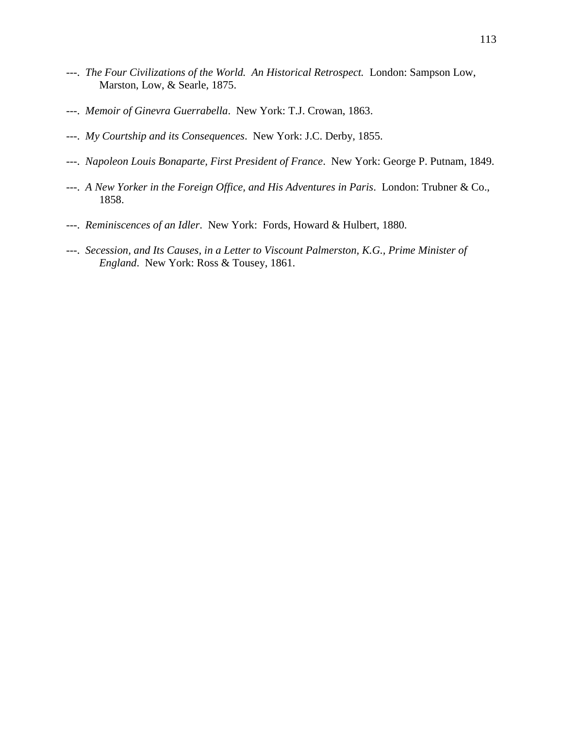---. *The Four Civilizations of the World. An Historical Retrospect.* London: Sampson Low, Marston, Low, & Searle, 1875.

---. *Memoir of Ginevra Guerrabella*. New York: T.J. Crowan, 1863.

---. *My Courtship and its Consequences*. New York: J.C. Derby, 1855.

---. *Napoleon Louis Bonaparte, First President of France*. New York: George P. Putnam, 1849.

---. *A New Yorker in the Foreign Office, and His Adventures in Paris*. London: Trubner & Co., 1858.

---. *Reminiscences of an Idler*. New York: Fords, Howard & Hulbert, 1880.

---. *Secession, and Its Causes, in a Letter to Viscount Palmerston, K.G., Prime Minister of England*. New York: Ross & Tousey, 1861.